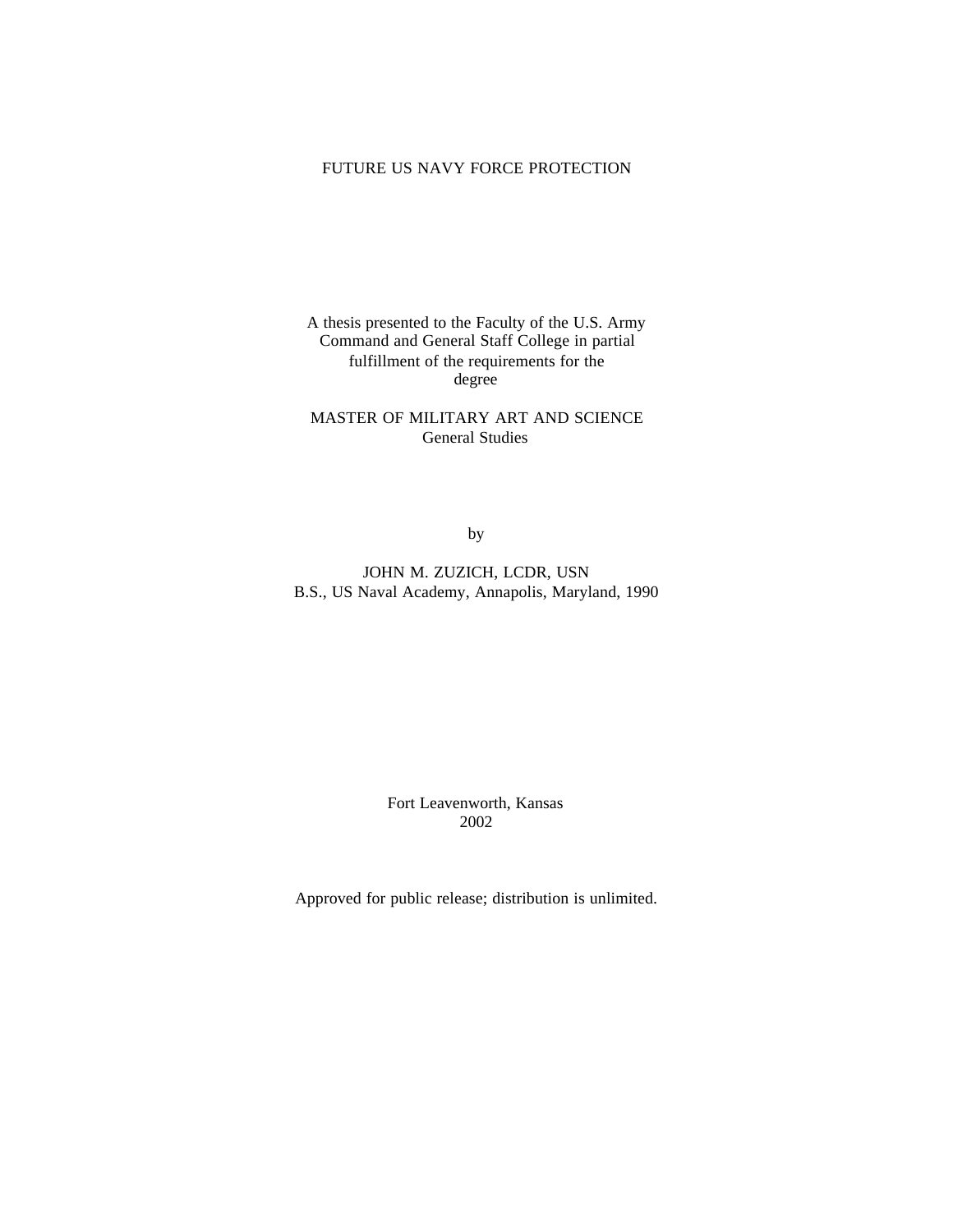# FUTURE US NAVY FORCE PROTECTION

A thesis presented to the Faculty of the U.S. Army Command and General Staff College in partial fulfillment of the requirements for the degree

MASTER OF MILITARY ART AND SCIENCE
General Studies

by

JOHN M. ZUZICH, LCDR, USN
B.S., US Naval Academy, Annapolis, Maryland, 1990

Fort Leavenworth, Kansas
2002

Approved for public release; distribution is unlimited.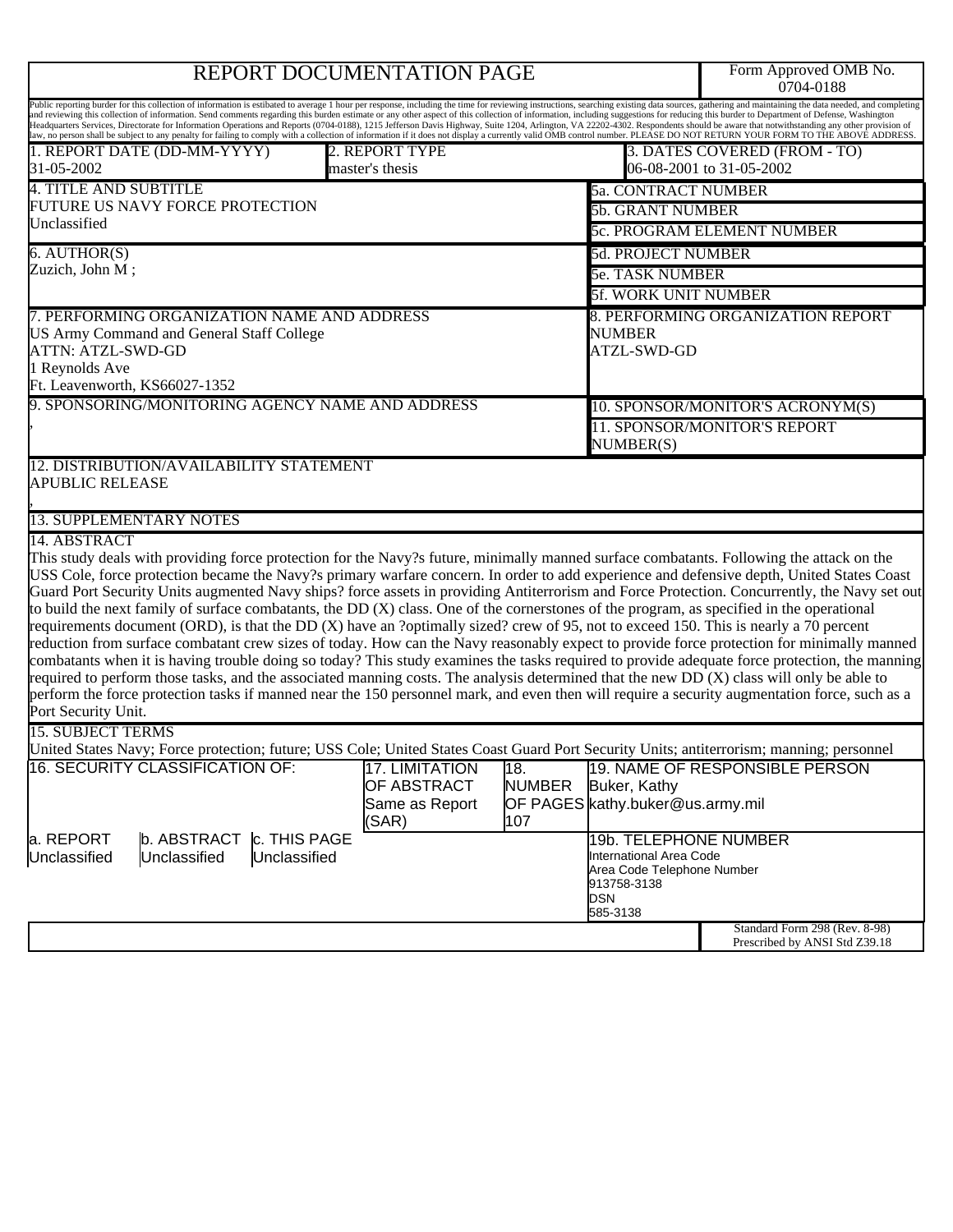# REPORT DOCUMENTATION PAGE

Form Approved OMB No. 0704-0188

Public reporting burder for this collection of information is estibated to average 1 hour per response, including the time for reviewing instructions, searching existing data sources, gathering and maintaining the data needed, and completing and reviewing this collection of information. Send comments regarding this burden estimate or any other aspect of this collection of information, including suggestions for reducing this burder to Department of Defense, Washington Headquarters Services, Directorate for Information Operations and Reports (0704-0188), 1215 Jefferson Davis Highway, Suite 1204, Arlington, VA 22202-4302. Respondents should be aware that notwithstanding any other provision of law, no person shall be subject to any penalty for failing to comply with a collection of information if it does not display a currently valid OMB control number. PLEASE DO NOT RETURN YOUR FORM TO THE ABOVE ADDRESS.

| 1. REPORT DATE (DD-MM-YYYY) | 2. REPORT TYPE | 3. DATES COVERED (FROM - TO) |
|---|---|---|
| 31-05-2002 | master's thesis | 06-08-2001 to 31-05-2002 |

**4. TITLE AND SUBTITLE**
FUTURE US NAVY FORCE PROTECTION
Unclassified

5a. CONTRACT NUMBER
5b. GRANT NUMBER
5c. PROGRAM ELEMENT NUMBER

**6. AUTHOR(S)**
Zuzich, John M ;

5d. PROJECT NUMBER
5e. TASK NUMBER
5f. WORK UNIT NUMBER

**7. PERFORMING ORGANIZATION NAME AND ADDRESS**
US Army Command and General Staff College
ATTN: ATZL-SWD-GD
1 Reynolds Ave
Ft. Leavenworth, KS66027-1352

**8. PERFORMING ORGANIZATION REPORT NUMBER**
ATZL-SWD-GD

**9. SPONSORING/MONITORING AGENCY NAME AND ADDRESS**
,

10. SPONSOR/MONITOR'S ACRONYM(S)
11. SPONSOR/MONITOR'S REPORT NUMBER(S)

**12. DISTRIBUTION/AVAILABILITY STATEMENT**
APUBLIC RELEASE
,

**13. SUPPLEMENTARY NOTES**

**14. ABSTRACT**
This study deals with providing force protection for the Navy?s future, minimally manned surface combatants. Following the attack on the USS Cole, force protection became the Navy?s primary warfare concern. In order to add experience and defensive depth, United States Coast Guard Port Security Units augmented Navy ships? force assets in providing Antiterrorism and Force Protection. Concurrently, the Navy set out to build the next family of surface combatants, the DD (X) class. One of the cornerstones of the program, as specified in the operational requirements document (ORD), is that the DD (X) have an ?optimally sized? crew of 95, not to exceed 150. This is nearly a 70 percent reduction from surface combatant crew sizes of today. How can the Navy reasonably expect to provide force protection for minimally manned combatants when it is having trouble doing so today? This study examines the tasks required to provide adequate force protection, the manning required to perform those tasks, and the associated manning costs. The analysis determined that the new DD (X) class will only be able to perform the force protection tasks if manned near the 150 personnel mark, and even then will require a security augmentation force, such as a Port Security Unit.

**15. SUBJECT TERMS**
United States Navy; Force protection; future; USS Cole; United States Coast Guard Port Security Units; antiterrorism; manning; personnel

| 16. SECURITY CLASSIFICATION OF: | | | 17. LIMITATION OF ABSTRACT | 18. NUMBER OF PAGES | 19. NAME OF RESPONSIBLE PERSON |
|---|---|---|---|---|---|
| | | | Same as Report (SAR) | 107 | Buker, Kathy kathy.buker@us.army.mil |
| a. REPORT | b. ABSTRACT | c. THIS PAGE | | | 19b. TELEPHONE NUMBER |
| Unclassified | Unclassified | Unclassified | | | International Area Code<br>Area Code Telephone Number<br>913758-3138<br>DSN<br>585-3138 |

Standard Form 298 (Rev. 8-98)
Prescribed by ANSI Std Z39.18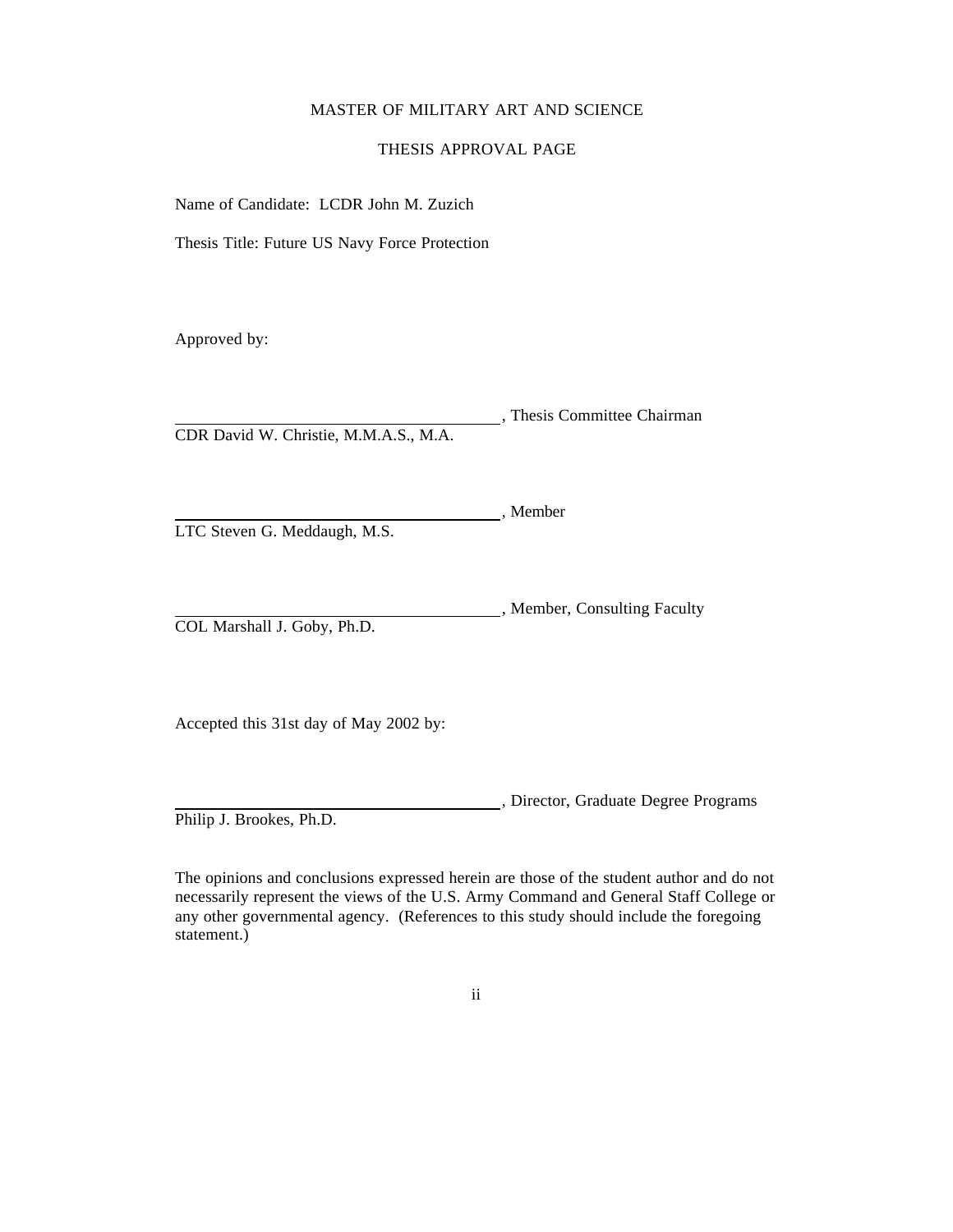MASTER OF MILITARY ART AND SCIENCE

THESIS APPROVAL PAGE

Name of Candidate: LCDR John M. Zuzich

Thesis Title: Future US Navy Force Protection

Approved by:

\_\_\_\_\_\_\_\_\_\_\_\_\_\_\_\_\_\_\_\_\_\_\_\_\_\_\_\_\_\_\_\_\_\_\_\_\_\_, Thesis Committee Chairman
CDR David W. Christie, M.M.A.S., M.A.

\_\_\_\_\_\_\_\_\_\_\_\_\_\_\_\_\_\_\_\_\_\_\_\_\_\_\_\_\_\_\_\_\_\_\_\_\_\_, Member
LTC Steven G. Meddaugh, M.S.

\_\_\_\_\_\_\_\_\_\_\_\_\_\_\_\_\_\_\_\_\_\_\_\_\_\_\_\_\_\_\_\_\_\_\_\_\_\_, Member, Consulting Faculty
COL Marshall J. Goby, Ph.D.

Accepted this 31st day of May 2002 by:

\_\_\_\_\_\_\_\_\_\_\_\_\_\_\_\_\_\_\_\_\_\_\_\_\_\_\_\_\_\_\_\_\_\_\_\_\_\_, Director, Graduate Degree Programs
Philip J. Brookes, Ph.D.

The opinions and conclusions expressed herein are those of the student author and do not necessarily represent the views of the U.S. Army Command and General Staff College or any other governmental agency. (References to this study should include the foregoing statement.)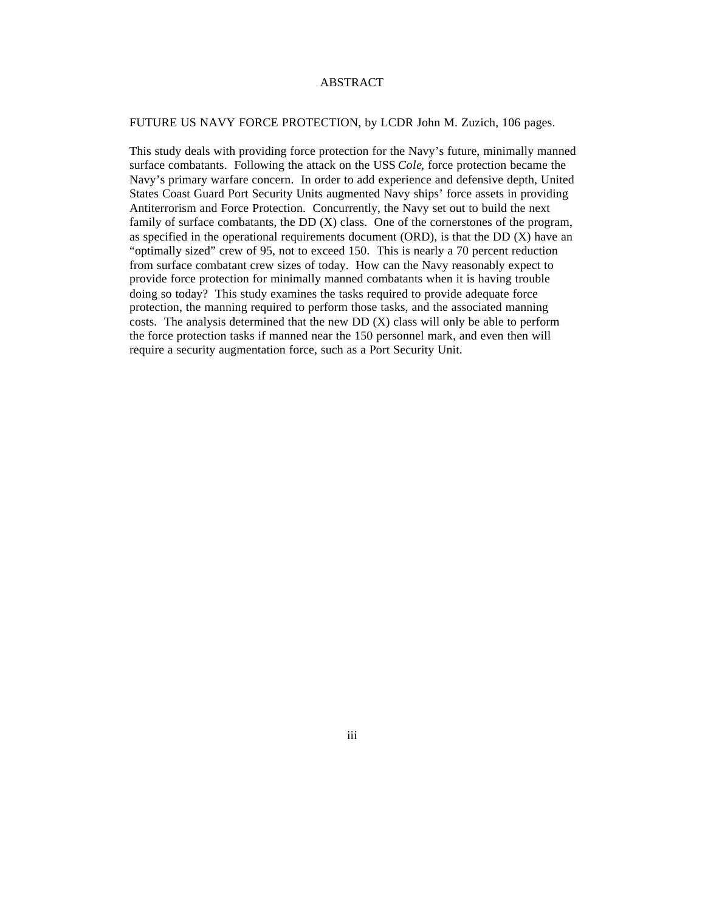# ABSTRACT

FUTURE US NAVY FORCE PROTECTION, by LCDR John M. Zuzich, 106 pages.

This study deals with providing force protection for the Navy's future, minimally manned surface combatants. Following the attack on the USS *Cole*, force protection became the Navy's primary warfare concern. In order to add experience and defensive depth, United States Coast Guard Port Security Units augmented Navy ships' force assets in providing Antiterrorism and Force Protection. Concurrently, the Navy set out to build the next family of surface combatants, the DD (X) class. One of the cornerstones of the program, as specified in the operational requirements document (ORD), is that the DD (X) have an "optimally sized" crew of 95, not to exceed 150. This is nearly a 70 percent reduction from surface combatant crew sizes of today. How can the Navy reasonably expect to provide force protection for minimally manned combatants when it is having trouble doing so today? This study examines the tasks required to provide adequate force protection, the manning required to perform those tasks, and the associated manning costs. The analysis determined that the new DD (X) class will only be able to perform the force protection tasks if manned near the 150 personnel mark, and even then will require a security augmentation force, such as a Port Security Unit.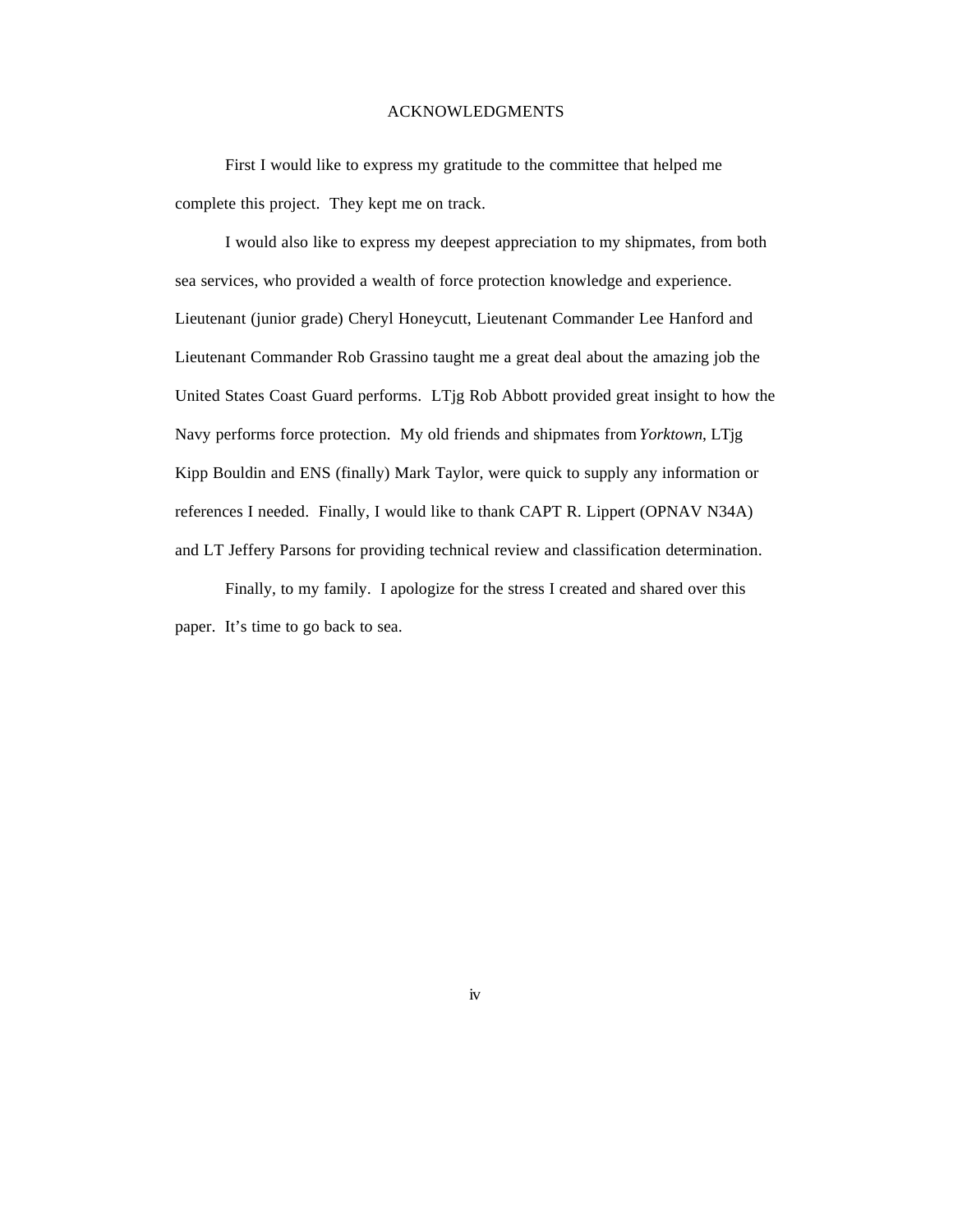# ACKNOWLEDGMENTS

First I would like to express my gratitude to the committee that helped me complete this project. They kept me on track.

I would also like to express my deepest appreciation to my shipmates, from both sea services, who provided a wealth of force protection knowledge and experience. Lieutenant (junior grade) Cheryl Honeycutt, Lieutenant Commander Lee Hanford and Lieutenant Commander Rob Grassino taught me a great deal about the amazing job the United States Coast Guard performs. LTjg Rob Abbott provided great insight to how the Navy performs force protection. My old friends and shipmates from *Yorktown*, LTjg Kipp Bouldin and ENS (finally) Mark Taylor, were quick to supply any information or references I needed. Finally, I would like to thank CAPT R. Lippert (OPNAV N34A) and LT Jeffery Parsons for providing technical review and classification determination.

Finally, to my family. I apologize for the stress I created and shared over this paper. It's time to go back to sea.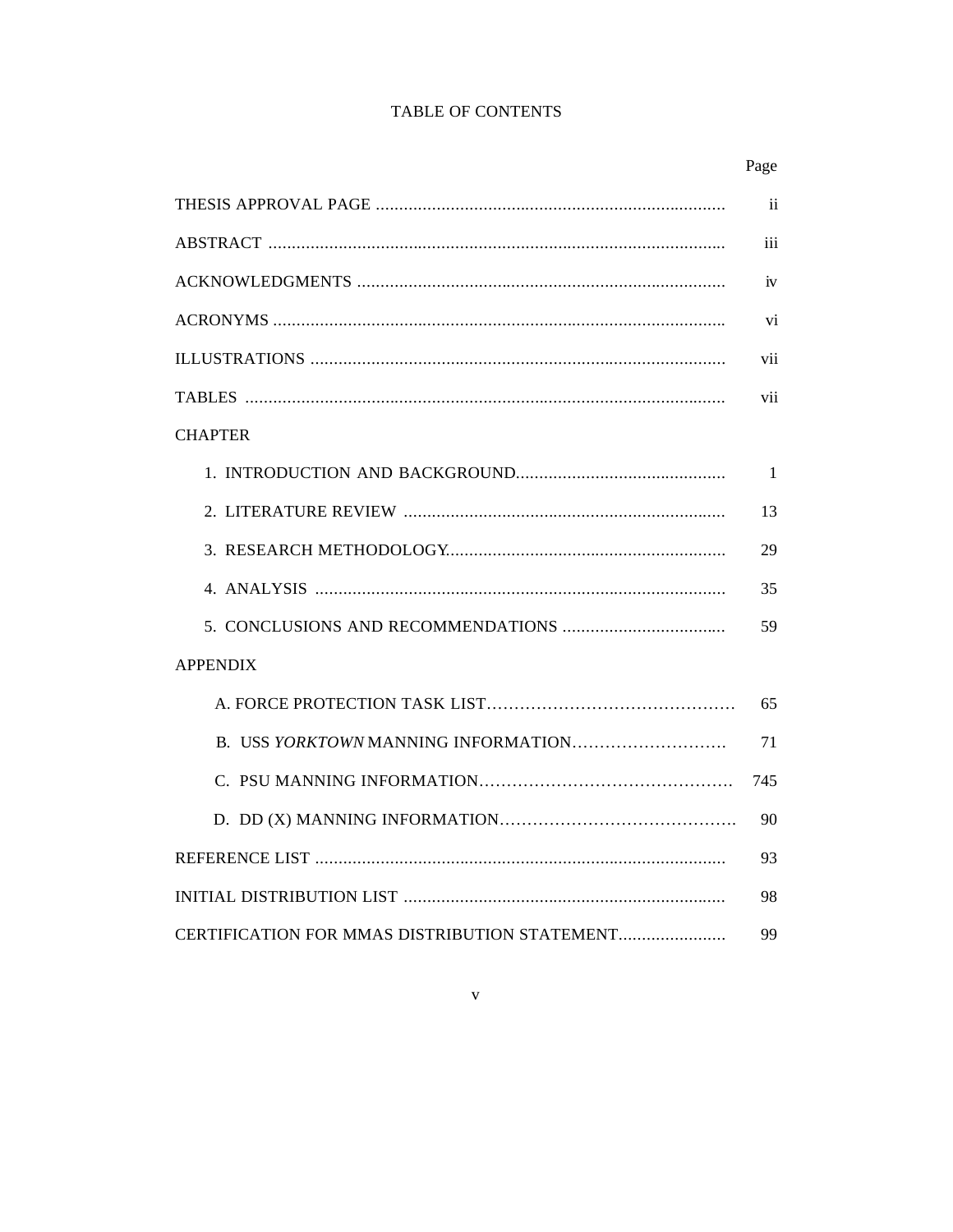# TABLE OF CONTENTS

| | Page |
|---|---|
| THESIS APPROVAL PAGE | ii |
| ABSTRACT | iii |
| ACKNOWLEDGMENTS | iv |
| ACRONYMS | vi |
| ILLUSTRATIONS | vii |
| TABLES | vii |
| CHAPTER | |
| 1. INTRODUCTION AND BACKGROUND | 1 |
| 2. LITERATURE REVIEW | 13 |
| 3. RESEARCH METHODOLOGY | 29 |
| 4. ANALYSIS | 35 |
| 5. CONCLUSIONS AND RECOMMENDATIONS | 59 |
| APPENDIX | |
| A. FORCE PROTECTION TASK LIST | 65 |
| B. USS *YORKTOWN* MANNING INFORMATION | 71 |
| C. PSU MANNING INFORMATION | 745 |
| D. DD (X) MANNING INFORMATION | 90 |
| REFERENCE LIST | 93 |
| INITIAL DISTRIBUTION LIST | 98 |
| CERTIFICATION FOR MMAS DISTRIBUTION STATEMENT | 99 |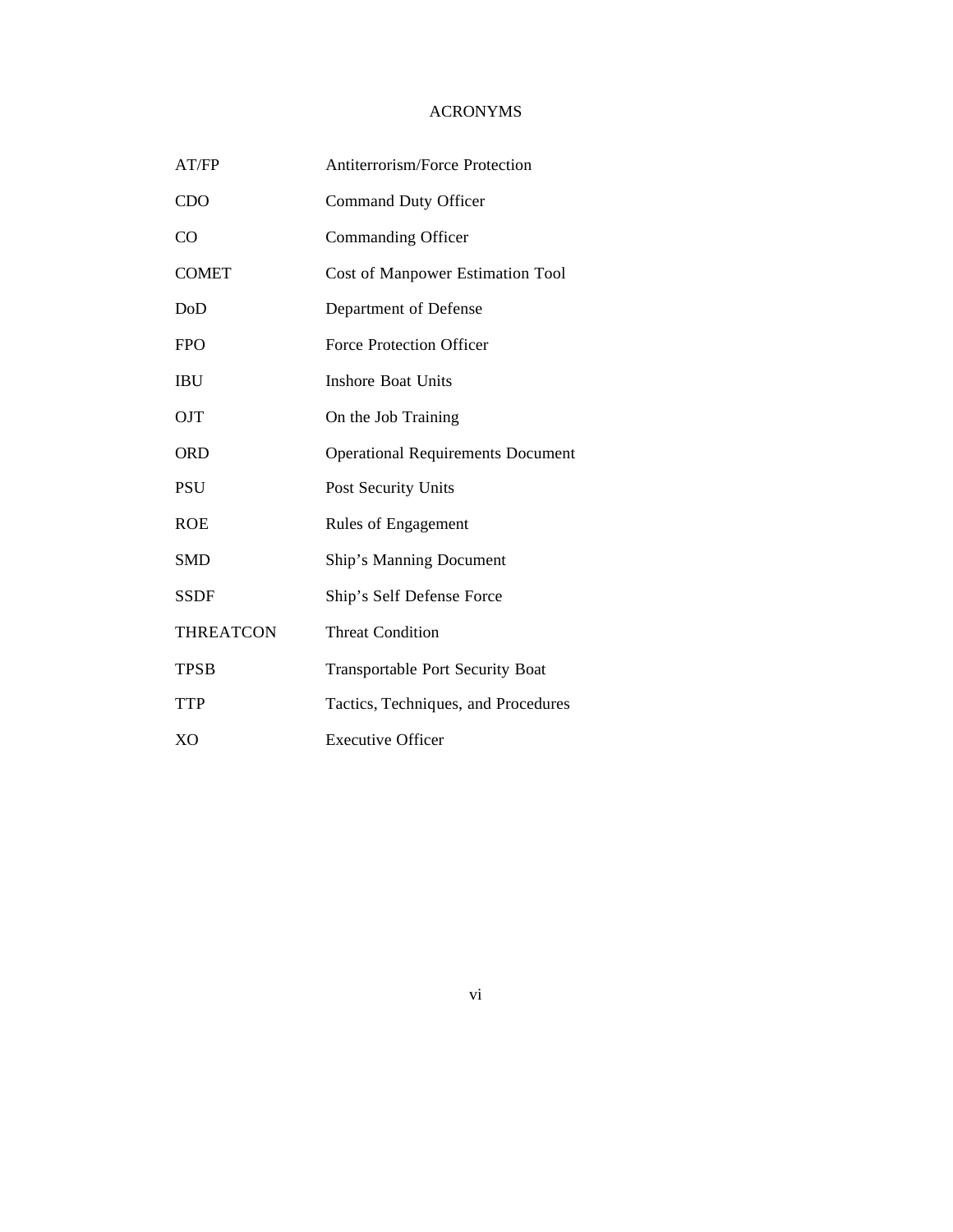# ACRONYMS

| | |
|---|---|
| AT/FP | Antiterrorism/Force Protection |
| CDO | Command Duty Officer |
| CO | Commanding Officer |
| COMET | Cost of Manpower Estimation Tool |
| DoD | Department of Defense |
| FPO | Force Protection Officer |
| IBU | Inshore Boat Units |
| OJT | On the Job Training |
| ORD | Operational Requirements Document |
| PSU | Post Security Units |
| ROE | Rules of Engagement |
| SMD | Ship's Manning Document |
| SSDF | Ship's Self Defense Force |
| THREATCON | Threat Condition |
| TPSB | Transportable Port Security Boat |
| TTP | Tactics, Techniques, and Procedures |
| XO | Executive Officer |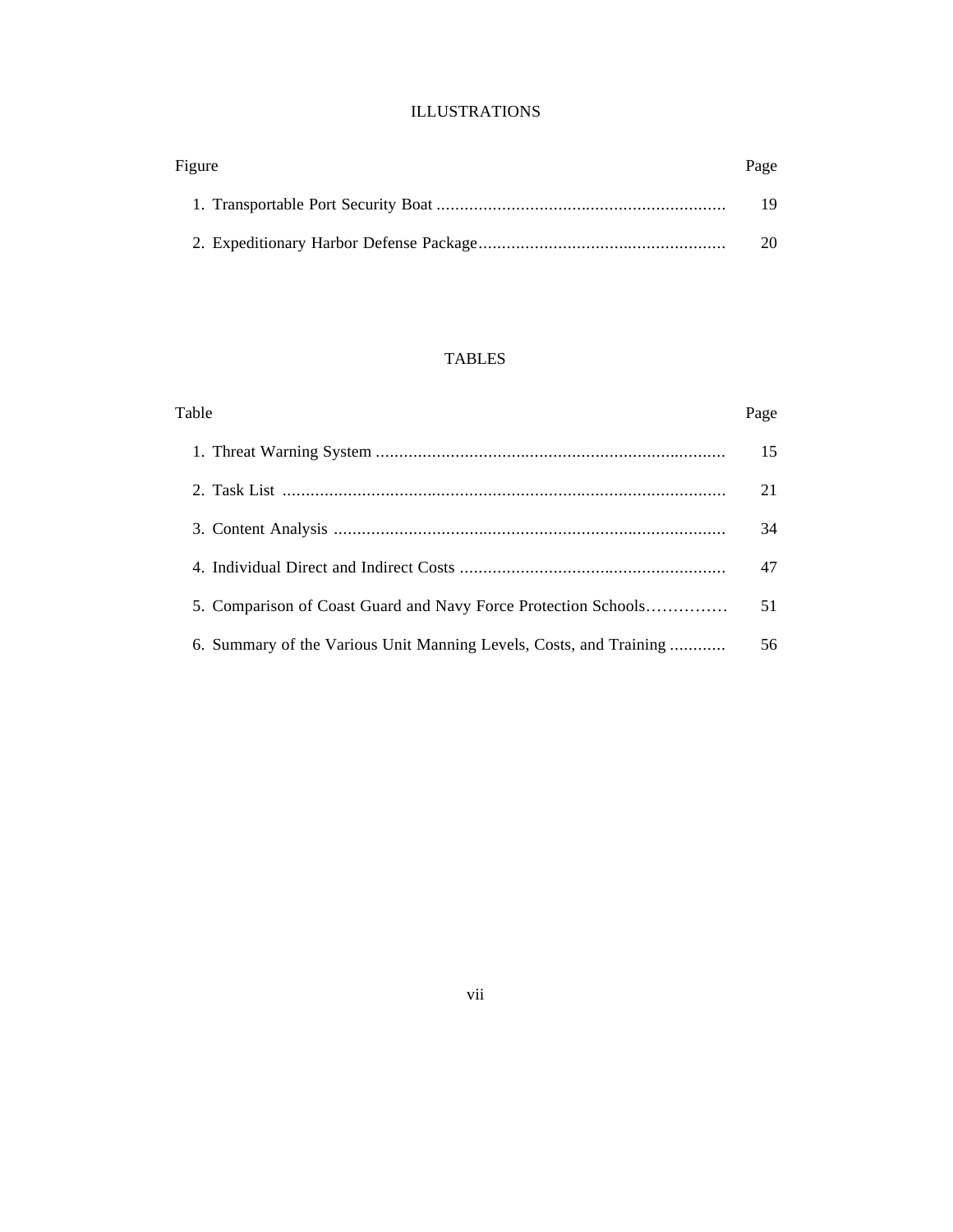# ILLUSTRATIONS

| Figure | Page |
|---|---|
| 1. Transportable Port Security Boat | 19 |
| 2. Expeditionary Harbor Defense Package | 20 |

# TABLES

| Table | Page |
|---|---|
| 1. Threat Warning System | 15 |
| 2. Task List | 21 |
| 3. Content Analysis | 34 |
| 4. Individual Direct and Indirect Costs | 47 |
| 5. Comparison of Coast Guard and Navy Force Protection Schools | 51 |
| 6. Summary of the Various Unit Manning Levels, Costs, and Training | 56 |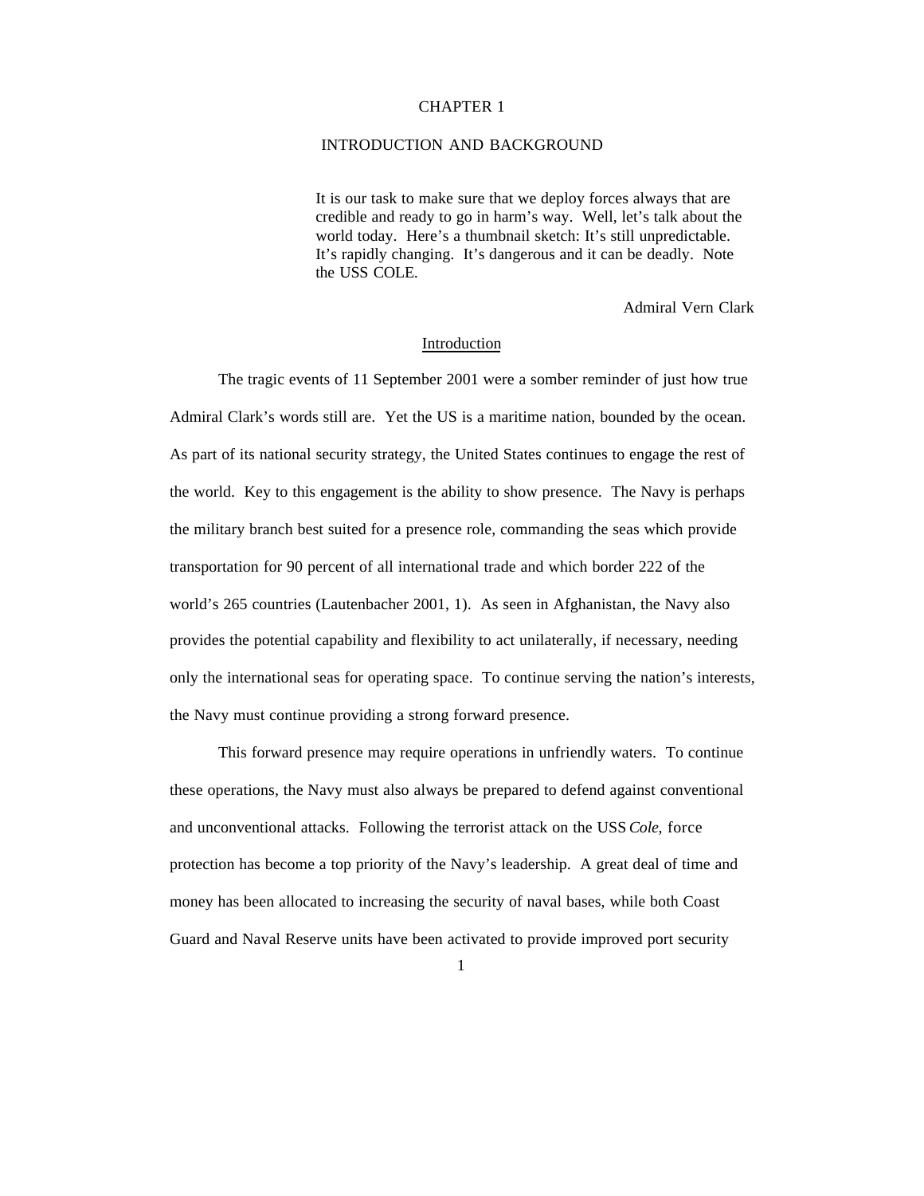# CHAPTER 1

# INTRODUCTION AND BACKGROUND

> It is our task to make sure that we deploy forces always that are credible and ready to go in harm's way. Well, let's talk about the world today. Here's a thumbnail sketch: It's still unpredictable. It's rapidly changing. It's dangerous and it can be deadly. Note the USS COLE.
>
> Admiral Vern Clark

## Introduction

The tragic events of 11 September 2001 were a somber reminder of just how true Admiral Clark's words still are. Yet the US is a maritime nation, bounded by the ocean. As part of its national security strategy, the United States continues to engage the rest of the world. Key to this engagement is the ability to show presence. The Navy is perhaps the military branch best suited for a presence role, commanding the seas which provide transportation for 90 percent of all international trade and which border 222 of the world's 265 countries (Lautenbacher 2001, 1). As seen in Afghanistan, the Navy also provides the potential capability and flexibility to act unilaterally, if necessary, needing only the international seas for operating space. To continue serving the nation's interests, the Navy must continue providing a strong forward presence.

This forward presence may require operations in unfriendly waters. To continue these operations, the Navy must also always be prepared to defend against conventional and unconventional attacks. Following the terrorist attack on the USS *Cole*, force protection has become a top priority of the Navy's leadership. A great deal of time and money has been allocated to increasing the security of naval bases, while both Coast Guard and Naval Reserve units have been activated to provide improved port security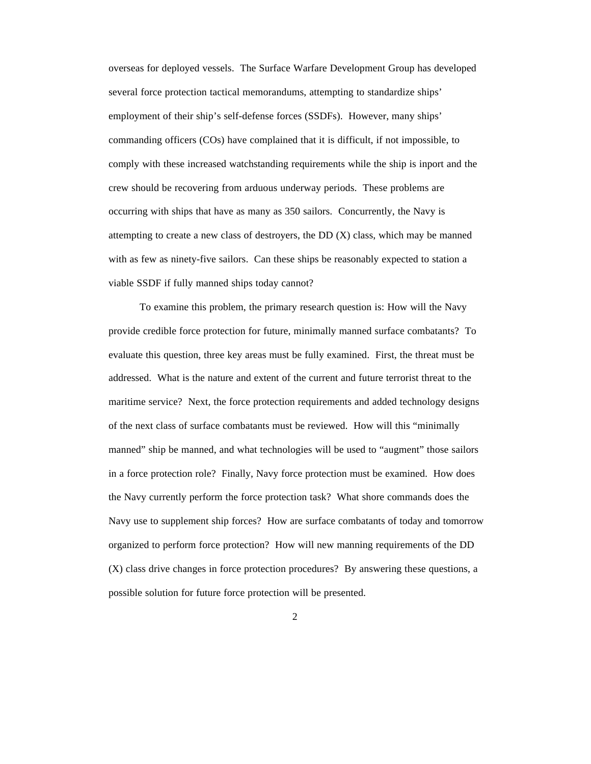overseas for deployed vessels. The Surface Warfare Development Group has developed several force protection tactical memorandums, attempting to standardize ships' employment of their ship's self-defense forces (SSDFs). However, many ships' commanding officers (COs) have complained that it is difficult, if not impossible, to comply with these increased watchstanding requirements while the ship is inport and the crew should be recovering from arduous underway periods. These problems are occurring with ships that have as many as 350 sailors. Concurrently, the Navy is attempting to create a new class of destroyers, the DD (X) class, which may be manned with as few as ninety-five sailors. Can these ships be reasonably expected to station a viable SSDF if fully manned ships today cannot?

To examine this problem, the primary research question is: How will the Navy provide credible force protection for future, minimally manned surface combatants? To evaluate this question, three key areas must be fully examined. First, the threat must be addressed. What is the nature and extent of the current and future terrorist threat to the maritime service? Next, the force protection requirements and added technology designs of the next class of surface combatants must be reviewed. How will this "minimally manned" ship be manned, and what technologies will be used to "augment" those sailors in a force protection role? Finally, Navy force protection must be examined. How does the Navy currently perform the force protection task? What shore commands does the Navy use to supplement ship forces? How are surface combatants of today and tomorrow organized to perform force protection? How will new manning requirements of the DD (X) class drive changes in force protection procedures? By answering these questions, a possible solution for future force protection will be presented.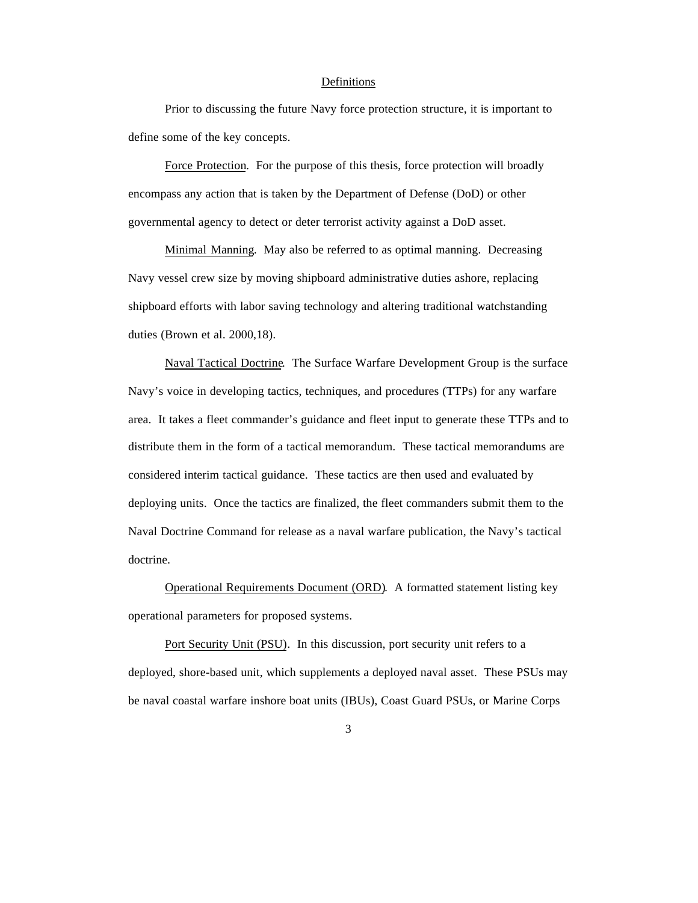## Definitions

Prior to discussing the future Navy force protection structure, it is important to define some of the key concepts.

Force Protection. For the purpose of this thesis, force protection will broadly encompass any action that is taken by the Department of Defense (DoD) or other governmental agency to detect or deter terrorist activity against a DoD asset.

Minimal Manning. May also be referred to as optimal manning. Decreasing Navy vessel crew size by moving shipboard administrative duties ashore, replacing shipboard efforts with labor saving technology and altering traditional watchstanding duties (Brown et al. 2000,18).

Naval Tactical Doctrine. The Surface Warfare Development Group is the surface Navy's voice in developing tactics, techniques, and procedures (TTPs) for any warfare area. It takes a fleet commander's guidance and fleet input to generate these TTPs and to distribute them in the form of a tactical memorandum. These tactical memorandums are considered interim tactical guidance. These tactics are then used and evaluated by deploying units. Once the tactics are finalized, the fleet commanders submit them to the Naval Doctrine Command for release as a naval warfare publication, the Navy's tactical doctrine.

Operational Requirements Document (ORD). A formatted statement listing key operational parameters for proposed systems.

Port Security Unit (PSU). In this discussion, port security unit refers to a deployed, shore-based unit, which supplements a deployed naval asset. These PSUs may be naval coastal warfare inshore boat units (IBUs), Coast Guard PSUs, or Marine Corps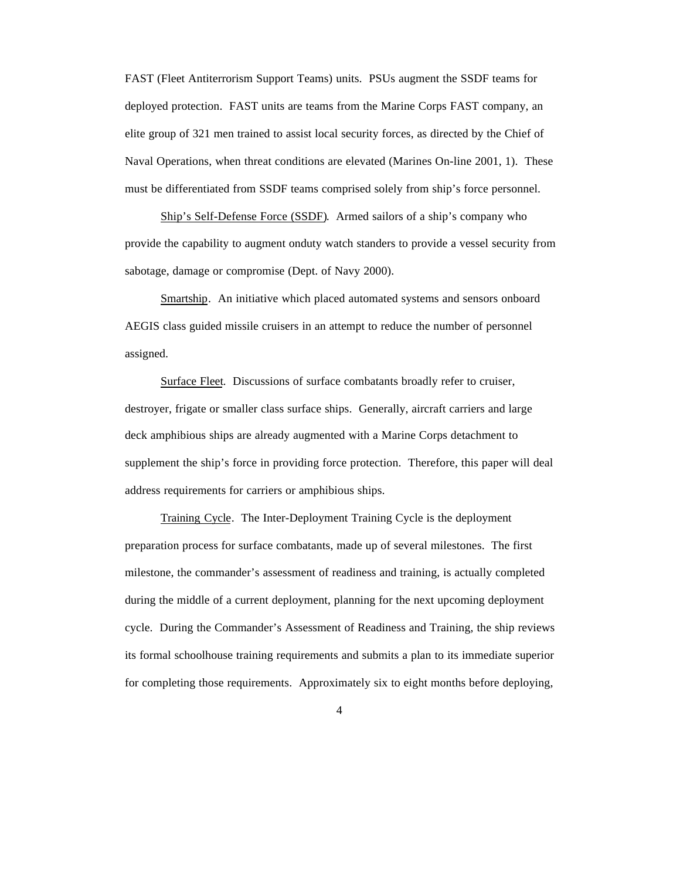FAST (Fleet Antiterrorism Support Teams) units. PSUs augment the SSDF teams for deployed protection. FAST units are teams from the Marine Corps FAST company, an elite group of 321 men trained to assist local security forces, as directed by the Chief of Naval Operations, when threat conditions are elevated (Marines On-line 2001, 1). These must be differentiated from SSDF teams comprised solely from ship's force personnel.

Ship's Self-Defense Force (SSDF). Armed sailors of a ship's company who provide the capability to augment onduty watch standers to provide a vessel security from sabotage, damage or compromise (Dept. of Navy 2000).

Smartship. An initiative which placed automated systems and sensors onboard AEGIS class guided missile cruisers in an attempt to reduce the number of personnel assigned.

Surface Fleet. Discussions of surface combatants broadly refer to cruiser, destroyer, frigate or smaller class surface ships. Generally, aircraft carriers and large deck amphibious ships are already augmented with a Marine Corps detachment to supplement the ship's force in providing force protection. Therefore, this paper will deal address requirements for carriers or amphibious ships.

Training Cycle. The Inter-Deployment Training Cycle is the deployment preparation process for surface combatants, made up of several milestones. The first milestone, the commander's assessment of readiness and training, is actually completed during the middle of a current deployment, planning for the next upcoming deployment cycle. During the Commander's Assessment of Readiness and Training, the ship reviews its formal schoolhouse training requirements and submits a plan to its immediate superior for completing those requirements. Approximately six to eight months before deploying,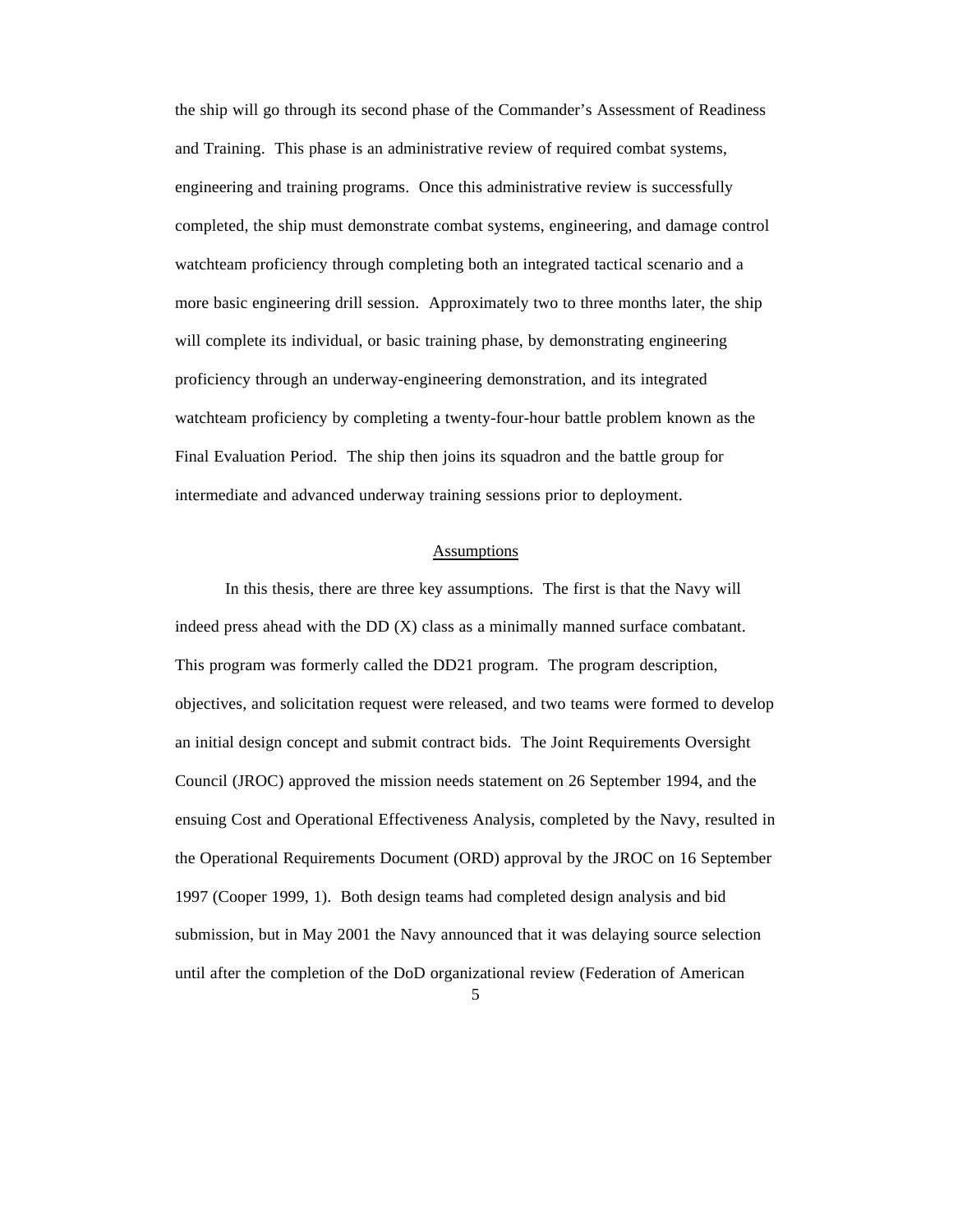the ship will go through its second phase of the Commander's Assessment of Readiness and Training. This phase is an administrative review of required combat systems, engineering and training programs. Once this administrative review is successfully completed, the ship must demonstrate combat systems, engineering, and damage control watchteam proficiency through completing both an integrated tactical scenario and a more basic engineering drill session. Approximately two to three months later, the ship will complete its individual, or basic training phase, by demonstrating engineering proficiency through an underway-engineering demonstration, and its integrated watchteam proficiency by completing a twenty-four-hour battle problem known as the Final Evaluation Period. The ship then joins its squadron and the battle group for intermediate and advanced underway training sessions prior to deployment.

## Assumptions

In this thesis, there are three key assumptions. The first is that the Navy will indeed press ahead with the DD (X) class as a minimally manned surface combatant. This program was formerly called the DD21 program. The program description, objectives, and solicitation request were released, and two teams were formed to develop an initial design concept and submit contract bids. The Joint Requirements Oversight Council (JROC) approved the mission needs statement on 26 September 1994, and the ensuing Cost and Operational Effectiveness Analysis, completed by the Navy, resulted in the Operational Requirements Document (ORD) approval by the JROC on 16 September 1997 (Cooper 1999, 1). Both design teams had completed design analysis and bid submission, but in May 2001 the Navy announced that it was delaying source selection until after the completion of the DoD organizational review (Federation of American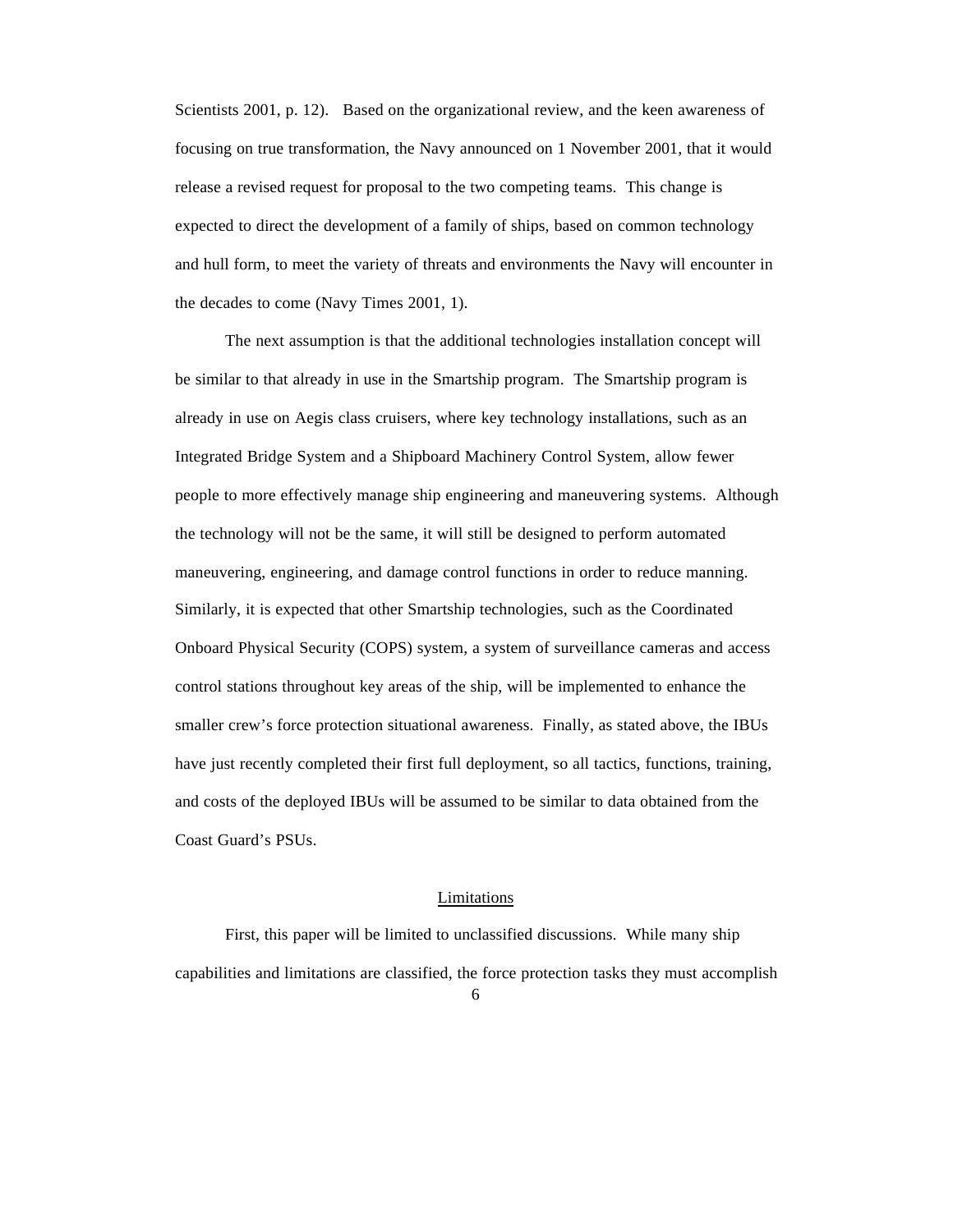Scientists 2001, p. 12). Based on the organizational review, and the keen awareness of focusing on true transformation, the Navy announced on 1 November 2001, that it would release a revised request for proposal to the two competing teams. This change is expected to direct the development of a family of ships, based on common technology and hull form, to meet the variety of threats and environments the Navy will encounter in the decades to come (Navy Times 2001, 1).

The next assumption is that the additional technologies installation concept will be similar to that already in use in the Smartship program. The Smartship program is already in use on Aegis class cruisers, where key technology installations, such as an Integrated Bridge System and a Shipboard Machinery Control System, allow fewer people to more effectively manage ship engineering and maneuvering systems. Although the technology will not be the same, it will still be designed to perform automated maneuvering, engineering, and damage control functions in order to reduce manning. Similarly, it is expected that other Smartship technologies, such as the Coordinated Onboard Physical Security (COPS) system, a system of surveillance cameras and access control stations throughout key areas of the ship, will be implemented to enhance the smaller crew's force protection situational awareness. Finally, as stated above, the IBUs have just recently completed their first full deployment, so all tactics, functions, training, and costs of the deployed IBUs will be assumed to be similar to data obtained from the Coast Guard's PSUs.

## Limitations

First, this paper will be limited to unclassified discussions. While many ship capabilities and limitations are classified, the force protection tasks they must accomplish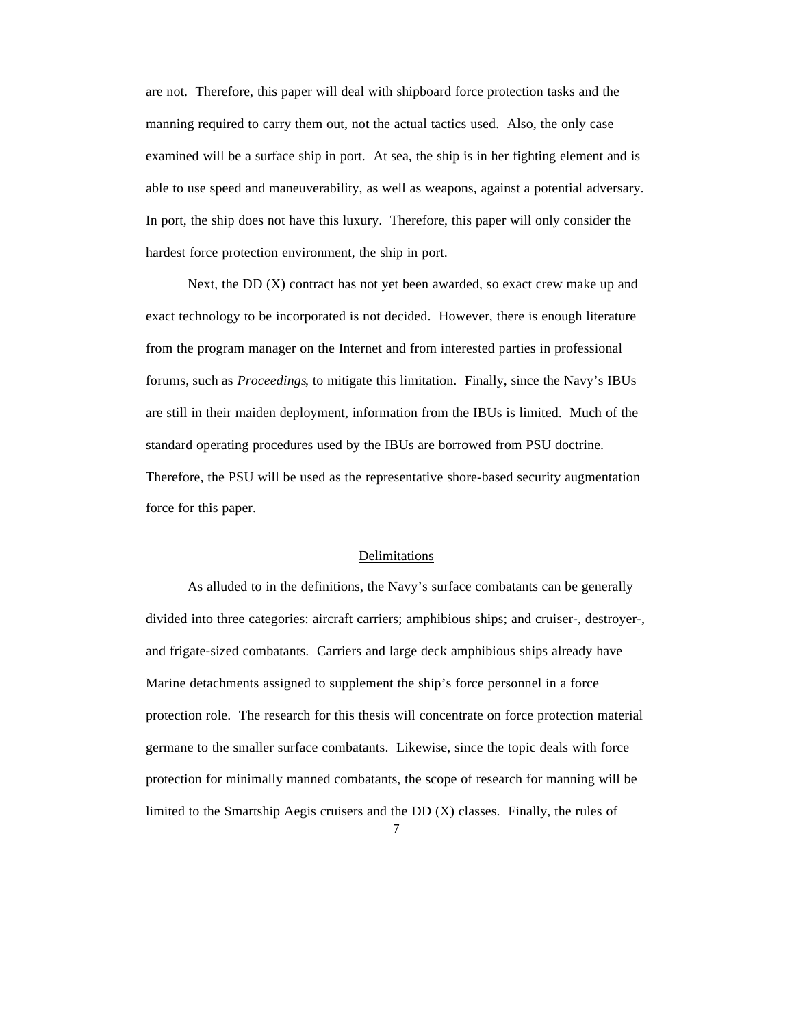are not. Therefore, this paper will deal with shipboard force protection tasks and the manning required to carry them out, not the actual tactics used. Also, the only case examined will be a surface ship in port. At sea, the ship is in her fighting element and is able to use speed and maneuverability, as well as weapons, against a potential adversary. In port, the ship does not have this luxury. Therefore, this paper will only consider the hardest force protection environment, the ship in port.

Next, the DD (X) contract has not yet been awarded, so exact crew make up and exact technology to be incorporated is not decided. However, there is enough literature from the program manager on the Internet and from interested parties in professional forums, such as *Proceedings*, to mitigate this limitation. Finally, since the Navy's IBUs are still in their maiden deployment, information from the IBUs is limited. Much of the standard operating procedures used by the IBUs are borrowed from PSU doctrine. Therefore, the PSU will be used as the representative shore-based security augmentation force for this paper.

## Delimitations

As alluded to in the definitions, the Navy's surface combatants can be generally divided into three categories: aircraft carriers; amphibious ships; and cruiser-, destroyer-, and frigate-sized combatants. Carriers and large deck amphibious ships already have Marine detachments assigned to supplement the ship's force personnel in a force protection role. The research for this thesis will concentrate on force protection material germane to the smaller surface combatants. Likewise, since the topic deals with force protection for minimally manned combatants, the scope of research for manning will be limited to the Smartship Aegis cruisers and the DD (X) classes. Finally, the rules of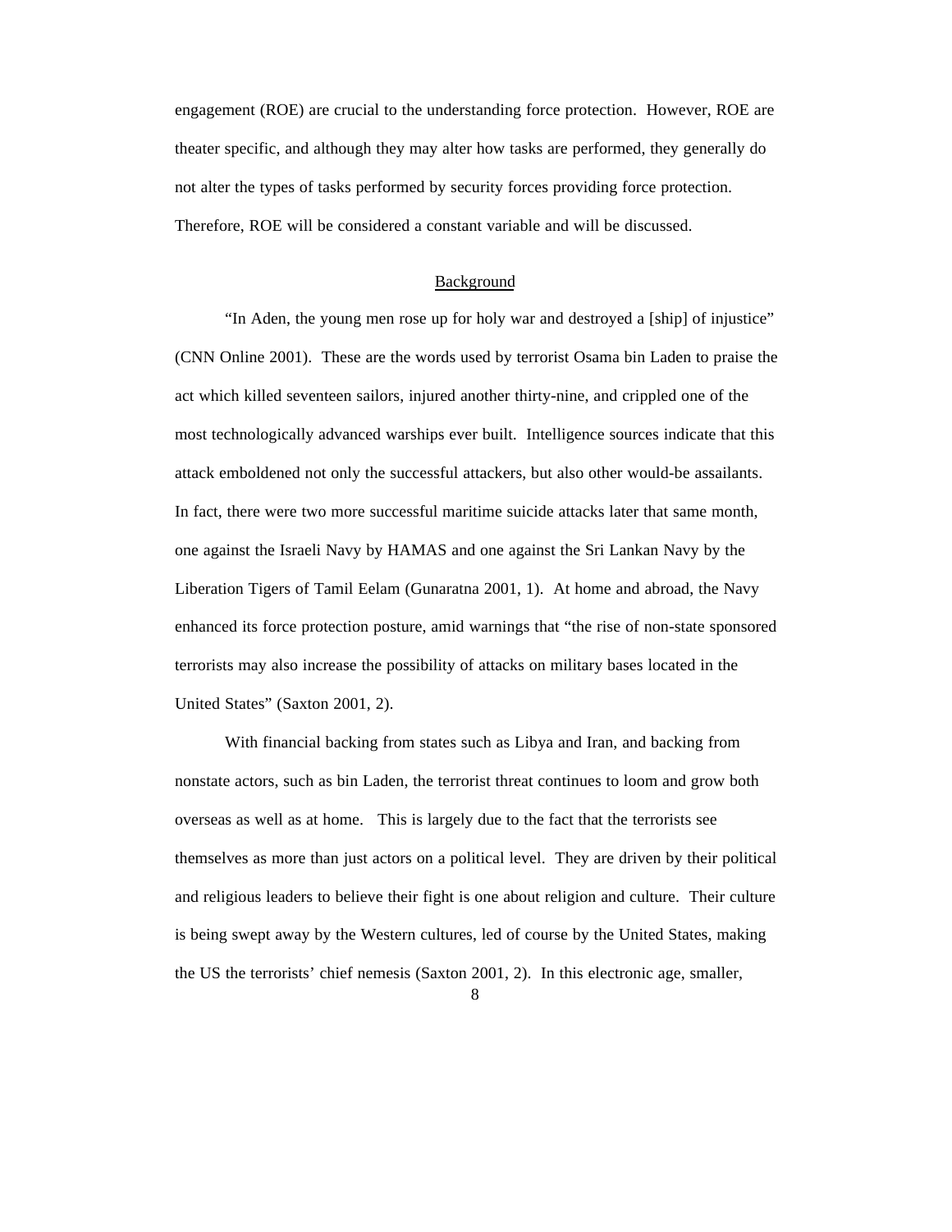engagement (ROE) are crucial to the understanding force protection. However, ROE are theater specific, and although they may alter how tasks are performed, they generally do not alter the types of tasks performed by security forces providing force protection. Therefore, ROE will be considered a constant variable and will be discussed.

## Background

"In Aden, the young men rose up for holy war and destroyed a [ship] of injustice" (CNN Online 2001). These are the words used by terrorist Osama bin Laden to praise the act which killed seventeen sailors, injured another thirty-nine, and crippled one of the most technologically advanced warships ever built. Intelligence sources indicate that this attack emboldened not only the successful attackers, but also other would-be assailants. In fact, there were two more successful maritime suicide attacks later that same month, one against the Israeli Navy by HAMAS and one against the Sri Lankan Navy by the Liberation Tigers of Tamil Eelam (Gunaratna 2001, 1). At home and abroad, the Navy enhanced its force protection posture, amid warnings that "the rise of non-state sponsored terrorists may also increase the possibility of attacks on military bases located in the United States" (Saxton 2001, 2).

With financial backing from states such as Libya and Iran, and backing from nonstate actors, such as bin Laden, the terrorist threat continues to loom and grow both overseas as well as at home. This is largely due to the fact that the terrorists see themselves as more than just actors on a political level. They are driven by their political and religious leaders to believe their fight is one about religion and culture. Their culture is being swept away by the Western cultures, led of course by the United States, making the US the terrorists' chief nemesis (Saxton 2001, 2). In this electronic age, smaller,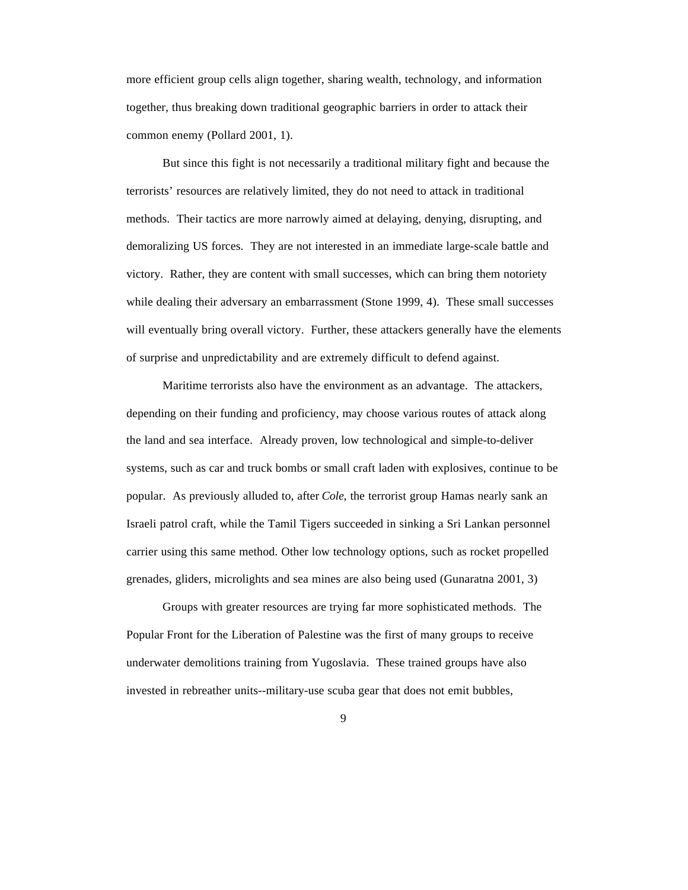more efficient group cells align together, sharing wealth, technology, and information together, thus breaking down traditional geographic barriers in order to attack their common enemy (Pollard 2001, 1).

But since this fight is not necessarily a traditional military fight and because the terrorists' resources are relatively limited, they do not need to attack in traditional methods. Their tactics are more narrowly aimed at delaying, denying, disrupting, and demoralizing US forces. They are not interested in an immediate large-scale battle and victory. Rather, they are content with small successes, which can bring them notoriety while dealing their adversary an embarrassment (Stone 1999, 4). These small successes will eventually bring overall victory. Further, these attackers generally have the elements of surprise and unpredictability and are extremely difficult to defend against.

Maritime terrorists also have the environment as an advantage. The attackers, depending on their funding and proficiency, may choose various routes of attack along the land and sea interface. Already proven, low technological and simple-to-deliver systems, such as car and truck bombs or small craft laden with explosives, continue to be popular. As previously alluded to, after *Cole*, the terrorist group Hamas nearly sank an Israeli patrol craft, while the Tamil Tigers succeeded in sinking a Sri Lankan personnel carrier using this same method. Other low technology options, such as rocket propelled grenades, gliders, microlights and sea mines are also being used (Gunaratna 2001, 3)

Groups with greater resources are trying far more sophisticated methods. The Popular Front for the Liberation of Palestine was the first of many groups to receive underwater demolitions training from Yugoslavia. These trained groups have also invested in rebreather units--military-use scuba gear that does not emit bubbles,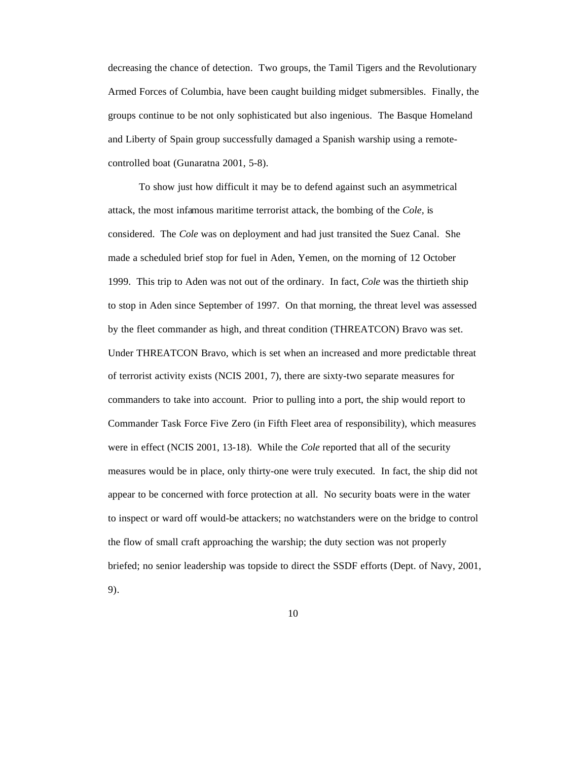decreasing the chance of detection. Two groups, the Tamil Tigers and the Revolutionary Armed Forces of Columbia, have been caught building midget submersibles. Finally, the groups continue to be not only sophisticated but also ingenious. The Basque Homeland and Liberty of Spain group successfully damaged a Spanish warship using a remote-controlled boat (Gunaratna 2001, 5-8).

To show just how difficult it may be to defend against such an asymmetrical attack, the most infamous maritime terrorist attack, the bombing of the *Cole*, is considered. The *Cole* was on deployment and had just transited the Suez Canal. She made a scheduled brief stop for fuel in Aden, Yemen, on the morning of 12 October 1999. This trip to Aden was not out of the ordinary. In fact, *Cole* was the thirtieth ship to stop in Aden since September of 1997. On that morning, the threat level was assessed by the fleet commander as high, and threat condition (THREATCON) Bravo was set. Under THREATCON Bravo, which is set when an increased and more predictable threat of terrorist activity exists (NCIS 2001, 7), there are sixty-two separate measures for commanders to take into account. Prior to pulling into a port, the ship would report to Commander Task Force Five Zero (in Fifth Fleet area of responsibility), which measures were in effect (NCIS 2001, 13-18). While the *Cole* reported that all of the security measures would be in place, only thirty-one were truly executed. In fact, the ship did not appear to be concerned with force protection at all. No security boats were in the water to inspect or ward off would-be attackers; no watchstanders were on the bridge to control the flow of small craft approaching the warship; the duty section was not properly briefed; no senior leadership was topside to direct the SSDF efforts (Dept. of Navy, 2001, 9).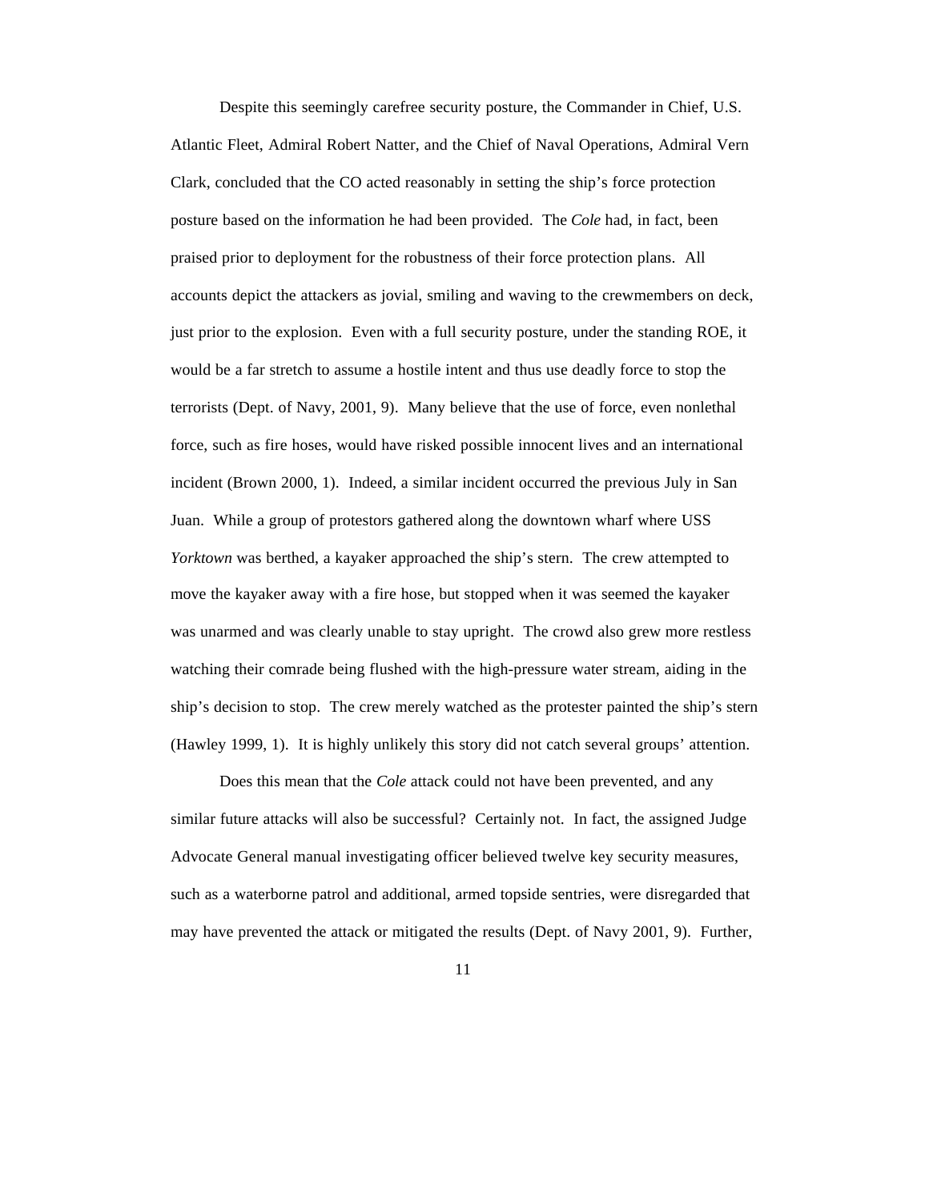Despite this seemingly carefree security posture, the Commander in Chief, U.S. Atlantic Fleet, Admiral Robert Natter, and the Chief of Naval Operations, Admiral Vern Clark, concluded that the CO acted reasonably in setting the ship's force protection posture based on the information he had been provided. The *Cole* had, in fact, been praised prior to deployment for the robustness of their force protection plans. All accounts depict the attackers as jovial, smiling and waving to the crewmembers on deck, just prior to the explosion. Even with a full security posture, under the standing ROE, it would be a far stretch to assume a hostile intent and thus use deadly force to stop the terrorists (Dept. of Navy, 2001, 9). Many believe that the use of force, even nonlethal force, such as fire hoses, would have risked possible innocent lives and an international incident (Brown 2000, 1). Indeed, a similar incident occurred the previous July in San Juan. While a group of protestors gathered along the downtown wharf where USS *Yorktown* was berthed, a kayaker approached the ship's stern. The crew attempted to move the kayaker away with a fire hose, but stopped when it was seemed the kayaker was unarmed and was clearly unable to stay upright. The crowd also grew more restless watching their comrade being flushed with the high-pressure water stream, aiding in the ship's decision to stop. The crew merely watched as the protester painted the ship's stern (Hawley 1999, 1). It is highly unlikely this story did not catch several groups' attention.

Does this mean that the *Cole* attack could not have been prevented, and any similar future attacks will also be successful? Certainly not. In fact, the assigned Judge Advocate General manual investigating officer believed twelve key security measures, such as a waterborne patrol and additional, armed topside sentries, were disregarded that may have prevented the attack or mitigated the results (Dept. of Navy 2001, 9). Further,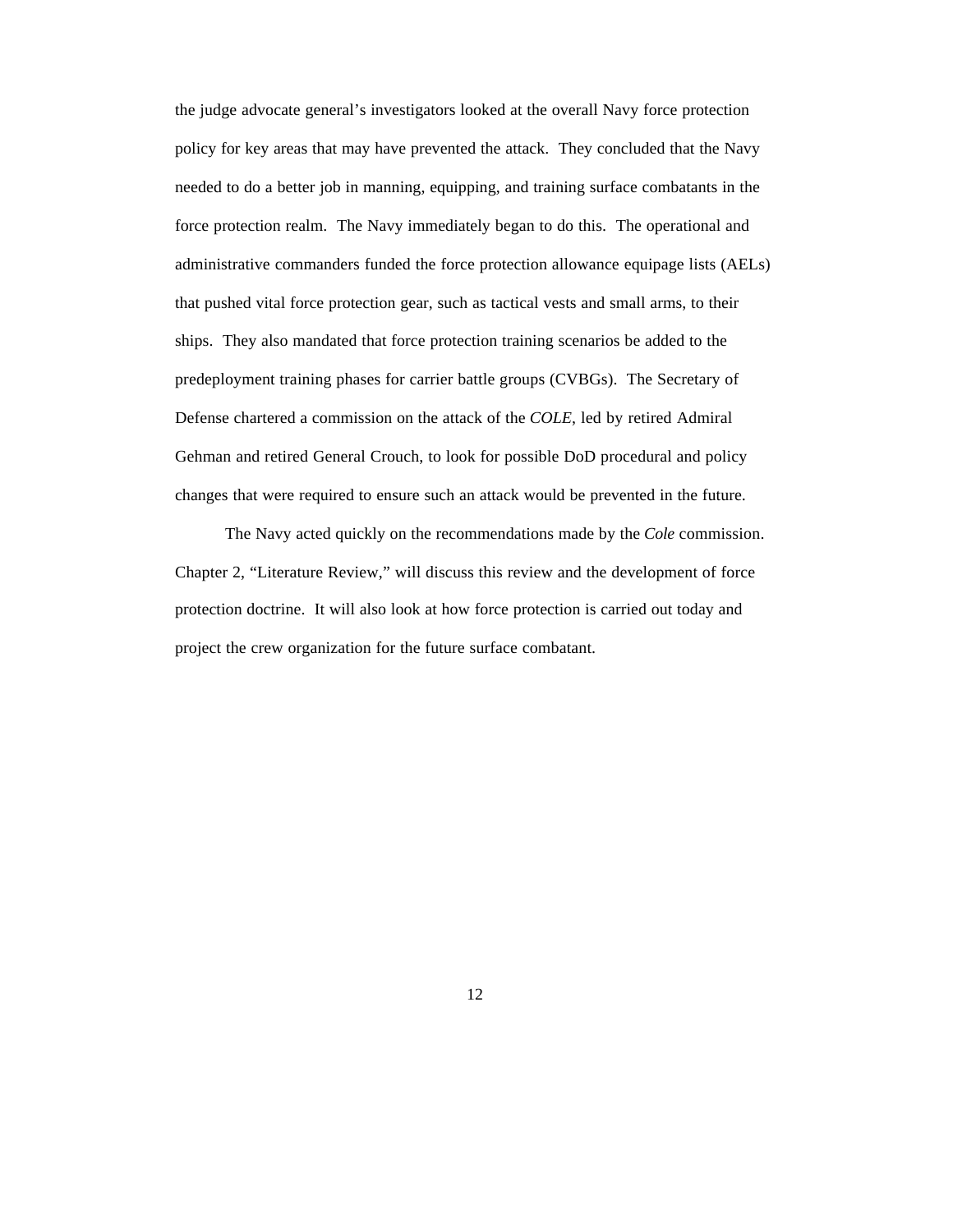the judge advocate general’s investigators looked at the overall Navy force protection policy for key areas that may have prevented the attack. They concluded that the Navy needed to do a better job in manning, equipping, and training surface combatants in the force protection realm. The Navy immediately began to do this. The operational and administrative commanders funded the force protection allowance equipage lists (AELs) that pushed vital force protection gear, such as tactical vests and small arms, to their ships. They also mandated that force protection training scenarios be added to the predeployment training phases for carrier battle groups (CVBGs). The Secretary of Defense chartered a commission on the attack of the *COLE*, led by retired Admiral Gehman and retired General Crouch, to look for possible DoD procedural and policy changes that were required to ensure such an attack would be prevented in the future.

The Navy acted quickly on the recommendations made by the *Cole* commission. Chapter 2, “Literature Review,” will discuss this review and the development of force protection doctrine. It will also look at how force protection is carried out today and project the crew organization for the future surface combatant.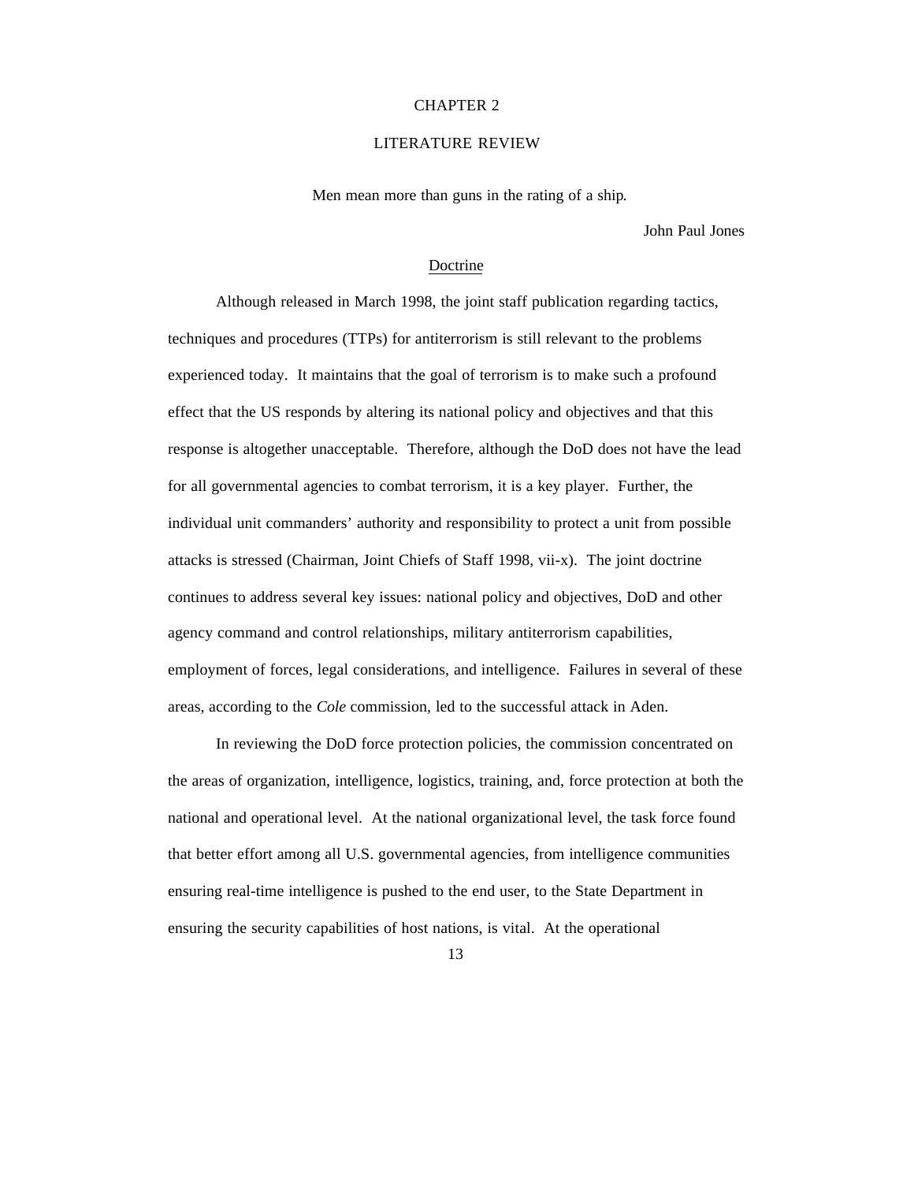# CHAPTER 2

# LITERATURE REVIEW

Men mean more than guns in the rating of a ship.

John Paul Jones

## Doctrine

Although released in March 1998, the joint staff publication regarding tactics, techniques and procedures (TTPs) for antiterrorism is still relevant to the problems experienced today. It maintains that the goal of terrorism is to make such a profound effect that the US responds by altering its national policy and objectives and that this response is altogether unacceptable. Therefore, although the DoD does not have the lead for all governmental agencies to combat terrorism, it is a key player. Further, the individual unit commanders' authority and responsibility to protect a unit from possible attacks is stressed (Chairman, Joint Chiefs of Staff 1998, vii-x). The joint doctrine continues to address several key issues: national policy and objectives, DoD and other agency command and control relationships, military antiterrorism capabilities, employment of forces, legal considerations, and intelligence. Failures in several of these areas, according to the *Cole* commission, led to the successful attack in Aden.

In reviewing the DoD force protection policies, the commission concentrated on the areas of organization, intelligence, logistics, training, and, force protection at both the national and operational level. At the national organizational level, the task force found that better effort among all U.S. governmental agencies, from intelligence communities ensuring real-time intelligence is pushed to the end user, to the State Department in ensuring the security capabilities of host nations, is vital. At the operational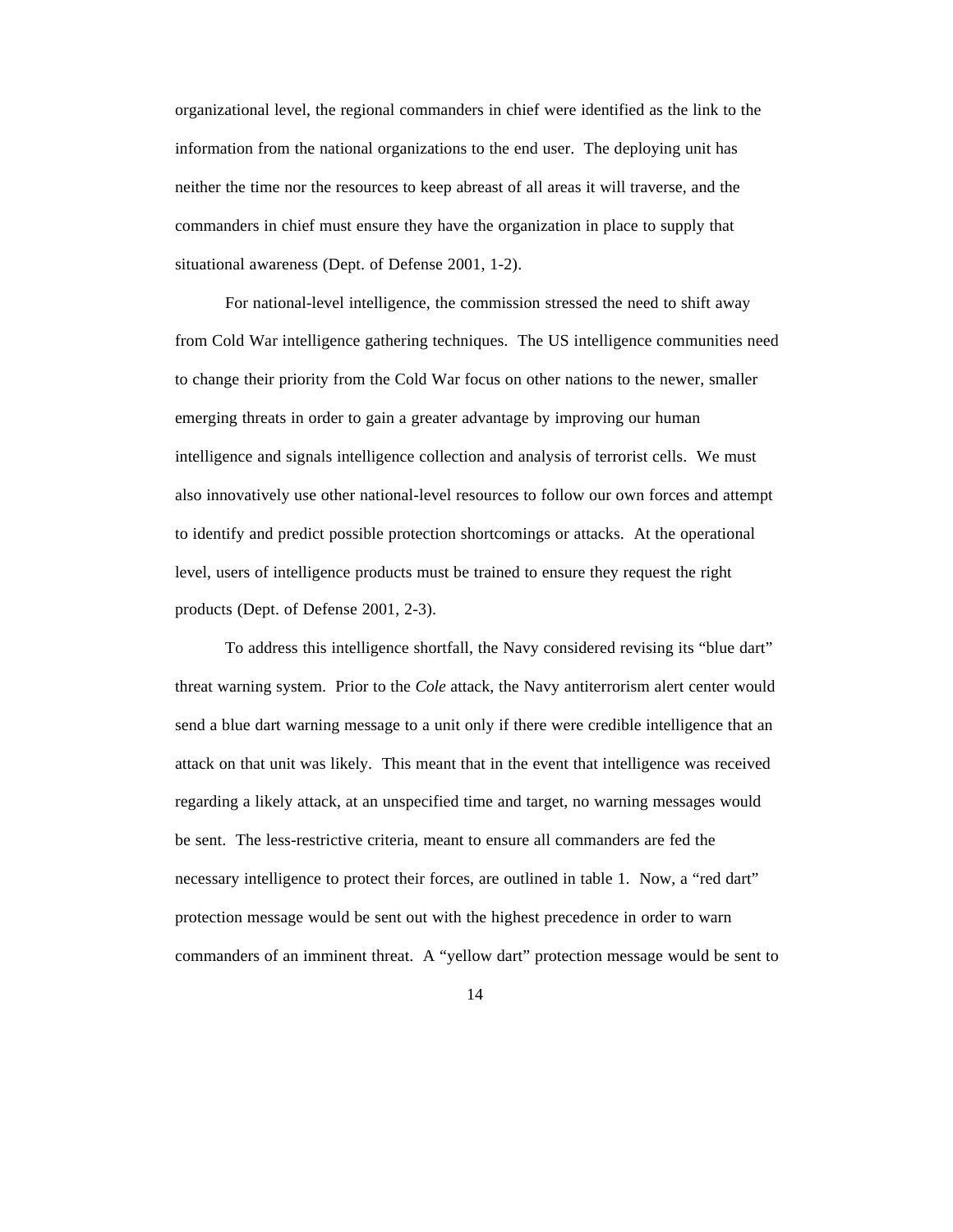organizational level, the regional commanders in chief were identified as the link to the information from the national organizations to the end user. The deploying unit has neither the time nor the resources to keep abreast of all areas it will traverse, and the commanders in chief must ensure they have the organization in place to supply that situational awareness (Dept. of Defense 2001, 1-2).

For national-level intelligence, the commission stressed the need to shift away from Cold War intelligence gathering techniques. The US intelligence communities need to change their priority from the Cold War focus on other nations to the newer, smaller emerging threats in order to gain a greater advantage by improving our human intelligence and signals intelligence collection and analysis of terrorist cells. We must also innovatively use other national-level resources to follow our own forces and attempt to identify and predict possible protection shortcomings or attacks. At the operational level, users of intelligence products must be trained to ensure they request the right products (Dept. of Defense 2001, 2-3).

To address this intelligence shortfall, the Navy considered revising its "blue dart" threat warning system. Prior to the *Cole* attack, the Navy antiterrorism alert center would send a blue dart warning message to a unit only if there were credible intelligence that an attack on that unit was likely. This meant that in the event that intelligence was received regarding a likely attack, at an unspecified time and target, no warning messages would be sent. The less-restrictive criteria, meant to ensure all commanders are fed the necessary intelligence to protect their forces, are outlined in table 1. Now, a "red dart" protection message would be sent out with the highest precedence in order to warn commanders of an imminent threat. A "yellow dart" protection message would be sent to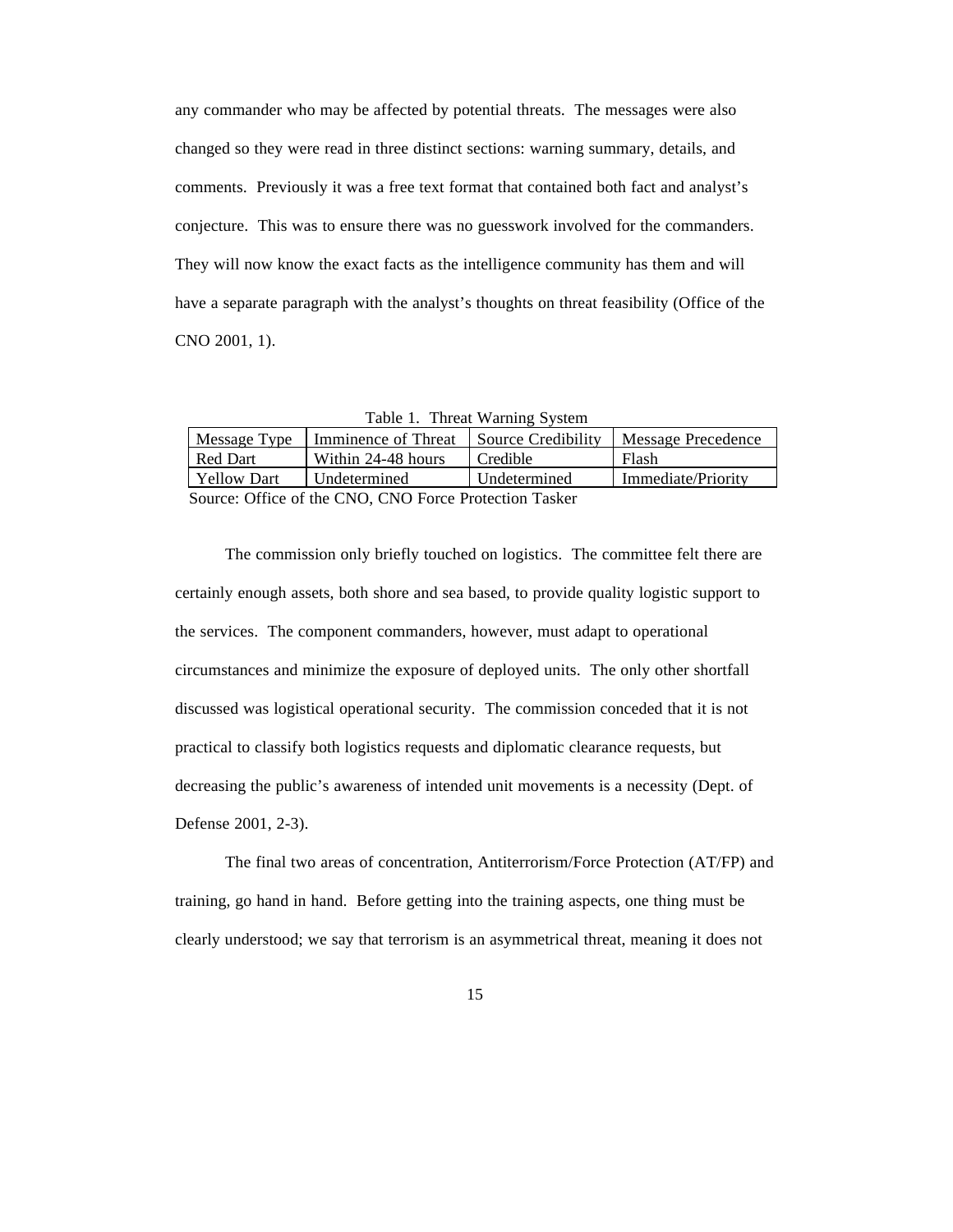any commander who may be affected by potential threats. The messages were also changed so they were read in three distinct sections: warning summary, details, and comments. Previously it was a free text format that contained both fact and analyst's conjecture. This was to ensure there was no guesswork involved for the commanders. They will now know the exact facts as the intelligence community has them and will have a separate paragraph with the analyst's thoughts on threat feasibility (Office of the CNO 2001, 1).

Table 1. Threat Warning System

| Message Type | Imminence of Threat | Source Credibility | Message Precedence |
| --- | --- | --- | --- |
| Red Dart | Within 24-48 hours | Credible | Flash |
| Yellow Dart | Undetermined | Undetermined | Immediate/Priority |

Source: Office of the CNO, CNO Force Protection Tasker

The commission only briefly touched on logistics. The committee felt there are certainly enough assets, both shore and sea based, to provide quality logistic support to the services. The component commanders, however, must adapt to operational circumstances and minimize the exposure of deployed units. The only other shortfall discussed was logistical operational security. The commission conceded that it is not practical to classify both logistics requests and diplomatic clearance requests, but decreasing the public's awareness of intended unit movements is a necessity (Dept. of Defense 2001, 2-3).

The final two areas of concentration, Antiterrorism/Force Protection (AT/FP) and training, go hand in hand. Before getting into the training aspects, one thing must be clearly understood; we say that terrorism is an asymmetrical threat, meaning it does not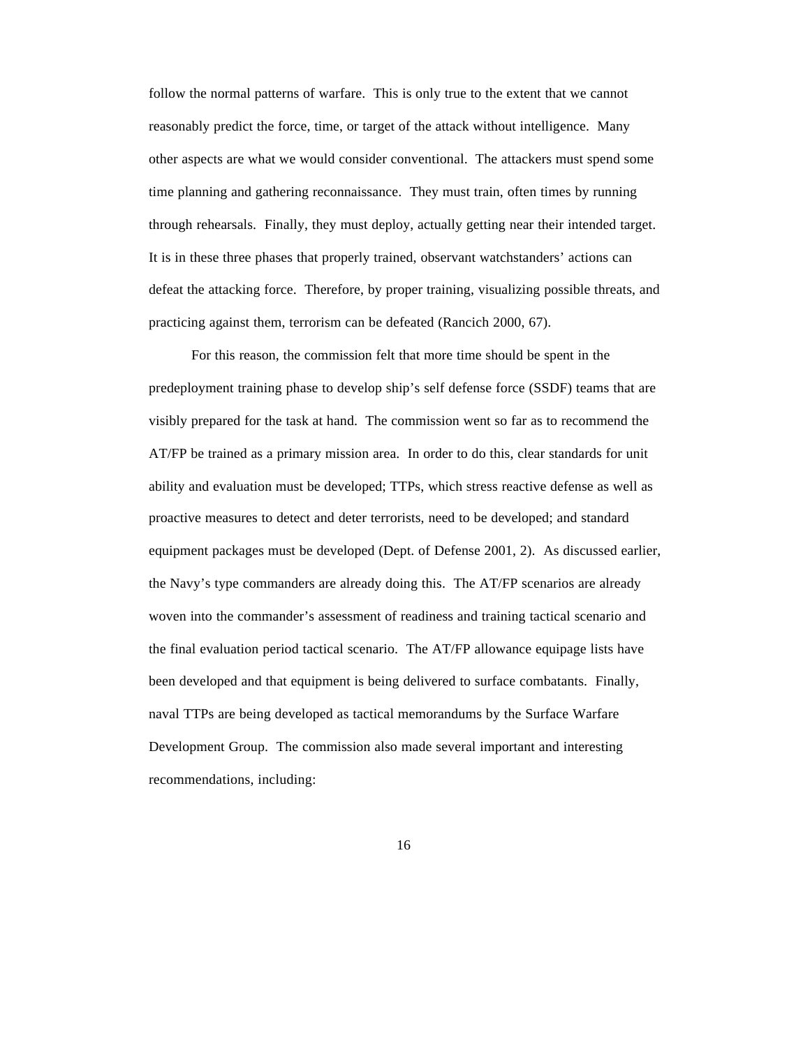follow the normal patterns of warfare. This is only true to the extent that we cannot reasonably predict the force, time, or target of the attack without intelligence. Many other aspects are what we would consider conventional. The attackers must spend some time planning and gathering reconnaissance. They must train, often times by running through rehearsals. Finally, they must deploy, actually getting near their intended target. It is in these three phases that properly trained, observant watchstanders' actions can defeat the attacking force. Therefore, by proper training, visualizing possible threats, and practicing against them, terrorism can be defeated (Rancich 2000, 67).

For this reason, the commission felt that more time should be spent in the predeployment training phase to develop ship's self defense force (SSDF) teams that are visibly prepared for the task at hand. The commission went so far as to recommend the AT/FP be trained as a primary mission area. In order to do this, clear standards for unit ability and evaluation must be developed; TTPs, which stress reactive defense as well as proactive measures to detect and deter terrorists, need to be developed; and standard equipment packages must be developed (Dept. of Defense 2001, 2). As discussed earlier, the Navy's type commanders are already doing this. The AT/FP scenarios are already woven into the commander's assessment of readiness and training tactical scenario and the final evaluation period tactical scenario. The AT/FP allowance equipage lists have been developed and that equipment is being delivered to surface combatants. Finally, naval TTPs are being developed as tactical memorandums by the Surface Warfare Development Group. The commission also made several important and interesting recommendations, including: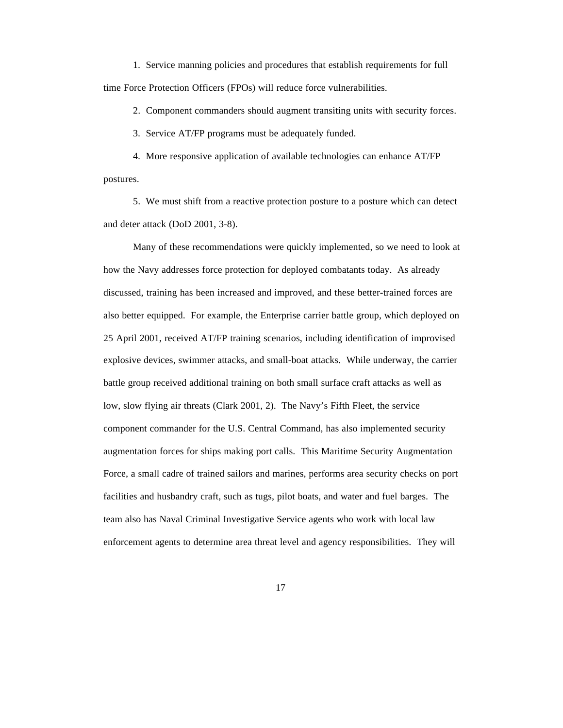1. Service manning policies and procedures that establish requirements for full time Force Protection Officers (FPOs) will reduce force vulnerabilities.

2. Component commanders should augment transiting units with security forces.

3. Service AT/FP programs must be adequately funded.

4. More responsive application of available technologies can enhance AT/FP postures.

5. We must shift from a reactive protection posture to a posture which can detect and deter attack (DoD 2001, 3-8).

Many of these recommendations were quickly implemented, so we need to look at how the Navy addresses force protection for deployed combatants today. As already discussed, training has been increased and improved, and these better-trained forces are also better equipped. For example, the Enterprise carrier battle group, which deployed on 25 April 2001, received AT/FP training scenarios, including identification of improvised explosive devices, swimmer attacks, and small-boat attacks. While underway, the carrier battle group received additional training on both small surface craft attacks as well as low, slow flying air threats (Clark 2001, 2). The Navy's Fifth Fleet, the service component commander for the U.S. Central Command, has also implemented security augmentation forces for ships making port calls. This Maritime Security Augmentation Force, a small cadre of trained sailors and marines, performs area security checks on port facilities and husbandry craft, such as tugs, pilot boats, and water and fuel barges. The team also has Naval Criminal Investigative Service agents who work with local law enforcement agents to determine area threat level and agency responsibilities. They will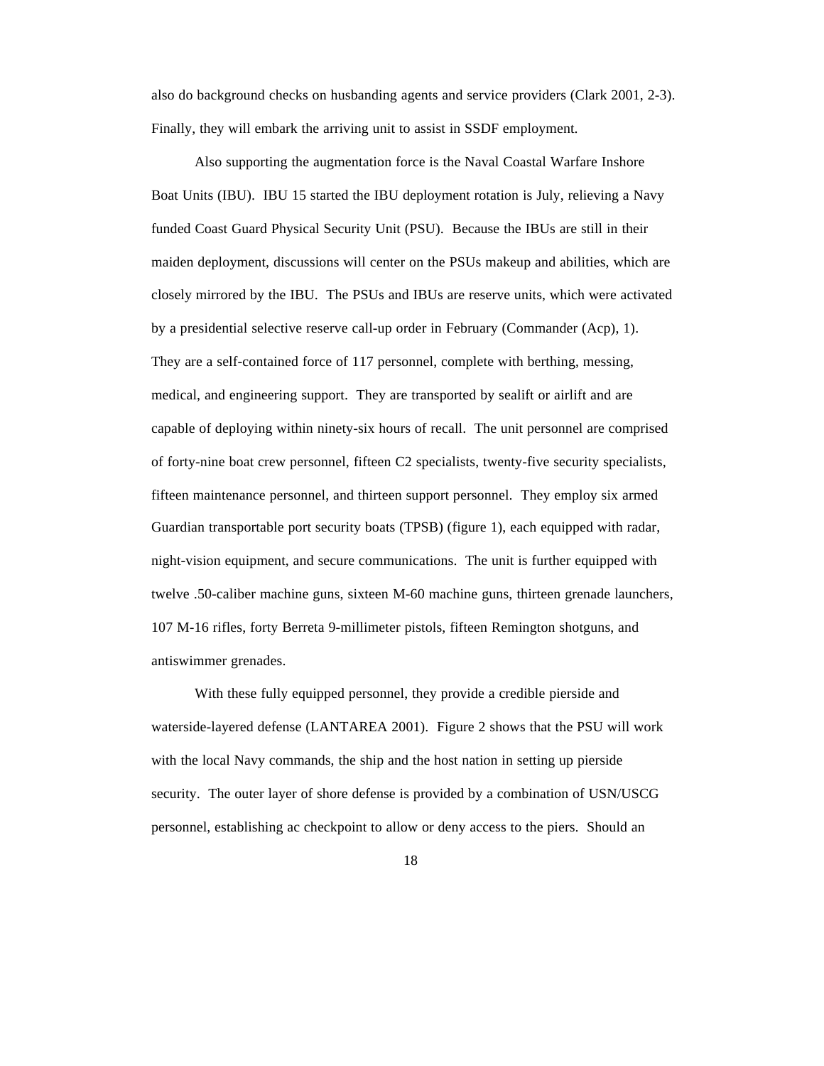also do background checks on husbanding agents and service providers (Clark 2001, 2-3). Finally, they will embark the arriving unit to assist in SSDF employment.

Also supporting the augmentation force is the Naval Coastal Warfare Inshore Boat Units (IBU). IBU 15 started the IBU deployment rotation is July, relieving a Navy funded Coast Guard Physical Security Unit (PSU). Because the IBUs are still in their maiden deployment, discussions will center on the PSUs makeup and abilities, which are closely mirrored by the IBU. The PSUs and IBUs are reserve units, which were activated by a presidential selective reserve call-up order in February (Commander (Acp), 1). They are a self-contained force of 117 personnel, complete with berthing, messing, medical, and engineering support. They are transported by sealift or airlift and are capable of deploying within ninety-six hours of recall. The unit personnel are comprised of forty-nine boat crew personnel, fifteen C2 specialists, twenty-five security specialists, fifteen maintenance personnel, and thirteen support personnel. They employ six armed Guardian transportable port security boats (TPSB) (figure 1), each equipped with radar, night-vision equipment, and secure communications. The unit is further equipped with twelve .50-caliber machine guns, sixteen M-60 machine guns, thirteen grenade launchers, 107 M-16 rifles, forty Berreta 9-millimeter pistols, fifteen Remington shotguns, and antiswimmer grenades.

With these fully equipped personnel, they provide a credible pierside and waterside-layered defense (LANTAREA 2001). Figure 2 shows that the PSU will work with the local Navy commands, the ship and the host nation in setting up pierside security. The outer layer of shore defense is provided by a combination of USN/USCG personnel, establishing ac checkpoint to allow or deny access to the piers. Should an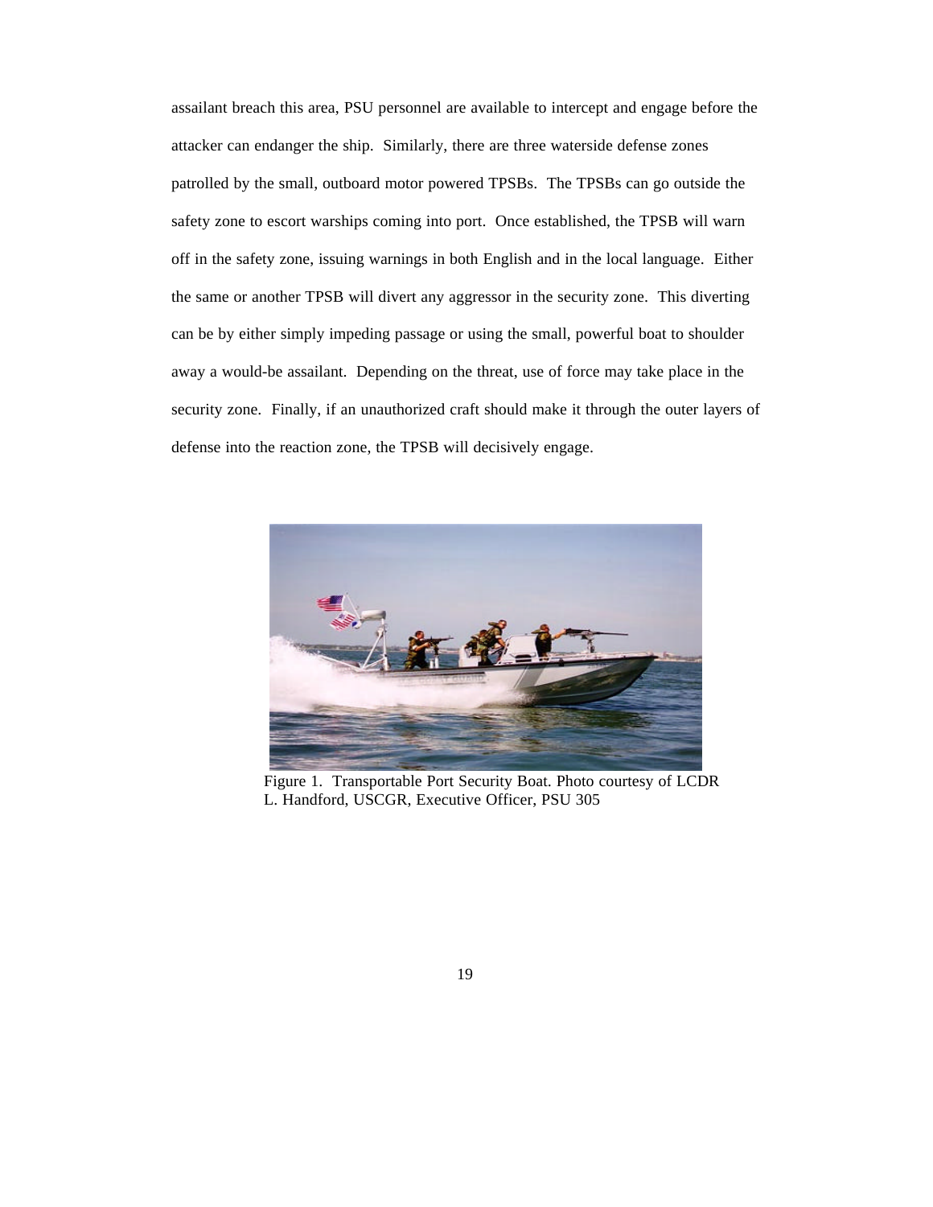assailant breach this area, PSU personnel are available to intercept and engage before the attacker can endanger the ship. Similarly, there are three waterside defense zones patrolled by the small, outboard motor powered TPSBs. The TPSBs can go outside the safety zone to escort warships coming into port. Once established, the TPSB will warn off in the safety zone, issuing warnings in both English and in the local language. Either the same or another TPSB will divert any aggressor in the security zone. This diverting can be by either simply impeding passage or using the small, powerful boat to shoulder away a would-be assailant. Depending on the threat, use of force may take place in the security zone. Finally, if an unauthorized craft should make it through the outer layers of defense into the reaction zone, the TPSB will decisively engage.

Figure 1. Transportable Port Security Boat. Photo courtesy of LCDR L. Handford, USCGR, Executive Officer, PSU 305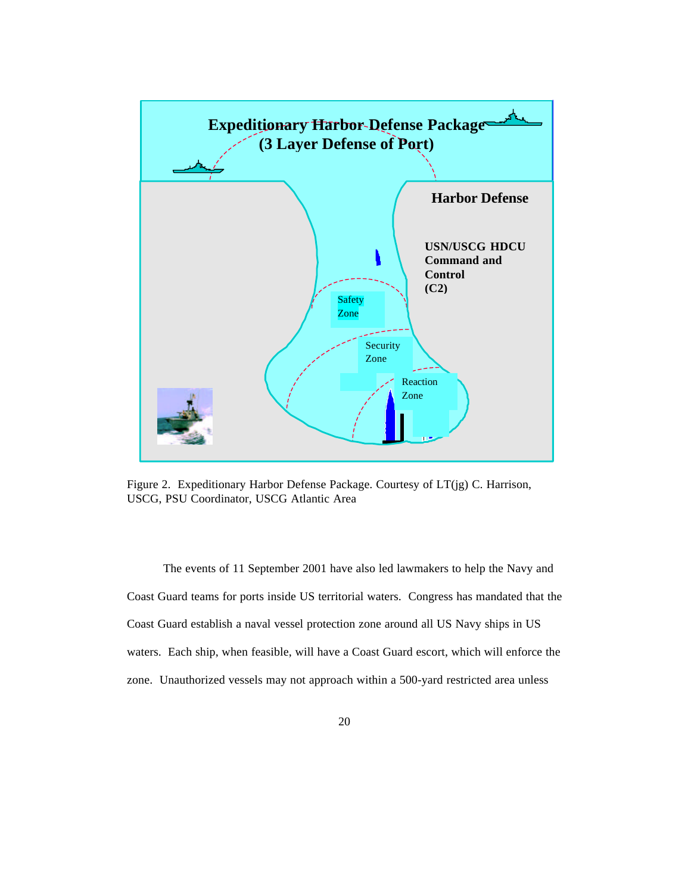Expeditionary Harbor Defense Package
(3 Layer Defense of Port)

Harbor Defense

USN/USCG HDCU Command and Control (C2)

Safety Zone

Security Zone

Reaction Zone

Figure 2. Expeditionary Harbor Defense Package. Courtesy of LT(jg) C. Harrison, USCG, PSU Coordinator, USCG Atlantic Area

The events of 11 September 2001 have also led lawmakers to help the Navy and Coast Guard teams for ports inside US territorial waters. Congress has mandated that the Coast Guard establish a naval vessel protection zone around all US Navy ships in US waters. Each ship, when feasible, will have a Coast Guard escort, which will enforce the zone. Unauthorized vessels may not approach within a 500-yard restricted area unless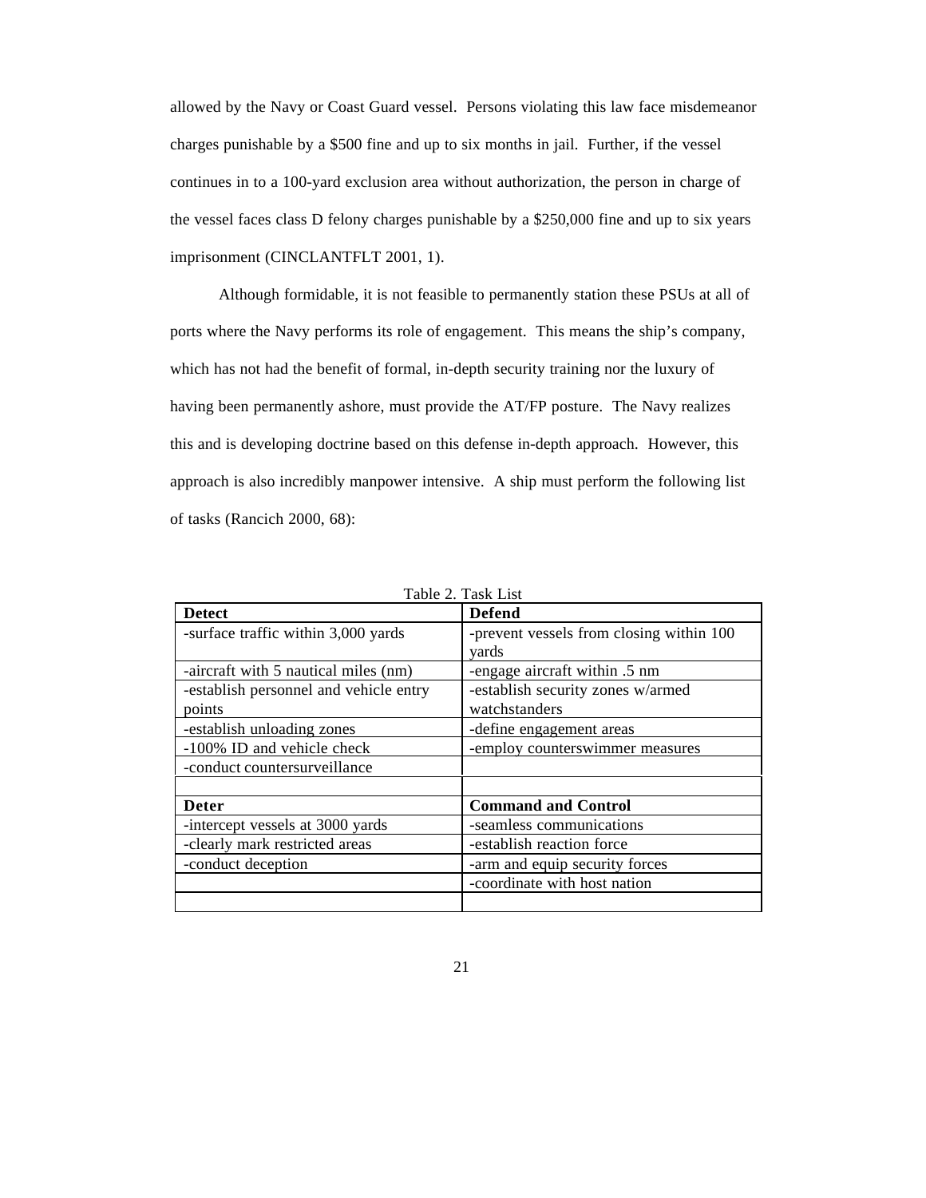allowed by the Navy or Coast Guard vessel. Persons violating this law face misdemeanor charges punishable by a $500 fine and up to six months in jail. Further, if the vessel continues in to a 100-yard exclusion area without authorization, the person in charge of the vessel faces class D felony charges punishable by a $250,000 fine and up to six years imprisonment (CINCLANTFLT 2001, 1).

Although formidable, it is not feasible to permanently station these PSUs at all of ports where the Navy performs its role of engagement. This means the ship's company, which has not had the benefit of formal, in-depth security training nor the luxury of having been permanently ashore, must provide the AT/FP posture. The Navy realizes this and is developing doctrine based on this defense in-depth approach. However, this approach is also incredibly manpower intensive. A ship must perform the following list of tasks (Rancich 2000, 68):

Table 2. Task List

| **Detect** | **Defend** |
|---|---|
| -surface traffic within 3,000 yards | -prevent vessels from closing within 100 yards |
| -aircraft with 5 nautical miles (nm) | -engage aircraft within .5 nm |
| -establish personnel and vehicle entry points | -establish security zones w/armed watchstanders |
| -establish unloading zones | -define engagement areas |
| -100% ID and vehicle check | -employ counterswimmer measures |
| -conduct countersurveillance | |
| | |
| **Deter** | **Command and Control** |
| -intercept vessels at 3000 yards | -seamless communications |
| -clearly mark restricted areas | -establish reaction force |
| -conduct deception | -arm and equip security forces |
| | -coordinate with host nation |
| | |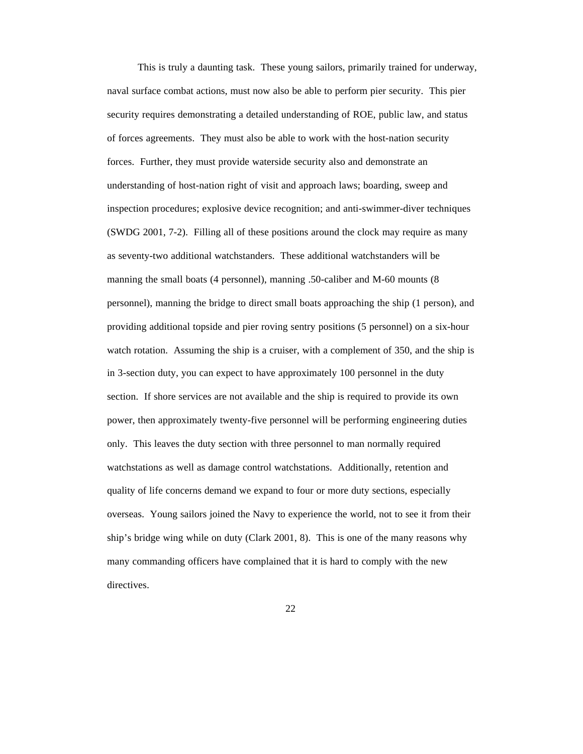This is truly a daunting task. These young sailors, primarily trained for underway, naval surface combat actions, must now also be able to perform pier security. This pier security requires demonstrating a detailed understanding of ROE, public law, and status of forces agreements. They must also be able to work with the host-nation security forces. Further, they must provide waterside security also and demonstrate an understanding of host-nation right of visit and approach laws; boarding, sweep and inspection procedures; explosive device recognition; and anti-swimmer-diver techniques (SWDG 2001, 7-2). Filling all of these positions around the clock may require as many as seventy-two additional watchstanders. These additional watchstanders will be manning the small boats (4 personnel), manning .50-caliber and M-60 mounts (8 personnel), manning the bridge to direct small boats approaching the ship (1 person), and providing additional topside and pier roving sentry positions (5 personnel) on a six-hour watch rotation. Assuming the ship is a cruiser, with a complement of 350, and the ship is in 3-section duty, you can expect to have approximately 100 personnel in the duty section. If shore services are not available and the ship is required to provide its own power, then approximately twenty-five personnel will be performing engineering duties only. This leaves the duty section with three personnel to man normally required watchstations as well as damage control watchstations. Additionally, retention and quality of life concerns demand we expand to four or more duty sections, especially overseas. Young sailors joined the Navy to experience the world, not to see it from their ship's bridge wing while on duty (Clark 2001, 8). This is one of the many reasons why many commanding officers have complained that it is hard to comply with the new directives.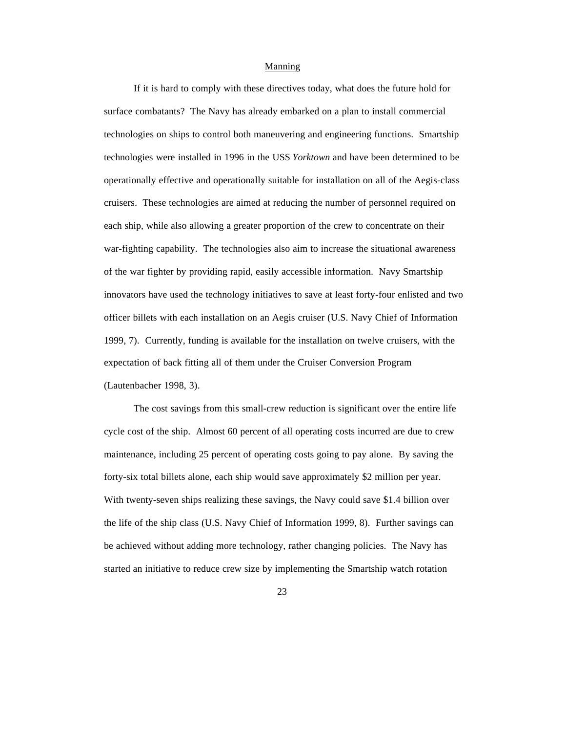## Manning

If it is hard to comply with these directives today, what does the future hold for surface combatants? The Navy has already embarked on a plan to install commercial technologies on ships to control both maneuvering and engineering functions. Smartship technologies were installed in 1996 in the USS *Yorktown* and have been determined to be operationally effective and operationally suitable for installation on all of the Aegis-class cruisers. These technologies are aimed at reducing the number of personnel required on each ship, while also allowing a greater proportion of the crew to concentrate on their war-fighting capability. The technologies also aim to increase the situational awareness of the war fighter by providing rapid, easily accessible information. Navy Smartship innovators have used the technology initiatives to save at least forty-four enlisted and two officer billets with each installation on an Aegis cruiser (U.S. Navy Chief of Information 1999, 7). Currently, funding is available for the installation on twelve cruisers, with the expectation of back fitting all of them under the Cruiser Conversion Program (Lautenbacher 1998, 3).

The cost savings from this small-crew reduction is significant over the entire life cycle cost of the ship. Almost 60 percent of all operating costs incurred are due to crew maintenance, including 25 percent of operating costs going to pay alone. By saving the forty-six total billets alone, each ship would save approximately $2 million per year. With twenty-seven ships realizing these savings, the Navy could save $1.4 billion over the life of the ship class (U.S. Navy Chief of Information 1999, 8). Further savings can be achieved without adding more technology, rather changing policies. The Navy has started an initiative to reduce crew size by implementing the Smartship watch rotation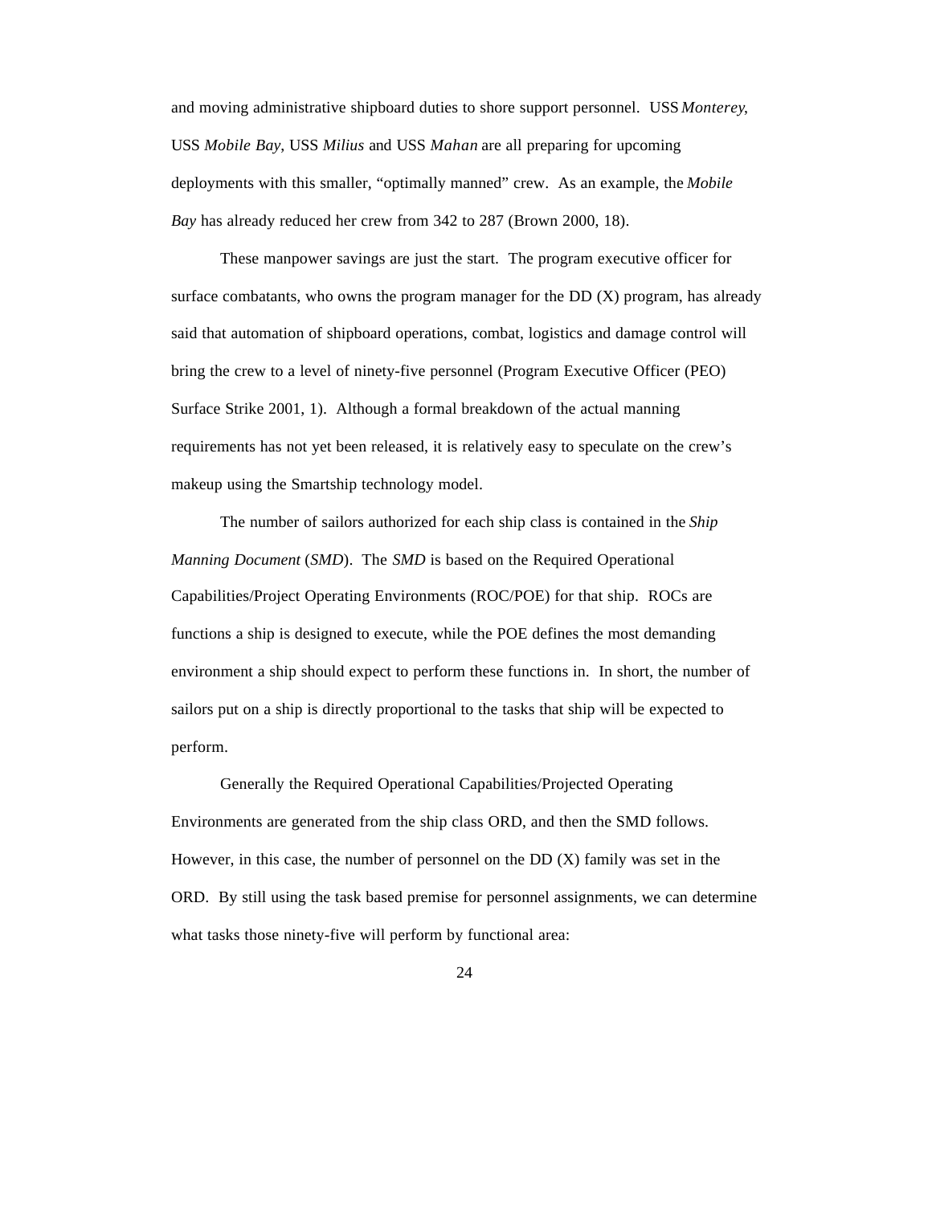and moving administrative shipboard duties to shore support personnel. USS *Monterey*, USS *Mobile Bay*, USS *Milius* and USS *Mahan* are all preparing for upcoming deployments with this smaller, "optimally manned" crew. As an example, the *Mobile Bay* has already reduced her crew from 342 to 287 (Brown 2000, 18).

These manpower savings are just the start. The program executive officer for surface combatants, who owns the program manager for the DD (X) program, has already said that automation of shipboard operations, combat, logistics and damage control will bring the crew to a level of ninety-five personnel (Program Executive Officer (PEO) Surface Strike 2001, 1). Although a formal breakdown of the actual manning requirements has not yet been released, it is relatively easy to speculate on the crew's makeup using the Smartship technology model.

The number of sailors authorized for each ship class is contained in the *Ship Manning Document* (*SMD*). The *SMD* is based on the Required Operational Capabilities/Project Operating Environments (ROC/POE) for that ship. ROCs are functions a ship is designed to execute, while the POE defines the most demanding environment a ship should expect to perform these functions in. In short, the number of sailors put on a ship is directly proportional to the tasks that ship will be expected to perform.

Generally the Required Operational Capabilities/Projected Operating Environments are generated from the ship class ORD, and then the SMD follows. However, in this case, the number of personnel on the DD (X) family was set in the ORD. By still using the task based premise for personnel assignments, we can determine what tasks those ninety-five will perform by functional area: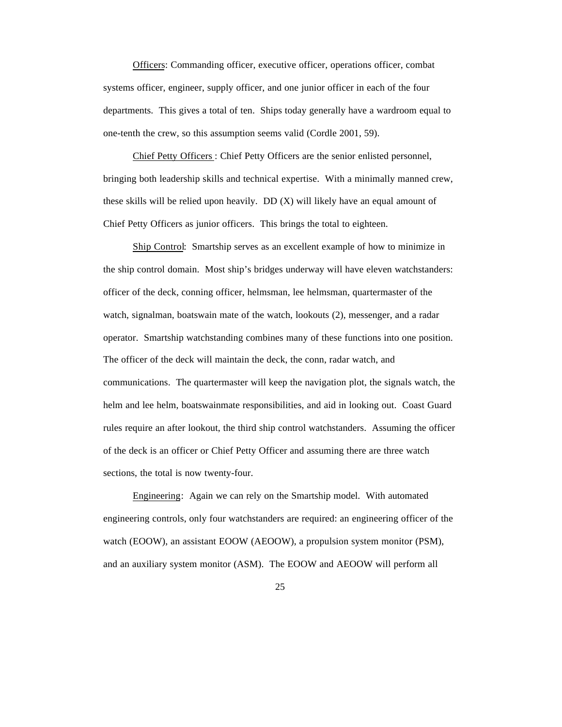Officers: Commanding officer, executive officer, operations officer, combat systems officer, engineer, supply officer, and one junior officer in each of the four departments. This gives a total of ten. Ships today generally have a wardroom equal to one-tenth the crew, so this assumption seems valid (Cordle 2001, 59).

Chief Petty Officers : Chief Petty Officers are the senior enlisted personnel, bringing both leadership skills and technical expertise. With a minimally manned crew, these skills will be relied upon heavily. DD (X) will likely have an equal amount of Chief Petty Officers as junior officers. This brings the total to eighteen.

Ship Control: Smartship serves as an excellent example of how to minimize in the ship control domain. Most ship's bridges underway will have eleven watchstanders: officer of the deck, conning officer, helmsman, lee helmsman, quartermaster of the watch, signalman, boatswain mate of the watch, lookouts (2), messenger, and a radar operator. Smartship watchstanding combines many of these functions into one position. The officer of the deck will maintain the deck, the conn, radar watch, and communications. The quartermaster will keep the navigation plot, the signals watch, the helm and lee helm, boatswainmate responsibilities, and aid in looking out. Coast Guard rules require an after lookout, the third ship control watchstanders. Assuming the officer of the deck is an officer or Chief Petty Officer and assuming there are three watch sections, the total is now twenty-four.

Engineering: Again we can rely on the Smartship model. With automated engineering controls, only four watchstanders are required: an engineering officer of the watch (EOOW), an assistant EOOW (AEOOW), a propulsion system monitor (PSM), and an auxiliary system monitor (ASM). The EOOW and AEOOW will perform all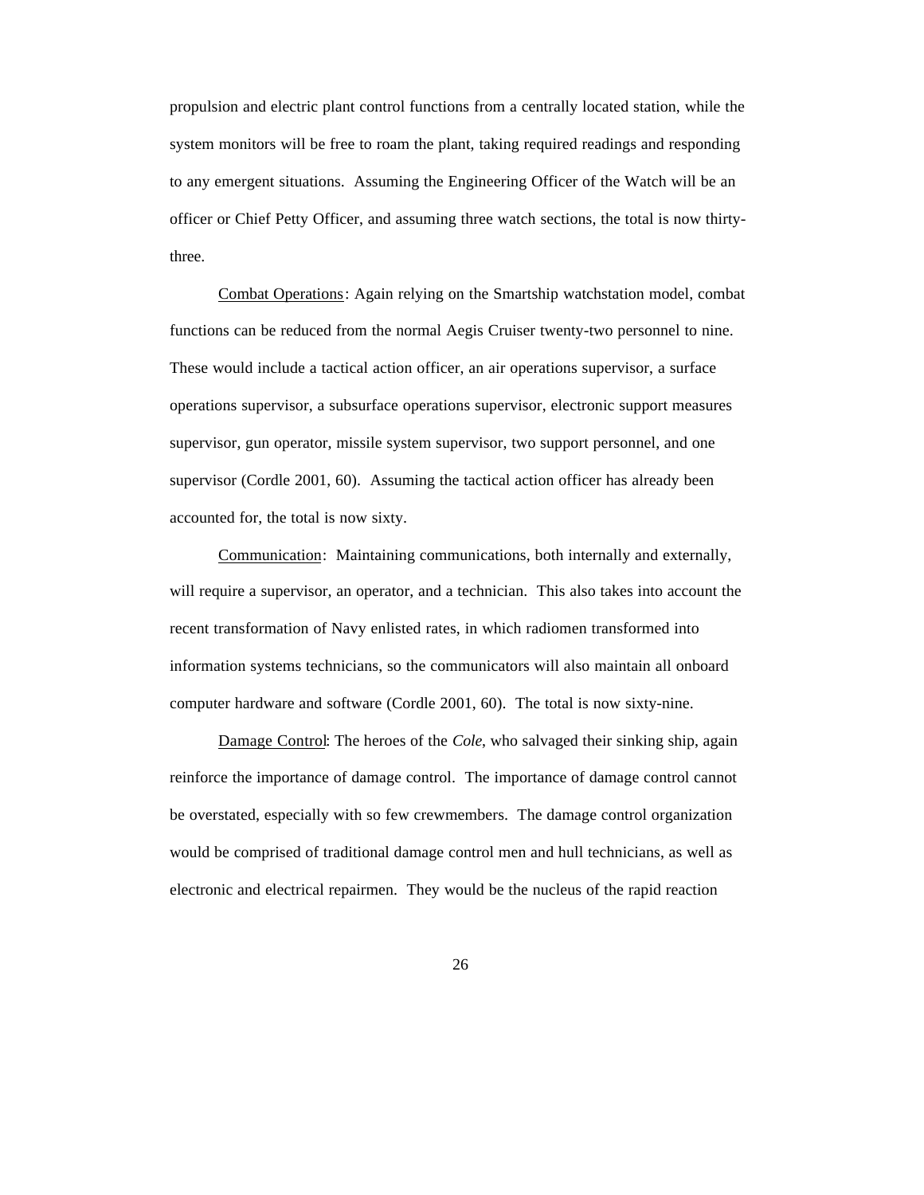propulsion and electric plant control functions from a centrally located station, while the system monitors will be free to roam the plant, taking required readings and responding to any emergent situations. Assuming the Engineering Officer of the Watch will be an officer or Chief Petty Officer, and assuming three watch sections, the total is now thirty-three.

<u>Combat Operations</u>: Again relying on the Smartship watchstation model, combat functions can be reduced from the normal Aegis Cruiser twenty-two personnel to nine. These would include a tactical action officer, an air operations supervisor, a surface operations supervisor, a subsurface operations supervisor, electronic support measures supervisor, gun operator, missile system supervisor, two support personnel, and one supervisor (Cordle 2001, 60). Assuming the tactical action officer has already been accounted for, the total is now sixty.

<u>Communication</u>: Maintaining communications, both internally and externally, will require a supervisor, an operator, and a technician. This also takes into account the recent transformation of Navy enlisted rates, in which radiomen transformed into information systems technicians, so the communicators will also maintain all onboard computer hardware and software (Cordle 2001, 60). The total is now sixty-nine.

<u>Damage Control</u>: The heroes of the *Cole*, who salvaged their sinking ship, again reinforce the importance of damage control. The importance of damage control cannot be overstated, especially with so few crewmembers. The damage control organization would be comprised of traditional damage control men and hull technicians, as well as electronic and electrical repairmen. They would be the nucleus of the rapid reaction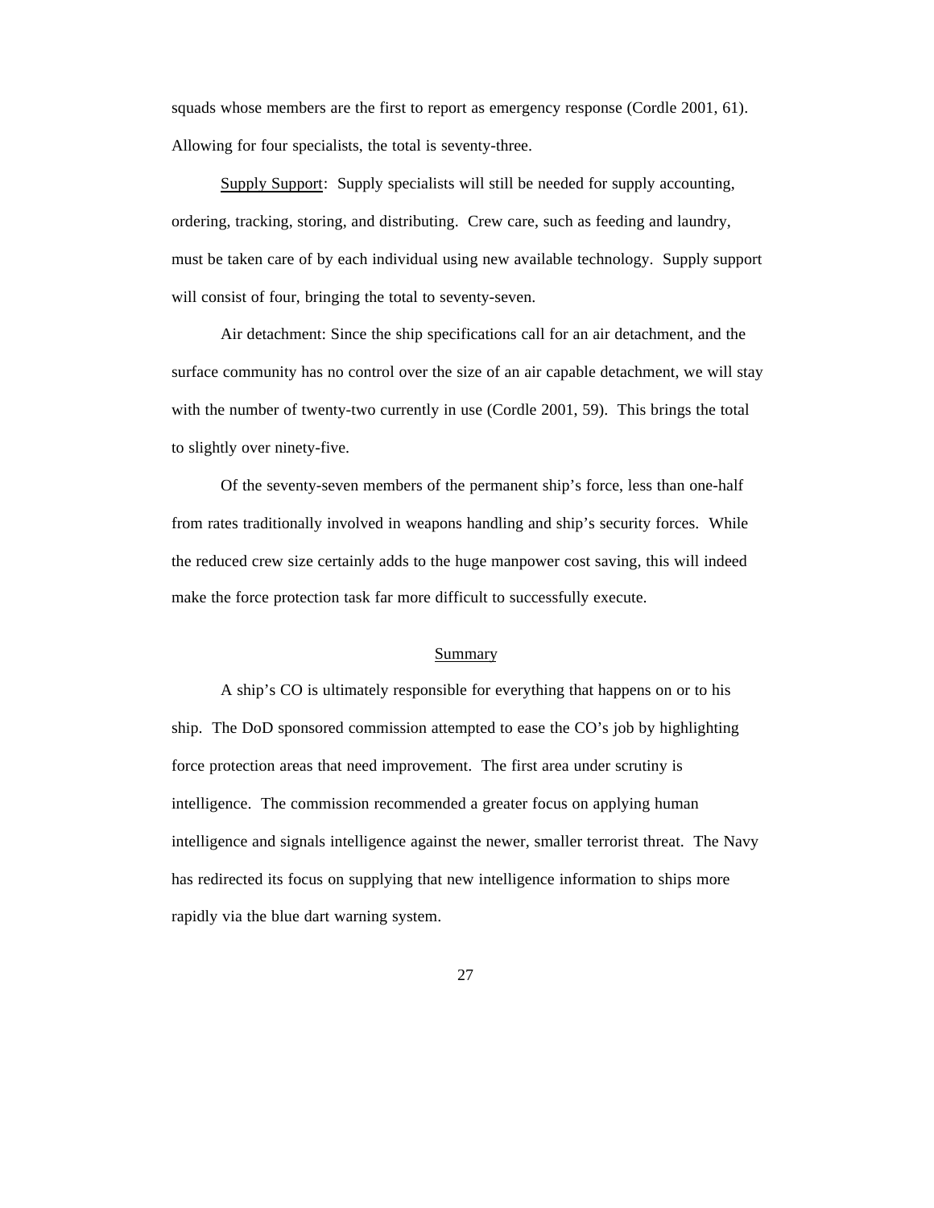squads whose members are the first to report as emergency response (Cordle 2001, 61). Allowing for four specialists, the total is seventy-three.

Supply Support: Supply specialists will still be needed for supply accounting, ordering, tracking, storing, and distributing. Crew care, such as feeding and laundry, must be taken care of by each individual using new available technology. Supply support will consist of four, bringing the total to seventy-seven.

Air detachment: Since the ship specifications call for an air detachment, and the surface community has no control over the size of an air capable detachment, we will stay with the number of twenty-two currently in use (Cordle 2001, 59). This brings the total to slightly over ninety-five.

Of the seventy-seven members of the permanent ship's force, less than one-half from rates traditionally involved in weapons handling and ship's security forces. While the reduced crew size certainly adds to the huge manpower cost saving, this will indeed make the force protection task far more difficult to successfully execute.

## Summary

A ship's CO is ultimately responsible for everything that happens on or to his ship. The DoD sponsored commission attempted to ease the CO's job by highlighting force protection areas that need improvement. The first area under scrutiny is intelligence. The commission recommended a greater focus on applying human intelligence and signals intelligence against the newer, smaller terrorist threat. The Navy has redirected its focus on supplying that new intelligence information to ships more rapidly via the blue dart warning system.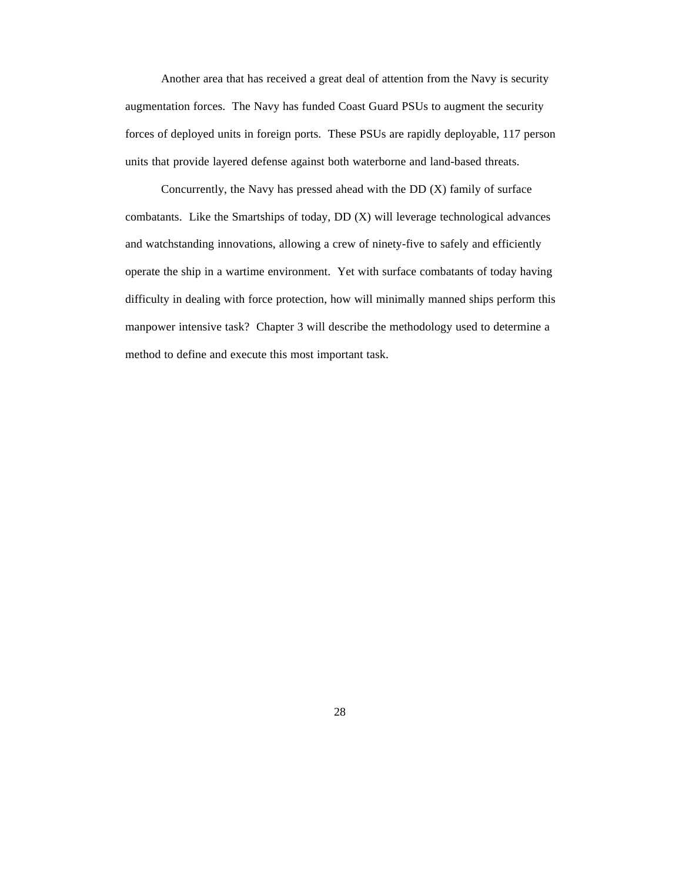Another area that has received a great deal of attention from the Navy is security augmentation forces. The Navy has funded Coast Guard PSUs to augment the security forces of deployed units in foreign ports. These PSUs are rapidly deployable, 117 person units that provide layered defense against both waterborne and land-based threats.

Concurrently, the Navy has pressed ahead with the DD (X) family of surface combatants. Like the Smartships of today, DD (X) will leverage technological advances and watchstanding innovations, allowing a crew of ninety-five to safely and efficiently operate the ship in a wartime environment. Yet with surface combatants of today having difficulty in dealing with force protection, how will minimally manned ships perform this manpower intensive task? Chapter 3 will describe the methodology used to determine a method to define and execute this most important task.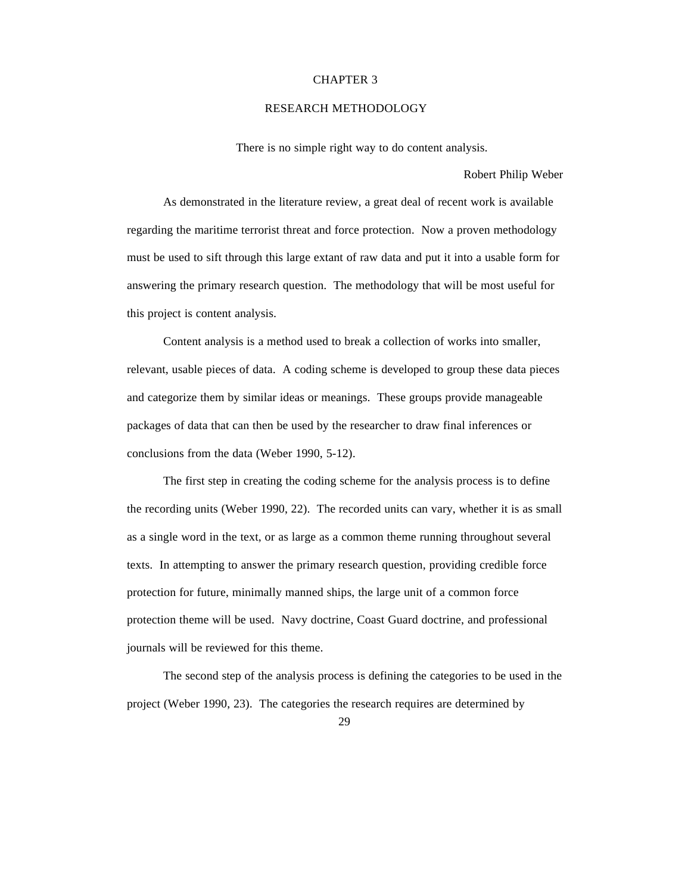# CHAPTER 3

# RESEARCH METHODOLOGY

There is no simple right way to do content analysis.

Robert Philip Weber

As demonstrated in the literature review, a great deal of recent work is available regarding the maritime terrorist threat and force protection. Now a proven methodology must be used to sift through this large extant of raw data and put it into a usable form for answering the primary research question. The methodology that will be most useful for this project is content analysis.

Content analysis is a method used to break a collection of works into smaller, relevant, usable pieces of data. A coding scheme is developed to group these data pieces and categorize them by similar ideas or meanings. These groups provide manageable packages of data that can then be used by the researcher to draw final inferences or conclusions from the data (Weber 1990, 5-12).

The first step in creating the coding scheme for the analysis process is to define the recording units (Weber 1990, 22). The recorded units can vary, whether it is as small as a single word in the text, or as large as a common theme running throughout several texts. In attempting to answer the primary research question, providing credible force protection for future, minimally manned ships, the large unit of a common force protection theme will be used. Navy doctrine, Coast Guard doctrine, and professional journals will be reviewed for this theme.

The second step of the analysis process is defining the categories to be used in the project (Weber 1990, 23). The categories the research requires are determined by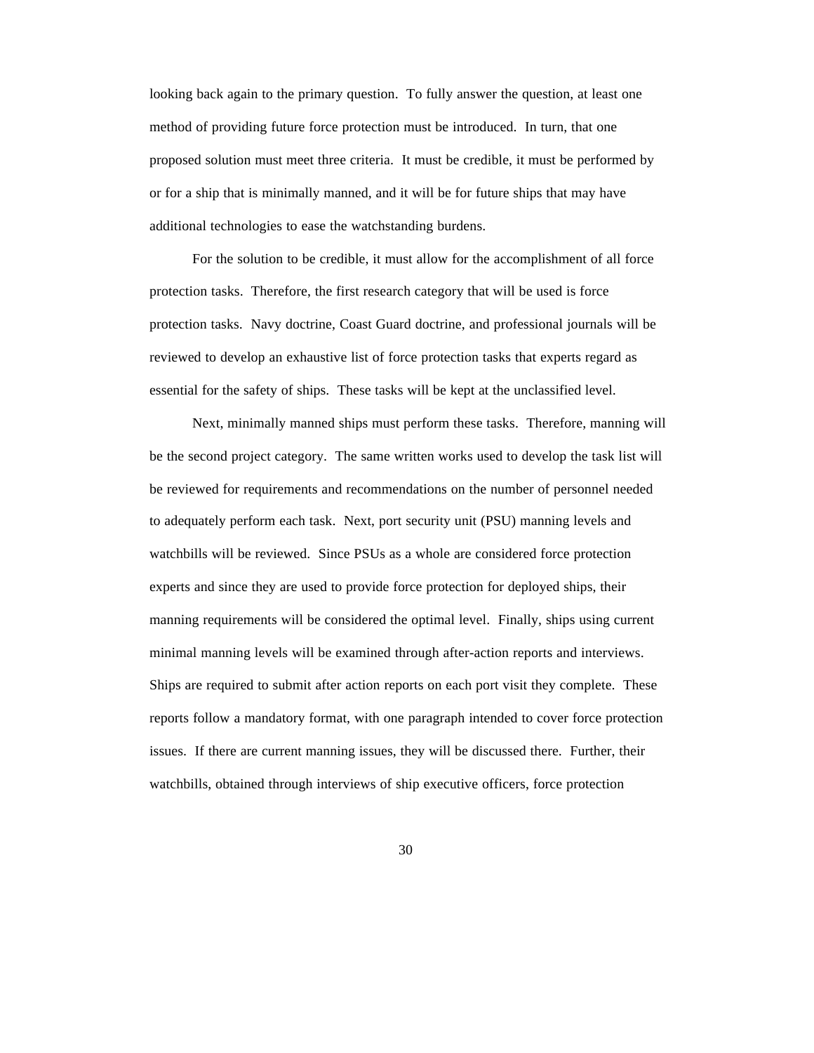looking back again to the primary question. To fully answer the question, at least one method of providing future force protection must be introduced. In turn, that one proposed solution must meet three criteria. It must be credible, it must be performed by or for a ship that is minimally manned, and it will be for future ships that may have additional technologies to ease the watchstanding burdens.

For the solution to be credible, it must allow for the accomplishment of all force protection tasks. Therefore, the first research category that will be used is force protection tasks. Navy doctrine, Coast Guard doctrine, and professional journals will be reviewed to develop an exhaustive list of force protection tasks that experts regard as essential for the safety of ships. These tasks will be kept at the unclassified level.

Next, minimally manned ships must perform these tasks. Therefore, manning will be the second project category. The same written works used to develop the task list will be reviewed for requirements and recommendations on the number of personnel needed to adequately perform each task. Next, port security unit (PSU) manning levels and watchbills will be reviewed. Since PSUs as a whole are considered force protection experts and since they are used to provide force protection for deployed ships, their manning requirements will be considered the optimal level. Finally, ships using current minimal manning levels will be examined through after-action reports and interviews. Ships are required to submit after action reports on each port visit they complete. These reports follow a mandatory format, with one paragraph intended to cover force protection issues. If there are current manning issues, they will be discussed there. Further, their watchbills, obtained through interviews of ship executive officers, force protection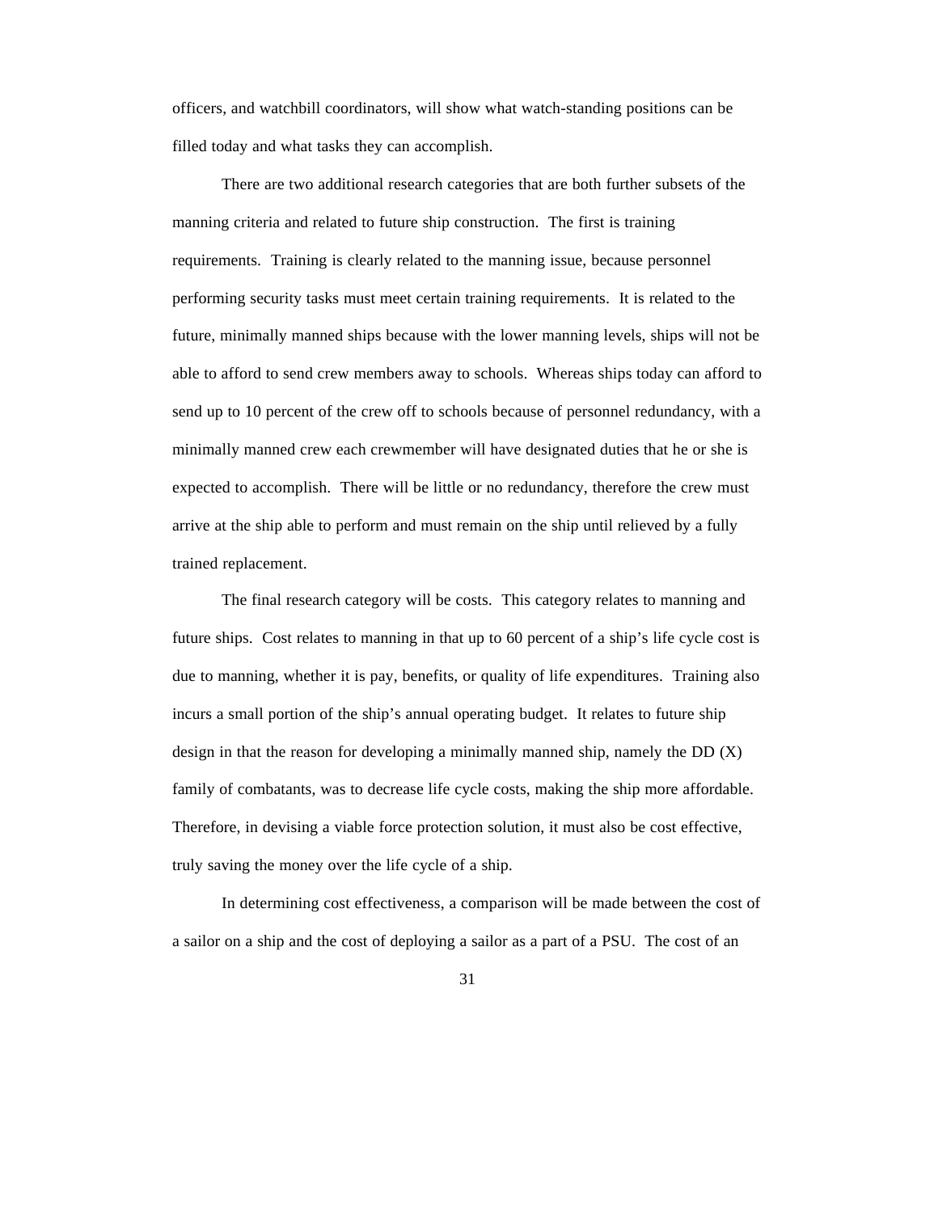officers, and watchbill coordinators, will show what watch-standing positions can be filled today and what tasks they can accomplish.

There are two additional research categories that are both further subsets of the manning criteria and related to future ship construction. The first is training requirements. Training is clearly related to the manning issue, because personnel performing security tasks must meet certain training requirements. It is related to the future, minimally manned ships because with the lower manning levels, ships will not be able to afford to send crew members away to schools. Whereas ships today can afford to send up to 10 percent of the crew off to schools because of personnel redundancy, with a minimally manned crew each crewmember will have designated duties that he or she is expected to accomplish. There will be little or no redundancy, therefore the crew must arrive at the ship able to perform and must remain on the ship until relieved by a fully trained replacement.

The final research category will be costs. This category relates to manning and future ships. Cost relates to manning in that up to 60 percent of a ship's life cycle cost is due to manning, whether it is pay, benefits, or quality of life expenditures. Training also incurs a small portion of the ship's annual operating budget. It relates to future ship design in that the reason for developing a minimally manned ship, namely the DD (X) family of combatants, was to decrease life cycle costs, making the ship more affordable. Therefore, in devising a viable force protection solution, it must also be cost effective, truly saving the money over the life cycle of a ship.

In determining cost effectiveness, a comparison will be made between the cost of a sailor on a ship and the cost of deploying a sailor as a part of a PSU. The cost of an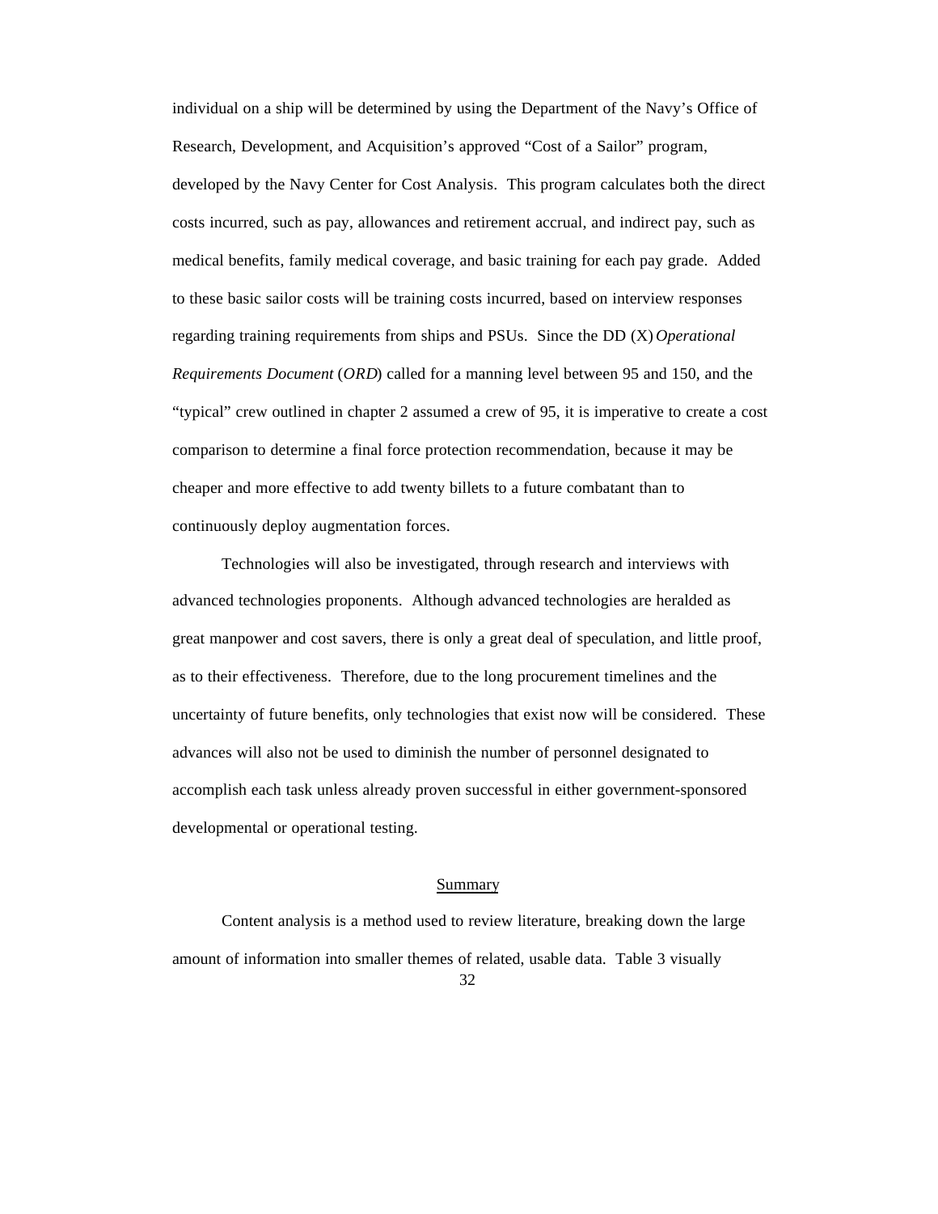individual on a ship will be determined by using the Department of the Navy's Office of Research, Development, and Acquisition's approved "Cost of a Sailor" program, developed by the Navy Center for Cost Analysis. This program calculates both the direct costs incurred, such as pay, allowances and retirement accrual, and indirect pay, such as medical benefits, family medical coverage, and basic training for each pay grade. Added to these basic sailor costs will be training costs incurred, based on interview responses regarding training requirements from ships and PSUs. Since the DD (X) *Operational Requirements Document* (*ORD*) called for a manning level between 95 and 150, and the "typical" crew outlined in chapter 2 assumed a crew of 95, it is imperative to create a cost comparison to determine a final force protection recommendation, because it may be cheaper and more effective to add twenty billets to a future combatant than to continuously deploy augmentation forces.

Technologies will also be investigated, through research and interviews with advanced technologies proponents. Although advanced technologies are heralded as great manpower and cost savers, there is only a great deal of speculation, and little proof, as to their effectiveness. Therefore, due to the long procurement timelines and the uncertainty of future benefits, only technologies that exist now will be considered. These advances will also not be used to diminish the number of personnel designated to accomplish each task unless already proven successful in either government-sponsored developmental or operational testing.

## Summary

Content analysis is a method used to review literature, breaking down the large amount of information into smaller themes of related, usable data. Table 3 visually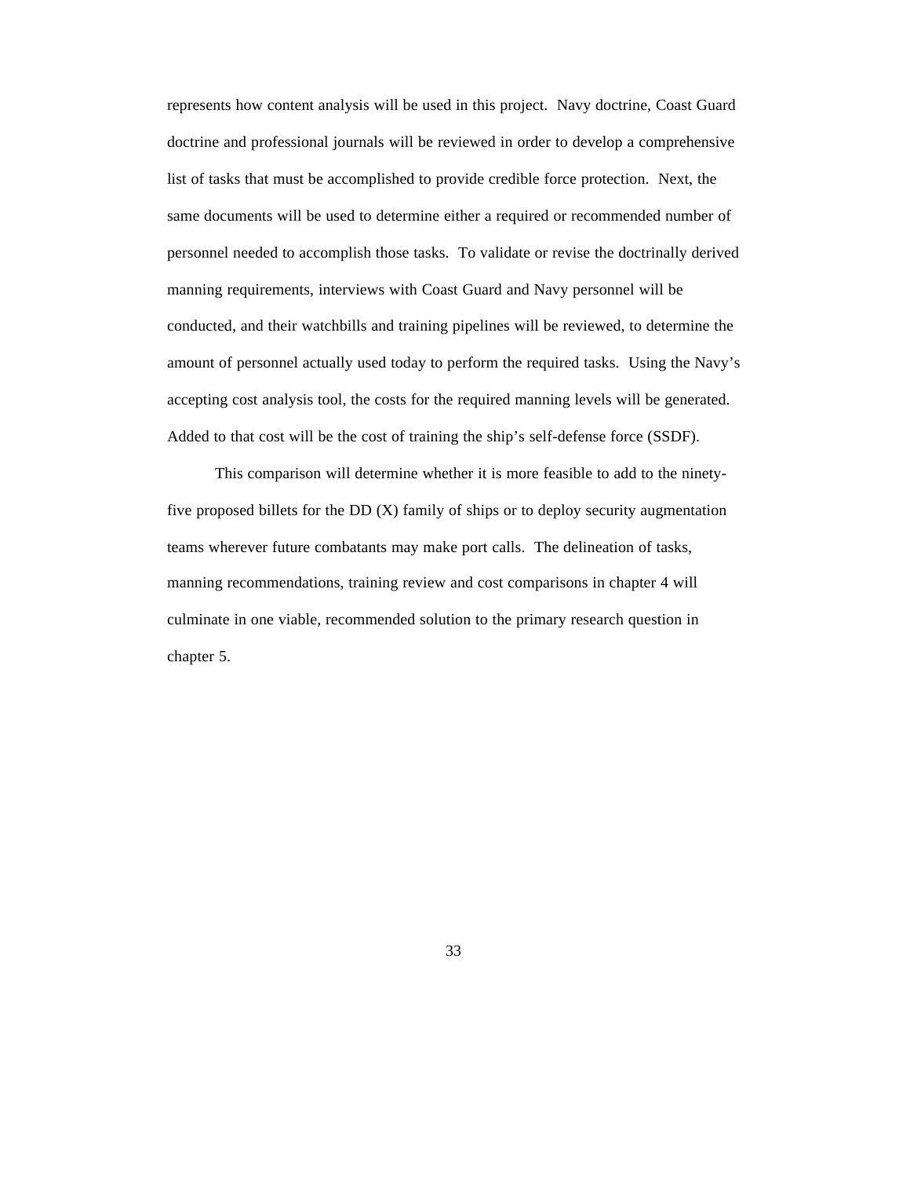represents how content analysis will be used in this project. Navy doctrine, Coast Guard doctrine and professional journals will be reviewed in order to develop a comprehensive list of tasks that must be accomplished to provide credible force protection. Next, the same documents will be used to determine either a required or recommended number of personnel needed to accomplish those tasks. To validate or revise the doctrinally derived manning requirements, interviews with Coast Guard and Navy personnel will be conducted, and their watchbills and training pipelines will be reviewed, to determine the amount of personnel actually used today to perform the required tasks. Using the Navy's accepting cost analysis tool, the costs for the required manning levels will be generated. Added to that cost will be the cost of training the ship's self-defense force (SSDF).

This comparison will determine whether it is more feasible to add to the ninety-five proposed billets for the DD (X) family of ships or to deploy security augmentation teams wherever future combatants may make port calls. The delineation of tasks, manning recommendations, training review and cost comparisons in chapter 4 will culminate in one viable, recommended solution to the primary research question in chapter 5.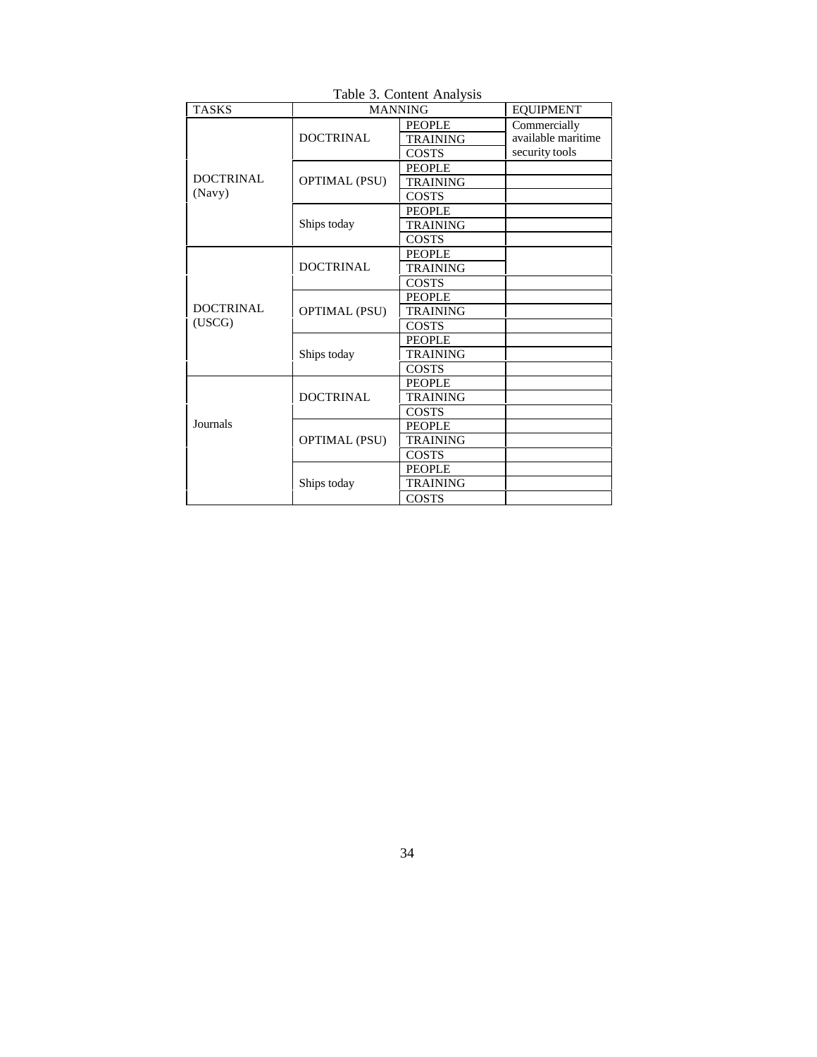Table 3. Content Analysis

| TASKS | MANNING | | EQUIPMENT |
|---|---|---|---|
| DOCTRINAL (Navy) | DOCTRINAL | PEOPLE | Commercially available maritime security tools |
| | | TRAINING | |
| | | COSTS | |
| | OPTIMAL (PSU) | PEOPLE | |
| | | TRAINING | |
| | | COSTS | |
| | Ships today | PEOPLE | |
| | | TRAINING | |
| | | COSTS | |
| DOCTRINAL (USCG) | DOCTRINAL | PEOPLE | |
| | | TRAINING | |
| | | COSTS | |
| | OPTIMAL (PSU) | PEOPLE | |
| | | TRAINING | |
| | | COSTS | |
| | Ships today | PEOPLE | |
| | | TRAINING | |
| | | COSTS | |
| Journals | DOCTRINAL | PEOPLE | |
| | | TRAINING | |
| | | COSTS | |
| | OPTIMAL (PSU) | PEOPLE | |
| | | TRAINING | |
| | | COSTS | |
| | Ships today | PEOPLE | |
| | | TRAINING | |
| | | COSTS | |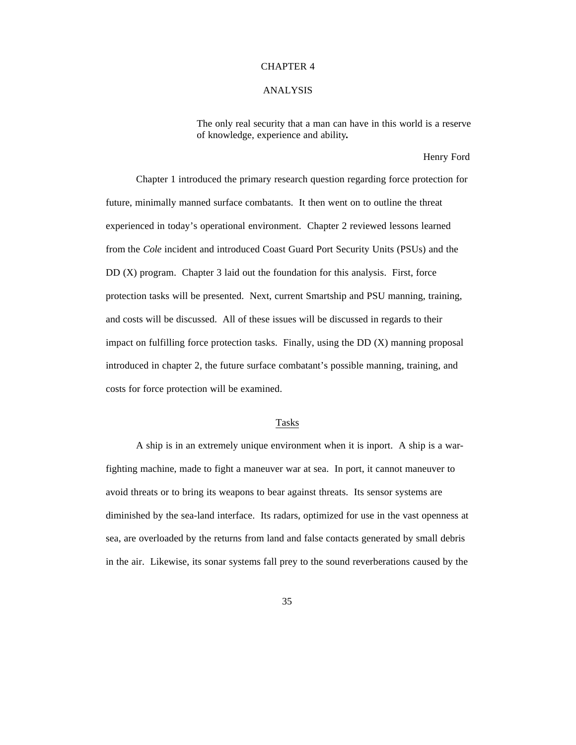# CHAPTER 4

# ANALYSIS

> The only real security that a man can have in this world is a reserve of knowledge, experience and ability**.**
>
> Henry Ford

Chapter 1 introduced the primary research question regarding force protection for future, minimally manned surface combatants. It then went on to outline the threat experienced in today's operational environment. Chapter 2 reviewed lessons learned from the *Cole* incident and introduced Coast Guard Port Security Units (PSUs) and the DD (X) program. Chapter 3 laid out the foundation for this analysis. First, force protection tasks will be presented. Next, current Smartship and PSU manning, training, and costs will be discussed. All of these issues will be discussed in regards to their impact on fulfilling force protection tasks. Finally, using the DD (X) manning proposal introduced in chapter 2, the future surface combatant's possible manning, training, and costs for force protection will be examined.

## Tasks

A ship is in an extremely unique environment when it is inport. A ship is a war-fighting machine, made to fight a maneuver war at sea. In port, it cannot maneuver to avoid threats or to bring its weapons to bear against threats. Its sensor systems are diminished by the sea-land interface. Its radars, optimized for use in the vast openness at sea, are overloaded by the returns from land and false contacts generated by small debris in the air. Likewise, its sonar systems fall prey to the sound reverberations caused by the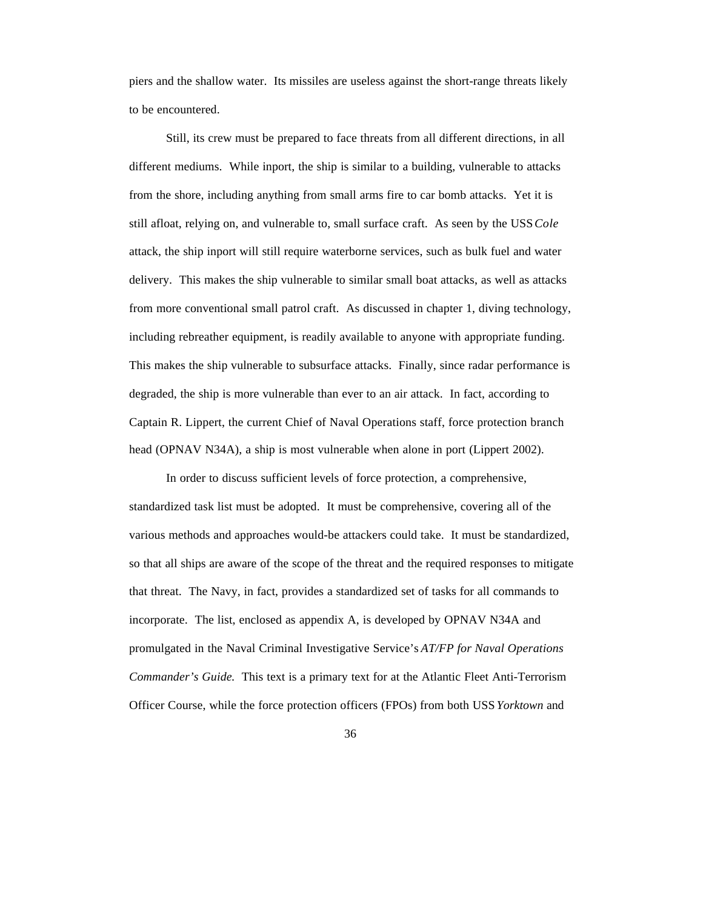piers and the shallow water. Its missiles are useless against the short-range threats likely to be encountered.

Still, its crew must be prepared to face threats from all different directions, in all different mediums. While inport, the ship is similar to a building, vulnerable to attacks from the shore, including anything from small arms fire to car bomb attacks. Yet it is still afloat, relying on, and vulnerable to, small surface craft. As seen by the USS *Cole* attack, the ship inport will still require waterborne services, such as bulk fuel and water delivery. This makes the ship vulnerable to similar small boat attacks, as well as attacks from more conventional small patrol craft. As discussed in chapter 1, diving technology, including rebreather equipment, is readily available to anyone with appropriate funding. This makes the ship vulnerable to subsurface attacks. Finally, since radar performance is degraded, the ship is more vulnerable than ever to an air attack. In fact, according to Captain R. Lippert, the current Chief of Naval Operations staff, force protection branch head (OPNAV N34A), a ship is most vulnerable when alone in port (Lippert 2002).

In order to discuss sufficient levels of force protection, a comprehensive, standardized task list must be adopted. It must be comprehensive, covering all of the various methods and approaches would-be attackers could take. It must be standardized, so that all ships are aware of the scope of the threat and the required responses to mitigate that threat. The Navy, in fact, provides a standardized set of tasks for all commands to incorporate. The list, enclosed as appendix A, is developed by OPNAV N34A and promulgated in the Naval Criminal Investigative Service's *AT/FP for Naval Operations Commander's Guide.* This text is a primary text for at the Atlantic Fleet Anti-Terrorism Officer Course, while the force protection officers (FPOs) from both USS *Yorktown* and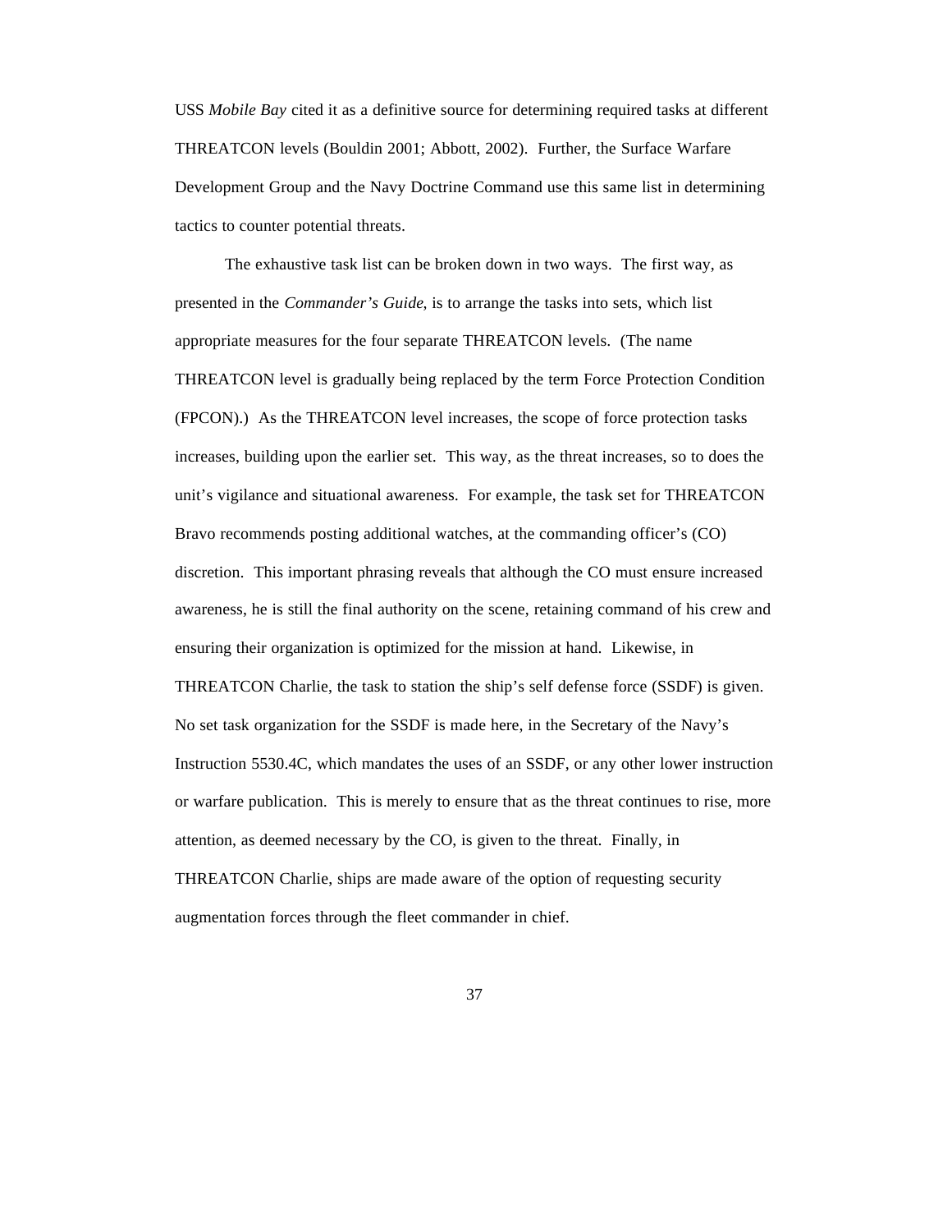USS *Mobile Bay* cited it as a definitive source for determining required tasks at different THREATCON levels (Bouldin 2001; Abbott, 2002). Further, the Surface Warfare Development Group and the Navy Doctrine Command use this same list in determining tactics to counter potential threats.

The exhaustive task list can be broken down in two ways. The first way, as presented in the *Commander's Guide*, is to arrange the tasks into sets, which list appropriate measures for the four separate THREATCON levels. (The name THREATCON level is gradually being replaced by the term Force Protection Condition (FPCON).) As the THREATCON level increases, the scope of force protection tasks increases, building upon the earlier set. This way, as the threat increases, so to does the unit's vigilance and situational awareness. For example, the task set for THREATCON Bravo recommends posting additional watches, at the commanding officer's (CO) discretion. This important phrasing reveals that although the CO must ensure increased awareness, he is still the final authority on the scene, retaining command of his crew and ensuring their organization is optimized for the mission at hand. Likewise, in THREATCON Charlie, the task to station the ship's self defense force (SSDF) is given. No set task organization for the SSDF is made here, in the Secretary of the Navy's Instruction 5530.4C, which mandates the uses of an SSDF, or any other lower instruction or warfare publication. This is merely to ensure that as the threat continues to rise, more attention, as deemed necessary by the CO, is given to the threat. Finally, in THREATCON Charlie, ships are made aware of the option of requesting security augmentation forces through the fleet commander in chief.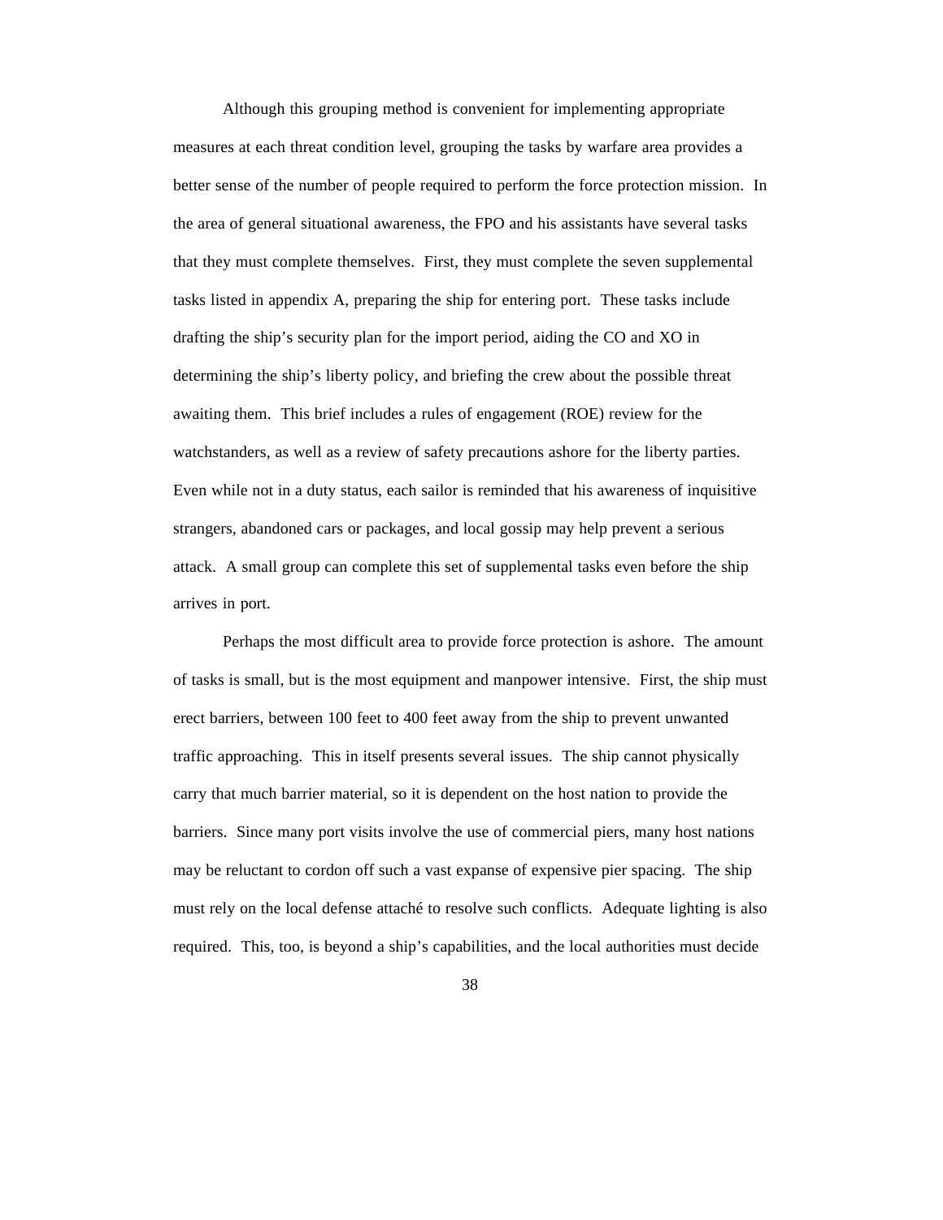Although this grouping method is convenient for implementing appropriate measures at each threat condition level, grouping the tasks by warfare area provides a better sense of the number of people required to perform the force protection mission. In the area of general situational awareness, the FPO and his assistants have several tasks that they must complete themselves. First, they must complete the seven supplemental tasks listed in appendix A, preparing the ship for entering port. These tasks include drafting the ship's security plan for the import period, aiding the CO and XO in determining the ship's liberty policy, and briefing the crew about the possible threat awaiting them. This brief includes a rules of engagement (ROE) review for the watchstanders, as well as a review of safety precautions ashore for the liberty parties. Even while not in a duty status, each sailor is reminded that his awareness of inquisitive strangers, abandoned cars or packages, and local gossip may help prevent a serious attack. A small group can complete this set of supplemental tasks even before the ship arrives in port.

Perhaps the most difficult area to provide force protection is ashore. The amount of tasks is small, but is the most equipment and manpower intensive. First, the ship must erect barriers, between 100 feet to 400 feet away from the ship to prevent unwanted traffic approaching. This in itself presents several issues. The ship cannot physically carry that much barrier material, so it is dependent on the host nation to provide the barriers. Since many port visits involve the use of commercial piers, many host nations may be reluctant to cordon off such a vast expanse of expensive pier spacing. The ship must rely on the local defense attaché to resolve such conflicts. Adequate lighting is also required. This, too, is beyond a ship's capabilities, and the local authorities must decide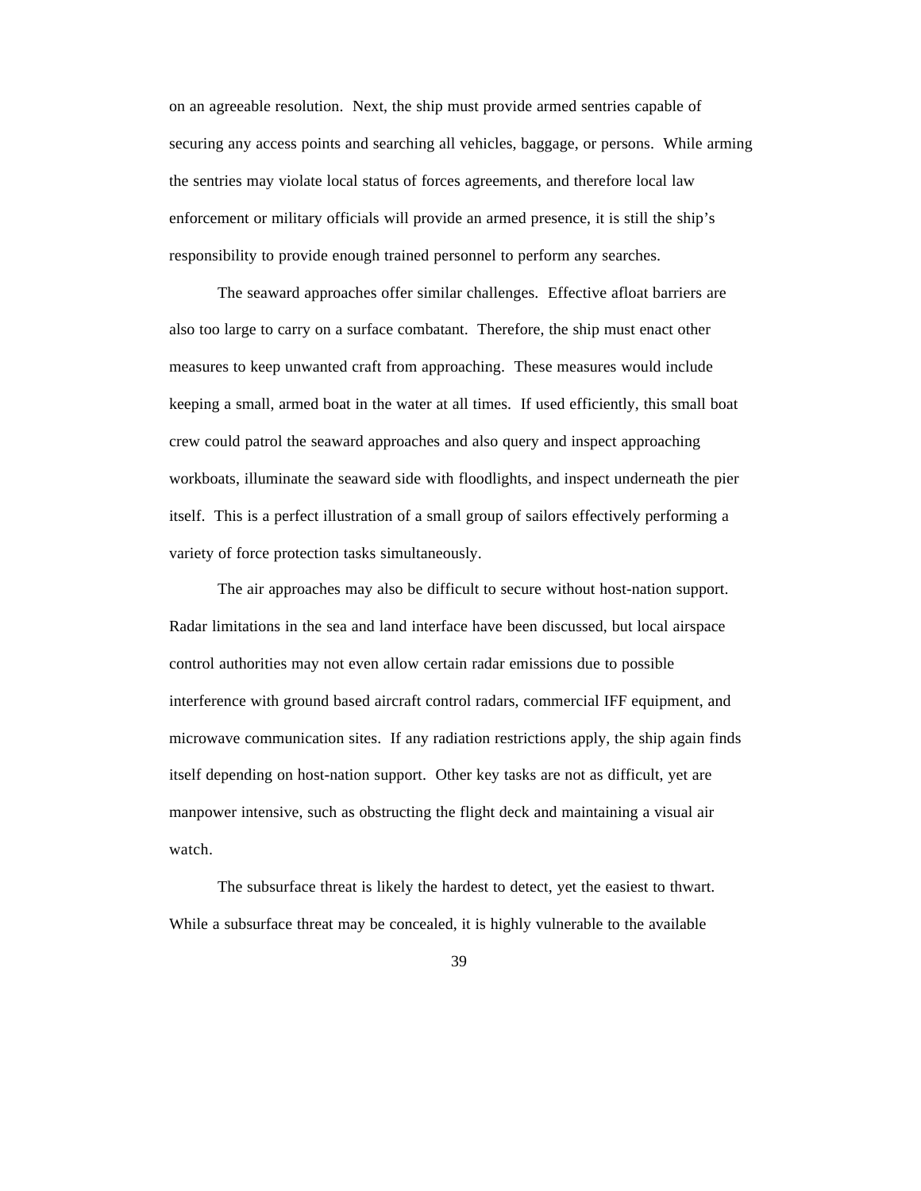on an agreeable resolution. Next, the ship must provide armed sentries capable of securing any access points and searching all vehicles, baggage, or persons. While arming the sentries may violate local status of forces agreements, and therefore local law enforcement or military officials will provide an armed presence, it is still the ship's responsibility to provide enough trained personnel to perform any searches.

The seaward approaches offer similar challenges. Effective afloat barriers are also too large to carry on a surface combatant. Therefore, the ship must enact other measures to keep unwanted craft from approaching. These measures would include keeping a small, armed boat in the water at all times. If used efficiently, this small boat crew could patrol the seaward approaches and also query and inspect approaching workboats, illuminate the seaward side with floodlights, and inspect underneath the pier itself. This is a perfect illustration of a small group of sailors effectively performing a variety of force protection tasks simultaneously.

The air approaches may also be difficult to secure without host-nation support. Radar limitations in the sea and land interface have been discussed, but local airspace control authorities may not even allow certain radar emissions due to possible interference with ground based aircraft control radars, commercial IFF equipment, and microwave communication sites. If any radiation restrictions apply, the ship again finds itself depending on host-nation support. Other key tasks are not as difficult, yet are manpower intensive, such as obstructing the flight deck and maintaining a visual air watch.

The subsurface threat is likely the hardest to detect, yet the easiest to thwart. While a subsurface threat may be concealed, it is highly vulnerable to the available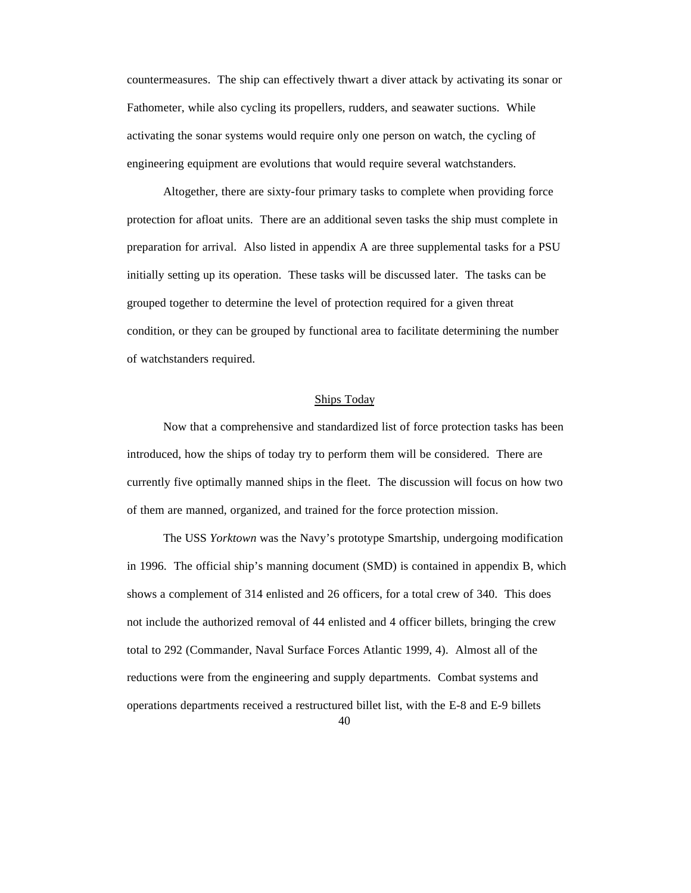countermeasures. The ship can effectively thwart a diver attack by activating its sonar or Fathometer, while also cycling its propellers, rudders, and seawater suctions. While activating the sonar systems would require only one person on watch, the cycling of engineering equipment are evolutions that would require several watchstanders.

Altogether, there are sixty-four primary tasks to complete when providing force protection for afloat units. There are an additional seven tasks the ship must complete in preparation for arrival. Also listed in appendix A are three supplemental tasks for a PSU initially setting up its operation. These tasks will be discussed later. The tasks can be grouped together to determine the level of protection required for a given threat condition, or they can be grouped by functional area to facilitate determining the number of watchstanders required.

## Ships Today

Now that a comprehensive and standardized list of force protection tasks has been introduced, how the ships of today try to perform them will be considered. There are currently five optimally manned ships in the fleet. The discussion will focus on how two of them are manned, organized, and trained for the force protection mission.

The USS *Yorktown* was the Navy's prototype Smartship, undergoing modification in 1996. The official ship's manning document (SMD) is contained in appendix B, which shows a complement of 314 enlisted and 26 officers, for a total crew of 340. This does not include the authorized removal of 44 enlisted and 4 officer billets, bringing the crew total to 292 (Commander, Naval Surface Forces Atlantic 1999, 4). Almost all of the reductions were from the engineering and supply departments. Combat systems and operations departments received a restructured billet list, with the E-8 and E-9 billets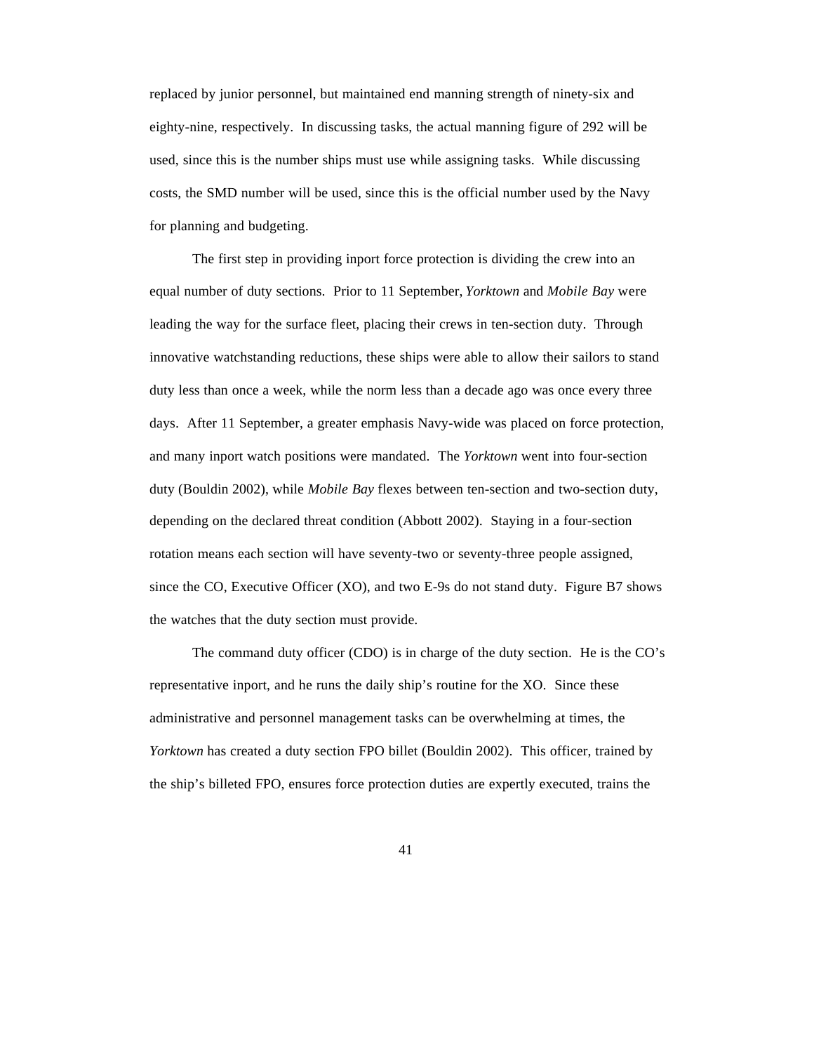replaced by junior personnel, but maintained end manning strength of ninety-six and eighty-nine, respectively. In discussing tasks, the actual manning figure of 292 will be used, since this is the number ships must use while assigning tasks. While discussing costs, the SMD number will be used, since this is the official number used by the Navy for planning and budgeting.

The first step in providing inport force protection is dividing the crew into an equal number of duty sections. Prior to 11 September, *Yorktown* and *Mobile Bay* were leading the way for the surface fleet, placing their crews in ten-section duty. Through innovative watchstanding reductions, these ships were able to allow their sailors to stand duty less than once a week, while the norm less than a decade ago was once every three days. After 11 September, a greater emphasis Navy-wide was placed on force protection, and many inport watch positions were mandated. The *Yorktown* went into four-section duty (Bouldin 2002), while *Mobile Bay* flexes between ten-section and two-section duty, depending on the declared threat condition (Abbott 2002). Staying in a four-section rotation means each section will have seventy-two or seventy-three people assigned, since the CO, Executive Officer (XO), and two E-9s do not stand duty. Figure B7 shows the watches that the duty section must provide.

The command duty officer (CDO) is in charge of the duty section. He is the CO's representative inport, and he runs the daily ship's routine for the XO. Since these administrative and personnel management tasks can be overwhelming at times, the *Yorktown* has created a duty section FPO billet (Bouldin 2002). This officer, trained by the ship's billeted FPO, ensures force protection duties are expertly executed, trains the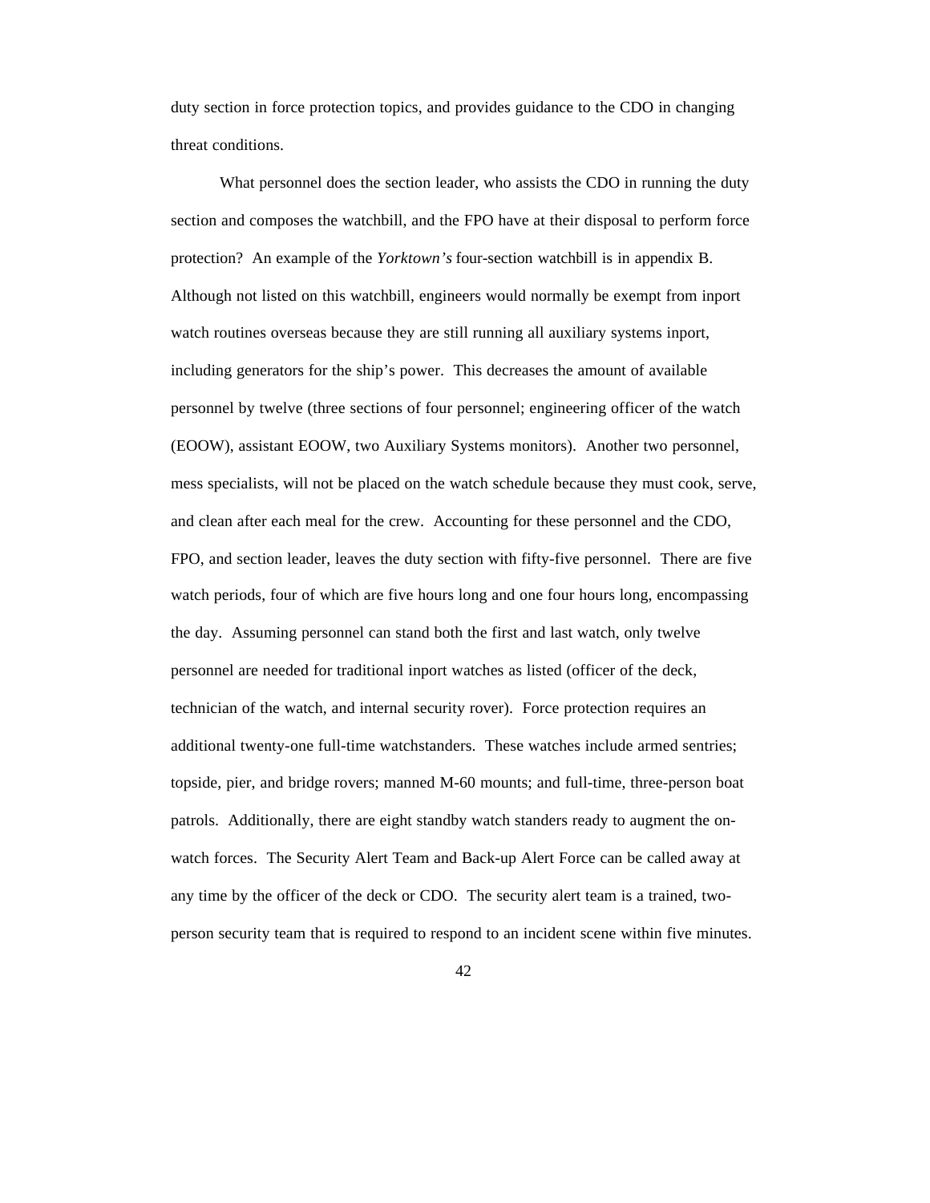duty section in force protection topics, and provides guidance to the CDO in changing threat conditions.

What personnel does the section leader, who assists the CDO in running the duty section and composes the watchbill, and the FPO have at their disposal to perform force protection? An example of the *Yorktown's* four-section watchbill is in appendix B. Although not listed on this watchbill, engineers would normally be exempt from inport watch routines overseas because they are still running all auxiliary systems inport, including generators for the ship's power. This decreases the amount of available personnel by twelve (three sections of four personnel; engineering officer of the watch (EOOW), assistant EOOW, two Auxiliary Systems monitors). Another two personnel, mess specialists, will not be placed on the watch schedule because they must cook, serve, and clean after each meal for the crew. Accounting for these personnel and the CDO, FPO, and section leader, leaves the duty section with fifty-five personnel. There are five watch periods, four of which are five hours long and one four hours long, encompassing the day. Assuming personnel can stand both the first and last watch, only twelve personnel are needed for traditional inport watches as listed (officer of the deck, technician of the watch, and internal security rover). Force protection requires an additional twenty-one full-time watchstanders. These watches include armed sentries; topside, pier, and bridge rovers; manned M-60 mounts; and full-time, three-person boat patrols. Additionally, there are eight standby watch standers ready to augment the on-watch forces. The Security Alert Team and Back-up Alert Force can be called away at any time by the officer of the deck or CDO. The security alert team is a trained, two-person security team that is required to respond to an incident scene within five minutes.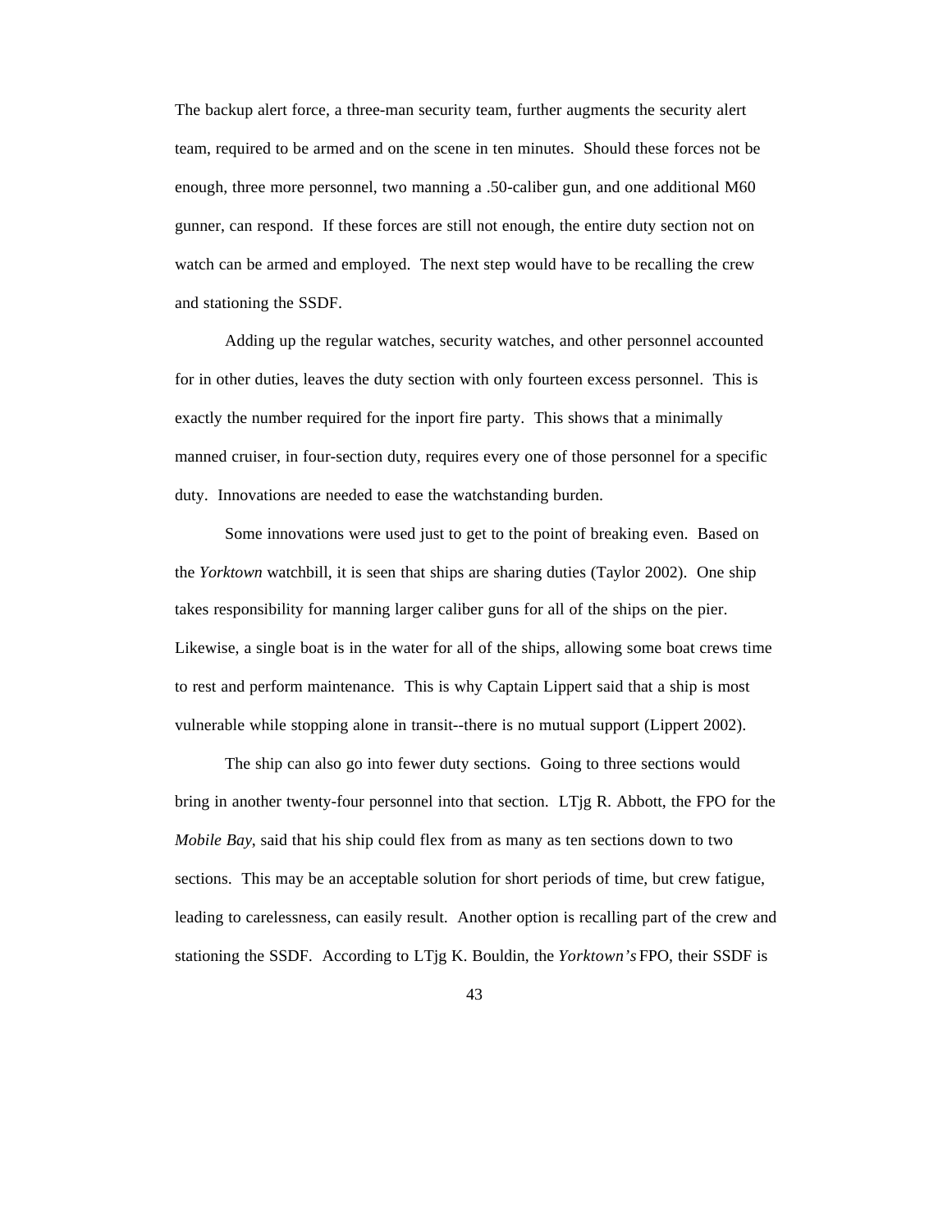The backup alert force, a three-man security team, further augments the security alert team, required to be armed and on the scene in ten minutes. Should these forces not be enough, three more personnel, two manning a .50-caliber gun, and one additional M60 gunner, can respond. If these forces are still not enough, the entire duty section not on watch can be armed and employed. The next step would have to be recalling the crew and stationing the SSDF.

Adding up the regular watches, security watches, and other personnel accounted for in other duties, leaves the duty section with only fourteen excess personnel. This is exactly the number required for the inport fire party. This shows that a minimally manned cruiser, in four-section duty, requires every one of those personnel for a specific duty. Innovations are needed to ease the watchstanding burden.

Some innovations were used just to get to the point of breaking even. Based on the *Yorktown* watchbill, it is seen that ships are sharing duties (Taylor 2002). One ship takes responsibility for manning larger caliber guns for all of the ships on the pier. Likewise, a single boat is in the water for all of the ships, allowing some boat crews time to rest and perform maintenance. This is why Captain Lippert said that a ship is most vulnerable while stopping alone in transit--there is no mutual support (Lippert 2002).

The ship can also go into fewer duty sections. Going to three sections would bring in another twenty-four personnel into that section. LTjg R. Abbott, the FPO for the *Mobile Bay*, said that his ship could flex from as many as ten sections down to two sections. This may be an acceptable solution for short periods of time, but crew fatigue, leading to carelessness, can easily result. Another option is recalling part of the crew and stationing the SSDF. According to LTjg K. Bouldin, the *Yorktown's* FPO, their SSDF is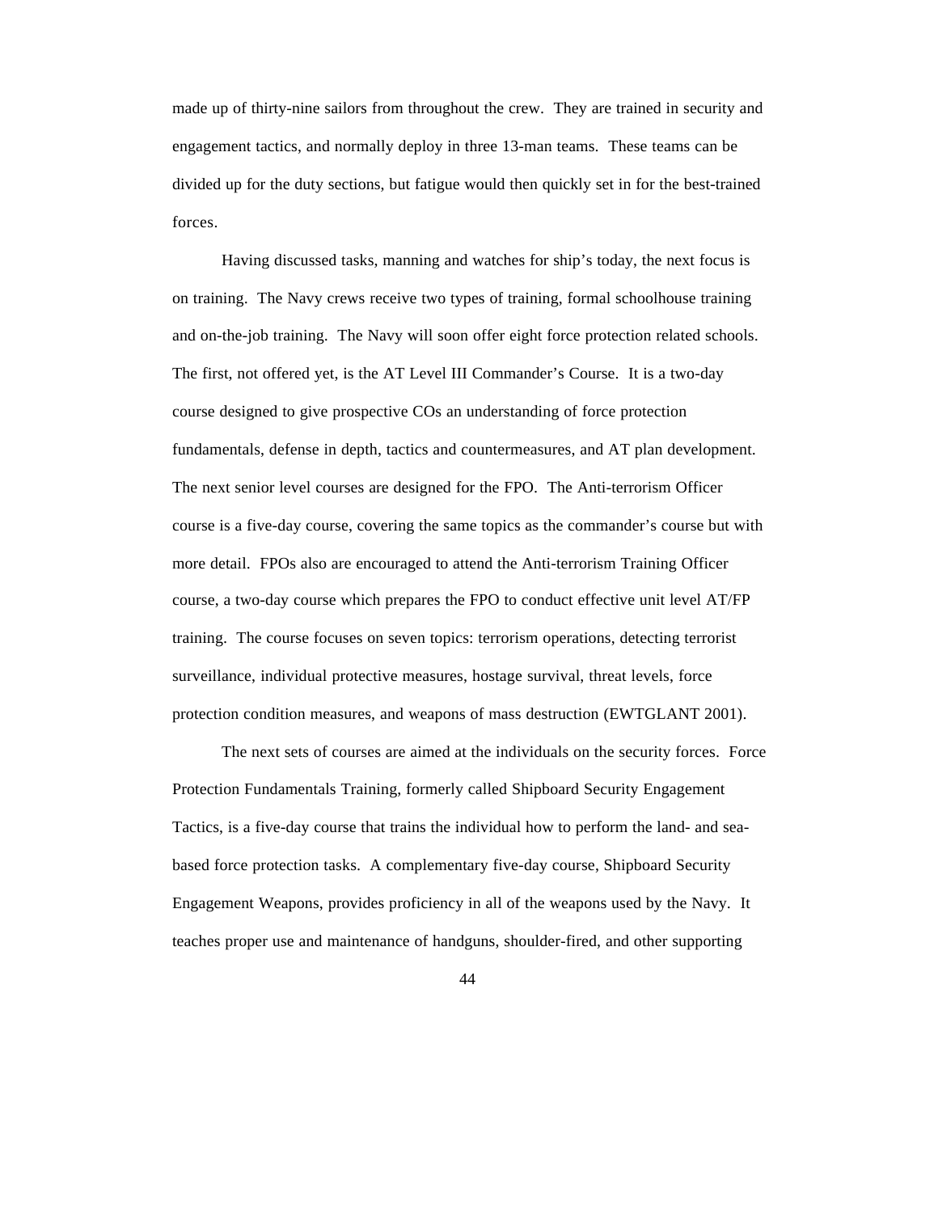made up of thirty-nine sailors from throughout the crew. They are trained in security and engagement tactics, and normally deploy in three 13-man teams. These teams can be divided up for the duty sections, but fatigue would then quickly set in for the best-trained forces.

Having discussed tasks, manning and watches for ship's today, the next focus is on training. The Navy crews receive two types of training, formal schoolhouse training and on-the-job training. The Navy will soon offer eight force protection related schools. The first, not offered yet, is the AT Level III Commander's Course. It is a two-day course designed to give prospective COs an understanding of force protection fundamentals, defense in depth, tactics and countermeasures, and AT plan development. The next senior level courses are designed for the FPO. The Anti-terrorism Officer course is a five-day course, covering the same topics as the commander's course but with more detail. FPOs also are encouraged to attend the Anti-terrorism Training Officer course, a two-day course which prepares the FPO to conduct effective unit level AT/FP training. The course focuses on seven topics: terrorism operations, detecting terrorist surveillance, individual protective measures, hostage survival, threat levels, force protection condition measures, and weapons of mass destruction (EWTGLANT 2001).

The next sets of courses are aimed at the individuals on the security forces. Force Protection Fundamentals Training, formerly called Shipboard Security Engagement Tactics, is a five-day course that trains the individual how to perform the land- and sea-based force protection tasks. A complementary five-day course, Shipboard Security Engagement Weapons, provides proficiency in all of the weapons used by the Navy. It teaches proper use and maintenance of handguns, shoulder-fired, and other supporting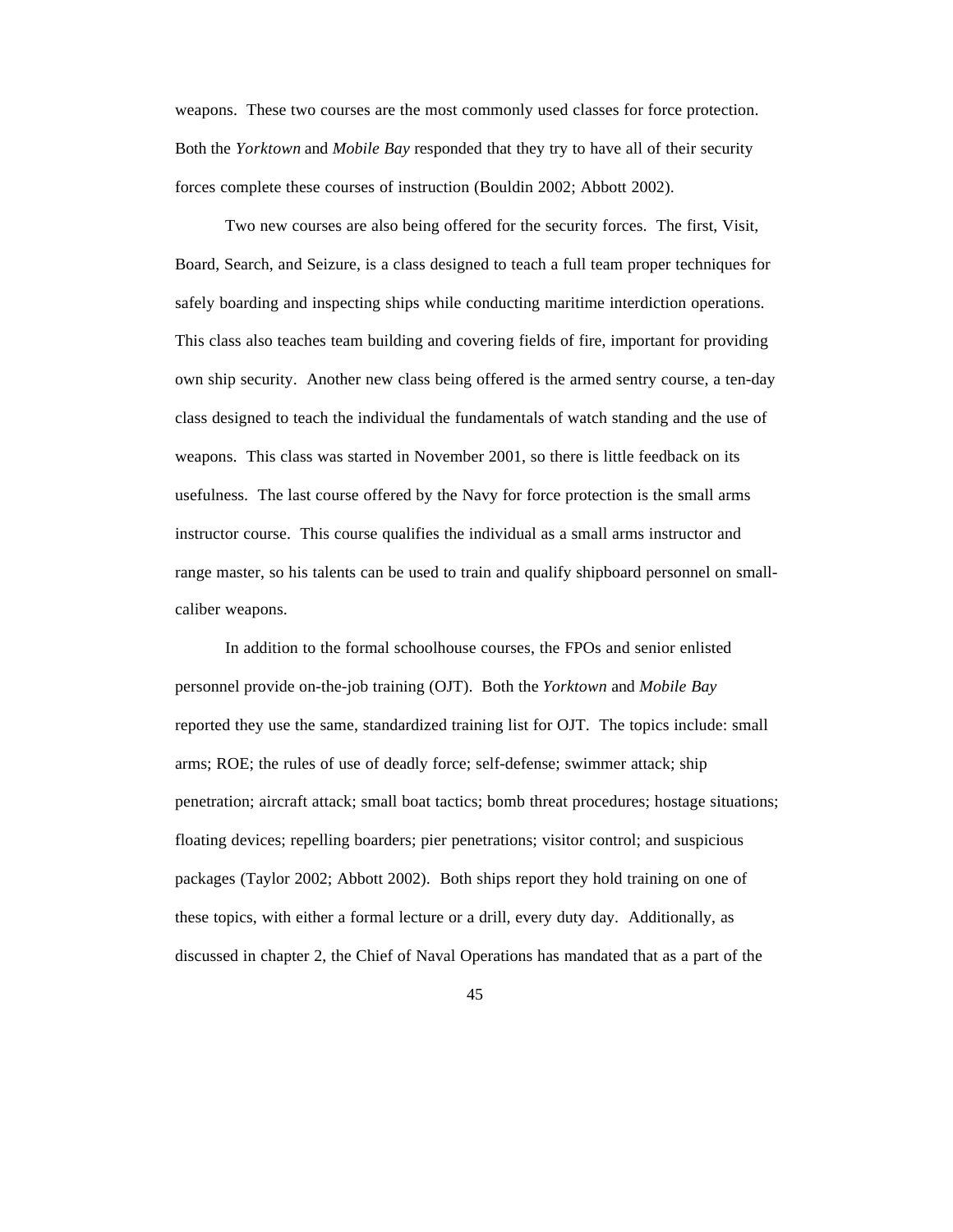weapons. These two courses are the most commonly used classes for force protection. Both the *Yorktown* and *Mobile Bay* responded that they try to have all of their security forces complete these courses of instruction (Bouldin 2002; Abbott 2002).

Two new courses are also being offered for the security forces. The first, Visit, Board, Search, and Seizure, is a class designed to teach a full team proper techniques for safely boarding and inspecting ships while conducting maritime interdiction operations. This class also teaches team building and covering fields of fire, important for providing own ship security. Another new class being offered is the armed sentry course, a ten-day class designed to teach the individual the fundamentals of watch standing and the use of weapons. This class was started in November 2001, so there is little feedback on its usefulness. The last course offered by the Navy for force protection is the small arms instructor course. This course qualifies the individual as a small arms instructor and range master, so his talents can be used to train and qualify shipboard personnel on small-caliber weapons.

In addition to the formal schoolhouse courses, the FPOs and senior enlisted personnel provide on-the-job training (OJT). Both the *Yorktown* and *Mobile Bay* reported they use the same, standardized training list for OJT. The topics include: small arms; ROE; the rules of use of deadly force; self-defense; swimmer attack; ship penetration; aircraft attack; small boat tactics; bomb threat procedures; hostage situations; floating devices; repelling boarders; pier penetrations; visitor control; and suspicious packages (Taylor 2002; Abbott 2002). Both ships report they hold training on one of these topics, with either a formal lecture or a drill, every duty day. Additionally, as discussed in chapter 2, the Chief of Naval Operations has mandated that as a part of the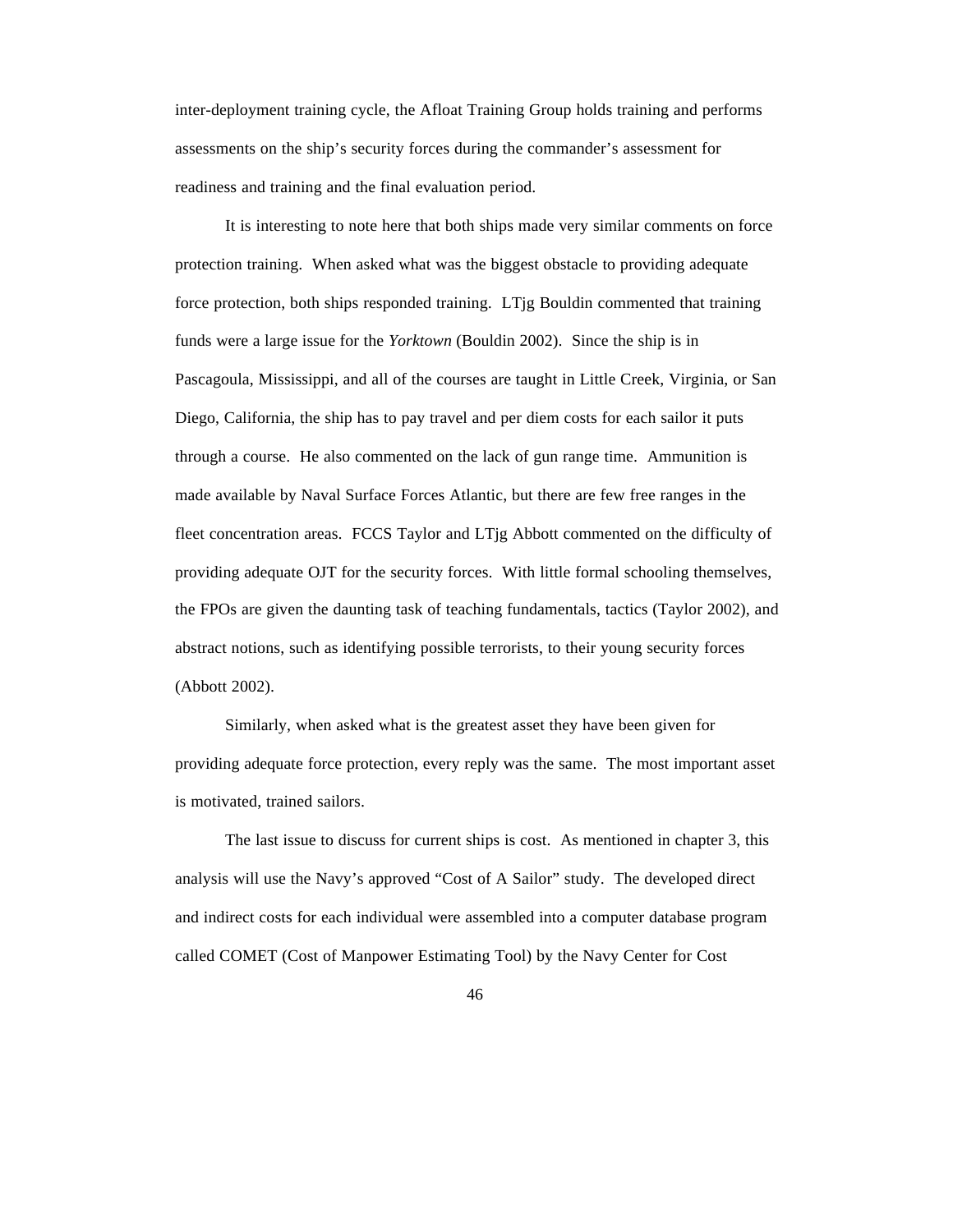inter-deployment training cycle, the Afloat Training Group holds training and performs assessments on the ship's security forces during the commander's assessment for readiness and training and the final evaluation period.

It is interesting to note here that both ships made very similar comments on force protection training. When asked what was the biggest obstacle to providing adequate force protection, both ships responded training. LTjg Bouldin commented that training funds were a large issue for the *Yorktown* (Bouldin 2002). Since the ship is in Pascagoula, Mississippi, and all of the courses are taught in Little Creek, Virginia, or San Diego, California, the ship has to pay travel and per diem costs for each sailor it puts through a course. He also commented on the lack of gun range time. Ammunition is made available by Naval Surface Forces Atlantic, but there are few free ranges in the fleet concentration areas. FCCS Taylor and LTjg Abbott commented on the difficulty of providing adequate OJT for the security forces. With little formal schooling themselves, the FPOs are given the daunting task of teaching fundamentals, tactics (Taylor 2002), and abstract notions, such as identifying possible terrorists, to their young security forces (Abbott 2002).

Similarly, when asked what is the greatest asset they have been given for providing adequate force protection, every reply was the same. The most important asset is motivated, trained sailors.

The last issue to discuss for current ships is cost. As mentioned in chapter 3, this analysis will use the Navy's approved "Cost of A Sailor" study. The developed direct and indirect costs for each individual were assembled into a computer database program called COMET (Cost of Manpower Estimating Tool) by the Navy Center for Cost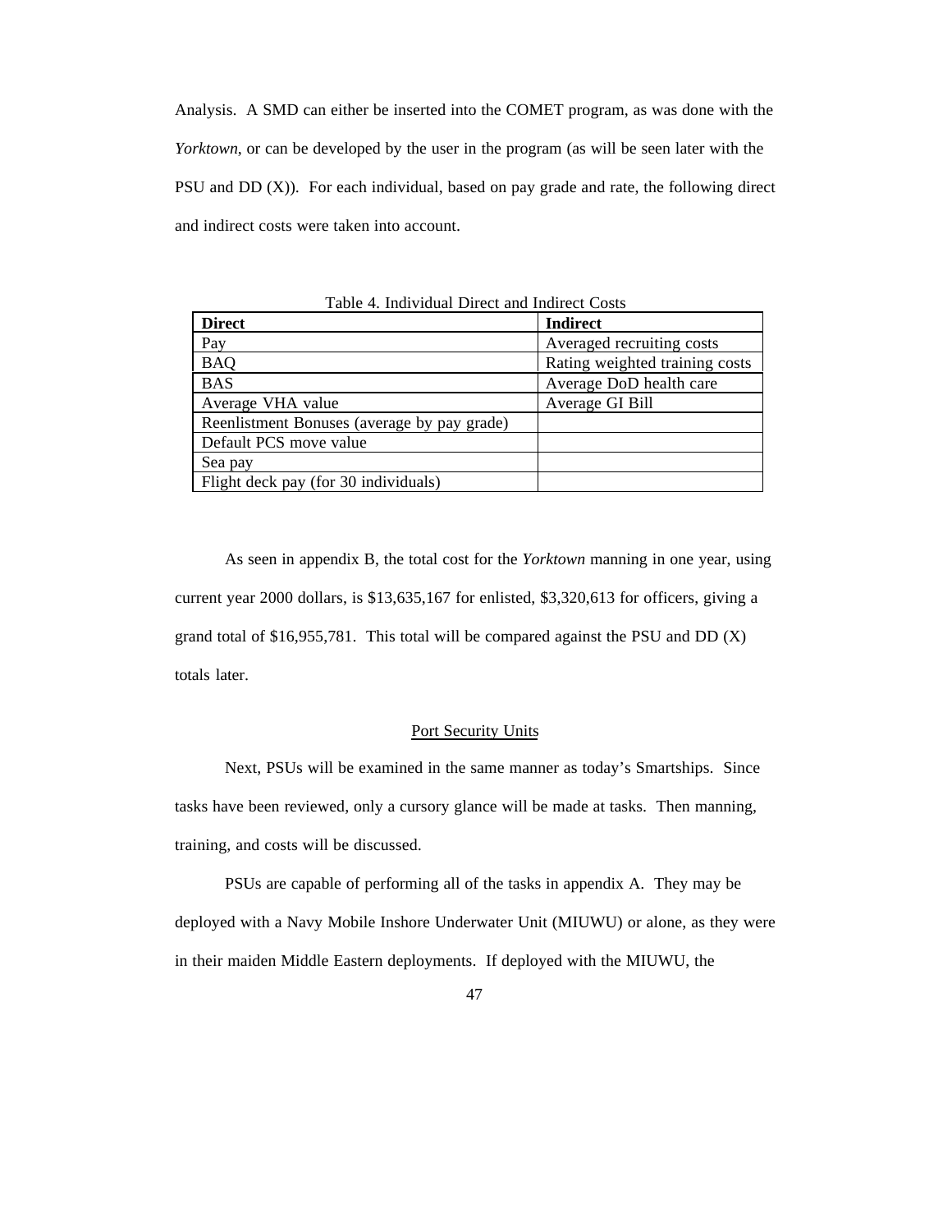Analysis. A SMD can either be inserted into the COMET program, as was done with the *Yorktown*, or can be developed by the user in the program (as will be seen later with the PSU and DD (X)). For each individual, based on pay grade and rate, the following direct and indirect costs were taken into account.

Table 4. Individual Direct and Indirect Costs

| **Direct** | **Indirect** |
|---|---|
| Pay | Averaged recruiting costs |
| BAQ | Rating weighted training costs |
| BAS | Average DoD health care |
| Average VHA value | Average GI Bill |
| Reenlistment Bonuses (average by pay grade) | |
| Default PCS move value | |
| Sea pay | |
| Flight deck pay (for 30 individuals) | |

As seen in appendix B, the total cost for the *Yorktown* manning in one year, using current year 2000 dollars, is $13,635,167 for enlisted, $3,320,613 for officers, giving a grand total of $16,955,781. This total will be compared against the PSU and DD (X) totals later.

## Port Security Units

Next, PSUs will be examined in the same manner as today's Smartships. Since tasks have been reviewed, only a cursory glance will be made at tasks. Then manning, training, and costs will be discussed.

PSUs are capable of performing all of the tasks in appendix A. They may be deployed with a Navy Mobile Inshore Underwater Unit (MIUWU) or alone, as they were in their maiden Middle Eastern deployments. If deployed with the MIUWU, the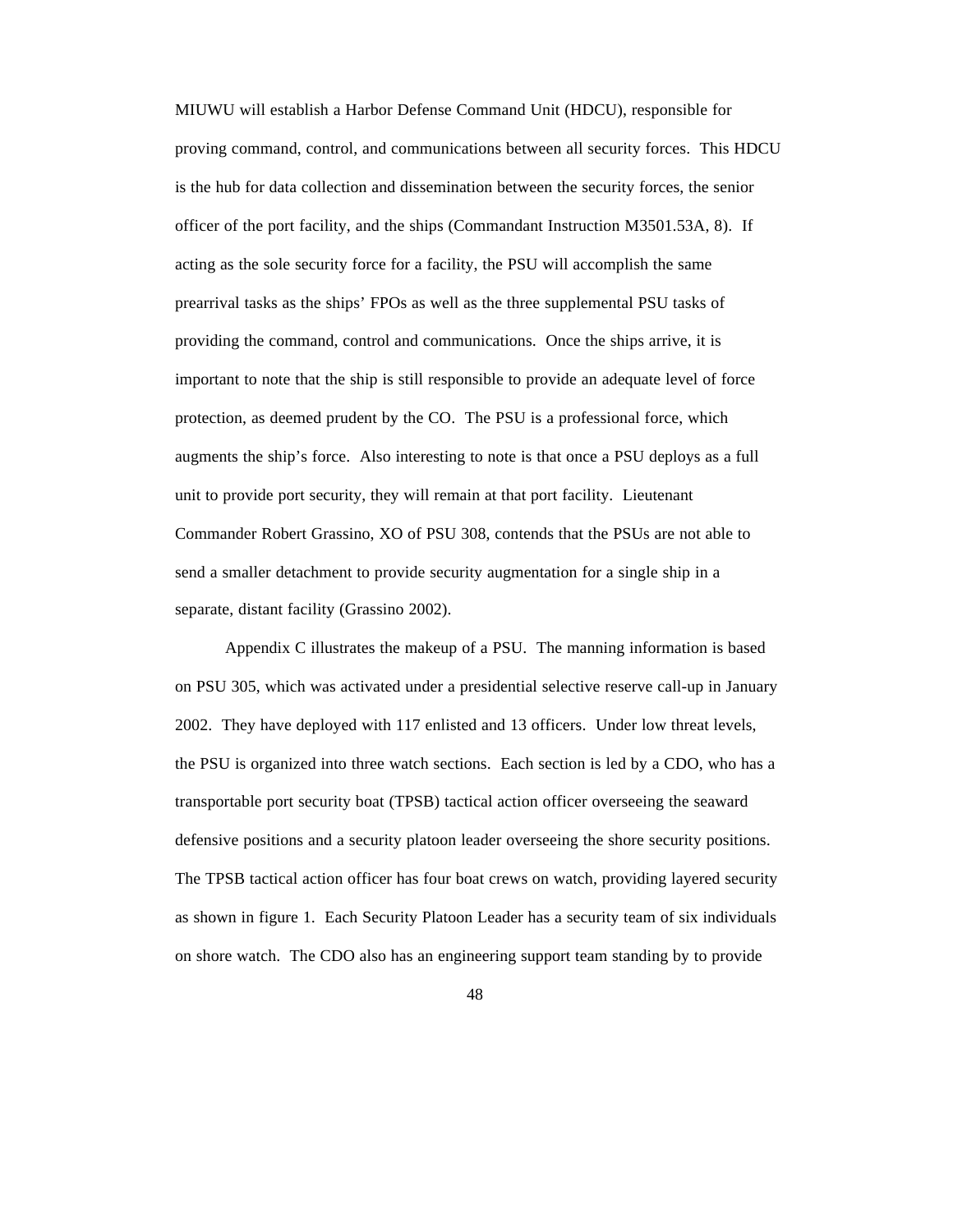MIUWU will establish a Harbor Defense Command Unit (HDCU), responsible for proving command, control, and communications between all security forces. This HDCU is the hub for data collection and dissemination between the security forces, the senior officer of the port facility, and the ships (Commandant Instruction M3501.53A, 8). If acting as the sole security force for a facility, the PSU will accomplish the same prearrival tasks as the ships' FPOs as well as the three supplemental PSU tasks of providing the command, control and communications. Once the ships arrive, it is important to note that the ship is still responsible to provide an adequate level of force protection, as deemed prudent by the CO. The PSU is a professional force, which augments the ship's force. Also interesting to note is that once a PSU deploys as a full unit to provide port security, they will remain at that port facility. Lieutenant Commander Robert Grassino, XO of PSU 308, contends that the PSUs are not able to send a smaller detachment to provide security augmentation for a single ship in a separate, distant facility (Grassino 2002).

Appendix C illustrates the makeup of a PSU. The manning information is based on PSU 305, which was activated under a presidential selective reserve call-up in January 2002. They have deployed with 117 enlisted and 13 officers. Under low threat levels, the PSU is organized into three watch sections. Each section is led by a CDO, who has a transportable port security boat (TPSB) tactical action officer overseeing the seaward defensive positions and a security platoon leader overseeing the shore security positions. The TPSB tactical action officer has four boat crews on watch, providing layered security as shown in figure 1. Each Security Platoon Leader has a security team of six individuals on shore watch. The CDO also has an engineering support team standing by to provide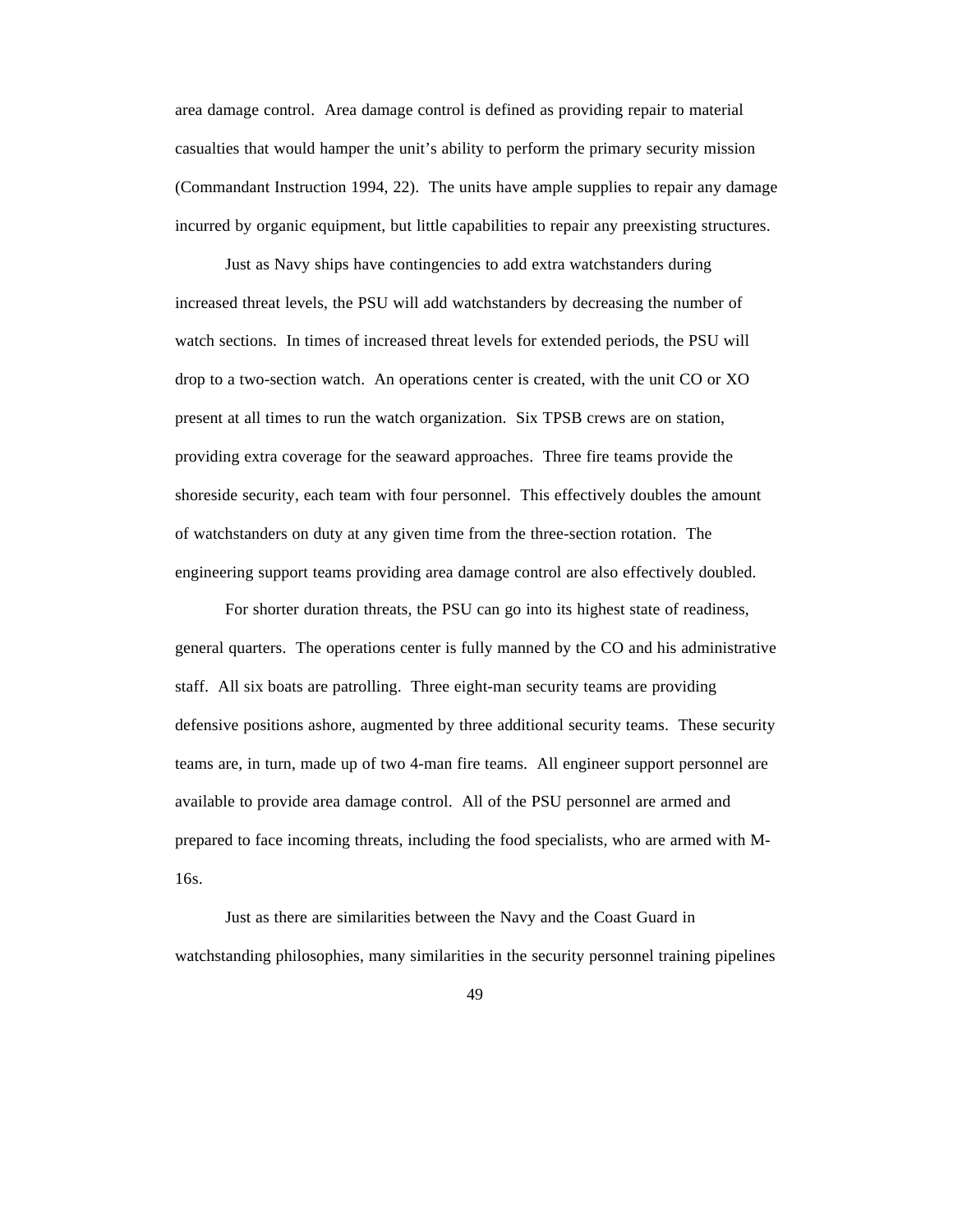area damage control. Area damage control is defined as providing repair to material casualties that would hamper the unit's ability to perform the primary security mission (Commandant Instruction 1994, 22). The units have ample supplies to repair any damage incurred by organic equipment, but little capabilities to repair any preexisting structures.

Just as Navy ships have contingencies to add extra watchstanders during increased threat levels, the PSU will add watchstanders by decreasing the number of watch sections. In times of increased threat levels for extended periods, the PSU will drop to a two-section watch. An operations center is created, with the unit CO or XO present at all times to run the watch organization. Six TPSB crews are on station, providing extra coverage for the seaward approaches. Three fire teams provide the shoreside security, each team with four personnel. This effectively doubles the amount of watchstanders on duty at any given time from the three-section rotation. The engineering support teams providing area damage control are also effectively doubled.

For shorter duration threats, the PSU can go into its highest state of readiness, general quarters. The operations center is fully manned by the CO and his administrative staff. All six boats are patrolling. Three eight-man security teams are providing defensive positions ashore, augmented by three additional security teams. These security teams are, in turn, made up of two 4-man fire teams. All engineer support personnel are available to provide area damage control. All of the PSU personnel are armed and prepared to face incoming threats, including the food specialists, who are armed with M-16s.

Just as there are similarities between the Navy and the Coast Guard in watchstanding philosophies, many similarities in the security personnel training pipelines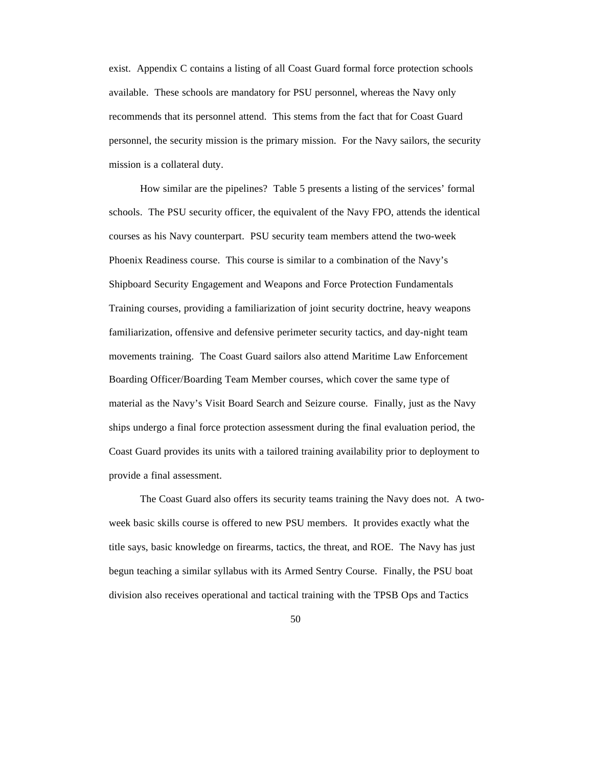exist. Appendix C contains a listing of all Coast Guard formal force protection schools available. These schools are mandatory for PSU personnel, whereas the Navy only recommends that its personnel attend. This stems from the fact that for Coast Guard personnel, the security mission is the primary mission. For the Navy sailors, the security mission is a collateral duty.

How similar are the pipelines? Table 5 presents a listing of the services' formal schools. The PSU security officer, the equivalent of the Navy FPO, attends the identical courses as his Navy counterpart. PSU security team members attend the two-week Phoenix Readiness course. This course is similar to a combination of the Navy's Shipboard Security Engagement and Weapons and Force Protection Fundamentals Training courses, providing a familiarization of joint security doctrine, heavy weapons familiarization, offensive and defensive perimeter security tactics, and day-night team movements training. The Coast Guard sailors also attend Maritime Law Enforcement Boarding Officer/Boarding Team Member courses, which cover the same type of material as the Navy's Visit Board Search and Seizure course. Finally, just as the Navy ships undergo a final force protection assessment during the final evaluation period, the Coast Guard provides its units with a tailored training availability prior to deployment to provide a final assessment.

The Coast Guard also offers its security teams training the Navy does not. A two-week basic skills course is offered to new PSU members. It provides exactly what the title says, basic knowledge on firearms, tactics, the threat, and ROE. The Navy has just begun teaching a similar syllabus with its Armed Sentry Course. Finally, the PSU boat division also receives operational and tactical training with the TPSB Ops and Tactics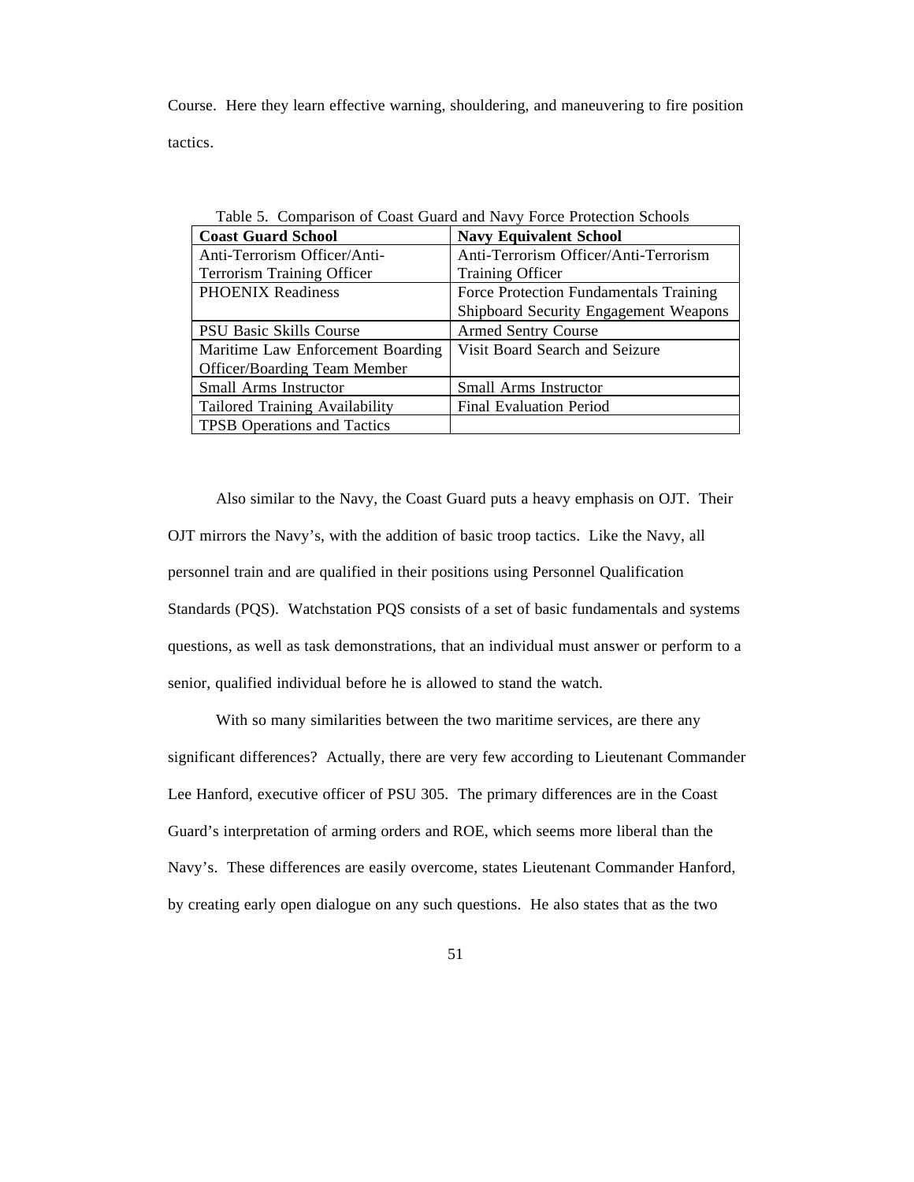Course. Here they learn effective warning, shouldering, and maneuvering to fire position tactics.

Table 5. Comparison of Coast Guard and Navy Force Protection Schools

| Coast Guard School | Navy Equivalent School |
|---|---|
| Anti-Terrorism Officer/Anti-Terrorism Training Officer | Anti-Terrorism Officer/Anti-Terrorism Training Officer |
| PHOENIX Readiness | Force Protection Fundamentals Training Shipboard Security Engagement Weapons |
| PSU Basic Skills Course | Armed Sentry Course |
| Maritime Law Enforcement Boarding Officer/Boarding Team Member | Visit Board Search and Seizure |
| Small Arms Instructor | Small Arms Instructor |
| Tailored Training Availability | Final Evaluation Period |
| TPSB Operations and Tactics | |

Also similar to the Navy, the Coast Guard puts a heavy emphasis on OJT. Their OJT mirrors the Navy's, with the addition of basic troop tactics. Like the Navy, all personnel train and are qualified in their positions using Personnel Qualification Standards (PQS). Watchstation PQS consists of a set of basic fundamentals and systems questions, as well as task demonstrations, that an individual must answer or perform to a senior, qualified individual before he is allowed to stand the watch.

With so many similarities between the two maritime services, are there any significant differences? Actually, there are very few according to Lieutenant Commander Lee Hanford, executive officer of PSU 305. The primary differences are in the Coast Guard's interpretation of arming orders and ROE, which seems more liberal than the Navy's. These differences are easily overcome, states Lieutenant Commander Hanford, by creating early open dialogue on any such questions. He also states that as the two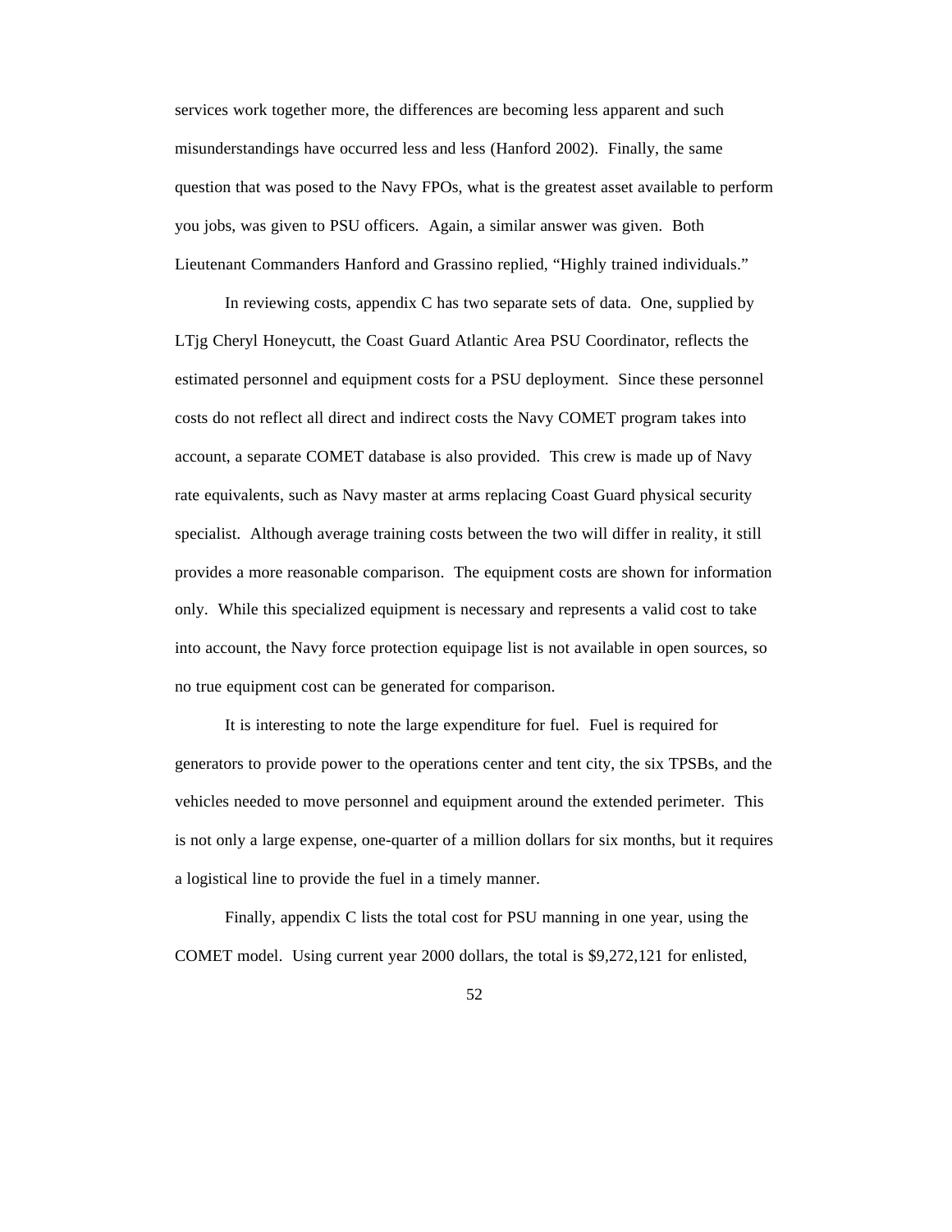services work together more, the differences are becoming less apparent and such misunderstandings have occurred less and less (Hanford 2002). Finally, the same question that was posed to the Navy FPOs, what is the greatest asset available to perform you jobs, was given to PSU officers. Again, a similar answer was given. Both Lieutenant Commanders Hanford and Grassino replied, "Highly trained individuals."

In reviewing costs, appendix C has two separate sets of data. One, supplied by LTjg Cheryl Honeycutt, the Coast Guard Atlantic Area PSU Coordinator, reflects the estimated personnel and equipment costs for a PSU deployment. Since these personnel costs do not reflect all direct and indirect costs the Navy COMET program takes into account, a separate COMET database is also provided. This crew is made up of Navy rate equivalents, such as Navy master at arms replacing Coast Guard physical security specialist. Although average training costs between the two will differ in reality, it still provides a more reasonable comparison. The equipment costs are shown for information only. While this specialized equipment is necessary and represents a valid cost to take into account, the Navy force protection equipage list is not available in open sources, so no true equipment cost can be generated for comparison.

It is interesting to note the large expenditure for fuel. Fuel is required for generators to provide power to the operations center and tent city, the six TPSBs, and the vehicles needed to move personnel and equipment around the extended perimeter. This is not only a large expense, one-quarter of a million dollars for six months, but it requires a logistical line to provide the fuel in a timely manner.

Finally, appendix C lists the total cost for PSU manning in one year, using the COMET model. Using current year 2000 dollars, the total is $9,272,121 for enlisted,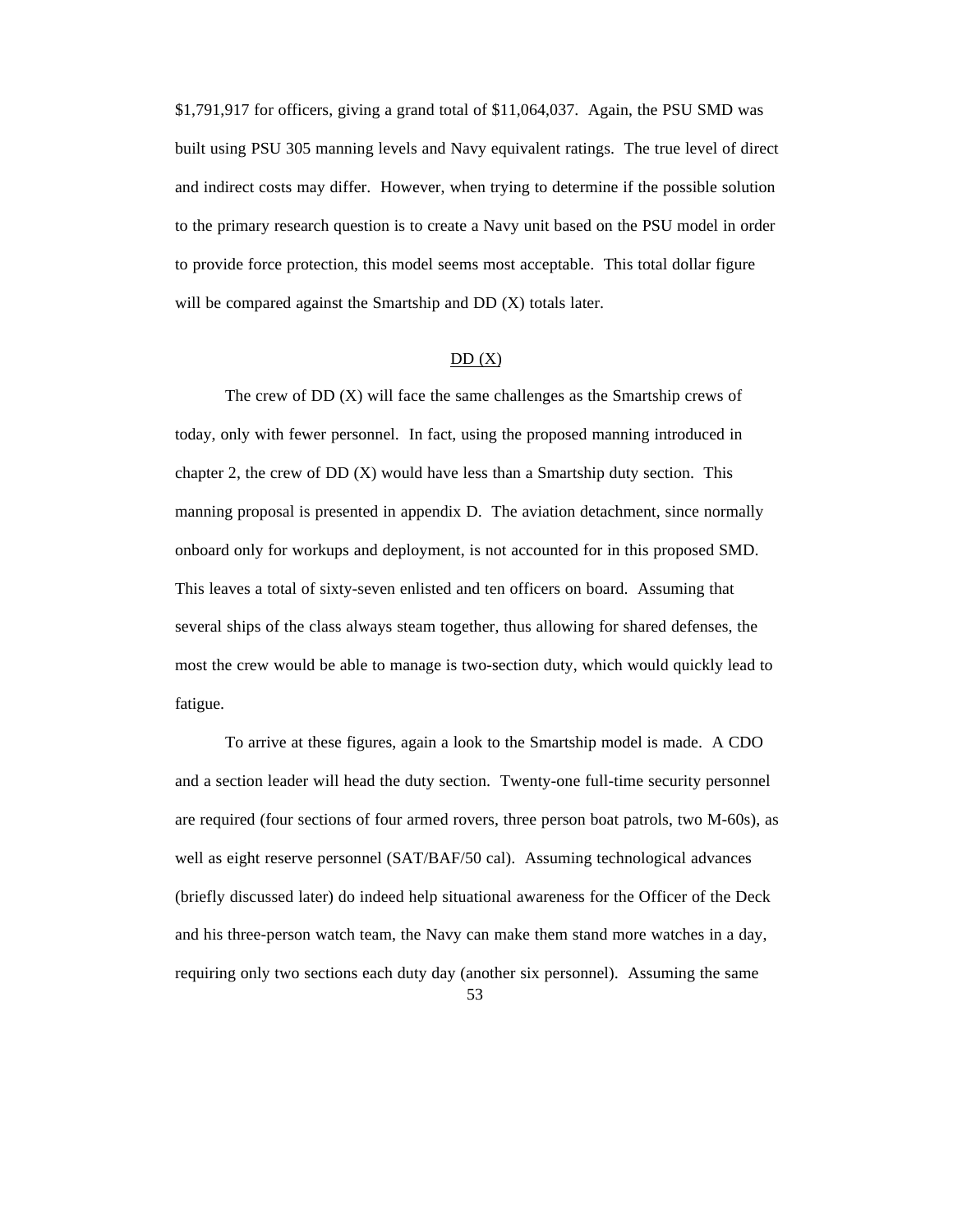$1,791,917 for officers, giving a grand total of $11,064,037. Again, the PSU SMD was built using PSU 305 manning levels and Navy equivalent ratings. The true level of direct and indirect costs may differ. However, when trying to determine if the possible solution to the primary research question is to create a Navy unit based on the PSU model in order to provide force protection, this model seems most acceptable. This total dollar figure will be compared against the Smartship and DD (X) totals later.

## DD (X)

The crew of DD (X) will face the same challenges as the Smartship crews of today, only with fewer personnel. In fact, using the proposed manning introduced in chapter 2, the crew of DD (X) would have less than a Smartship duty section. This manning proposal is presented in appendix D. The aviation detachment, since normally onboard only for workups and deployment, is not accounted for in this proposed SMD. This leaves a total of sixty-seven enlisted and ten officers on board. Assuming that several ships of the class always steam together, thus allowing for shared defenses, the most the crew would be able to manage is two-section duty, which would quickly lead to fatigue.

To arrive at these figures, again a look to the Smartship model is made. A CDO and a section leader will head the duty section. Twenty-one full-time security personnel are required (four sections of four armed rovers, three person boat patrols, two M-60s), as well as eight reserve personnel (SAT/BAF/50 cal). Assuming technological advances (briefly discussed later) do indeed help situational awareness for the Officer of the Deck and his three-person watch team, the Navy can make them stand more watches in a day, requiring only two sections each duty day (another six personnel). Assuming the same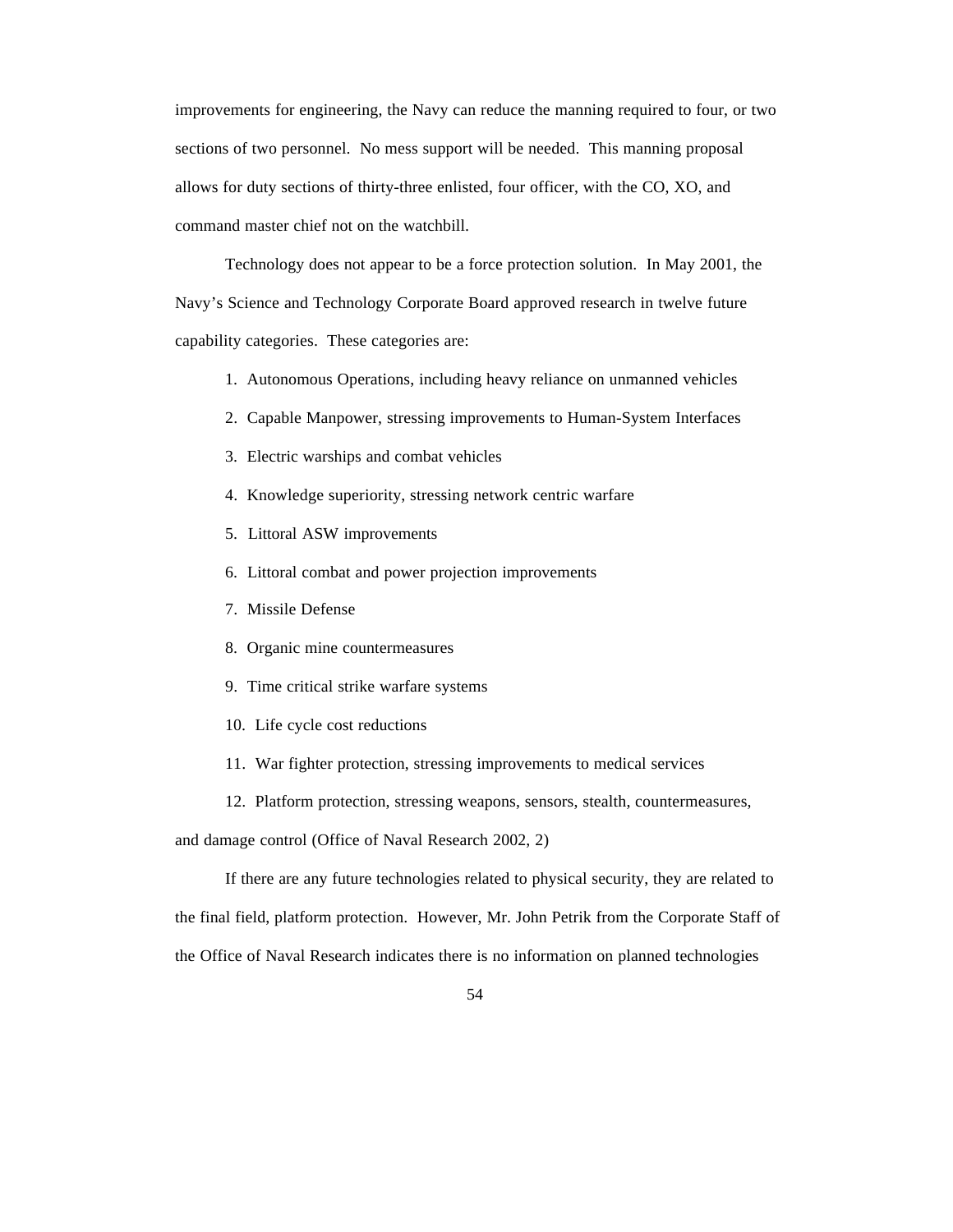improvements for engineering, the Navy can reduce the manning required to four, or two sections of two personnel. No mess support will be needed. This manning proposal allows for duty sections of thirty-three enlisted, four officer, with the CO, XO, and command master chief not on the watchbill.

Technology does not appear to be a force protection solution. In May 2001, the Navy's Science and Technology Corporate Board approved research in twelve future capability categories. These categories are:

1. Autonomous Operations, including heavy reliance on unmanned vehicles
2. Capable Manpower, stressing improvements to Human-System Interfaces
3. Electric warships and combat vehicles
4. Knowledge superiority, stressing network centric warfare
5. Littoral ASW improvements
6. Littoral combat and power projection improvements
7. Missile Defense
8. Organic mine countermeasures
9. Time critical strike warfare systems
10. Life cycle cost reductions
11. War fighter protection, stressing improvements to medical services
12. Platform protection, stressing weapons, sensors, stealth, countermeasures, and damage control (Office of Naval Research 2002, 2)

If there are any future technologies related to physical security, they are related to the final field, platform protection. However, Mr. John Petrik from the Corporate Staff of the Office of Naval Research indicates there is no information on planned technologies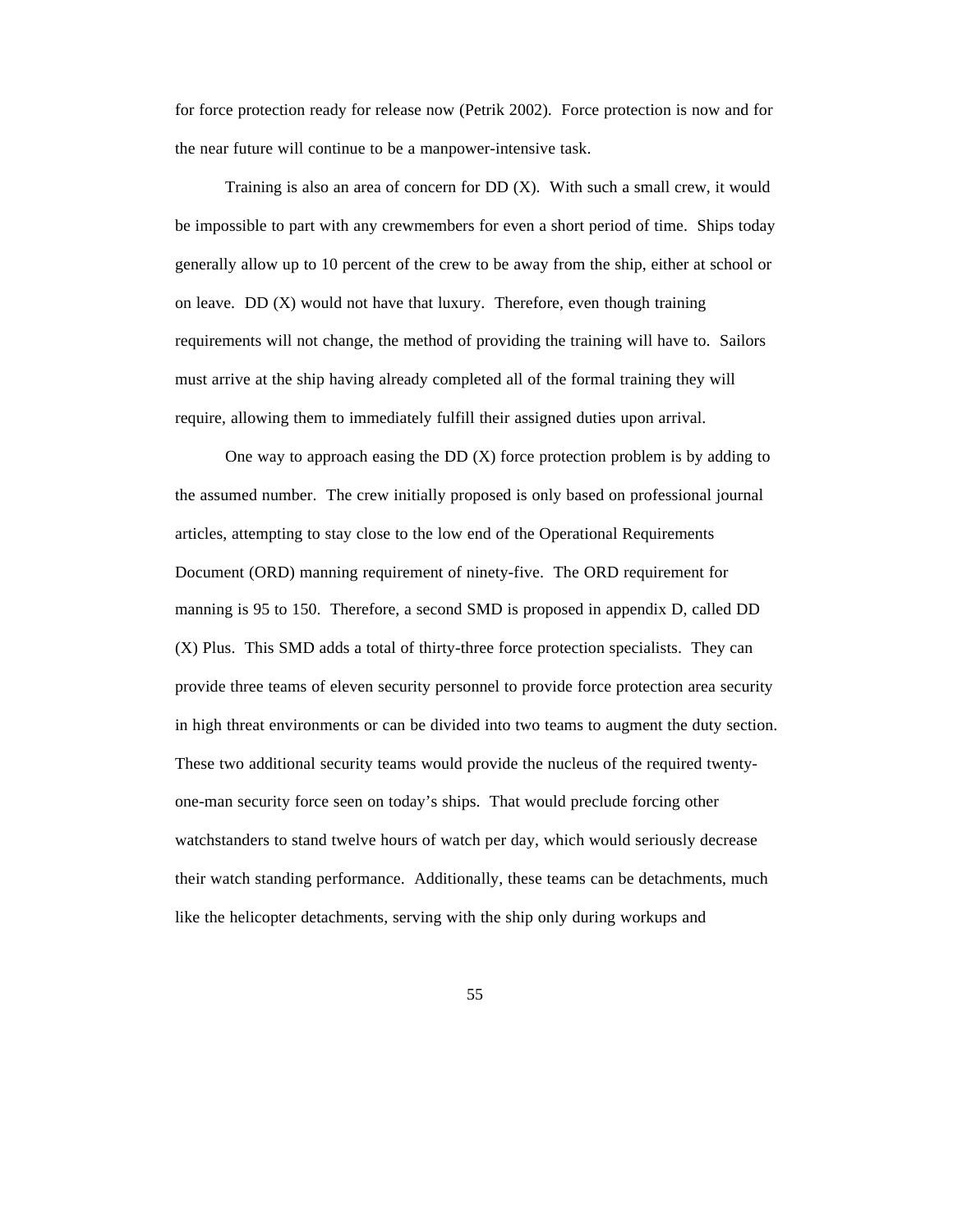for force protection ready for release now (Petrik 2002). Force protection is now and for the near future will continue to be a manpower-intensive task.

Training is also an area of concern for DD (X). With such a small crew, it would be impossible to part with any crewmembers for even a short period of time. Ships today generally allow up to 10 percent of the crew to be away from the ship, either at school or on leave. DD (X) would not have that luxury. Therefore, even though training requirements will not change, the method of providing the training will have to. Sailors must arrive at the ship having already completed all of the formal training they will require, allowing them to immediately fulfill their assigned duties upon arrival.

One way to approach easing the DD (X) force protection problem is by adding to the assumed number. The crew initially proposed is only based on professional journal articles, attempting to stay close to the low end of the Operational Requirements Document (ORD) manning requirement of ninety-five. The ORD requirement for manning is 95 to 150. Therefore, a second SMD is proposed in appendix D, called DD (X) Plus. This SMD adds a total of thirty-three force protection specialists. They can provide three teams of eleven security personnel to provide force protection area security in high threat environments or can be divided into two teams to augment the duty section. These two additional security teams would provide the nucleus of the required twenty-one-man security force seen on today's ships. That would preclude forcing other watchstanders to stand twelve hours of watch per day, which would seriously decrease their watch standing performance. Additionally, these teams can be detachments, much like the helicopter detachments, serving with the ship only during workups and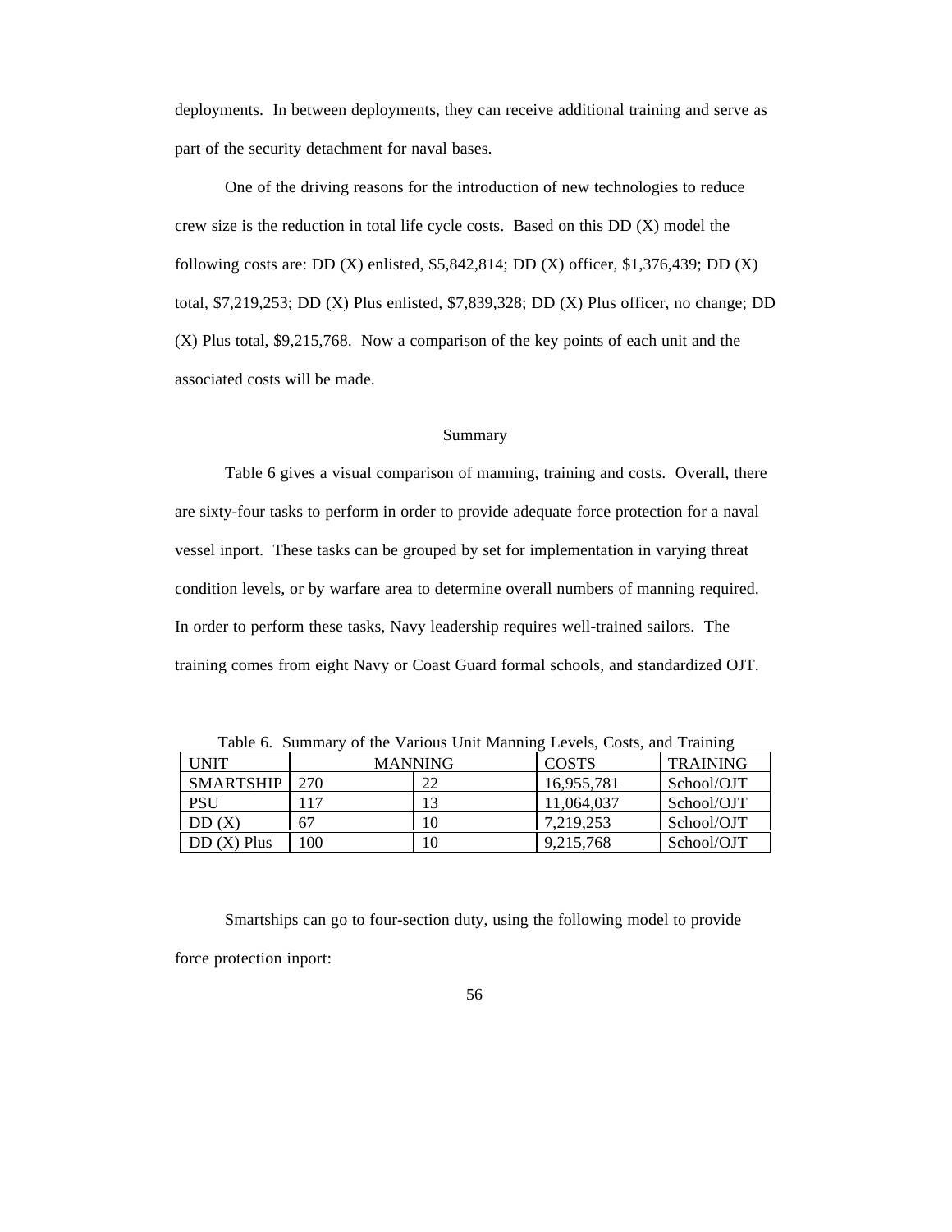deployments. In between deployments, they can receive additional training and serve as part of the security detachment for naval bases.

One of the driving reasons for the introduction of new technologies to reduce crew size is the reduction in total life cycle costs. Based on this DD (X) model the following costs are: DD (X) enlisted, $5,842,814; DD (X) officer, $1,376,439; DD (X) total, $7,219,253; DD (X) Plus enlisted, $7,839,328; DD (X) Plus officer, no change; DD (X) Plus total, $9,215,768. Now a comparison of the key points of each unit and the associated costs will be made.

## Summary

Table 6 gives a visual comparison of manning, training and costs. Overall, there are sixty-four tasks to perform in order to provide adequate force protection for a naval vessel inport. These tasks can be grouped by set for implementation in varying threat condition levels, or by warfare area to determine overall numbers of manning required. In order to perform these tasks, Navy leadership requires well-trained sailors. The training comes from eight Navy or Coast Guard formal schools, and standardized OJT.

Table 6. Summary of the Various Unit Manning Levels, Costs, and Training

| UNIT | MANNING | | COSTS | TRAINING |
|---|---|---|---|---|
| SMARTSHIP | 270 | 22 | 16,955,781 | School/OJT |
| PSU | 117 | 13 | 11,064,037 | School/OJT |
| DD (X) | 67 | 10 | 7,219,253 | School/OJT |
| DD (X) Plus | 100 | 10 | 9,215,768 | School/OJT |

Smartships can go to four-section duty, using the following model to provide force protection inport: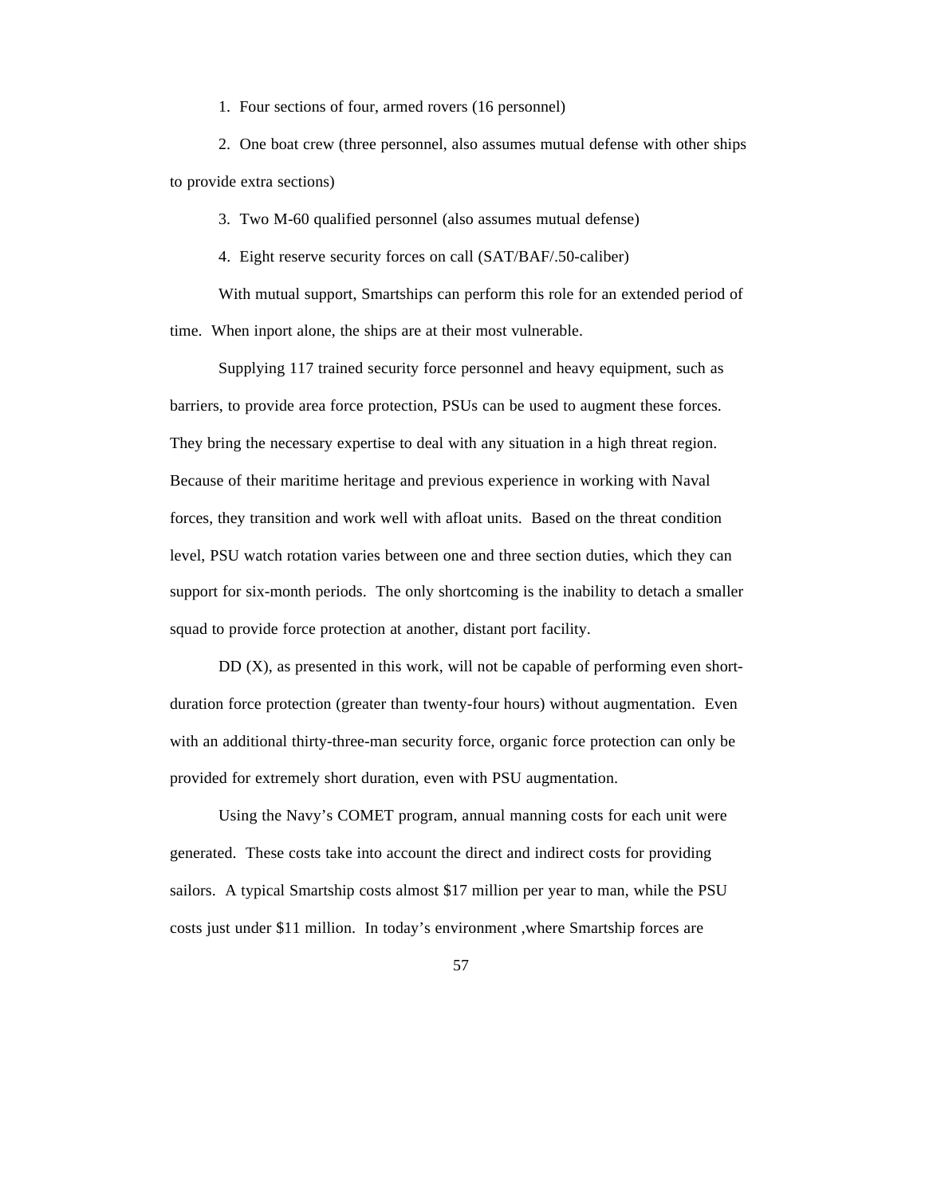1. Four sections of four, armed rovers (16 personnel)

2. One boat crew (three personnel, also assumes mutual defense with other ships to provide extra sections)

3. Two M-60 qualified personnel (also assumes mutual defense)

4. Eight reserve security forces on call (SAT/BAF/.50-caliber)

With mutual support, Smartships can perform this role for an extended period of time. When inport alone, the ships are at their most vulnerable.

Supplying 117 trained security force personnel and heavy equipment, such as barriers, to provide area force protection, PSUs can be used to augment these forces. They bring the necessary expertise to deal with any situation in a high threat region. Because of their maritime heritage and previous experience in working with Naval forces, they transition and work well with afloat units. Based on the threat condition level, PSU watch rotation varies between one and three section duties, which they can support for six-month periods. The only shortcoming is the inability to detach a smaller squad to provide force protection at another, distant port facility.

DD (X), as presented in this work, will not be capable of performing even short-duration force protection (greater than twenty-four hours) without augmentation. Even with an additional thirty-three-man security force, organic force protection can only be provided for extremely short duration, even with PSU augmentation.

Using the Navy's COMET program, annual manning costs for each unit were generated. These costs take into account the direct and indirect costs for providing sailors. A typical Smartship costs almost $17 million per year to man, while the PSU costs just under $11 million. In today's environment ,where Smartship forces are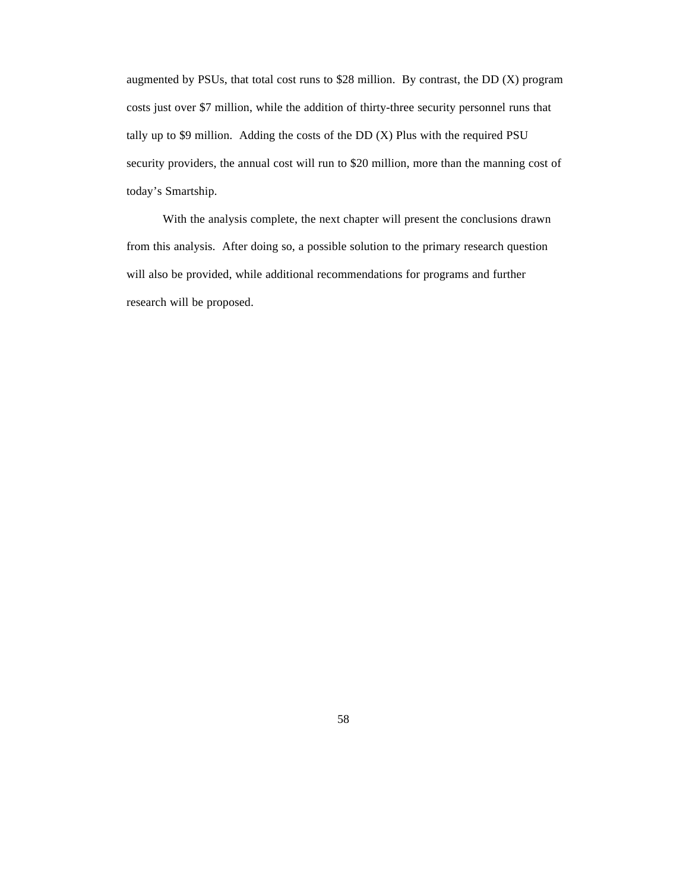augmented by PSUs, that total cost runs to $28 million. By contrast, the DD (X) program costs just over $7 million, while the addition of thirty-three security personnel runs that tally up to $9 million. Adding the costs of the DD (X) Plus with the required PSU security providers, the annual cost will run to $20 million, more than the manning cost of today's Smartship.

With the analysis complete, the next chapter will present the conclusions drawn from this analysis. After doing so, a possible solution to the primary research question will also be provided, while additional recommendations for programs and further research will be proposed.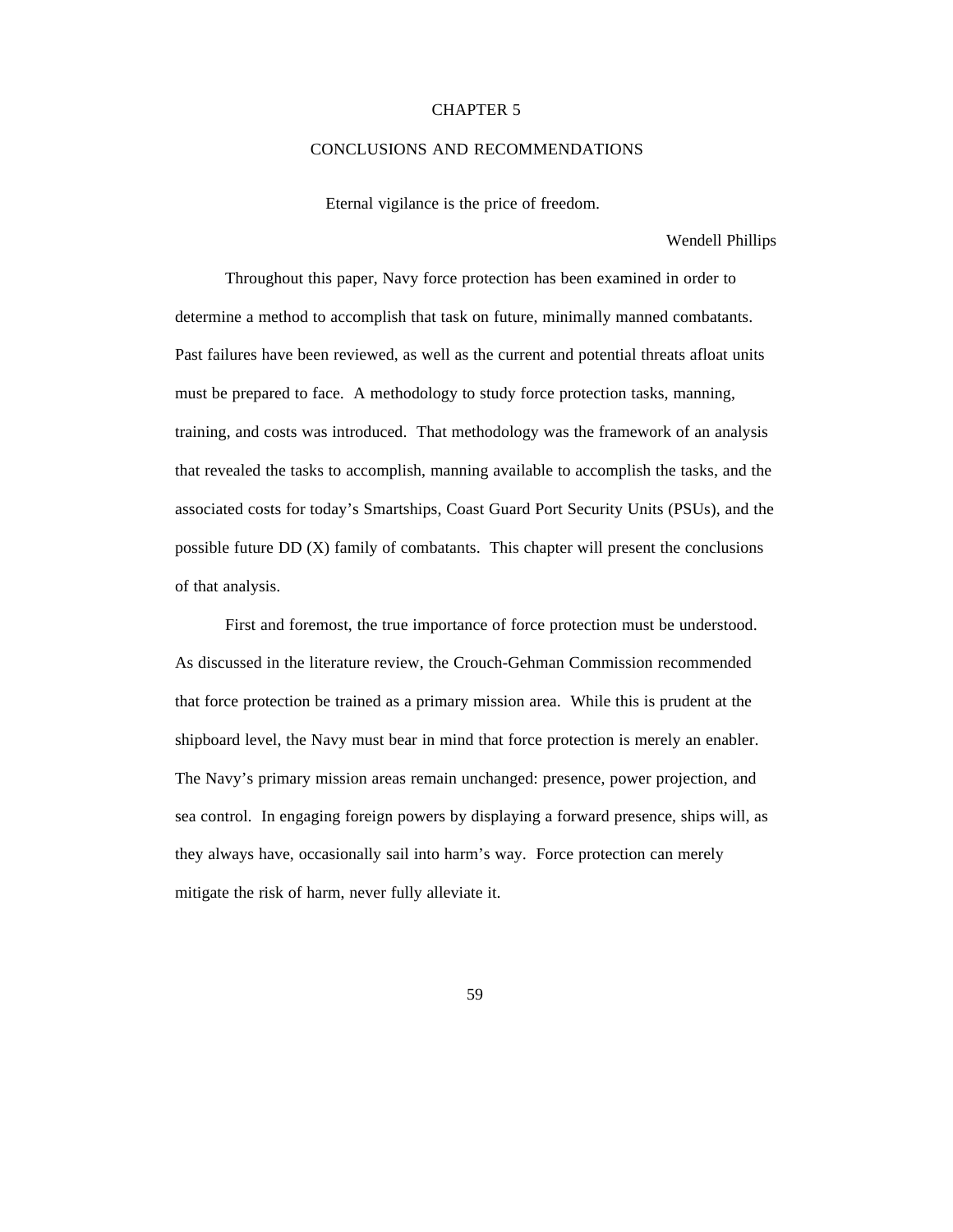# CHAPTER 5

## CONCLUSIONS AND RECOMMENDATIONS

Eternal vigilance is the price of freedom.

Wendell Phillips

Throughout this paper, Navy force protection has been examined in order to determine a method to accomplish that task on future, minimally manned combatants. Past failures have been reviewed, as well as the current and potential threats afloat units must be prepared to face. A methodology to study force protection tasks, manning, training, and costs was introduced. That methodology was the framework of an analysis that revealed the tasks to accomplish, manning available to accomplish the tasks, and the associated costs for today's Smartships, Coast Guard Port Security Units (PSUs), and the possible future DD (X) family of combatants. This chapter will present the conclusions of that analysis.

First and foremost, the true importance of force protection must be understood. As discussed in the literature review, the Crouch-Gehman Commission recommended that force protection be trained as a primary mission area. While this is prudent at the shipboard level, the Navy must bear in mind that force protection is merely an enabler. The Navy's primary mission areas remain unchanged: presence, power projection, and sea control. In engaging foreign powers by displaying a forward presence, ships will, as they always have, occasionally sail into harm's way. Force protection can merely mitigate the risk of harm, never fully alleviate it.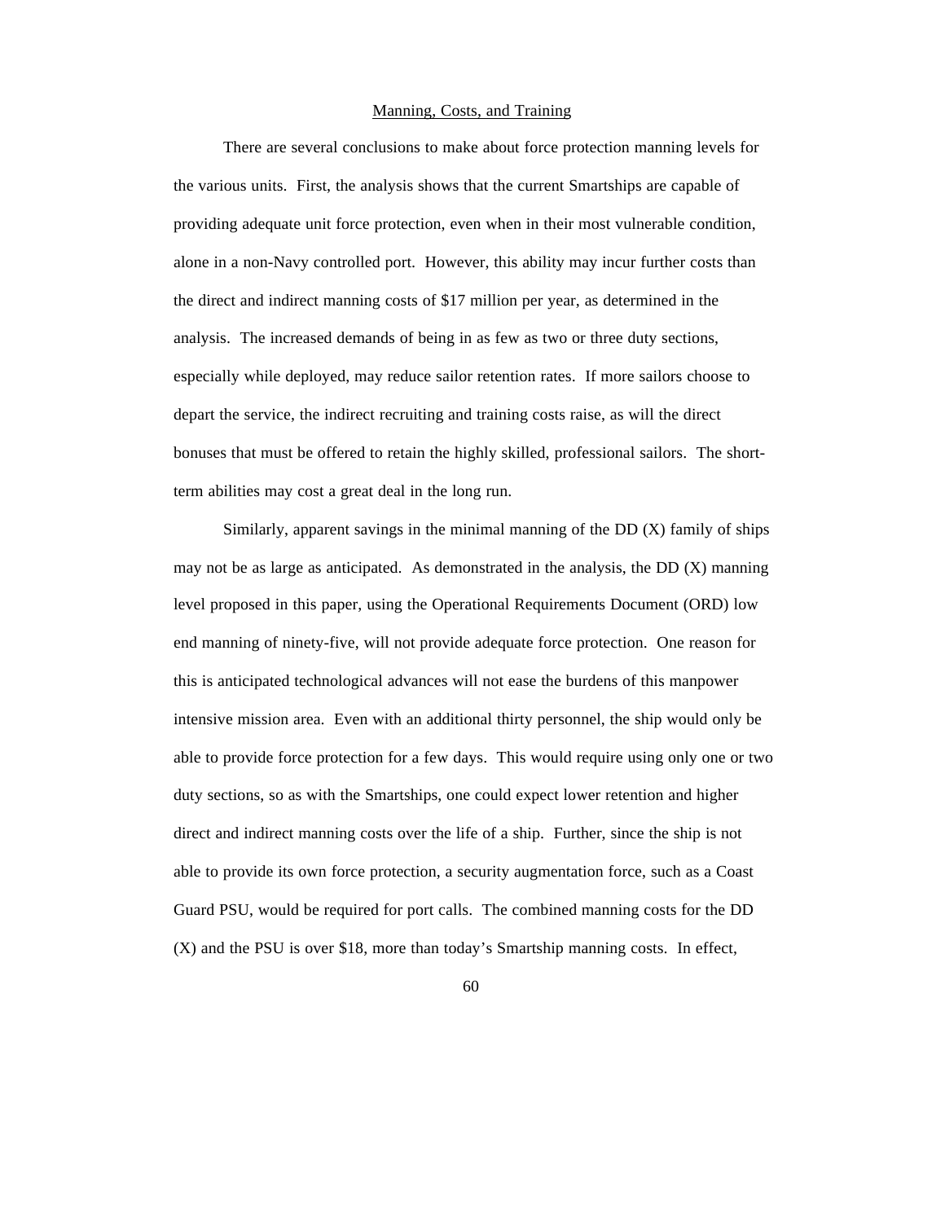Manning, Costs, and Training

There are several conclusions to make about force protection manning levels for the various units. First, the analysis shows that the current Smartships are capable of providing adequate unit force protection, even when in their most vulnerable condition, alone in a non-Navy controlled port. However, this ability may incur further costs than the direct and indirect manning costs of $17 million per year, as determined in the analysis. The increased demands of being in as few as two or three duty sections, especially while deployed, may reduce sailor retention rates. If more sailors choose to depart the service, the indirect recruiting and training costs raise, as will the direct bonuses that must be offered to retain the highly skilled, professional sailors. The short-term abilities may cost a great deal in the long run.

Similarly, apparent savings in the minimal manning of the DD (X) family of ships may not be as large as anticipated. As demonstrated in the analysis, the DD (X) manning level proposed in this paper, using the Operational Requirements Document (ORD) low end manning of ninety-five, will not provide adequate force protection. One reason for this is anticipated technological advances will not ease the burdens of this manpower intensive mission area. Even with an additional thirty personnel, the ship would only be able to provide force protection for a few days. This would require using only one or two duty sections, so as with the Smartships, one could expect lower retention and higher direct and indirect manning costs over the life of a ship. Further, since the ship is not able to provide its own force protection, a security augmentation force, such as a Coast Guard PSU, would be required for port calls. The combined manning costs for the DD (X) and the PSU is over $18, more than today's Smartship manning costs. In effect,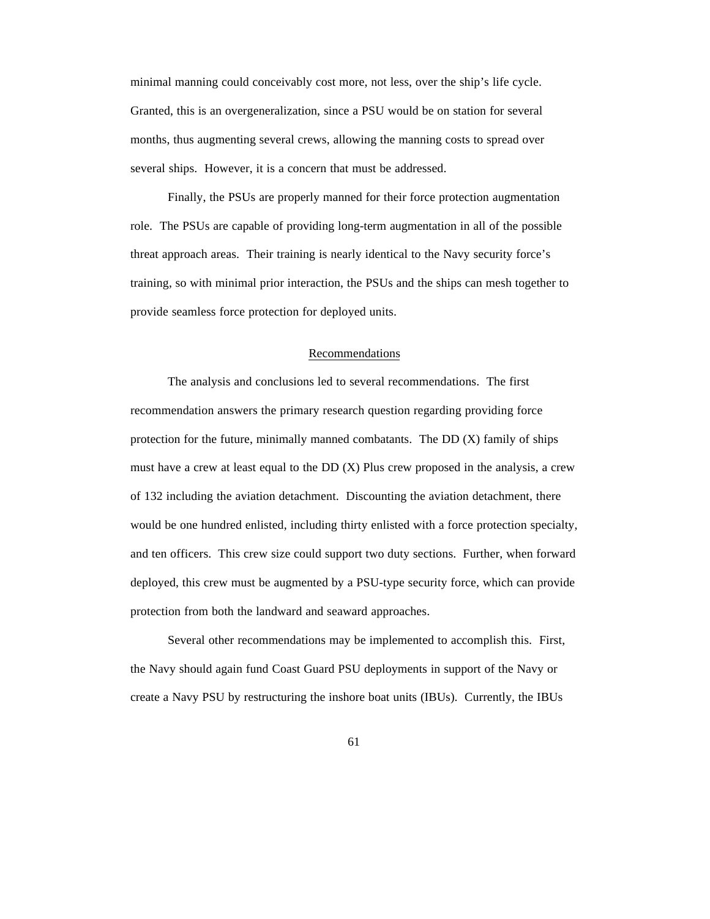minimal manning could conceivably cost more, not less, over the ship's life cycle. Granted, this is an overgeneralization, since a PSU would be on station for several months, thus augmenting several crews, allowing the manning costs to spread over several ships. However, it is a concern that must be addressed.

Finally, the PSUs are properly manned for their force protection augmentation role. The PSUs are capable of providing long-term augmentation in all of the possible threat approach areas. Their training is nearly identical to the Navy security force's training, so with minimal prior interaction, the PSUs and the ships can mesh together to provide seamless force protection for deployed units.

## Recommendations

The analysis and conclusions led to several recommendations. The first recommendation answers the primary research question regarding providing force protection for the future, minimally manned combatants. The DD (X) family of ships must have a crew at least equal to the DD (X) Plus crew proposed in the analysis, a crew of 132 including the aviation detachment. Discounting the aviation detachment, there would be one hundred enlisted, including thirty enlisted with a force protection specialty, and ten officers. This crew size could support two duty sections. Further, when forward deployed, this crew must be augmented by a PSU-type security force, which can provide protection from both the landward and seaward approaches.

Several other recommendations may be implemented to accomplish this. First, the Navy should again fund Coast Guard PSU deployments in support of the Navy or create a Navy PSU by restructuring the inshore boat units (IBUs). Currently, the IBUs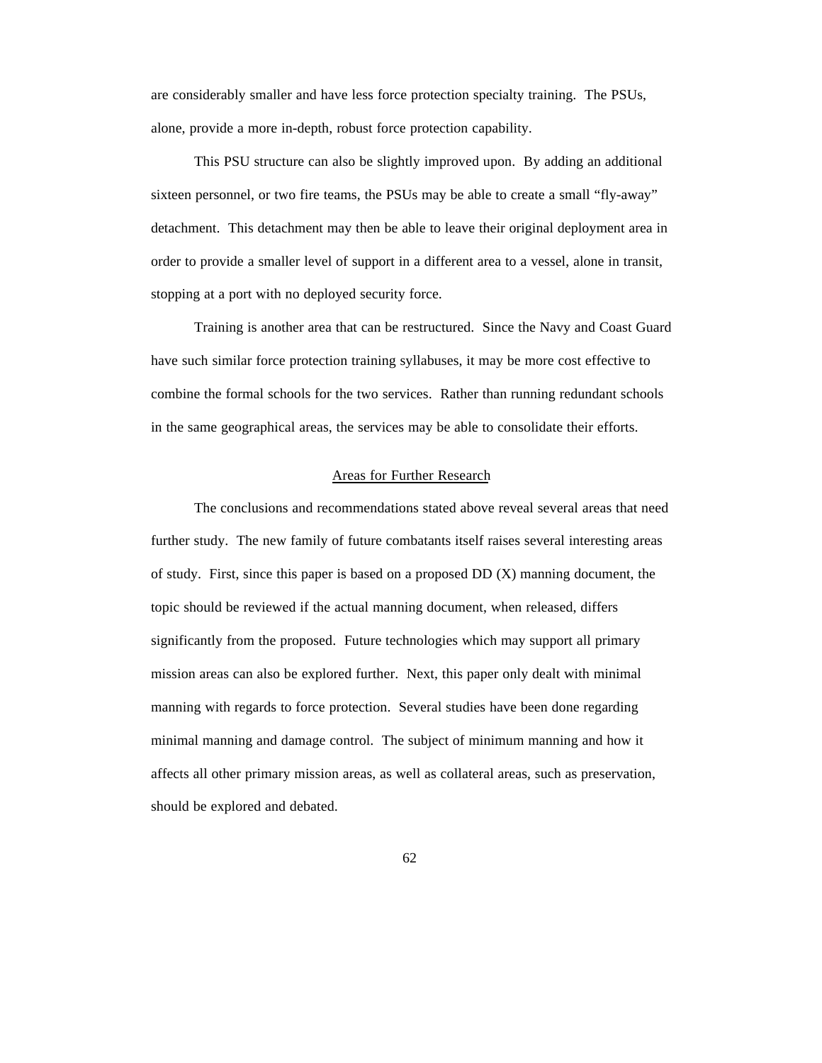are considerably smaller and have less force protection specialty training. The PSUs, alone, provide a more in-depth, robust force protection capability.

This PSU structure can also be slightly improved upon. By adding an additional sixteen personnel, or two fire teams, the PSUs may be able to create a small "fly-away" detachment. This detachment may then be able to leave their original deployment area in order to provide a smaller level of support in a different area to a vessel, alone in transit, stopping at a port with no deployed security force.

Training is another area that can be restructured. Since the Navy and Coast Guard have such similar force protection training syllabuses, it may be more cost effective to combine the formal schools for the two services. Rather than running redundant schools in the same geographical areas, the services may be able to consolidate their efforts.

## Areas for Further Research

The conclusions and recommendations stated above reveal several areas that need further study. The new family of future combatants itself raises several interesting areas of study. First, since this paper is based on a proposed DD (X) manning document, the topic should be reviewed if the actual manning document, when released, differs significantly from the proposed. Future technologies which may support all primary mission areas can also be explored further. Next, this paper only dealt with minimal manning with regards to force protection. Several studies have been done regarding minimal manning and damage control. The subject of minimum manning and how it affects all other primary mission areas, as well as collateral areas, such as preservation, should be explored and debated.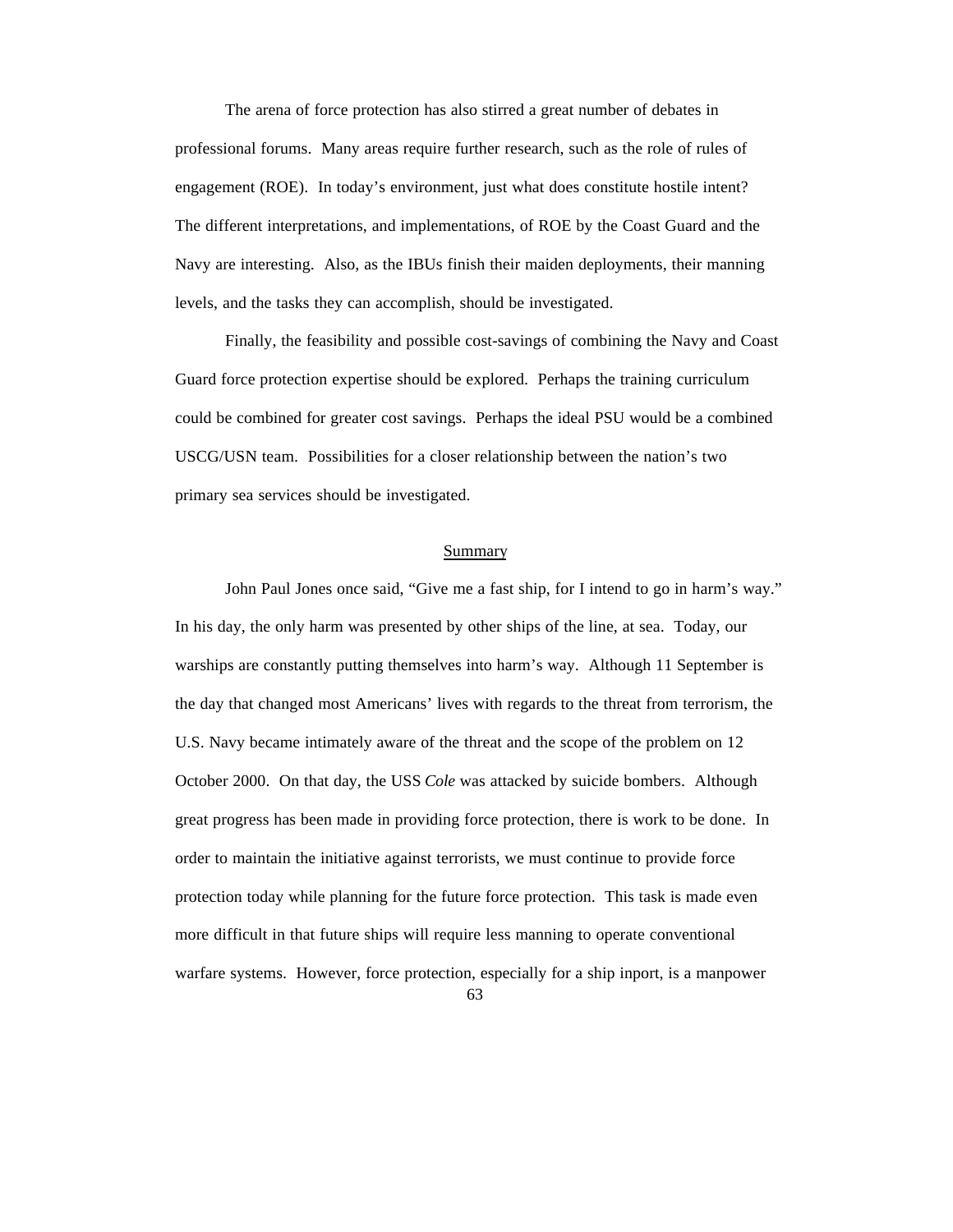The arena of force protection has also stirred a great number of debates in professional forums. Many areas require further research, such as the role of rules of engagement (ROE). In today's environment, just what does constitute hostile intent? The different interpretations, and implementations, of ROE by the Coast Guard and the Navy are interesting. Also, as the IBUs finish their maiden deployments, their manning levels, and the tasks they can accomplish, should be investigated.

Finally, the feasibility and possible cost-savings of combining the Navy and Coast Guard force protection expertise should be explored. Perhaps the training curriculum could be combined for greater cost savings. Perhaps the ideal PSU would be a combined USCG/USN team. Possibilities for a closer relationship between the nation's two primary sea services should be investigated.

## Summary

John Paul Jones once said, "Give me a fast ship, for I intend to go in harm's way." In his day, the only harm was presented by other ships of the line, at sea. Today, our warships are constantly putting themselves into harm's way. Although 11 September is the day that changed most Americans' lives with regards to the threat from terrorism, the U.S. Navy became intimately aware of the threat and the scope of the problem on 12 October 2000. On that day, the USS *Cole* was attacked by suicide bombers. Although great progress has been made in providing force protection, there is work to be done. In order to maintain the initiative against terrorists, we must continue to provide force protection today while planning for the future force protection. This task is made even more difficult in that future ships will require less manning to operate conventional warfare systems. However, force protection, especially for a ship inport, is a manpower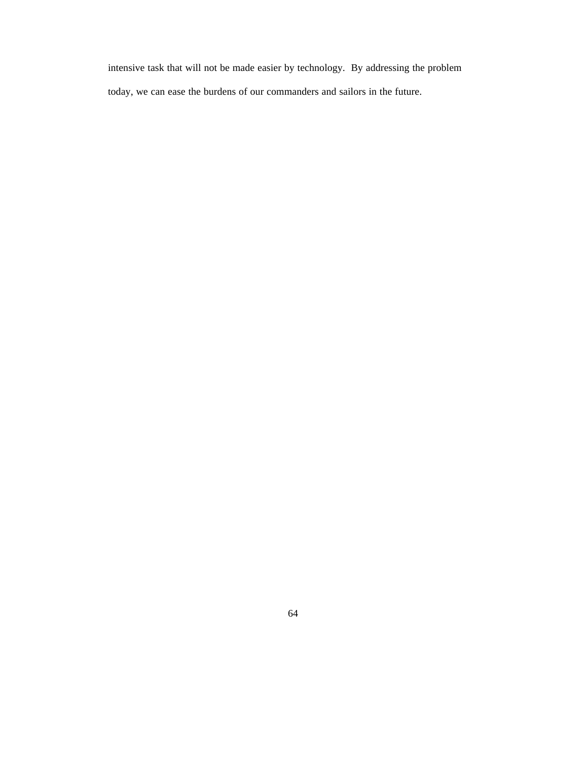intensive task that will not be made easier by technology. By addressing the problem today, we can ease the burdens of our commanders and sailors in the future.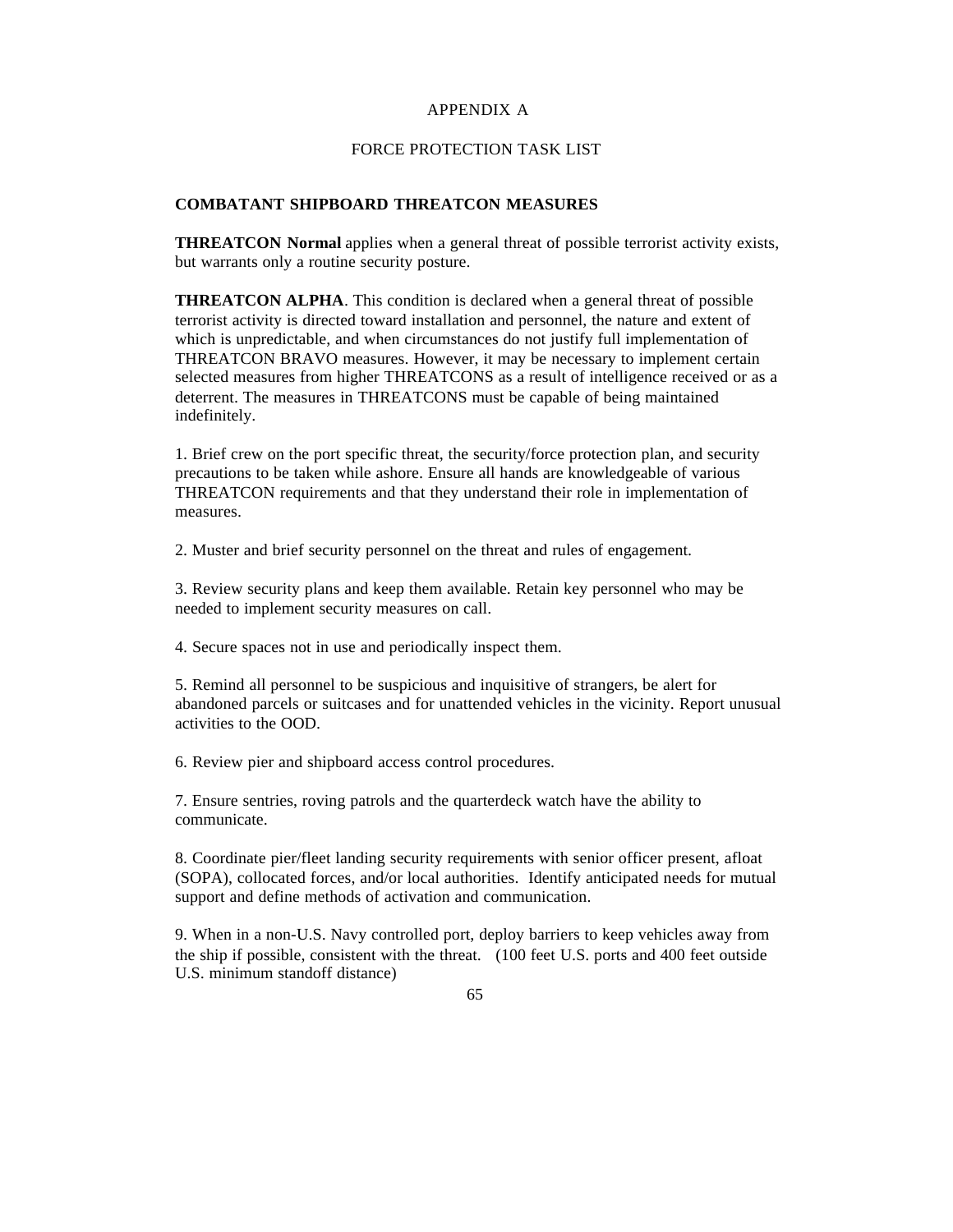# APPENDIX A

## FORCE PROTECTION TASK LIST

**COMBATANT SHIPBOARD THREATCON MEASURES**

**THREATCON Normal** applies when a general threat of possible terrorist activity exists, but warrants only a routine security posture.

**THREATCON ALPHA**. This condition is declared when a general threat of possible terrorist activity is directed toward installation and personnel, the nature and extent of which is unpredictable, and when circumstances do not justify full implementation of THREATCON BRAVO measures. However, it may be necessary to implement certain selected measures from higher THREATCONS as a result of intelligence received or as a deterrent. The measures in THREATCONS must be capable of being maintained indefinitely.

1. Brief crew on the port specific threat, the security/force protection plan, and security precautions to be taken while ashore. Ensure all hands are knowledgeable of various THREATCON requirements and that they understand their role in implementation of measures.

2. Muster and brief security personnel on the threat and rules of engagement.

3. Review security plans and keep them available. Retain key personnel who may be needed to implement security measures on call.

4. Secure spaces not in use and periodically inspect them.

5. Remind all personnel to be suspicious and inquisitive of strangers, be alert for abandoned parcels or suitcases and for unattended vehicles in the vicinity. Report unusual activities to the OOD.

6. Review pier and shipboard access control procedures.

7. Ensure sentries, roving patrols and the quarterdeck watch have the ability to communicate.

8. Coordinate pier/fleet landing security requirements with senior officer present, afloat (SOPA), collocated forces, and/or local authorities. Identify anticipated needs for mutual support and define methods of activation and communication.

9. When in a non-U.S. Navy controlled port, deploy barriers to keep vehicles away from the ship if possible, consistent with the threat. (100 feet U.S. ports and 400 feet outside U.S. minimum standoff distance)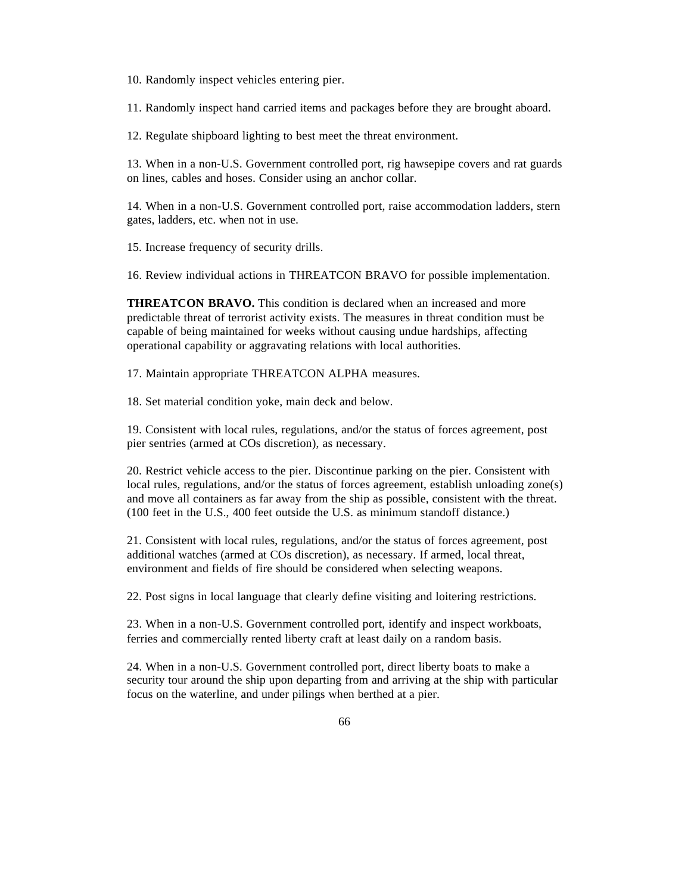10. Randomly inspect vehicles entering pier.

11. Randomly inspect hand carried items and packages before they are brought aboard.

12. Regulate shipboard lighting to best meet the threat environment.

13. When in a non-U.S. Government controlled port, rig hawsepipe covers and rat guards on lines, cables and hoses. Consider using an anchor collar.

14. When in a non-U.S. Government controlled port, raise accommodation ladders, stern gates, ladders, etc. when not in use.

15. Increase frequency of security drills.

16. Review individual actions in THREATCON BRAVO for possible implementation.

**THREATCON BRAVO.** This condition is declared when an increased and more predictable threat of terrorist activity exists. The measures in threat condition must be capable of being maintained for weeks without causing undue hardships, affecting operational capability or aggravating relations with local authorities.

17. Maintain appropriate THREATCON ALPHA measures.

18. Set material condition yoke, main deck and below.

19. Consistent with local rules, regulations, and/or the status of forces agreement, post pier sentries (armed at COs discretion), as necessary.

20. Restrict vehicle access to the pier. Discontinue parking on the pier. Consistent with local rules, regulations, and/or the status of forces agreement, establish unloading zone(s) and move all containers as far away from the ship as possible, consistent with the threat. (100 feet in the U.S., 400 feet outside the U.S. as minimum standoff distance.)

21. Consistent with local rules, regulations, and/or the status of forces agreement, post additional watches (armed at COs discretion), as necessary. If armed, local threat, environment and fields of fire should be considered when selecting weapons.

22. Post signs in local language that clearly define visiting and loitering restrictions.

23. When in a non-U.S. Government controlled port, identify and inspect workboats, ferries and commercially rented liberty craft at least daily on a random basis.

24. When in a non-U.S. Government controlled port, direct liberty boats to make a security tour around the ship upon departing from and arriving at the ship with particular focus on the waterline, and under pilings when berthed at a pier.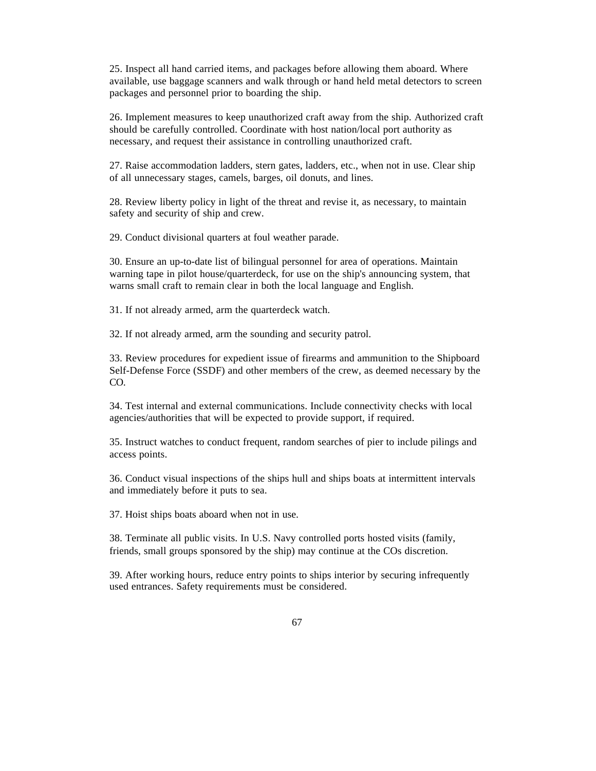25. Inspect all hand carried items, and packages before allowing them aboard. Where available, use baggage scanners and walk through or hand held metal detectors to screen packages and personnel prior to boarding the ship.

26. Implement measures to keep unauthorized craft away from the ship. Authorized craft should be carefully controlled. Coordinate with host nation/local port authority as necessary, and request their assistance in controlling unauthorized craft.

27. Raise accommodation ladders, stern gates, ladders, etc., when not in use. Clear ship of all unnecessary stages, camels, barges, oil donuts, and lines.

28. Review liberty policy in light of the threat and revise it, as necessary, to maintain safety and security of ship and crew.

29. Conduct divisional quarters at foul weather parade.

30. Ensure an up-to-date list of bilingual personnel for area of operations. Maintain warning tape in pilot house/quarterdeck, for use on the ship's announcing system, that warns small craft to remain clear in both the local language and English.

31. If not already armed, arm the quarterdeck watch.

32. If not already armed, arm the sounding and security patrol.

33. Review procedures for expedient issue of firearms and ammunition to the Shipboard Self-Defense Force (SSDF) and other members of the crew, as deemed necessary by the CO.

34. Test internal and external communications. Include connectivity checks with local agencies/authorities that will be expected to provide support, if required.

35. Instruct watches to conduct frequent, random searches of pier to include pilings and access points.

36. Conduct visual inspections of the ships hull and ships boats at intermittent intervals and immediately before it puts to sea.

37. Hoist ships boats aboard when not in use.

38. Terminate all public visits. In U.S. Navy controlled ports hosted visits (family, friends, small groups sponsored by the ship) may continue at the COs discretion.

39. After working hours, reduce entry points to ships interior by securing infrequently used entrances. Safety requirements must be considered.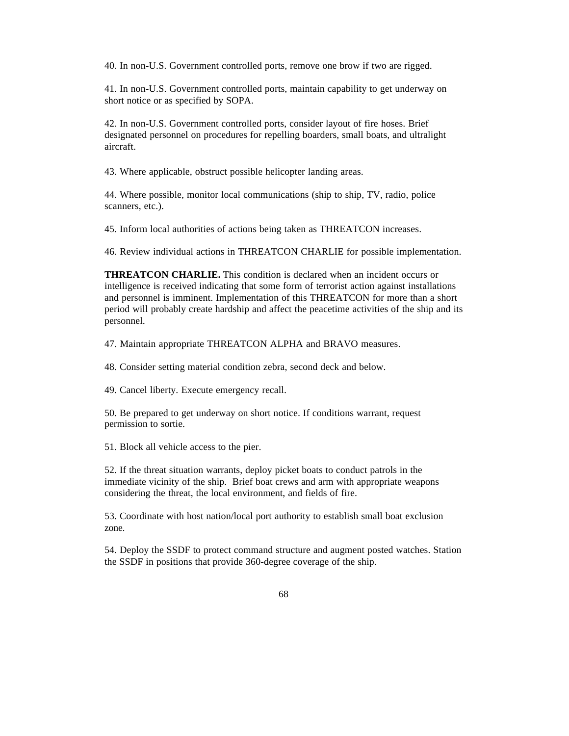40. In non-U.S. Government controlled ports, remove one brow if two are rigged.

41. In non-U.S. Government controlled ports, maintain capability to get underway on short notice or as specified by SOPA.

42. In non-U.S. Government controlled ports, consider layout of fire hoses. Brief designated personnel on procedures for repelling boarders, small boats, and ultralight aircraft.

43. Where applicable, obstruct possible helicopter landing areas.

44. Where possible, monitor local communications (ship to ship, TV, radio, police scanners, etc.).

45. Inform local authorities of actions being taken as THREATCON increases.

46. Review individual actions in THREATCON CHARLIE for possible implementation.

**THREATCON CHARLIE.** This condition is declared when an incident occurs or intelligence is received indicating that some form of terrorist action against installations and personnel is imminent. Implementation of this THREATCON for more than a short period will probably create hardship and affect the peacetime activities of the ship and its personnel.

47. Maintain appropriate THREATCON ALPHA and BRAVO measures.

48. Consider setting material condition zebra, second deck and below.

49. Cancel liberty. Execute emergency recall.

50. Be prepared to get underway on short notice. If conditions warrant, request permission to sortie.

51. Block all vehicle access to the pier.

52. If the threat situation warrants, deploy picket boats to conduct patrols in the immediate vicinity of the ship. Brief boat crews and arm with appropriate weapons considering the threat, the local environment, and fields of fire.

53. Coordinate with host nation/local port authority to establish small boat exclusion zone.

54. Deploy the SSDF to protect command structure and augment posted watches. Station the SSDF in positions that provide 360-degree coverage of the ship.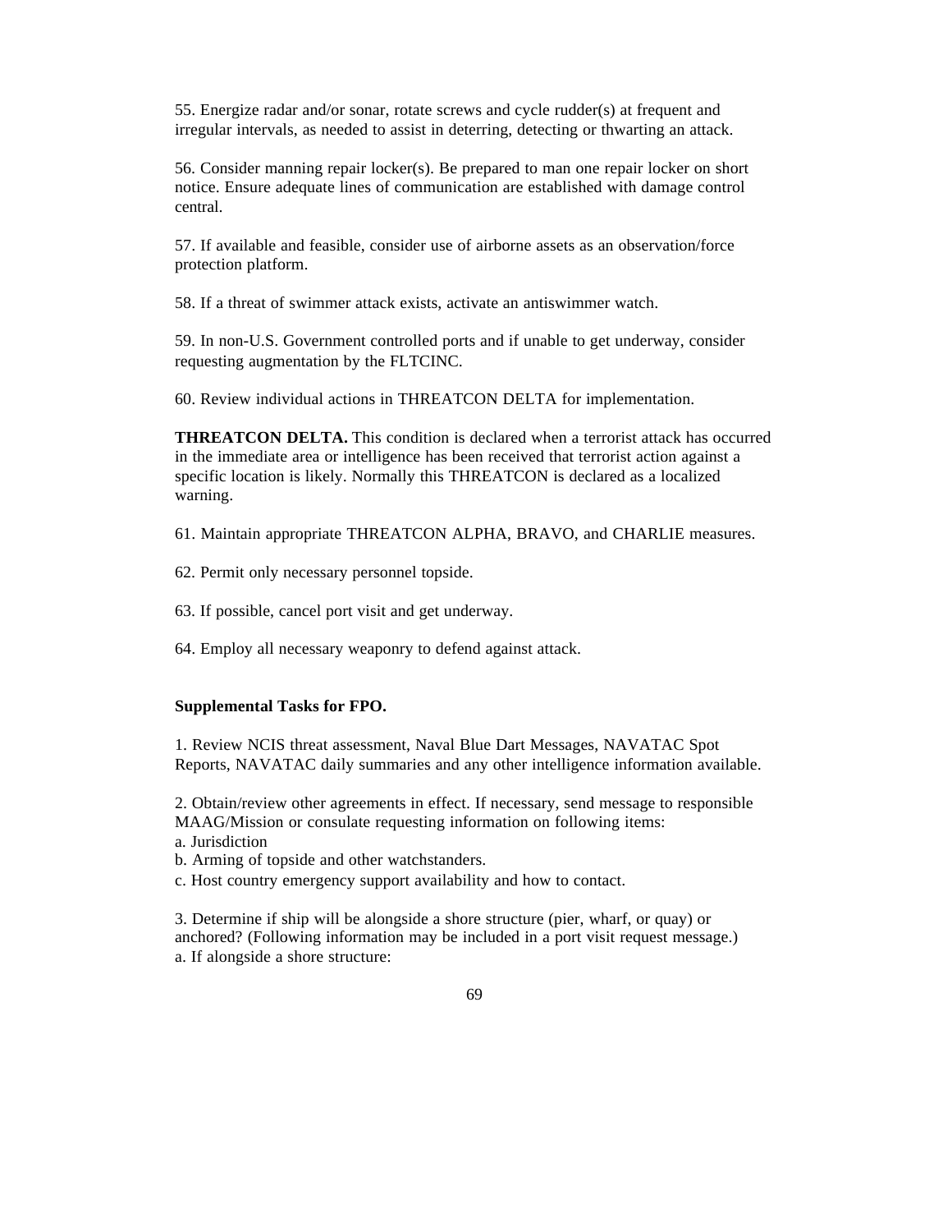55. Energize radar and/or sonar, rotate screws and cycle rudder(s) at frequent and irregular intervals, as needed to assist in deterring, detecting or thwarting an attack.

56. Consider manning repair locker(s). Be prepared to man one repair locker on short notice. Ensure adequate lines of communication are established with damage control central.

57. If available and feasible, consider use of airborne assets as an observation/force protection platform.

58. If a threat of swimmer attack exists, activate an antiswimmer watch.

59. In non-U.S. Government controlled ports and if unable to get underway, consider requesting augmentation by the FLTCINC.

60. Review individual actions in THREATCON DELTA for implementation.

**THREATCON DELTA.** This condition is declared when a terrorist attack has occurred in the immediate area or intelligence has been received that terrorist action against a specific location is likely. Normally this THREATCON is declared as a localized warning.

61. Maintain appropriate THREATCON ALPHA, BRAVO, and CHARLIE measures.

62. Permit only necessary personnel topside.

63. If possible, cancel port visit and get underway.

64. Employ all necessary weaponry to defend against attack.

**Supplemental Tasks for FPO.**

1. Review NCIS threat assessment, Naval Blue Dart Messages, NAVATAC Spot Reports, NAVATAC daily summaries and any other intelligence information available.

2. Obtain/review other agreements in effect. If necessary, send message to responsible MAAG/Mission or consulate requesting information on following items:
a. Jurisdiction
b. Arming of topside and other watchstanders.
c. Host country emergency support availability and how to contact.

3. Determine if ship will be alongside a shore structure (pier, wharf, or quay) or anchored? (Following information may be included in a port visit request message.)
a. If alongside a shore structure: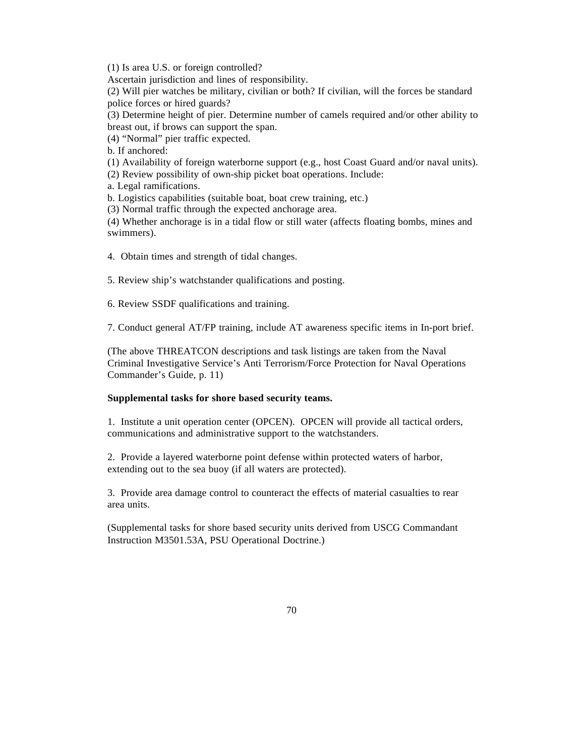(1) Is area U.S. or foreign controlled?
Ascertain jurisdiction and lines of responsibility.
(2) Will pier watches be military, civilian or both? If civilian, will the forces be standard police forces or hired guards?
(3) Determine height of pier. Determine number of camels required and/or other ability to breast out, if brows can support the span.
(4) "Normal" pier traffic expected.
b. If anchored:
(1) Availability of foreign waterborne support (e.g., host Coast Guard and/or naval units).
(2) Review possibility of own-ship picket boat operations. Include:
a. Legal ramifications.
b. Logistics capabilities (suitable boat, boat crew training, etc.)
(3) Normal traffic through the expected anchorage area.
(4) Whether anchorage is in a tidal flow or still water (affects floating bombs, mines and swimmers).

4. Obtain times and strength of tidal changes.

5. Review ship's watchstander qualifications and posting.

6. Review SSDF qualifications and training.

7. Conduct general AT/FP training, include AT awareness specific items in In-port brief.

(The above THREATCON descriptions and task listings are taken from the Naval Criminal Investigative Service's Anti Terrorism/Force Protection for Naval Operations Commander's Guide, p. 11)

**Supplemental tasks for shore based security teams.**

1. Institute a unit operation center (OPCEN). OPCEN will provide all tactical orders, communications and administrative support to the watchstanders.

2. Provide a layered waterborne point defense within protected waters of harbor, extending out to the sea buoy (if all waters are protected).

3. Provide area damage control to counteract the effects of material casualties to rear area units.

(Supplemental tasks for shore based security units derived from USCG Commandant Instruction M3501.53A, PSU Operational Doctrine.)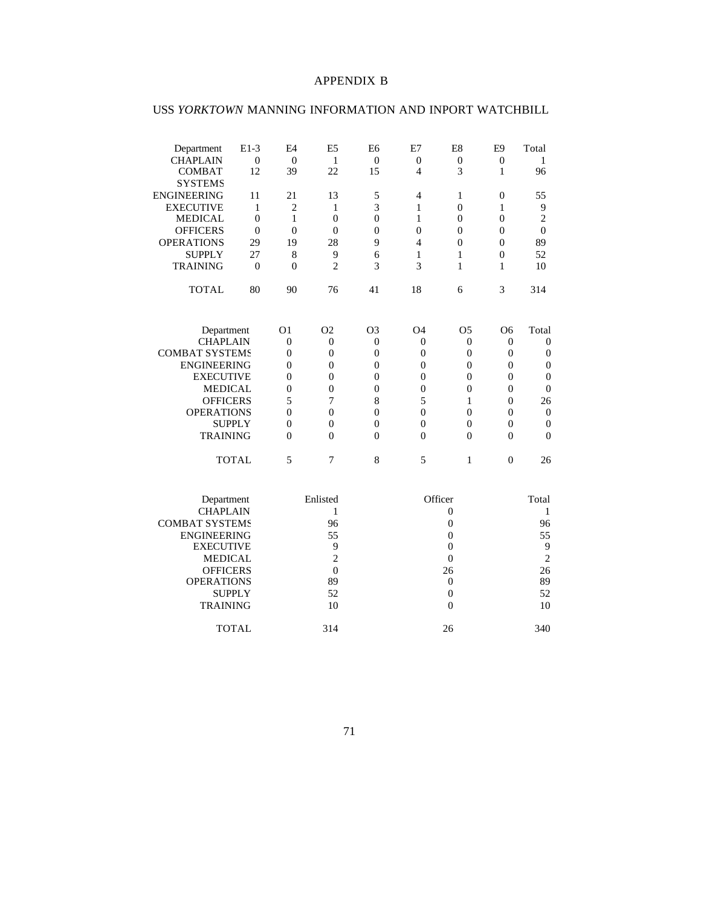# APPENDIX B

## USS *YORKTOWN* MANNING INFORMATION AND INPORT WATCHBILL

| Department | E1-3 | E4 | E5 | E6 | E7 | E8 | E9 | Total |
|---|---|---|---|---|---|---|---|---|
| CHAPLAIN | 0 | 0 | 1 | 0 | 0 | 0 | 0 | 1 |
| COMBAT SYSTEMS | 12 | 39 | 22 | 15 | 4 | 3 | 1 | 96 |
| ENGINEERING | 11 | 21 | 13 | 5 | 4 | 1 | 0 | 55 |
| EXECUTIVE | 1 | 2 | 1 | 3 | 1 | 0 | 1 | 9 |
| MEDICAL | 0 | 1 | 0 | 0 | 1 | 0 | 0 | 2 |
| OFFICERS | 0 | 0 | 0 | 0 | 0 | 0 | 0 | 0 |
| OPERATIONS | 29 | 19 | 28 | 9 | 4 | 0 | 0 | 89 |
| SUPPLY | 27 | 8 | 9 | 6 | 1 | 1 | 0 | 52 |
| TRAINING | 0 | 0 | 2 | 3 | 3 | 1 | 1 | 10 |
| TOTAL | 80 | 90 | 76 | 41 | 18 | 6 | 3 | 314 |

| Department | O1 | O2 | O3 | O4 | O5 | O6 | Total |
|---|---|---|---|---|---|---|---|
| CHAPLAIN | 0 | 0 | 0 | 0 | 0 | 0 | 0 |
| COMBAT SYSTEMS | 0 | 0 | 0 | 0 | 0 | 0 | 0 |
| ENGINEERING | 0 | 0 | 0 | 0 | 0 | 0 | 0 |
| EXECUTIVE | 0 | 0 | 0 | 0 | 0 | 0 | 0 |
| MEDICAL | 0 | 0 | 0 | 0 | 0 | 0 | 0 |
| OFFICERS | 5 | 7 | 8 | 5 | 1 | 0 | 26 |
| OPERATIONS | 0 | 0 | 0 | 0 | 0 | 0 | 0 |
| SUPPLY | 0 | 0 | 0 | 0 | 0 | 0 | 0 |
| TRAINING | 0 | 0 | 0 | 0 | 0 | 0 | 0 |
| TOTAL | 5 | 7 | 8 | 5 | 1 | 0 | 26 |

| Department | Enlisted | Officer | Total |
|---|---|---|---|
| CHAPLAIN | 1 | 0 | 1 |
| COMBAT SYSTEMS | 96 | 0 | 96 |
| ENGINEERING | 55 | 0 | 55 |
| EXECUTIVE | 9 | 0 | 9 |
| MEDICAL | 2 | 0 | 2 |
| OFFICERS | 0 | 26 | 26 |
| OPERATIONS | 89 | 0 | 89 |
| SUPPLY | 52 | 0 | 52 |
| TRAINING | 10 | 0 | 10 |
| TOTAL | 314 | 26 | 340 |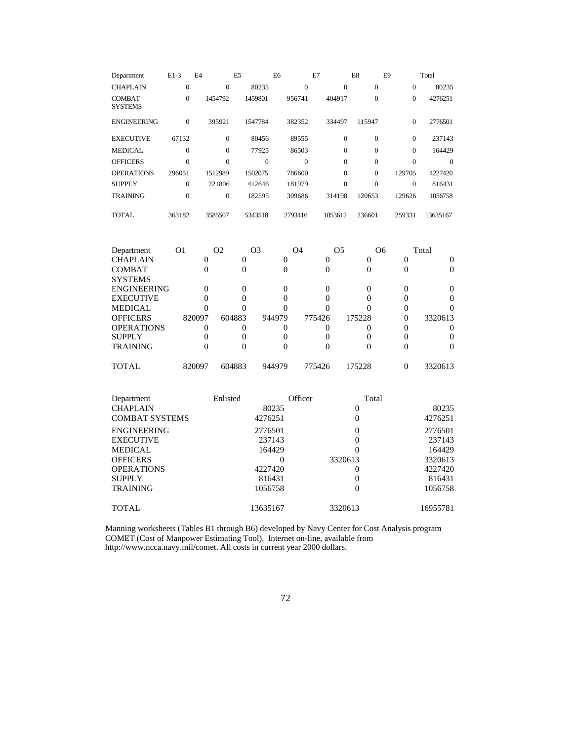| Department | E1-3 | E4 | E5 | E6 | E7 | E8 | E9 | Total |
|---|---|---|---|---|---|---|---|---|
| CHAPLAIN | 0 | 0 | 80235 | 0 | 0 | 0 | 0 | 80235 |
| COMBAT SYSTEMS | 0 | 1454792 | 1459801 | 956741 | 404917 | 0 | 0 | 4276251 |
| ENGINEERING | 0 | 395921 | 1547784 | 382352 | 334497 | 115947 | 0 | 2776501 |
| EXECUTIVE | 67132 | 0 | 80456 | 89555 | 0 | 0 | 0 | 237143 |
| MEDICAL | 0 | 0 | 77925 | 86503 | 0 | 0 | 0 | 164429 |
| OFFICERS | 0 | 0 | 0 | 0 | 0 | 0 | 0 | 0 |
| OPERATIONS | 296051 | 1512989 | 1502075 | 786600 | 0 | 0 | 129705 | 4227420 |
| SUPPLY | 0 | 221806 | 412646 | 181979 | 0 | 0 | 0 | 816431 |
| TRAINING | 0 | 0 | 182595 | 309686 | 314198 | 120653 | 129626 | 1056758 |
| TOTAL | 363182 | 3585507 | 5343518 | 2793416 | 1053612 | 236601 | 259331 | 13635167 |

| Department | O1 | O2 | O3 | O4 | O5 | O6 | Total |
|---|---|---|---|---|---|---|---|
| CHAPLAIN | 0 | 0 | 0 | 0 | 0 | 0 | 0 |
| COMBAT SYSTEMS | 0 | 0 | 0 | 0 | 0 | 0 | 0 |
| ENGINEERING | 0 | 0 | 0 | 0 | 0 | 0 | 0 |
| EXECUTIVE | 0 | 0 | 0 | 0 | 0 | 0 | 0 |
| MEDICAL | 0 | 0 | 0 | 0 | 0 | 0 | 0 |
| OFFICERS | 820097 | 604883 | 944979 | 775426 | 175228 | 0 | 3320613 |
| OPERATIONS | 0 | 0 | 0 | 0 | 0 | 0 | 0 |
| SUPPLY | 0 | 0 | 0 | 0 | 0 | 0 | 0 |
| TRAINING | 0 | 0 | 0 | 0 | 0 | 0 | 0 |
| TOTAL | 820097 | 604883 | 944979 | 775426 | 175228 | 0 | 3320613 |

| Department | Enlisted | Officer | Total |
|---|---|---|---|
| CHAPLAIN | 80235 | 0 | 80235 |
| COMBAT SYSTEMS | 4276251 | 0 | 4276251 |
| ENGINEERING | 2776501 | 0 | 2776501 |
| EXECUTIVE | 237143 | 0 | 237143 |
| MEDICAL | 164429 | 0 | 164429 |
| OFFICERS | 0 | 3320613 | 3320613 |
| OPERATIONS | 4227420 | 0 | 4227420 |
| SUPPLY | 816431 | 0 | 816431 |
| TRAINING | 1056758 | 0 | 1056758 |
| TOTAL | 13635167 | 3320613 | 16955781 |

Manning worksheets (Tables B1 through B6) developed by Navy Center for Cost Analysis program COMET (Cost of Manpower Estimating Tool). Internet on-line, available from http://www.ncca.navy.mil/comet. All costs in current year 2000 dollars.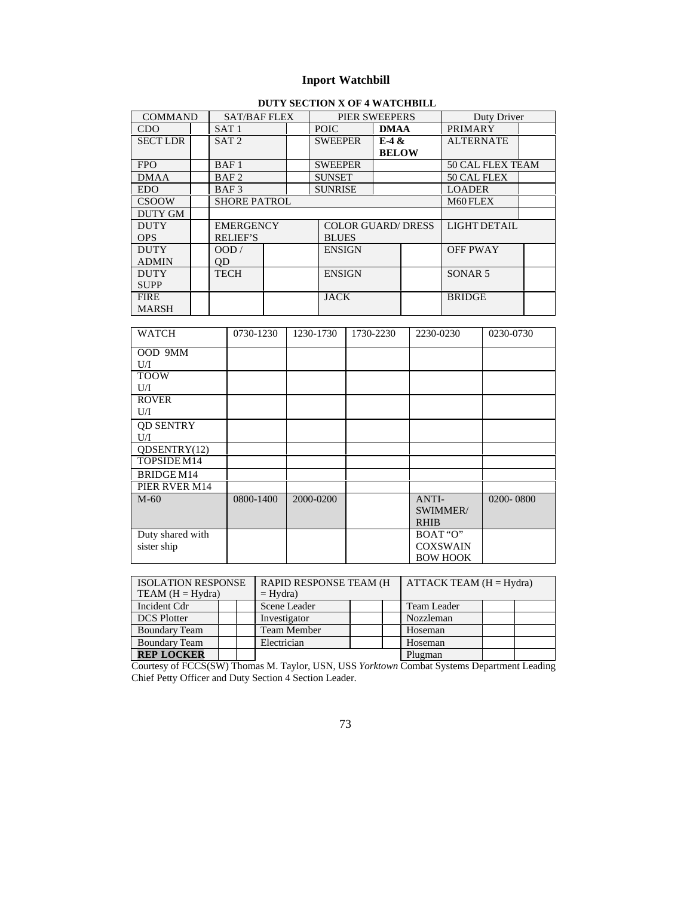# Inport Watchbill

**DUTY SECTION X OF 4 WATCHBILL**

| COMMAND | | SAT/BAF FLEX | | PIER SWEEPERS | | Duty Driver | |
|---|---|---|---|---|---|---|---|
| CDO | | SAT 1 | | POIC | **DMAA** | PRIMARY | |
| SECT LDR | | SAT 2 | | SWEEPER | **E-4 & BELOW** | ALTERNATE | |
| FPO | | BAF 1 | | SWEEPER | | 50 CAL FLEX TEAM | |
| DMAA | | BAF 2 | | SUNSET | | 50 CAL FLEX | |
| EDO | | BAF 3 | | SUNRISE | | LOADER | |
| CSOOW | | SHORE PATROL | | | | M60 FLEX | |
| DUTY GM | | | | | | | |
| DUTY OPS | | EMERGENCY RELIEF'S | | COLOR GUARD/ DRESS BLUES | | LIGHT DETAIL | |
| DUTY ADMIN | | OOD / QD | | ENSIGN | | OFF PWAY | |
| DUTY SUPP | | TECH | | ENSIGN | | SONAR 5 | |
| FIRE MARSH | | | | JACK | | BRIDGE | |

| WATCH | 0730-1230 | 1230-1730 | 1730-2230 | 2230-0230 | 0230-0730 |
|---|---|---|---|---|---|
| OOD 9MM U/I | | | | | |
| TOOW U/I | | | | | |
| ROVER U/I | | | | | |
| QD SENTRY U/I | | | | | |
| QDSENTRY(12) | | | | | |
| TOPSIDE M14 | | | | | |
| BRIDGE M14 | | | | | |
| PIER RVER M14 | | | | | |
| M-60 | 0800-1400 | 2000-0200 | | ANTI-SWIMMER/ RHIB | 0200- 0800 |
| Duty shared with sister ship | | | | BOAT "O" COXSWAIN BOW HOOK | |

| ISOLATION RESPONSE TEAM (H = Hydra) | | | RAPID RESPONSE TEAM (H = Hydra) | | | ATTACK TEAM (H = Hydra) | | |
|---|---|---|---|---|---|---|---|---|
| Incident Cdr | | | Scene Leader | | | Team Leader | | |
| DCS Plotter | | | Investigator | | | Nozzleman | | |
| Boundary Team | | | Team Member | | | Hoseman | | |
| Boundary Team | | | Electrician | | | Hoseman | | |
| **REP LOCKER** | | | | | | Plugman | | |

Courtesy of FCCS(SW) Thomas M. Taylor, USN, USS *Yorktown* Combat Systems Department Leading Chief Petty Officer and Duty Section 4 Section Leader.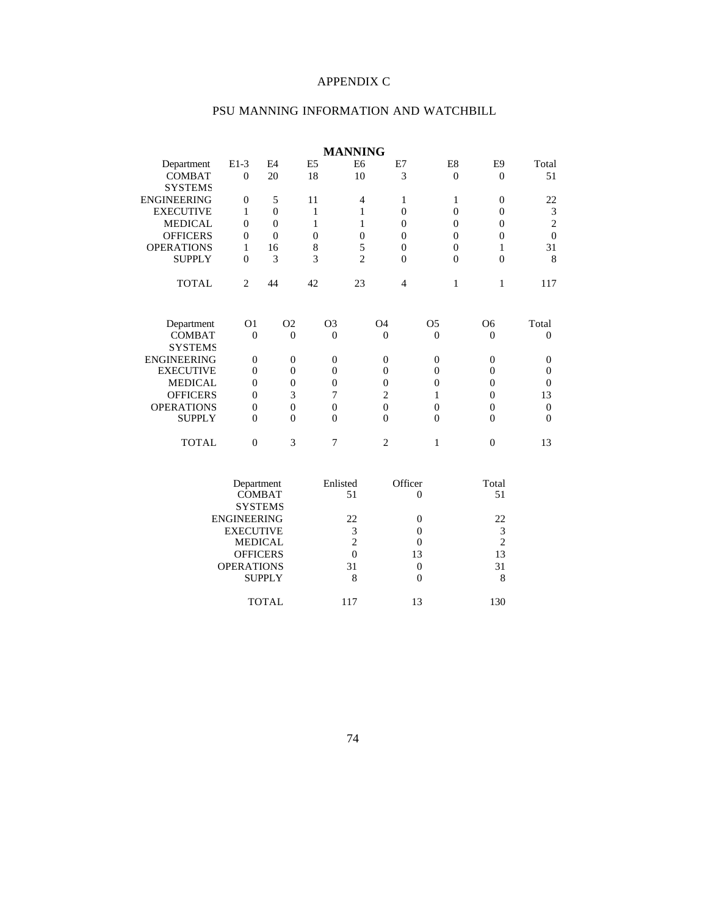# APPENDIX C

## PSU MANNING INFORMATION AND WATCHBILL

**MANNING**

| Department | E1-3 | E4 | E5 | E6 | E7 | E8 | E9 | Total |
|---|---|---|---|---|---|---|---|---|
| COMBAT SYSTEMS | 0 | 20 | 18 | 10 | 3 | 0 | 0 | 51 |
| ENGINEERING | 0 | 5 | 11 | 4 | 1 | 1 | 0 | 22 |
| EXECUTIVE | 1 | 0 | 1 | 1 | 0 | 0 | 0 | 3 |
| MEDICAL | 0 | 0 | 1 | 1 | 0 | 0 | 0 | 2 |
| OFFICERS | 0 | 0 | 0 | 0 | 0 | 0 | 0 | 0 |
| OPERATIONS | 1 | 16 | 8 | 5 | 0 | 0 | 1 | 31 |
| SUPPLY | 0 | 3 | 3 | 2 | 0 | 0 | 0 | 8 |
| TOTAL | 2 | 44 | 42 | 23 | 4 | 1 | 1 | 117 |

| Department | O1 | O2 | O3 | O4 | O5 | O6 | Total |
|---|---|---|---|---|---|---|---|
| COMBAT SYSTEMS | 0 | 0 | 0 | 0 | 0 | 0 | 0 |
| ENGINEERING | 0 | 0 | 0 | 0 | 0 | 0 | 0 |
| EXECUTIVE | 0 | 0 | 0 | 0 | 0 | 0 | 0 |
| MEDICAL | 0 | 0 | 0 | 0 | 0 | 0 | 0 |
| OFFICERS | 0 | 3 | 7 | 2 | 1 | 0 | 13 |
| OPERATIONS | 0 | 0 | 0 | 0 | 0 | 0 | 0 |
| SUPPLY | 0 | 0 | 0 | 0 | 0 | 0 | 0 |
| TOTAL | 0 | 3 | 7 | 2 | 1 | 0 | 13 |

| Department | Enlisted | Officer | Total |
|---|---|---|---|
| COMBAT SYSTEMS | 51 | 0 | 51 |
| ENGINEERING | 22 | 0 | 22 |
| EXECUTIVE | 3 | 0 | 3 |
| MEDICAL | 2 | 0 | 2 |
| OFFICERS | 0 | 13 | 13 |
| OPERATIONS | 31 | 0 | 31 |
| SUPPLY | 8 | 0 | 8 |
| TOTAL | 117 | 13 | 130 |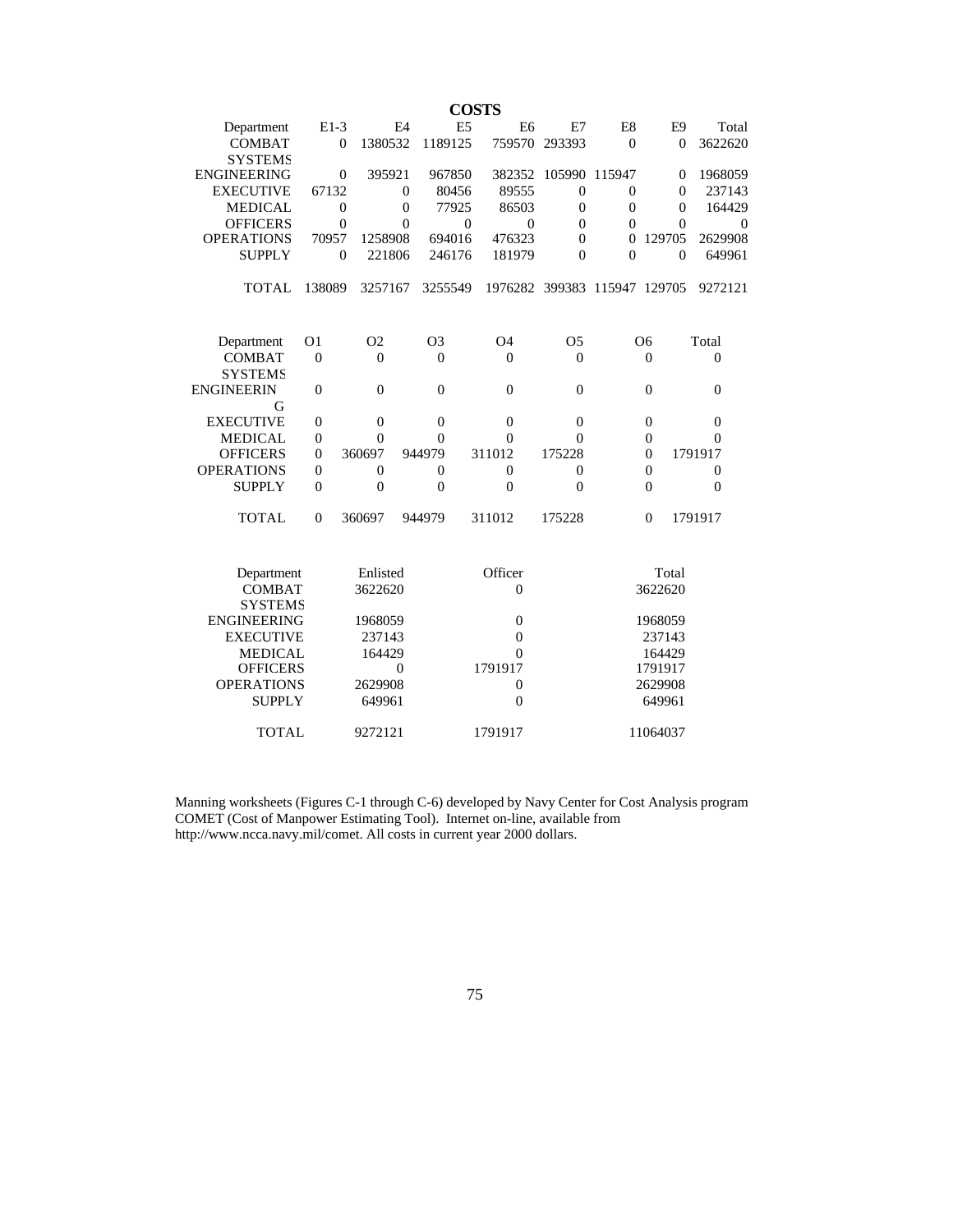## COSTS

| Department | E1-3 | E4 | E5 | E6 | E7 | E8 | E9 | Total |
|---|---|---|---|---|---|---|---|---|
| COMBAT SYSTEMS | 0 | 1380532 | 1189125 | 759570 | 293393 | 0 | 0 | 3622620 |
| ENGINEERING | 0 | 395921 | 967850 | 382352 | 105990 | 115947 | 0 | 1968059 |
| EXECUTIVE | 67132 | 0 | 80456 | 89555 | 0 | 0 | 0 | 237143 |
| MEDICAL | 0 | 0 | 77925 | 86503 | 0 | 0 | 0 | 164429 |
| OFFICERS | 0 | 0 | 0 | 0 | 0 | 0 | 0 | 0 |
| OPERATIONS | 70957 | 1258908 | 694016 | 476323 | 0 | 0 | 129705 | 2629908 |
| SUPPLY | 0 | 221806 | 246176 | 181979 | 0 | 0 | 0 | 649961 |
| TOTAL | 138089 | 3257167 | 3255549 | 1976282 | 399383 | 115947 | 129705 | 9272121 |

| Department | O1 | O2 | O3 | O4 | O5 | O6 | Total |
|---|---|---|---|---|---|---|---|
| COMBAT SYSTEMS | 0 | 0 | 0 | 0 | 0 | 0 | 0 |
| ENGINEERING | 0 | 0 | 0 | 0 | 0 | 0 | 0 |
| EXECUTIVE | 0 | 0 | 0 | 0 | 0 | 0 | 0 |
| MEDICAL | 0 | 0 | 0 | 0 | 0 | 0 | 0 |
| OFFICERS | 0 | 360697 | 944979 | 311012 | 175228 | 0 | 1791917 |
| OPERATIONS | 0 | 0 | 0 | 0 | 0 | 0 | 0 |
| SUPPLY | 0 | 0 | 0 | 0 | 0 | 0 | 0 |
| TOTAL | 0 | 360697 | 944979 | 311012 | 175228 | 0 | 1791917 |

| Department | Enlisted | Officer | Total |
|---|---|---|---|
| COMBAT SYSTEMS | 3622620 | 0 | 3622620 |
| ENGINEERING | 1968059 | 0 | 1968059 |
| EXECUTIVE | 237143 | 0 | 237143 |
| MEDICAL | 164429 | 0 | 164429 |
| OFFICERS | 0 | 1791917 | 1791917 |
| OPERATIONS | 2629908 | 0 | 2629908 |
| SUPPLY | 649961 | 0 | 649961 |
| TOTAL | 9272121 | 1791917 | 11064037 |

Manning worksheets (Figures C-1 through C-6) developed by Navy Center for Cost Analysis program COMET (Cost of Manpower Estimating Tool). Internet on-line, available from http://www.ncca.navy.mil/comet. All costs in current year 2000 dollars.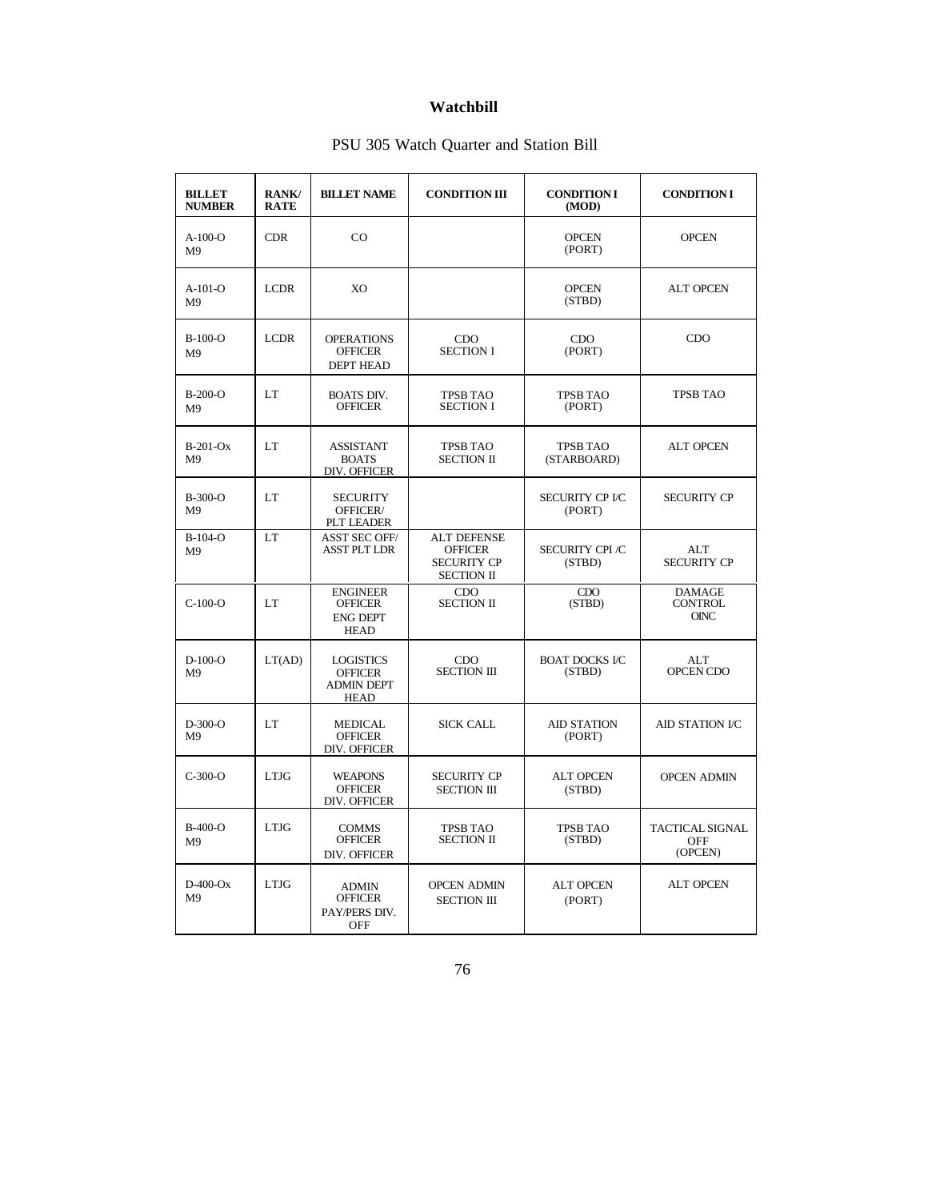# Watchbill

PSU 305 Watch Quarter and Station Bill

| BILLET NUMBER | RANK/ RATE | BILLET NAME | CONDITION III | CONDITION I (MOD) | CONDITION I |
|---|---|---|---|---|---|
| A-100-O M9 | CDR | CO | | OPCEN (PORT) | OPCEN |
| A-101-O M9 | LCDR | XO | | OPCEN (STBD) | ALT OPCEN |
| B-100-O M9 | LCDR | OPERATIONS OFFICER DEPT HEAD | CDO SECTION I | CDO (PORT) | CDO |
| B-200-O M9 | LT | BOATS DIV. OFFICER | TPSB TAO SECTION I | TPSB TAO (PORT) | TPSB TAO |
| B-201-Ox M9 | LT | ASSISTANT BOATS DIV. OFFICER | TPSB TAO SECTION II | TPSB TAO (STARBOARD) | ALT OPCEN |
| B-300-O M9 | LT | SECURITY OFFICER/ PLT LEADER | | SECURITY CP I/C (PORT) | SECURITY CP |
| B-104-O M9 | LT | ASST SEC OFF/ ASST PLT LDR | ALT DEFENSE OFFICER SECURITY CP SECTION II | SECURITY CPI /C (STBD) | ALT SECURITY CP |
| C-100-O | LT | ENGINEER OFFICER ENG DEPT HEAD | CDO SECTION II | CDO (STBD) | DAMAGE CONTROL OINC |
| D-100-O M9 | LT(AD) | LOGISTICS OFFICER ADMIN DEPT HEAD | CDO SECTION III | BOAT DOCKS I/C (STBD) | ALT OPCEN CDO |
| D-300-O M9 | LT | MEDICAL OFFICER DIV. OFFICER | SICK CALL | AID STATION (PORT) | AID STATION I/C |
| C-300-O | LTJG | WEAPONS OFFICER DIV. OFFICER | SECURITY CP SECTION III | ALT OPCEN (STBD) | OPCEN ADMIN |
| B-400-O M9 | LTJG | COMMS OFFICER DIV. OFFICER | TPSB TAO SECTION II | TPSB TAO (STBD) | TACTICAL SIGNAL OFF (OPCEN) |
| D-400-Ox M9 | LTJG | ADMIN OFFICER PAY/PERS DIV. OFF | OPCEN ADMIN SECTION III | ALT OPCEN (PORT) | ALT OPCEN |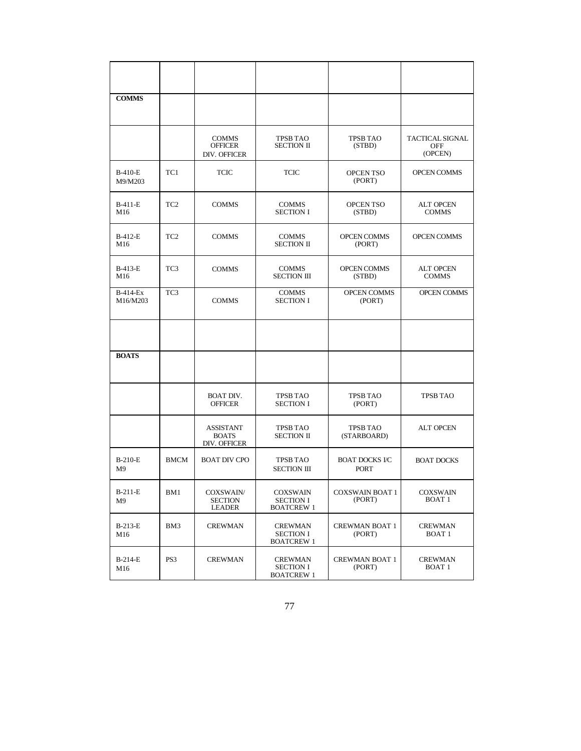| | | | | | |
|---|---|---|---|---|---|
| **COMMS** | | | | | |
| | | COMMS OFFICER DIV. OFFICER | TPSB TAO SECTION II | TPSB TAO (STBD) | TACTICAL SIGNAL OFF (OPCEN) |
| B-410-E M9/M203 | TC1 | TCIC | TCIC | OPCEN TSO (PORT) | OPCEN COMMS |
| B-411-E M16 | TC2 | COMMS | COMMS SECTION I | OPCEN TSO (STBD) | ALT OPCEN COMMS |
| B-412-E M16 | TC2 | COMMS | COMMS SECTION II | OPCEN COMMS (PORT) | OPCEN COMMS |
| B-413-E M16 | TC3 | COMMS | COMMS SECTION III | OPCEN COMMS (STBD) | ALT OPCEN COMMS |
| B-414-Ex M16/M203 | TC3 | COMMS | COMMS SECTION I | OPCEN COMMS (PORT) | OPCEN COMMS |
| | | | | | |
| **BOATS** | | | | | |
| | | BOAT DIV. OFFICER | TPSB TAO SECTION I | TPSB TAO (PORT) | TPSB TAO |
| | | ASSISTANT BOATS DIV. OFFICER | TPSB TAO SECTION II | TPSB TAO (STARBOARD) | ALT OPCEN |
| B-210-E M9 | BMCM | BOAT DIV CPO | TPSB TAO SECTION III | BOAT DOCKS I/C PORT | BOAT DOCKS |
| B-211-E M9 | BM1 | COXSWAIN/ SECTION LEADER | COXSWAIN SECTION I BOATCREW 1 | COXSWAIN BOAT 1 (PORT) | COXSWAIN BOAT 1 |
| B-213-E M16 | BM3 | CREWMAN | CREWMAN SECTION I BOATCREW 1 | CREWMAN BOAT 1 (PORT) | CREWMAN BOAT 1 |
| B-214-E M16 | PS3 | CREWMAN | CREWMAN SECTION I BOATCREW 1 | CREWMAN BOAT 1 (PORT) | CREWMAN BOAT 1 |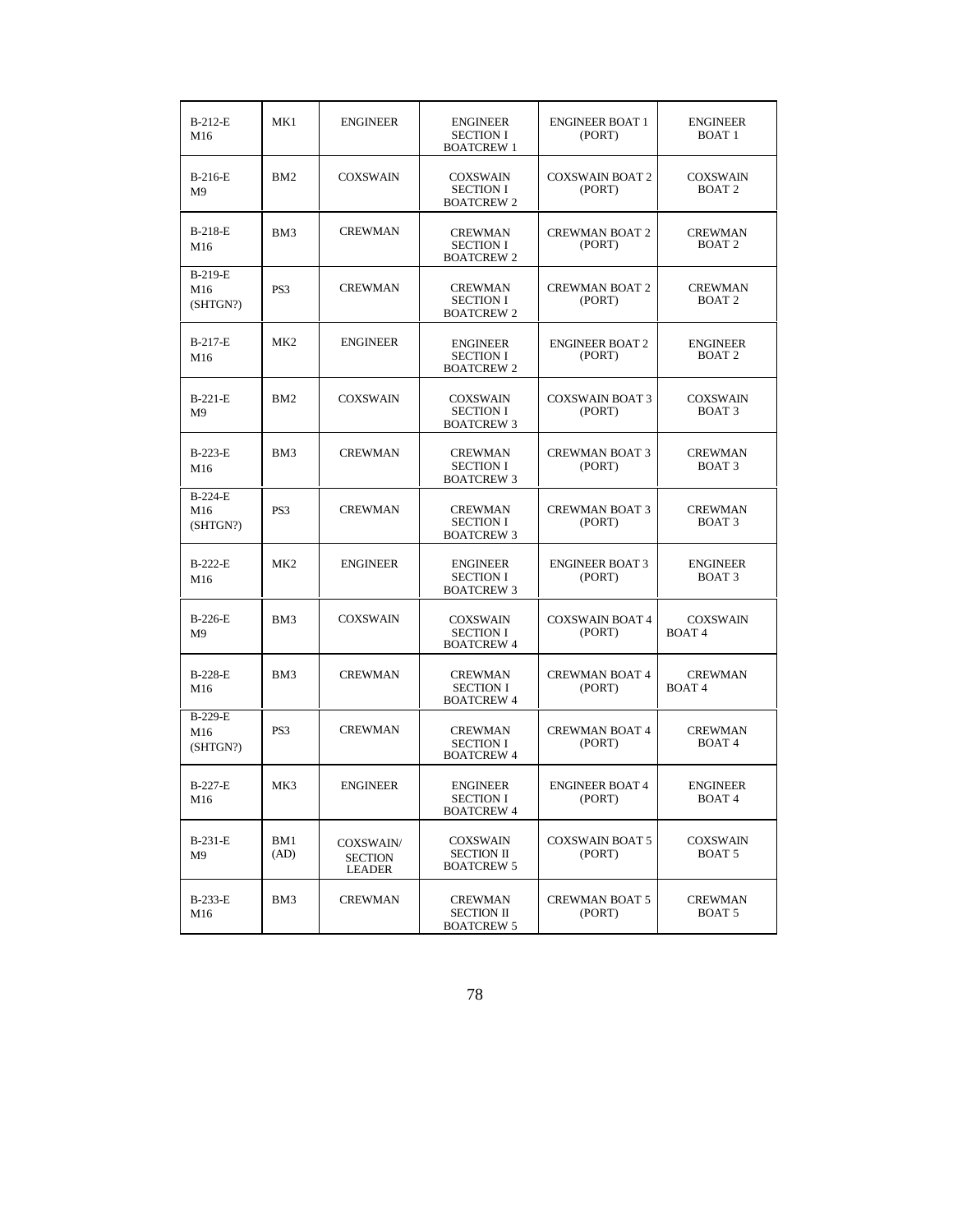| B-212-E M16 | MK1 | ENGINEER | ENGINEER SECTION I BOATCREW 1 | ENGINEER BOAT 1 (PORT) | ENGINEER BOAT 1 |
|---|---|---|---|---|---|
| B-216-E M9 | BM2 | COXSWAIN | COXSWAIN SECTION I BOATCREW 2 | COXSWAIN BOAT 2 (PORT) | COXSWAIN BOAT 2 |
| B-218-E M16 | BM3 | CREWMAN | CREWMAN SECTION I BOATCREW 2 | CREWMAN BOAT 2 (PORT) | CREWMAN BOAT 2 |
| B-219-E M16 (SHTGN?) | PS3 | CREWMAN | CREWMAN SECTION I BOATCREW 2 | CREWMAN BOAT 2 (PORT) | CREWMAN BOAT 2 |
| B-217-E M16 | MK2 | ENGINEER | ENGINEER SECTION I BOATCREW 2 | ENGINEER BOAT 2 (PORT) | ENGINEER BOAT 2 |
| B-221-E M9 | BM2 | COXSWAIN | COXSWAIN SECTION I BOATCREW 3 | COXSWAIN BOAT 3 (PORT) | COXSWAIN BOAT 3 |
| B-223-E M16 | BM3 | CREWMAN | CREWMAN SECTION I BOATCREW 3 | CREWMAN BOAT 3 (PORT) | CREWMAN BOAT 3 |
| B-224-E M16 (SHTGN?) | PS3 | CREWMAN | CREWMAN SECTION I BOATCREW 3 | CREWMAN BOAT 3 (PORT) | CREWMAN BOAT 3 |
| B-222-E M16 | MK2 | ENGINEER | ENGINEER SECTION I BOATCREW 3 | ENGINEER BOAT 3 (PORT) | ENGINEER BOAT 3 |
| B-226-E M9 | BM3 | COXSWAIN | COXSWAIN SECTION I BOATCREW 4 | COXSWAIN BOAT 4 (PORT) | COXSWAIN BOAT 4 |
| B-228-E M16 | BM3 | CREWMAN | CREWMAN SECTION I BOATCREW 4 | CREWMAN BOAT 4 (PORT) | CREWMAN BOAT 4 |
| B-229-E M16 (SHTGN?) | PS3 | CREWMAN | CREWMAN SECTION I BOATCREW 4 | CREWMAN BOAT 4 (PORT) | CREWMAN BOAT 4 |
| B-227-E M16 | MK3 | ENGINEER | ENGINEER SECTION I BOATCREW 4 | ENGINEER BOAT 4 (PORT) | ENGINEER BOAT 4 |
| B-231-E M9 | BM1 (AD) | COXSWAIN/ SECTION LEADER | COXSWAIN SECTION II BOATCREW 5 | COXSWAIN BOAT 5 (PORT) | COXSWAIN BOAT 5 |
| B-233-E M16 | BM3 | CREWMAN | CREWMAN SECTION II BOATCREW 5 | CREWMAN BOAT 5 (PORT) | CREWMAN BOAT 5 |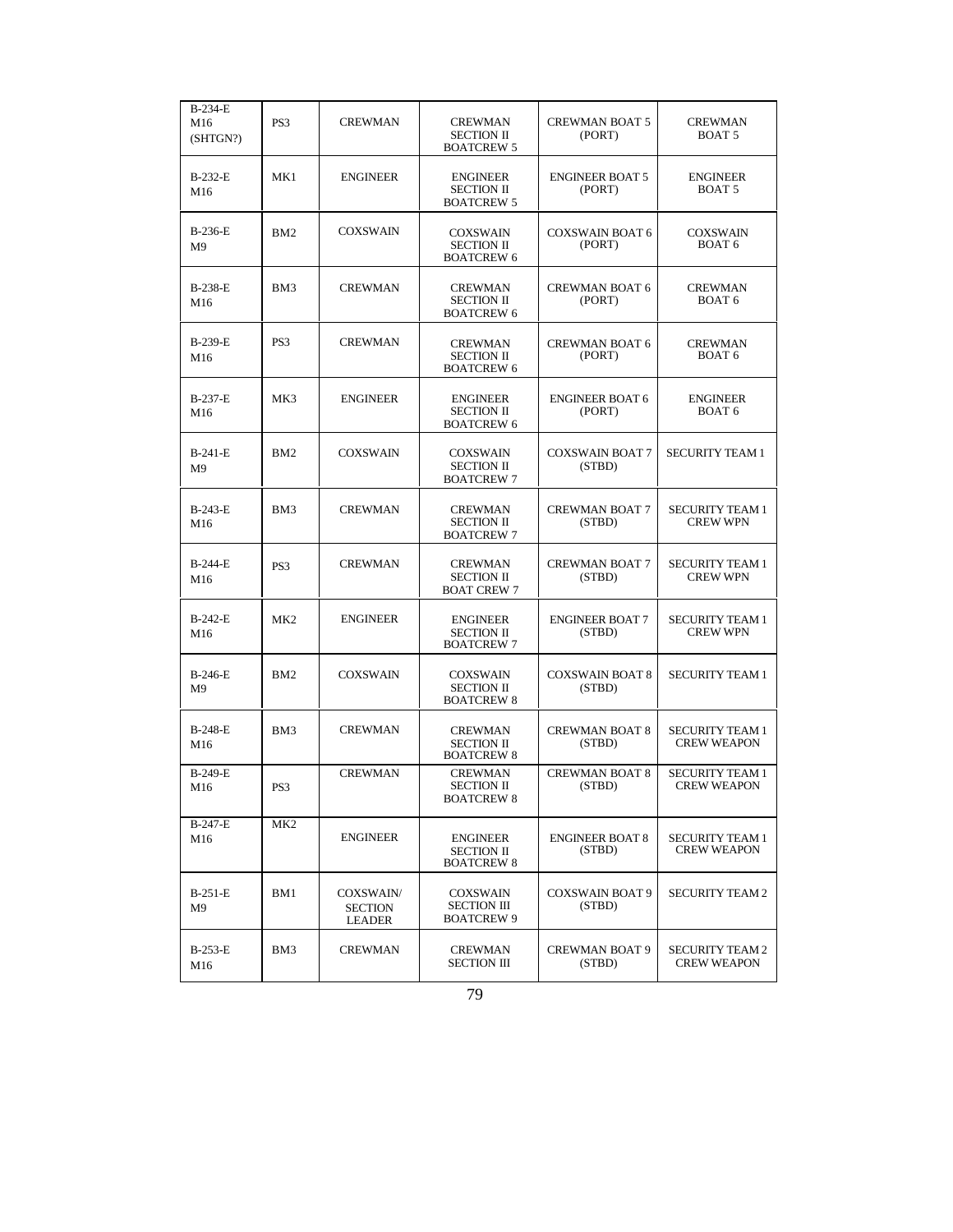| | | | | | |
|---|---|---|---|---|---|
| B-234-E M16 (SHTGN?) | PS3 | CREWMAN | CREWMAN SECTION II BOATCREW 5 | CREWMAN BOAT 5 (PORT) | CREWMAN BOAT 5 |
| B-232-E M16 | MK1 | ENGINEER | ENGINEER SECTION II BOATCREW 5 | ENGINEER BOAT 5 (PORT) | ENGINEER BOAT 5 |
| B-236-E M9 | BM2 | COXSWAIN | COXSWAIN SECTION II BOATCREW 6 | COXSWAIN BOAT 6 (PORT) | COXSWAIN BOAT 6 |
| B-238-E M16 | BM3 | CREWMAN | CREWMAN SECTION II BOATCREW 6 | CREWMAN BOAT 6 (PORT) | CREWMAN BOAT 6 |
| B-239-E M16 | PS3 | CREWMAN | CREWMAN SECTION II BOATCREW 6 | CREWMAN BOAT 6 (PORT) | CREWMAN BOAT 6 |
| B-237-E M16 | MK3 | ENGINEER | ENGINEER SECTION II BOATCREW 6 | ENGINEER BOAT 6 (PORT) | ENGINEER BOAT 6 |
| B-241-E M9 | BM2 | COXSWAIN | COXSWAIN SECTION II BOATCREW 7 | COXSWAIN BOAT 7 (STBD) | SECURITY TEAM 1 |
| B-243-E M16 | BM3 | CREWMAN | CREWMAN SECTION II BOATCREW 7 | CREWMAN BOAT 7 (STBD) | SECURITY TEAM 1 CREW WPN |
| B-244-E M16 | PS3 | CREWMAN | CREWMAN SECTION II BOAT CREW 7 | CREWMAN BOAT 7 (STBD) | SECURITY TEAM 1 CREW WPN |
| B-242-E M16 | MK2 | ENGINEER | ENGINEER SECTION II BOATCREW 7 | ENGINEER BOAT 7 (STBD) | SECURITY TEAM 1 CREW WPN |
| B-246-E M9 | BM2 | COXSWAIN | COXSWAIN SECTION II BOATCREW 8 | COXSWAIN BOAT 8 (STBD) | SECURITY TEAM 1 |
| B-248-E M16 | BM3 | CREWMAN | CREWMAN SECTION II BOATCREW 8 | CREWMAN BOAT 8 (STBD) | SECURITY TEAM 1 CREW WEAPON |
| B-249-E M16 | PS3 | CREWMAN | CREWMAN SECTION II BOATCREW 8 | CREWMAN BOAT 8 (STBD) | SECURITY TEAM 1 CREW WEAPON |
| B-247-E M16 | MK2 | ENGINEER | ENGINEER SECTION II BOATCREW 8 | ENGINEER BOAT 8 (STBD) | SECURITY TEAM 1 CREW WEAPON |
| B-251-E M9 | BM1 | COXSWAIN/ SECTION LEADER | COXSWAIN SECTION III BOATCREW 9 | COXSWAIN BOAT 9 (STBD) | SECURITY TEAM 2 |
| B-253-E M16 | BM3 | CREWMAN | CREWMAN SECTION III | CREWMAN BOAT 9 (STBD) | SECURITY TEAM 2 CREW WEAPON |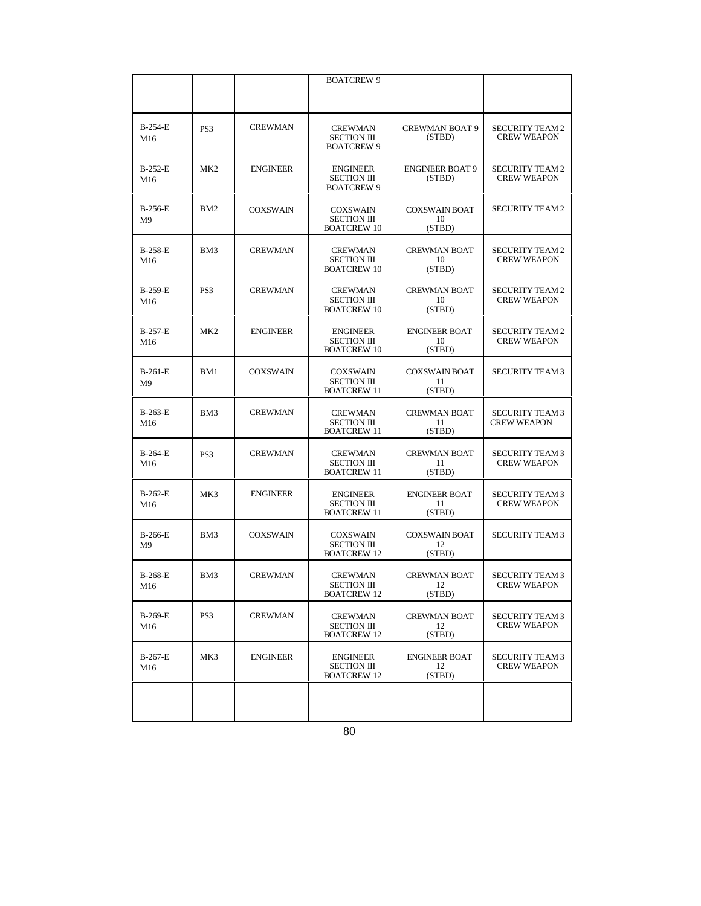| | | | BOATCREW 9 | | |
|---|---|---|---|---|---|
| B-254-E M16 | PS3 | CREWMAN | CREWMAN SECTION III BOATCREW 9 | CREWMAN BOAT 9 (STBD) | SECURITY TEAM 2 CREW WEAPON |
| B-252-E M16 | MK2 | ENGINEER | ENGINEER SECTION III BOATCREW 9 | ENGINEER BOAT 9 (STBD) | SECURITY TEAM 2 CREW WEAPON |
| B-256-E M9 | BM2 | COXSWAIN | COXSWAIN SECTION III BOATCREW 10 | COXSWAIN BOAT 10 (STBD) | SECURITY TEAM 2 |
| B-258-E M16 | BM3 | CREWMAN | CREWMAN SECTION III BOATCREW 10 | CREWMAN BOAT 10 (STBD) | SECURITY TEAM 2 CREW WEAPON |
| B-259-E M16 | PS3 | CREWMAN | CREWMAN SECTION III BOATCREW 10 | CREWMAN BOAT 10 (STBD) | SECURITY TEAM 2 CREW WEAPON |
| B-257-E M16 | MK2 | ENGINEER | ENGINEER SECTION III BOATCREW 10 | ENGINEER BOAT 10 (STBD) | SECURITY TEAM 2 CREW WEAPON |
| B-261-E M9 | BM1 | COXSWAIN | COXSWAIN SECTION III BOATCREW 11 | COXSWAIN BOAT 11 (STBD) | SECURITY TEAM 3 |
| B-263-E M16 | BM3 | CREWMAN | CREWMAN SECTION III BOATCREW 11 | CREWMAN BOAT 11 (STBD) | SECURITY TEAM 3 CREW WEAPON |
| B-264-E M16 | PS3 | CREWMAN | CREWMAN SECTION III BOATCREW 11 | CREWMAN BOAT 11 (STBD) | SECURITY TEAM 3 CREW WEAPON |
| B-262-E M16 | MK3 | ENGINEER | ENGINEER SECTION III BOATCREW 11 | ENGINEER BOAT 11 (STBD) | SECURITY TEAM 3 CREW WEAPON |
| B-266-E M9 | BM3 | COXSWAIN | COXSWAIN SECTION III BOATCREW 12 | COXSWAIN BOAT 12 (STBD) | SECURITY TEAM 3 |
| B-268-E M16 | BM3 | CREWMAN | CREWMAN SECTION III BOATCREW 12 | CREWMAN BOAT 12 (STBD) | SECURITY TEAM 3 CREW WEAPON |
| B-269-E M16 | PS3 | CREWMAN | CREWMAN SECTION III BOATCREW 12 | CREWMAN BOAT 12 (STBD) | SECURITY TEAM 3 CREW WEAPON |
| B-267-E M16 | MK3 | ENGINEER | ENGINEER SECTION III BOATCREW 12 | ENGINEER BOAT 12 (STBD) | SECURITY TEAM 3 CREW WEAPON |
| | | | | | |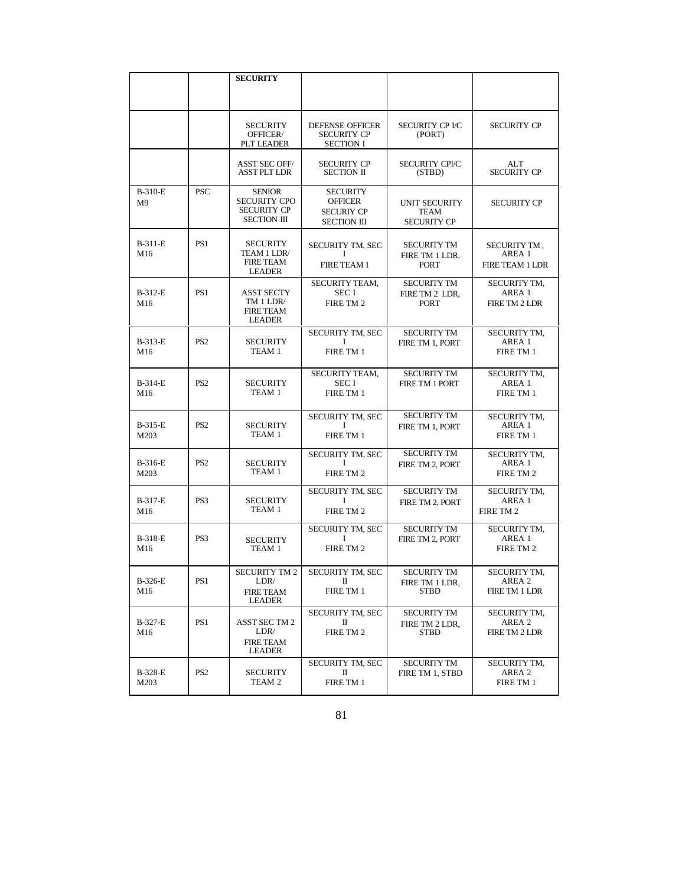| | | **SECURITY** | | | |
|---|---|---|---|---|---|
| | | SECURITY OFFICER/ PLT LEADER | DEFENSE OFFICER SECURITY CP SECTION I | SECURITY CP I/C (PORT) | SECURITY CP |
| | | ASST SEC OFF/ ASST PLT LDR | SECURITY CP SECTION II | SECURITY CPI/C (STBD) | ALT SECURITY CP |
| B-310-E M9 | PSC | SENIOR SECURITY CPO SECURITY CP SECTION III | SECURITY OFFICER SECURIY CP SECTION III | UNIT SECURITY TEAM SECURITY CP | SECURITY CP |
| B-311-E M16 | PS1 | SECURITY TEAM 1 LDR/ FIRE TEAM LEADER | SECURITY TM, SEC I FIRE TEAM 1 | SECURITY TM FIRE TM 1 LDR, PORT | SECURITY TM , AREA 1 FIRE TEAM 1 LDR |
| B-312-E M16 | PS1 | ASST SECTY TM 1 LDR/ FIRE TEAM LEADER | SECURITY TEAM, SEC I FIRE TM 2 | SECURITY TM FIRE TM 2 LDR, PORT | SECURITY TM, AREA 1 FIRE TM 2 LDR |
| B-313-E M16 | PS2 | SECURITY TEAM 1 | SECURITY TM, SEC I FIRE TM 1 | SECURITY TM FIRE TM 1, PORT | SECURITY TM, AREA 1 FIRE TM 1 |
| B-314-E M16 | PS2 | SECURITY TEAM 1 | SECURITY TEAM, SEC I FIRE TM 1 | SECURITY TM FIRE TM 1 PORT | SECURITY TM, AREA 1 FIRE TM 1 |
| B-315-E M203 | PS2 | SECURITY TEAM 1 | SECURITY TM, SEC I FIRE TM 1 | SECURITY TM FIRE TM 1, PORT | SECURITY TM, AREA 1 FIRE TM 1 |
| B-316-E M203 | PS2 | SECURITY TEAM 1 | SECURITY TM, SEC I FIRE TM 2 | SECURITY TM FIRE TM 2, PORT | SECURITY TM, AREA 1 FIRE TM 2 |
| B-317-E M16 | PS3 | SECURITY TEAM 1 | SECURITY TM, SEC I FIRE TM 2 | SECURITY TM FIRE TM 2, PORT | SECURITY TM, AREA 1 FIRE TM 2 |
| B-318-E M16 | PS3 | SECURITY TEAM 1 | SECURITY TM, SEC I FIRE TM 2 | SECURITY TM FIRE TM 2, PORT | SECURITY TM, AREA 1 FIRE TM 2 |
| B-326-E M16 | PS1 | SECURITY TM 2 LDR/ FIRE TEAM LEADER | SECURITY TM, SEC II FIRE TM 1 | SECURITY TM FIRE TM 1 LDR, STBD | SECURITY TM, AREA 2 FIRE TM 1 LDR |
| B-327-E M16 | PS1 | ASST SEC TM 2 LDR/ FIRE TEAM LEADER | SECURITY TM, SEC II FIRE TM 2 | SECURITY TM FIRE TM 2 LDR, STBD | SECURITY TM, AREA 2 FIRE TM 2 LDR |
| B-328-E M203 | PS2 | SECURITY TEAM 2 | SECURITY TM, SEC II FIRE TM 1 | SECURITY TM FIRE TM 1, STBD | SECURITY TM, AREA 2 FIRE TM 1 |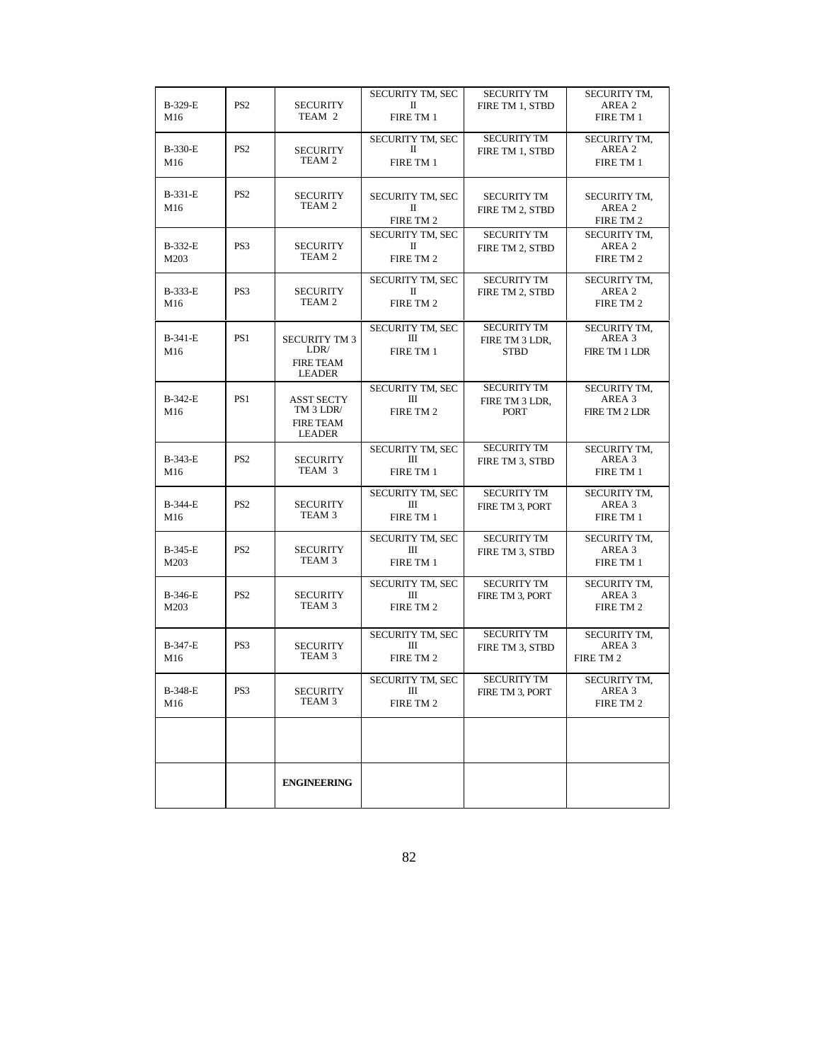| B-329-E M16 | PS2 | SECURITY TEAM 2 | SECURITY TM, SEC II FIRE TM 1 | SECURITY TM FIRE TM 1, STBD | SECURITY TM, AREA 2 FIRE TM 1 |
|---|---|---|---|---|---|
| B-330-E M16 | PS2 | SECURITY TEAM 2 | SECURITY TM, SEC II FIRE TM 1 | SECURITY TM FIRE TM 1, STBD | SECURITY TM, AREA 2 FIRE TM 1 |
| B-331-E M16 | PS2 | SECURITY TEAM 2 | SECURITY TM, SEC II FIRE TM 2 | SECURITY TM FIRE TM 2, STBD | SECURITY TM, AREA 2 FIRE TM 2 |
| B-332-E M203 | PS3 | SECURITY TEAM 2 | SECURITY TM, SEC II FIRE TM 2 | SECURITY TM FIRE TM 2, STBD | SECURITY TM, AREA 2 FIRE TM 2 |
| B-333-E M16 | PS3 | SECURITY TEAM 2 | SECURITY TM, SEC II FIRE TM 2 | SECURITY TM FIRE TM 2, STBD | SECURITY TM, AREA 2 FIRE TM 2 |
| B-341-E M16 | PS1 | SECURITY TM 3 LDR/ FIRE TEAM LEADER | SECURITY TM, SEC III FIRE TM 1 | SECURITY TM FIRE TM 3 LDR, STBD | SECURITY TM, AREA 3 FIRE TM 1 LDR |
| B-342-E M16 | PS1 | ASST SECTY TM 3 LDR/ FIRE TEAM LEADER | SECURITY TM, SEC III FIRE TM 2 | SECURITY TM FIRE TM 3 LDR, PORT | SECURITY TM, AREA 3 FIRE TM 2 LDR |
| B-343-E M16 | PS2 | SECURITY TEAM 3 | SECURITY TM, SEC III FIRE TM 1 | SECURITY TM FIRE TM 3, STBD | SECURITY TM, AREA 3 FIRE TM 1 |
| B-344-E M16 | PS2 | SECURITY TEAM 3 | SECURITY TM, SEC III FIRE TM 1 | SECURITY TM FIRE TM 3, PORT | SECURITY TM, AREA 3 FIRE TM 1 |
| B-345-E M203 | PS2 | SECURITY TEAM 3 | SECURITY TM, SEC III FIRE TM 1 | SECURITY TM FIRE TM 3, STBD | SECURITY TM, AREA 3 FIRE TM 1 |
| B-346-E M203 | PS2 | SECURITY TEAM 3 | SECURITY TM, SEC III FIRE TM 2 | SECURITY TM FIRE TM 3, PORT | SECURITY TM, AREA 3 FIRE TM 2 |
| B-347-E M16 | PS3 | SECURITY TEAM 3 | SECURITY TM, SEC III FIRE TM 2 | SECURITY TM FIRE TM 3, STBD | SECURITY TM, AREA 3 FIRE TM 2 |
| B-348-E M16 | PS3 | SECURITY TEAM 3 | SECURITY TM, SEC III FIRE TM 2 | SECURITY TM FIRE TM 3, PORT | SECURITY TM, AREA 3 FIRE TM 2 |
| | | | | | |
| | | **ENGINEERING** | | | |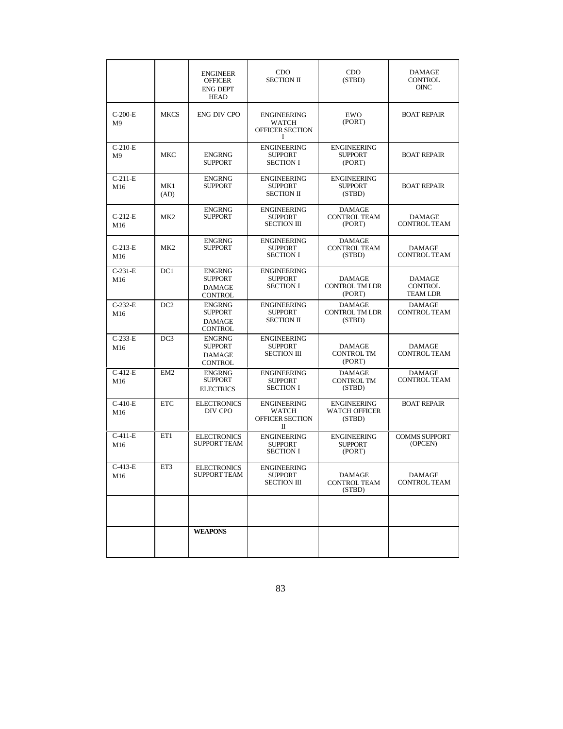| | | ENGINEER OFFICER ENG DEPT HEAD | CDO SECTION II | CDO (STBD) | DAMAGE CONTROL OINC |
|---|---|---|---|---|---|
| C-200-E M9 | MKCS | ENG DIV CPO | ENGINEERING WATCH OFFICER SECTION I | EWO (PORT) | BOAT REPAIR |
| C-210-E M9 | MKC | ENGRNG SUPPORT | ENGINEERING SUPPORT SECTION I | ENGINEERING SUPPORT (PORT) | BOAT REPAIR |
| C-211-E M16 | MK1 (AD) | ENGRNG SUPPORT | ENGINEERING SUPPORT SECTION II | ENGINEERING SUPPORT (STBD) | BOAT REPAIR |
| C-212-E M16 | MK2 | ENGRNG SUPPORT | ENGINEERING SUPPORT SECTION III | DAMAGE CONTROL TEAM (PORT) | DAMAGE CONTROL TEAM |
| C-213-E M16 | MK2 | ENGRNG SUPPORT | ENGINEERING SUPPORT SECTION I | DAMAGE CONTROL TEAM (STBD) | DAMAGE CONTROL TEAM |
| C-231-E M16 | DC1 | ENGRNG SUPPORT DAMAGE CONTROL | ENGINEERING SUPPORT SECTION I | DAMAGE CONTROL TM LDR (PORT) | DAMAGE CONTROL TEAM LDR |
| C-232-E M16 | DC2 | ENGRNG SUPPORT DAMAGE CONTROL | ENGINEERING SUPPORT SECTION II | DAMAGE CONTROL TM LDR (STBD) | DAMAGE CONTROL TEAM |
| C-233-E M16 | DC3 | ENGRNG SUPPORT DAMAGE CONTROL | ENGINEERING SUPPORT SECTION III | DAMAGE CONTROL TM (PORT) | DAMAGE CONTROL TEAM |
| C-412-E M16 | EM2 | ENGRNG SUPPORT ELECTRICS | ENGINEERING SUPPORT SECTION I | DAMAGE CONTROL TM (STBD) | DAMAGE CONTROL TEAM |
| C-410-E M16 | ETC | ELECTRONICS DIV CPO | ENGINEERING WATCH OFFICER SECTION II | ENGINEERING WATCH OFFICER (STBD) | BOAT REPAIR |
| C-411-E M16 | ET1 | ELECTRONICS SUPPORT TEAM | ENGINEERING SUPPORT SECTION I | ENGINEERING SUPPORT (PORT) | COMMS SUPPORT (OPCEN) |
| C-413-E M16 | ET3 | ELECTRONICS SUPPORT TEAM | ENGINEERING SUPPORT SECTION III | DAMAGE CONTROL TEAM (STBD) | DAMAGE CONTROL TEAM |
| | | | | | |
| | | **WEAPONS** | | | |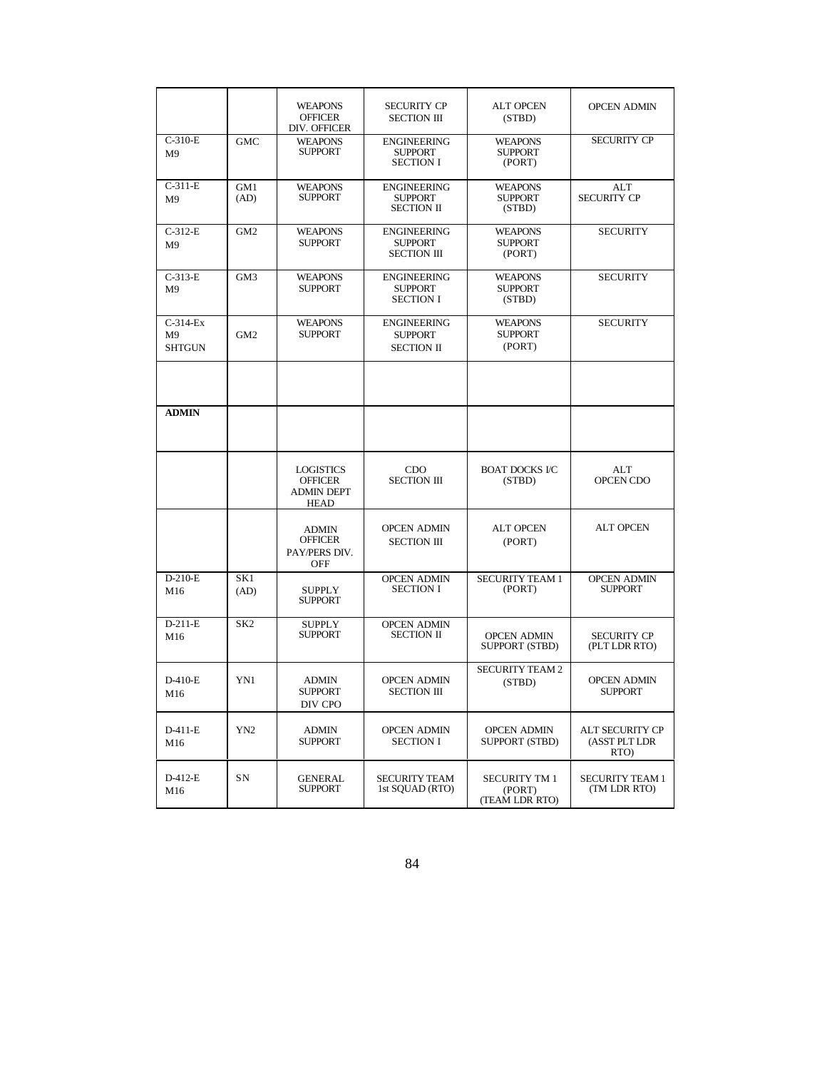| | | | | | |
|---|---|---|---|---|---|
| | | WEAPONS OFFICER DIV. OFFICER | SECURITY CP SECTION III | ALT OPCEN (STBD) | OPCEN ADMIN |
| C-310-E M9 | GMC | WEAPONS SUPPORT | ENGINEERING SUPPORT SECTION I | WEAPONS SUPPORT (PORT) | SECURITY CP |
| C-311-E M9 | GM1 (AD) | WEAPONS SUPPORT | ENGINEERING SUPPORT SECTION II | WEAPONS SUPPORT (STBD) | ALT SECURITY CP |
| C-312-E M9 | GM2 | WEAPONS SUPPORT | ENGINEERING SUPPORT SECTION III | WEAPONS SUPPORT (PORT) | SECURITY |
| C-313-E M9 | GM3 | WEAPONS SUPPORT | ENGINEERING SUPPORT SECTION I | WEAPONS SUPPORT (STBD) | SECURITY |
| C-314-Ex M9 SHTGUN | GM2 | WEAPONS SUPPORT | ENGINEERING SUPPORT SECTION II | WEAPONS SUPPORT (PORT) | SECURITY |
| | | | | | |
| **ADMIN** | | | | | |
| | | LOGISTICS OFFICER ADMIN DEPT HEAD | CDO SECTION III | BOAT DOCKS I/C (STBD) | ALT OPCEN CDO |
| | | ADMIN OFFICER PAY/PERS DIV. OFF | OPCEN ADMIN SECTION III | ALT OPCEN (PORT) | ALT OPCEN |
| D-210-E M16 | SK1 (AD) | SUPPLY SUPPORT | OPCEN ADMIN SECTION I | SECURITY TEAM 1 (PORT) | OPCEN ADMIN SUPPORT |
| D-211-E M16 | SK2 | SUPPLY SUPPORT | OPCEN ADMIN SECTION II | OPCEN ADMIN SUPPORT (STBD) | SECURITY CP (PLT LDR RTO) |
| D-410-E M16 | YN1 | ADMIN SUPPORT DIV CPO | OPCEN ADMIN SECTION III | SECURITY TEAM 2 (STBD) | OPCEN ADMIN SUPPORT |
| D-411-E M16 | YN2 | ADMIN SUPPORT | OPCEN ADMIN SECTION I | OPCEN ADMIN SUPPORT (STBD) | ALT SECURITY CP (ASST PLT LDR RTO) |
| D-412-E M16 | SN | GENERAL SUPPORT | SECURITY TEAM 1st SQUAD (RTO) | SECURITY TM 1 (PORT) (TEAM LDR RTO) | SECURITY TEAM 1 (TM LDR RTO) |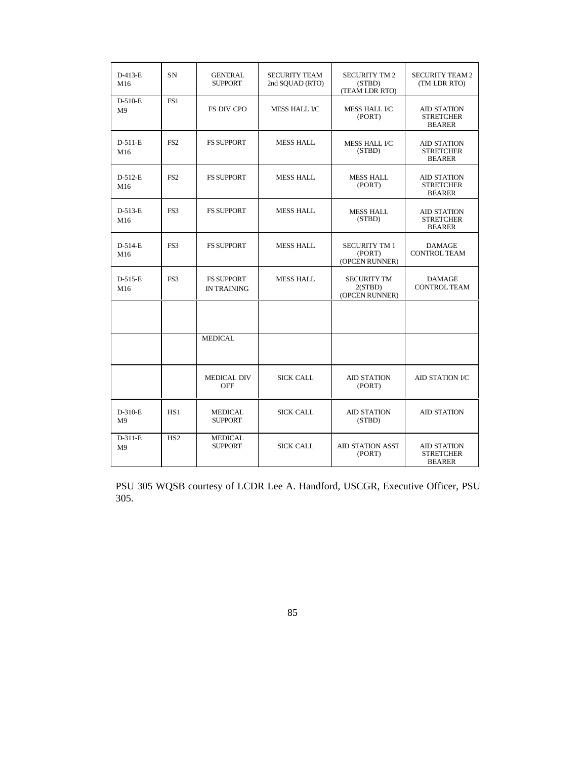| | | | | | |
|---|---|---|---|---|---|
| D-413-E M16 | SN | GENERAL SUPPORT | SECURITY TEAM 2nd SQUAD (RTO) | SECURITY TM 2 (STBD) (TEAM LDR RTO) | SECURITY TEAM 2 (TM LDR RTO) |
| D-510-E M9 | FS1 | FS DIV CPO | MESS HALL I/C | MESS HALL I/C (PORT) | AID STATION STRETCHER BEARER |
| D-511-E M16 | FS2 | FS SUPPORT | MESS HALL | MESS HALL I/C (STBD) | AID STATION STRETCHER BEARER |
| D-512-E M16 | FS2 | FS SUPPORT | MESS HALL | MESS HALL (PORT) | AID STATION STRETCHER BEARER |
| D-513-E M16 | FS3 | FS SUPPORT | MESS HALL | MESS HALL (STBD) | AID STATION STRETCHER BEARER |
| D-514-E M16 | FS3 | FS SUPPORT | MESS HALL | SECURITY TM 1 (PORT) (OPCEN RUNNER) | DAMAGE CONTROL TEAM |
| D-515-E M16 | FS3 | FS SUPPORT IN TRAINING | MESS HALL | SECURITY TM 2(STBD) (OPCEN RUNNER) | DAMAGE CONTROL TEAM |
| | | | | | |
| | | MEDICAL | | | |
| | | MEDICAL DIV OFF | SICK CALL | AID STATION (PORT) | AID STATION I/C |
| D-310-E M9 | HS1 | MEDICAL SUPPORT | SICK CALL | AID STATION (STBD) | AID STATION |
| D-311-E M9 | HS2 | MEDICAL SUPPORT | SICK CALL | AID STATION ASST (PORT) | AID STATION STRETCHER BEARER |

PSU 305 WQSB courtesy of LCDR Lee A. Handford, USCGR, Executive Officer, PSU 305.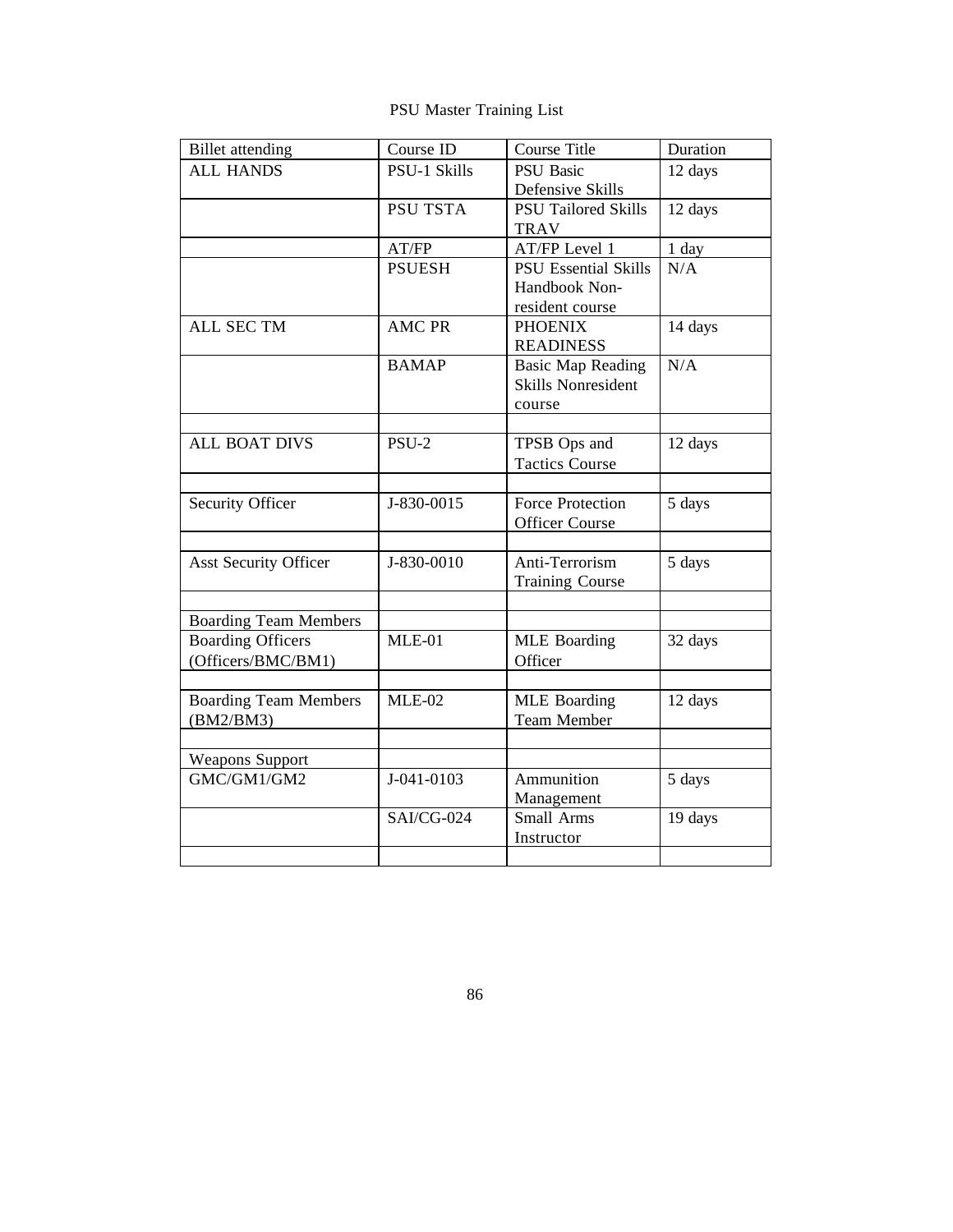PSU Master Training List

| Billet attending | Course ID | Course Title | Duration |
| --- | --- | --- | --- |
| ALL HANDS | PSU-1 Skills | PSU Basic Defensive Skills | 12 days |
| | PSU TSTA | PSU Tailored Skills TRAV | 12 days |
| | AT/FP | AT/FP Level 1 | 1 day |
| | PSUESH | PSU Essential Skills Handbook Non-resident course | N/A |
| ALL SEC TM | AMC PR | PHOENIX READINESS | 14 days |
| | BAMAP | Basic Map Reading Skills Nonresident course | N/A |
| | | | |
| ALL BOAT DIVS | PSU-2 | TPSB Ops and Tactics Course | 12 days |
| | | | |
| Security Officer | J-830-0015 | Force Protection Officer Course | 5 days |
| | | | |
| Asst Security Officer | J-830-0010 | Anti-Terrorism Training Course | 5 days |
| | | | |
| Boarding Team Members | | | |
| Boarding Officers (Officers/BMC/BM1) | MLE-01 | MLE Boarding Officer | 32 days |
| | | | |
| Boarding Team Members (BM2/BM3) | MLE-02 | MLE Boarding Team Member | 12 days |
| | | | |
| Weapons Support | | | |
| GMC/GM1/GM2 | J-041-0103 | Ammunition Management | 5 days |
| | SAI/CG-024 | Small Arms Instructor | 19 days |
| | | | |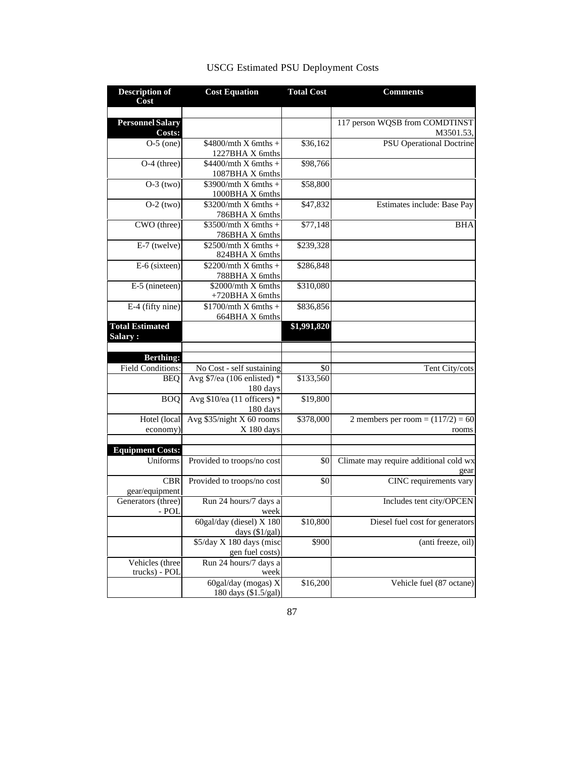USCG Estimated PSU Deployment Costs

| Description of Cost | Cost Equation | Total Cost | Comments |
|---|---|---|---|
| | | | |
| **Personnel Salary Costs:** | | | 117 person WQSB from COMDTINST M3501.53, |
| O-5 (one) | \$4800/mth X 6mths + 1227BHA X 6mths | \$36,162 | PSU Operational Doctrine |
| O-4 (three) | \$4400/mth X 6mths + 1087BHA X 6mths | \$98,766 | |
| O-3 (two) | \$3900/mth X 6mths + 1000BHA X 6mths | \$58,800 | |
| O-2 (two) | \$3200/mth X 6mths + 786BHA X 6mths | \$47,832 | Estimates include: Base Pay |
| CWO (three) | \$3500/mth X 6mths + 786BHA X 6mths | \$77,148 | BHA |
| E-7 (twelve) | \$2500/mth X 6mths + 824BHA X 6mths | \$239,328 | |
| E-6 (sixteen) | \$2200/mth X 6mths + 788BHA X 6mths | \$286,848 | |
| E-5 (nineteen) | \$2000/mth X 6mths +720BHA X 6mths | \$310,080 | |
| E-4 (fifty nine) | \$1700/mth X 6mths + 664BHA X 6mths | \$836,856 | |
| **Total Estimated Salary :** | | **\$1,991,820** | |
| | | | |
| **Berthing:** | | | |
| Field Conditions: | No Cost - self sustaining | \$0 | Tent City/cots |
| BEQ | Avg \$7/ea (106 enlisted) * 180 days | \$133,560 | |
| BOQ | Avg \$10/ea (11 officers) * 180 days | \$19,800 | |
| Hotel (local economy) | Avg \$35/night X 60 rooms X 180 days | \$378,000 | 2 members per room = (117/2) = 60 rooms |
| | | | |
| **Equipment Costs:** | | | |
| Uniforms | Provided to troops/no cost | \$0 | Climate may require additional cold wx gear |
| CBR gear/equipment | Provided to troops/no cost | \$0 | CINC requirements vary |
| Generators (three) - POL | Run 24 hours/7 days a week | | Includes tent city/OPCEN |
| | 60gal/day (diesel) X 180 days (\$1/gal) | \$10,800 | Diesel fuel cost for generators |
| | \$5/day X 180 days (misc gen fuel costs) | \$900 | (anti freeze, oil) |
| Vehicles (three trucks) - POL | Run 24 hours/7 days a week | | |
| | 60gal/day (mogas) X 180 days (\$1.5/gal) | \$16,200 | Vehicle fuel (87 octane) |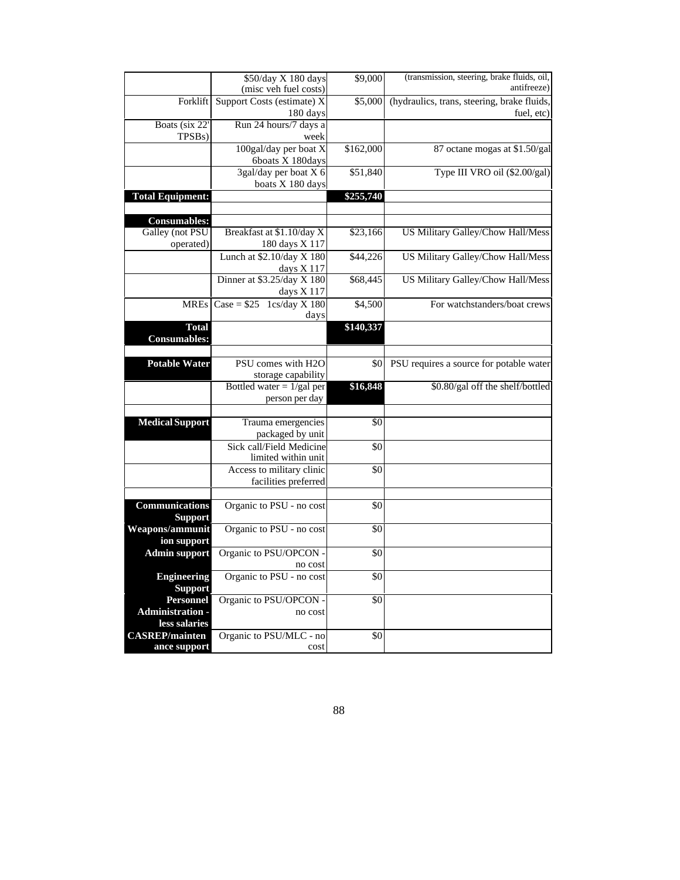| | | | |
|---|---|---|---|
| | $50/day X 180 days (misc veh fuel costs) | $9,000 | (transmission, steering, brake fluids, oil, antifreeze) |
| Forklift | Support Costs (estimate) X 180 days | $5,000 | (hydraulics, trans, steering, brake fluids, fuel, etc) |
| Boats (six 22' TPSBs) | Run 24 hours/7 days a week | | |
| | 100gal/day per boat X 6boats X 180days | $162,000 | 87 octane mogas at $1.50/gal |
| | 3gal/day per boat X 6 boats X 180 days | $51,840 | Type III VRO oil ($2.00/gal) |
| **Total Equipment:** | | **$255,740** | |
| | | | |
| **Consumables:** | | | |
| Galley (not PSU operated) | Breakfast at $1.10/day X 180 days X 117 | $23,166 | US Military Galley/Chow Hall/Mess |
| | Lunch at $2.10/day X 180 days X 117 | $44,226 | US Military Galley/Chow Hall/Mess |
| | Dinner at $3.25/day X 180 days X 117 | $68,445 | US Military Galley/Chow Hall/Mess |
| MREs | Case = $25 1cs/day X 180 days | $4,500 | For watchstanders/boat crews |
| **Total Consumables:** | | **$140,337** | |
| | | | |
| **Potable Water** | PSU comes with H2O storage capability | $0 | PSU requires a source for potable water |
| | Bottled water = 1/gal per person per day | **$16,848** | $0.80/gal off the shelf/bottled |
| | | | |
| **Medical Support** | Trauma emergencies packaged by unit | $0 | |
| | Sick call/Field Medicine limited within unit | $0 | |
| | Access to military clinic facilities preferred | $0 | |
| | | | |
| **Communications Support** | Organic to PSU - no cost | $0 | |
| **Weapons/ammunition support** | Organic to PSU - no cost | $0 | |
| **Admin support** | Organic to PSU/OPCON - no cost | $0 | |
| **Engineering Support** | Organic to PSU - no cost | $0 | |
| **Personnel Administration - less salaries** | Organic to PSU/OPCON - no cost | $0 | |
| **CASREP/maintenance support** | Organic to PSU/MLC - no cost | $0 | |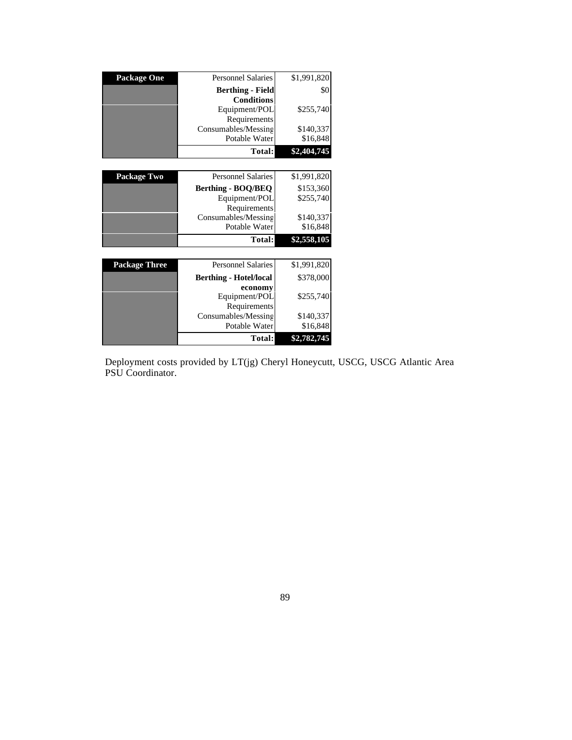| Package One | | |
|---|---|---|
| | Personnel Salaries | $1,991,820 |
| | **Berthing - Field Conditions** | $0 |
| | Equipment/POL Requirements | $255,740 |
| | Consumables/Messing | $140,337 |
| | Potable Water | $16,848 |
| | **Total:** | **$2,404,745** |

| Package Two | | |
|---|---|---|
| | Personnel Salaries | $1,991,820 |
| | **Berthing - BOQ/BEQ** | $153,360 |
| | Equipment/POL Requirements | $255,740 |
| | Consumables/Messing | $140,337 |
| | Potable Water | $16,848 |
| | **Total:** | **$2,558,105** |

| Package Three | | |
|---|---|---|
| | Personnel Salaries | $1,991,820 |
| | **Berthing - Hotel/local economy** | $378,000 |
| | Equipment/POL Requirements | $255,740 |
| | Consumables/Messing | $140,337 |
| | Potable Water | $16,848 |
| | **Total:** | **$2,782,745** |

Deployment costs provided by LT(jg) Cheryl Honeycutt, USCG, USCG Atlantic Area PSU Coordinator.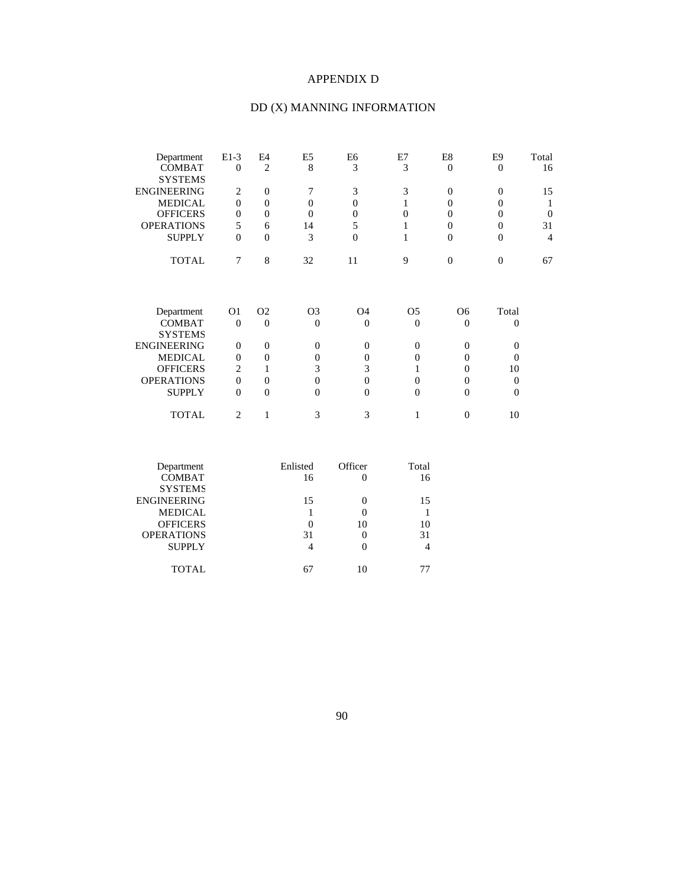# APPENDIX D

## DD (X) MANNING INFORMATION

| Department | E1-3 | E4 | E5 | E6 | E7 | E8 | E9 | Total |
|---|---|---|---|---|---|---|---|---|
| COMBAT SYSTEMS | 0 | 2 | 8 | 3 | 3 | 0 | 0 | 16 |
| ENGINEERING | 2 | 0 | 7 | 3 | 3 | 0 | 0 | 15 |
| MEDICAL | 0 | 0 | 0 | 0 | 1 | 0 | 0 | 1 |
| OFFICERS | 0 | 0 | 0 | 0 | 0 | 0 | 0 | 0 |
| OPERATIONS | 5 | 6 | 14 | 5 | 1 | 0 | 0 | 31 |
| SUPPLY | 0 | 0 | 3 | 0 | 1 | 0 | 0 | 4 |
| TOTAL | 7 | 8 | 32 | 11 | 9 | 0 | 0 | 67 |

| Department | O1 | O2 | O3 | O4 | O5 | O6 | Total |
|---|---|---|---|---|---|---|---|
| COMBAT SYSTEMS | 0 | 0 | 0 | 0 | 0 | 0 | 0 |
| ENGINEERING | 0 | 0 | 0 | 0 | 0 | 0 | 0 |
| MEDICAL | 0 | 0 | 0 | 0 | 0 | 0 | 0 |
| OFFICERS | 2 | 1 | 3 | 3 | 1 | 0 | 10 |
| OPERATIONS | 0 | 0 | 0 | 0 | 0 | 0 | 0 |
| SUPPLY | 0 | 0 | 0 | 0 | 0 | 0 | 0 |
| TOTAL | 2 | 1 | 3 | 3 | 1 | 0 | 10 |

| Department | Enlisted | Officer | Total |
|---|---|---|---|
| COMBAT SYSTEMS | 16 | 0 | 16 |
| ENGINEERING | 15 | 0 | 15 |
| MEDICAL | 1 | 0 | 1 |
| OFFICERS | 0 | 10 | 10 |
| OPERATIONS | 31 | 0 | 31 |
| SUPPLY | 4 | 0 | 4 |
| TOTAL | 67 | 10 | 77 |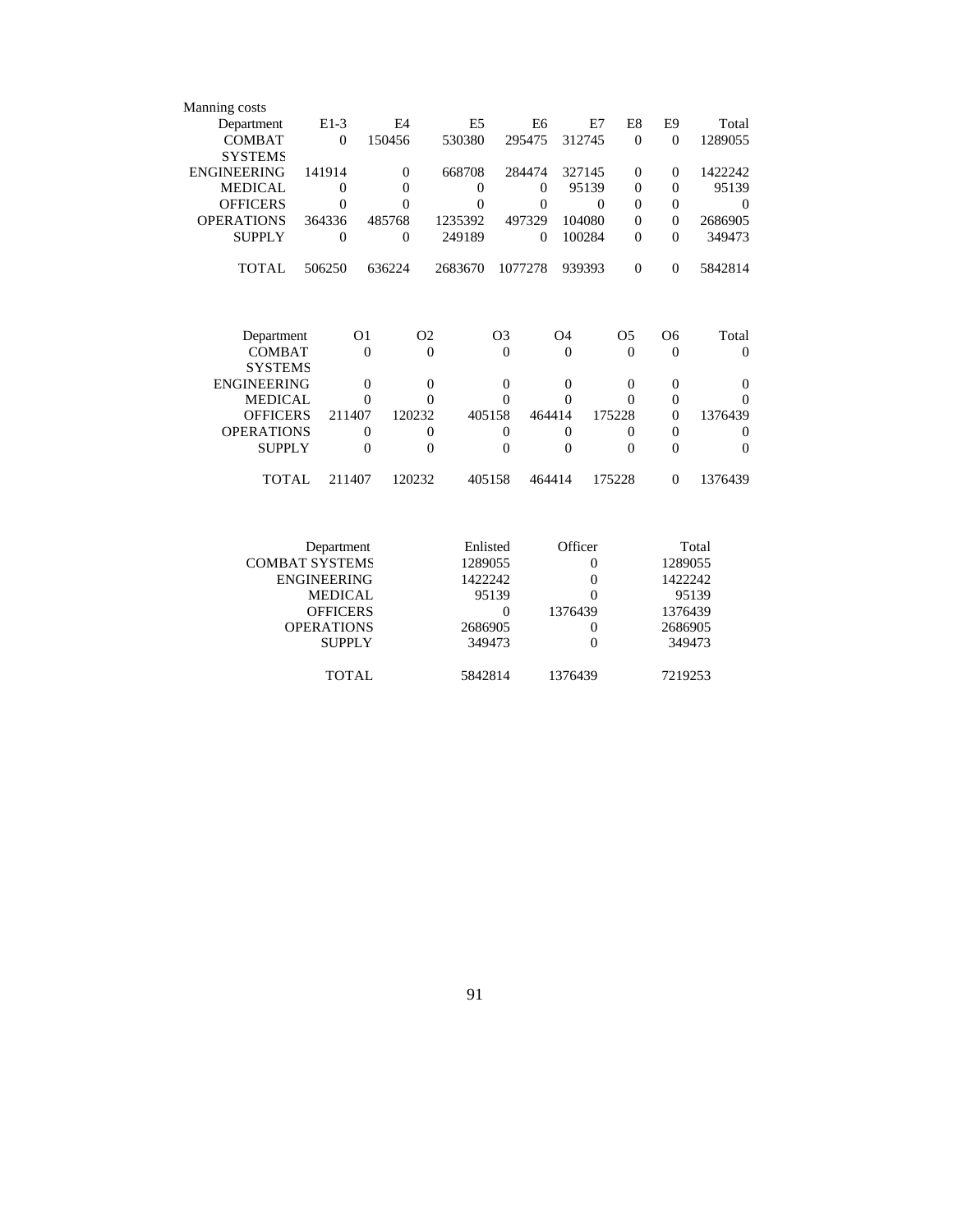Manning costs

| Department | E1-3 | E4 | E5 | E6 | E7 | E8 | E9 | Total |
|---|---|---|---|---|---|---|---|---|
| COMBAT SYSTEMS | 0 | 150456 | 530380 | 295475 | 312745 | 0 | 0 | 1289055 |
| ENGINEERING | 141914 | 0 | 668708 | 284474 | 327145 | 0 | 0 | 1422242 |
| MEDICAL | 0 | 0 | 0 | 0 | 95139 | 0 | 0 | 95139 |
| OFFICERS | 0 | 0 | 0 | 0 | 0 | 0 | 0 | 0 |
| OPERATIONS | 364336 | 485768 | 1235392 | 497329 | 104080 | 0 | 0 | 2686905 |
| SUPPLY | 0 | 0 | 249189 | 0 | 100284 | 0 | 0 | 349473 |
| TOTAL | 506250 | 636224 | 2683670 | 1077278 | 939393 | 0 | 0 | 5842814 |

| Department | O1 | O2 | O3 | O4 | O5 | O6 | Total |
|---|---|---|---|---|---|---|---|
| COMBAT SYSTEMS | 0 | 0 | 0 | 0 | 0 | 0 | 0 |
| ENGINEERING | 0 | 0 | 0 | 0 | 0 | 0 | 0 |
| MEDICAL | 0 | 0 | 0 | 0 | 0 | 0 | 0 |
| OFFICERS | 211407 | 120232 | 405158 | 464414 | 175228 | 0 | 1376439 |
| OPERATIONS | 0 | 0 | 0 | 0 | 0 | 0 | 0 |
| SUPPLY | 0 | 0 | 0 | 0 | 0 | 0 | 0 |
| TOTAL | 211407 | 120232 | 405158 | 464414 | 175228 | 0 | 1376439 |

| Department | Enlisted | Officer | Total |
|---|---|---|---|
| COMBAT SYSTEMS | 1289055 | 0 | 1289055 |
| ENGINEERING | 1422242 | 0 | 1422242 |
| MEDICAL | 95139 | 0 | 95139 |
| OFFICERS | 0 | 1376439 | 1376439 |
| OPERATIONS | 2686905 | 0 | 2686905 |
| SUPPLY | 349473 | 0 | 349473 |
| TOTAL | 5842814 | 1376439 | 7219253 |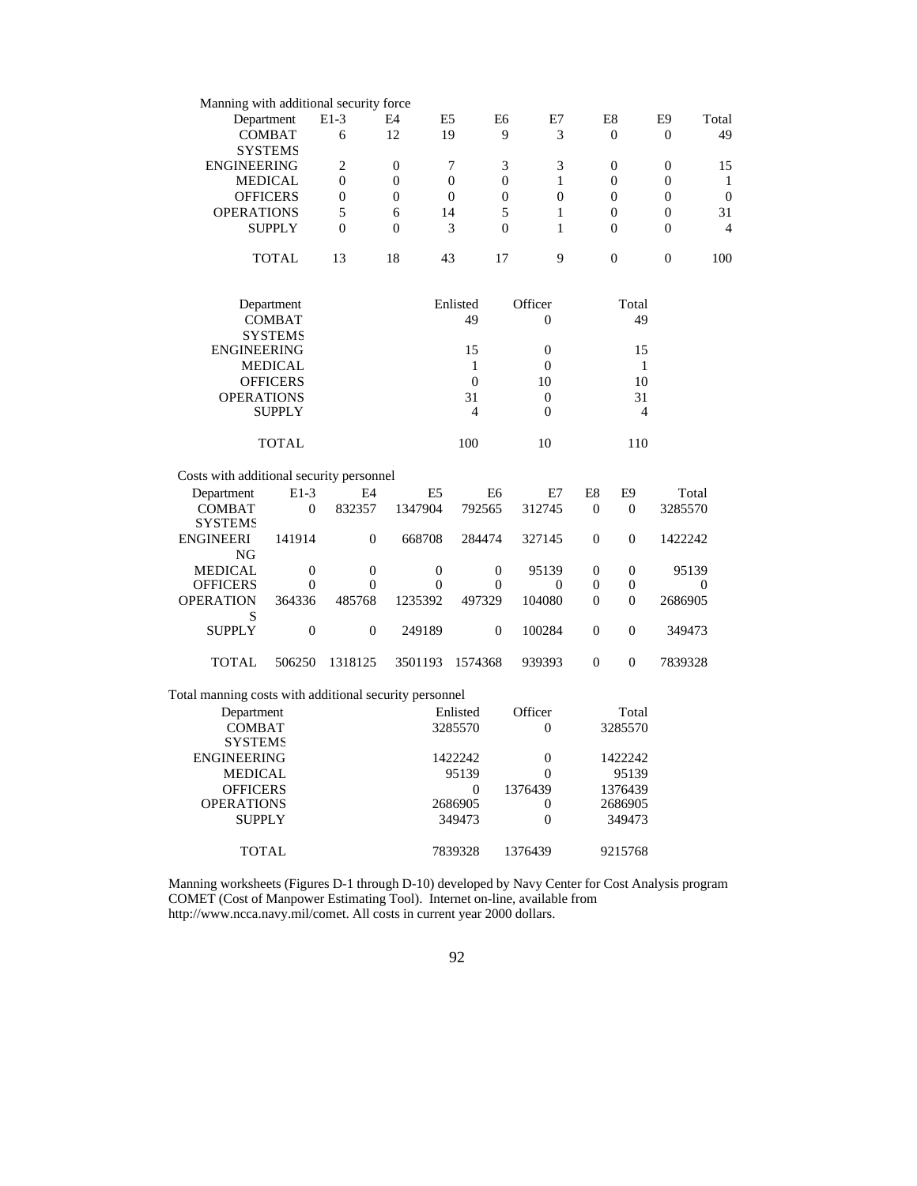Manning with additional security force

| Department | E1-3 | E4 | E5 | E6 | E7 | E8 | E9 | Total |
|---|---|---|---|---|---|---|---|---|
| COMBAT SYSTEMS | 6 | 12 | 19 | 9 | 3 | 0 | 0 | 49 |
| ENGINEERING | 2 | 0 | 7 | 3 | 3 | 0 | 0 | 15 |
| MEDICAL | 0 | 0 | 0 | 0 | 1 | 0 | 0 | 1 |
| OFFICERS | 0 | 0 | 0 | 0 | 0 | 0 | 0 | 0 |
| OPERATIONS | 5 | 6 | 14 | 5 | 1 | 0 | 0 | 31 |
| SUPPLY | 0 | 0 | 3 | 0 | 1 | 0 | 0 | 4 |
| TOTAL | 13 | 18 | 43 | 17 | 9 | 0 | 0 | 100 |

| Department | Enlisted | Officer | Total |
|---|---|---|---|
| COMBAT SYSTEMS | 49 | 0 | 49 |
| ENGINEERING | 15 | 0 | 15 |
| MEDICAL | 1 | 0 | 1 |
| OFFICERS | 0 | 10 | 10 |
| OPERATIONS | 31 | 0 | 31 |
| SUPPLY | 4 | 0 | 4 |
| TOTAL | 100 | 10 | 110 |

Costs with additional security personnel

| Department | E1-3 | E4 | E5 | E6 | E7 | E8 | E9 | Total |
|---|---|---|---|---|---|---|---|---|
| COMBAT SYSTEMS | 0 | 832357 | 1347904 | 792565 | 312745 | 0 | 0 | 3285570 |
| ENGINEERING | 141914 | 0 | 668708 | 284474 | 327145 | 0 | 0 | 1422242 |
| MEDICAL | 0 | 0 | 0 | 0 | 95139 | 0 | 0 | 95139 |
| OFFICERS | 0 | 0 | 0 | 0 | 0 | 0 | 0 | 0 |
| OPERATIONS | 364336 | 485768 | 1235392 | 497329 | 104080 | 0 | 0 | 2686905 |
| SUPPLY | 0 | 0 | 249189 | 0 | 100284 | 0 | 0 | 349473 |
| TOTAL | 506250 | 1318125 | 3501193 | 1574368 | 939393 | 0 | 0 | 7839328 |

Total manning costs with additional security personnel

| Department | Enlisted | Officer | Total |
|---|---|---|---|
| COMBAT SYSTEMS | 3285570 | 0 | 3285570 |
| ENGINEERING | 1422242 | 0 | 1422242 |
| MEDICAL | 95139 | 0 | 95139 |
| OFFICERS | 0 | 1376439 | 1376439 |
| OPERATIONS | 2686905 | 0 | 2686905 |
| SUPPLY | 349473 | 0 | 349473 |
| TOTAL | 7839328 | 1376439 | 9215768 |

Manning worksheets (Figures D-1 through D-10) developed by Navy Center for Cost Analysis program COMET (Cost of Manpower Estimating Tool). Internet on-line, available from http://www.ncca.navy.mil/comet. All costs in current year 2000 dollars.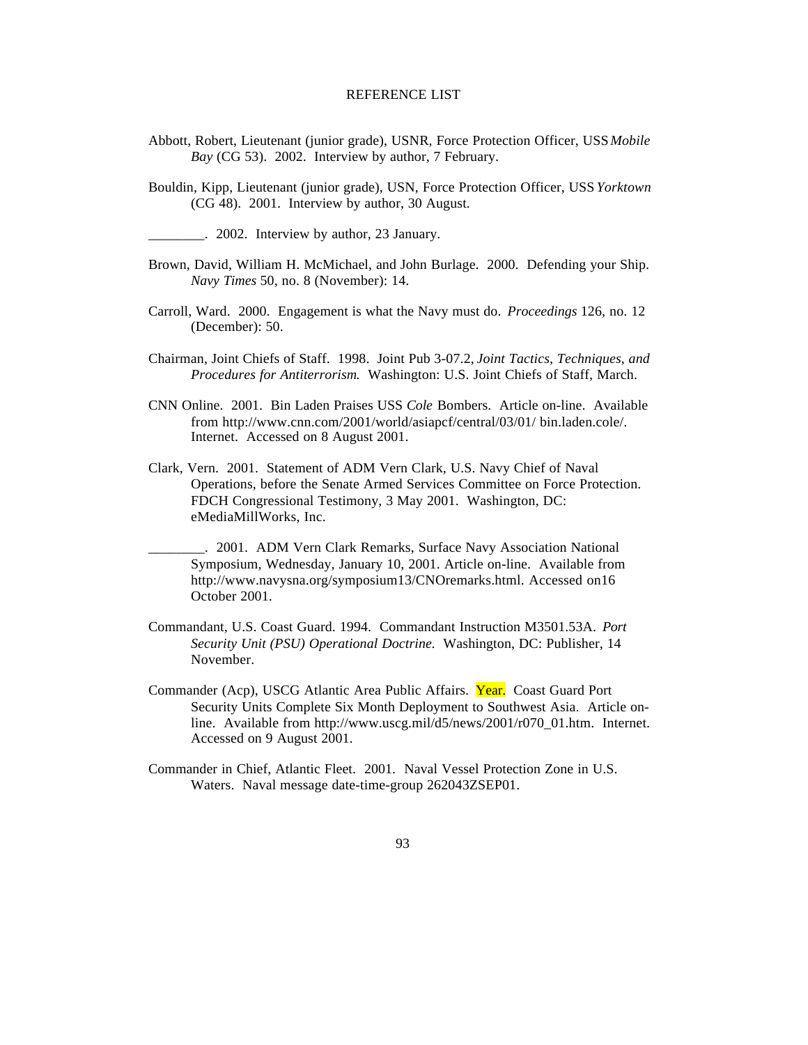# REFERENCE LIST

Abbott, Robert, Lieutenant (junior grade), USNR, Force Protection Officer, USS *Mobile Bay* (CG 53). 2002. Interview by author, 7 February.

Bouldin, Kipp, Lieutenant (junior grade), USN, Force Protection Officer, USS *Yorktown* (CG 48). 2001. Interview by author, 30 August.

________. 2002. Interview by author, 23 January.

Brown, David, William H. McMichael, and John Burlage. 2000. Defending your Ship. *Navy Times* 50, no. 8 (November): 14.

Carroll, Ward. 2000. Engagement is what the Navy must do. *Proceedings* 126, no. 12 (December): 50.

Chairman, Joint Chiefs of Staff. 1998. Joint Pub 3-07.2, *Joint Tactics, Techniques, and Procedures for Antiterrorism.* Washington: U.S. Joint Chiefs of Staff, March.

CNN Online. 2001. Bin Laden Praises USS *Cole* Bombers. Article on-line. Available from http://www.cnn.com/2001/world/asiapcf/central/03/01/ bin.laden.cole/. Internet. Accessed on 8 August 2001.

Clark, Vern. 2001. Statement of ADM Vern Clark, U.S. Navy Chief of Naval Operations, before the Senate Armed Services Committee on Force Protection. FDCH Congressional Testimony, 3 May 2001. Washington, DC: eMediaMillWorks, Inc.

________. 2001. ADM Vern Clark Remarks, Surface Navy Association National Symposium, Wednesday, January 10, 2001. Article on-line. Available from http://www.navysna.org/symposium13/CNOremarks.html. Accessed on16 October 2001.

Commandant, U.S. Coast Guard. 1994. Commandant Instruction M3501.53A. *Port Security Unit (PSU) Operational Doctrine.* Washington, DC: Publisher, 14 November.

Commander (Acp), USCG Atlantic Area Public Affairs. Year. Coast Guard Port Security Units Complete Six Month Deployment to Southwest Asia. Article on-line. Available from http://www.uscg.mil/d5/news/2001/r070_01.htm. Internet. Accessed on 9 August 2001.

Commander in Chief, Atlantic Fleet. 2001. Naval Vessel Protection Zone in U.S. Waters. Naval message date-time-group 262043ZSEP01.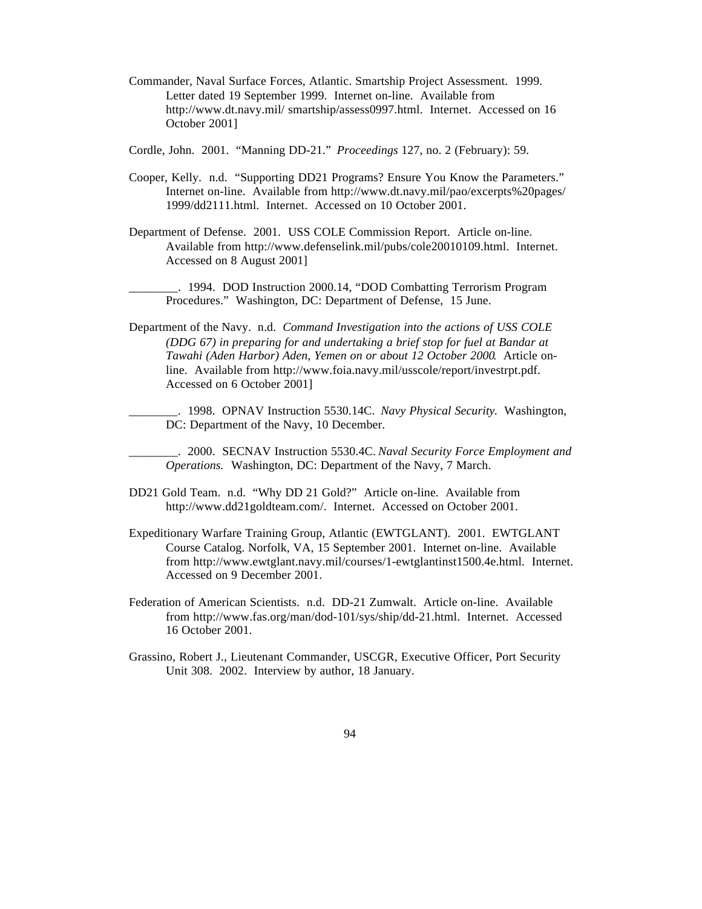Commander, Naval Surface Forces, Atlantic. Smartship Project Assessment. 1999. Letter dated 19 September 1999. Internet on-line. Available from http://www.dt.navy.mil/ smartship/assess0997.html. Internet. Accessed on 16 October 2001]

Cordle, John. 2001. "Manning DD-21." *Proceedings* 127, no. 2 (February): 59.

Cooper, Kelly. n.d. "Supporting DD21 Programs? Ensure You Know the Parameters." Internet on-line. Available from http://www.dt.navy.mil/pao/excerpts%20pages/1999/dd2111.html. Internet. Accessed on 10 October 2001.

Department of Defense. 2001. USS COLE Commission Report. Article on-line. Available from http://www.defenselink.mil/pubs/cole20010109.html. Internet. Accessed on 8 August 2001]

________. 1994. DOD Instruction 2000.14, "DOD Combatting Terrorism Program Procedures." Washington, DC: Department of Defense, 15 June.

Department of the Navy. n.d. *Command Investigation into the actions of USS COLE (DDG 67) in preparing for and undertaking a brief stop for fuel at Bandar at Tawahi (Aden Harbor) Aden, Yemen on or about 12 October 2000*. Article on-line. Available from http://www.foia.navy.mil/usscole/report/investrpt.pdf. Accessed on 6 October 2001]

________. 1998. OPNAV Instruction 5530.14C. *Navy Physical Security.* Washington, DC: Department of the Navy, 10 December.

________. 2000. SECNAV Instruction 5530.4C. *Naval Security Force Employment and Operations.* Washington, DC: Department of the Navy, 7 March.

DD21 Gold Team. n.d. "Why DD 21 Gold?" Article on-line. Available from http://www.dd21goldteam.com/. Internet. Accessed on October 2001.

Expeditionary Warfare Training Group, Atlantic (EWTGLANT). 2001. EWTGLANT Course Catalog. Norfolk, VA, 15 September 2001. Internet on-line. Available from http://www.ewtglant.navy.mil/courses/1-ewtglantinst1500.4e.html. Internet. Accessed on 9 December 2001.

Federation of American Scientists. n.d. DD-21 Zumwalt. Article on-line. Available from http://www.fas.org/man/dod-101/sys/ship/dd-21.html. Internet. Accessed 16 October 2001.

Grassino, Robert J., Lieutenant Commander, USCGR, Executive Officer, Port Security Unit 308. 2002. Interview by author, 18 January.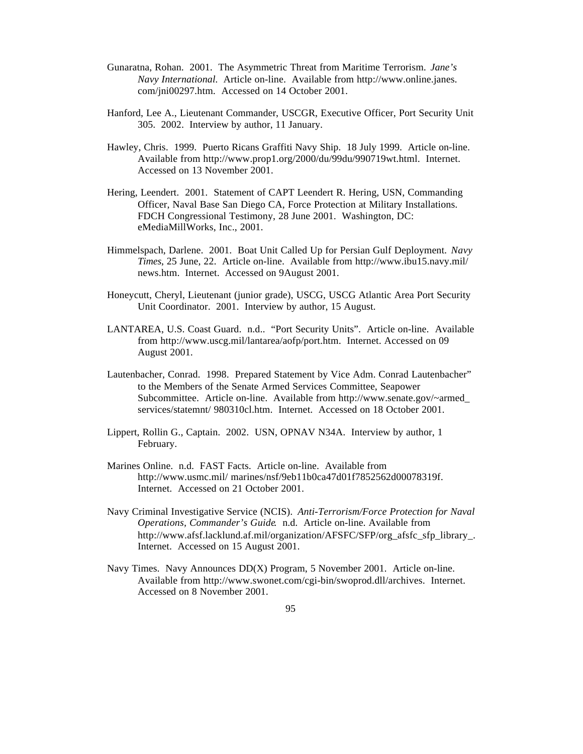Gunaratna, Rohan. 2001. The Asymmetric Threat from Maritime Terrorism. *Jane's Navy International.* Article on-line. Available from http://www.online.janes.com/jni00297.htm. Accessed on 14 October 2001.

Hanford, Lee A., Lieutenant Commander, USCGR, Executive Officer, Port Security Unit 305. 2002. Interview by author, 11 January.

Hawley, Chris. 1999. Puerto Ricans Graffiti Navy Ship. 18 July 1999. Article on-line. Available from http://www.prop1.org/2000/du/99du/990719wt.html. Internet. Accessed on 13 November 2001.

Hering, Leendert. 2001. Statement of CAPT Leendert R. Hering, USN, Commanding Officer, Naval Base San Diego CA, Force Protection at Military Installations. FDCH Congressional Testimony, 28 June 2001. Washington, DC: eMediaMillWorks, Inc., 2001.

Himmelspach, Darlene. 2001. Boat Unit Called Up for Persian Gulf Deployment. *Navy Times*, 25 June, 22. Article on-line. Available from http://www.ibu15.navy.mil/news.htm. Internet. Accessed on 9August 2001.

Honeycutt, Cheryl, Lieutenant (junior grade), USCG, USCG Atlantic Area Port Security Unit Coordinator. 2001. Interview by author, 15 August.

LANTAREA, U.S. Coast Guard. n.d.. "Port Security Units". Article on-line. Available from http://www.uscg.mil/lantarea/aofp/port.htm. Internet. Accessed on 09 August 2001.

Lautenbacher, Conrad. 1998. Prepared Statement by Vice Adm. Conrad Lautenbacher" to the Members of the Senate Armed Services Committee, Seapower Subcommittee. Article on-line. Available from http://www.senate.gov/~armed_services/statemnt/ 980310cl.htm. Internet. Accessed on 18 October 2001.

Lippert, Rollin G., Captain. 2002. USN, OPNAV N34A. Interview by author, 1 February.

Marines Online. n.d. FAST Facts. Article on-line. Available from http://www.usmc.mil/ marines/nsf/9eb11b0ca47d01f7852562d00078319f. Internet. Accessed on 21 October 2001.

Navy Criminal Investigative Service (NCIS). *Anti-Terrorism/Force Protection for Naval Operations, Commander's Guide*. n.d. Article on-line. Available from http://www.afsf.lacklund.af.mil/organization/AFSFC/SFP/org_afsfc_sfp_library_. Internet. Accessed on 15 August 2001.

Navy Times. Navy Announces DD(X) Program, 5 November 2001. Article on-line. Available from http://www.swonet.com/cgi-bin/swoprod.dll/archives. Internet. Accessed on 8 November 2001.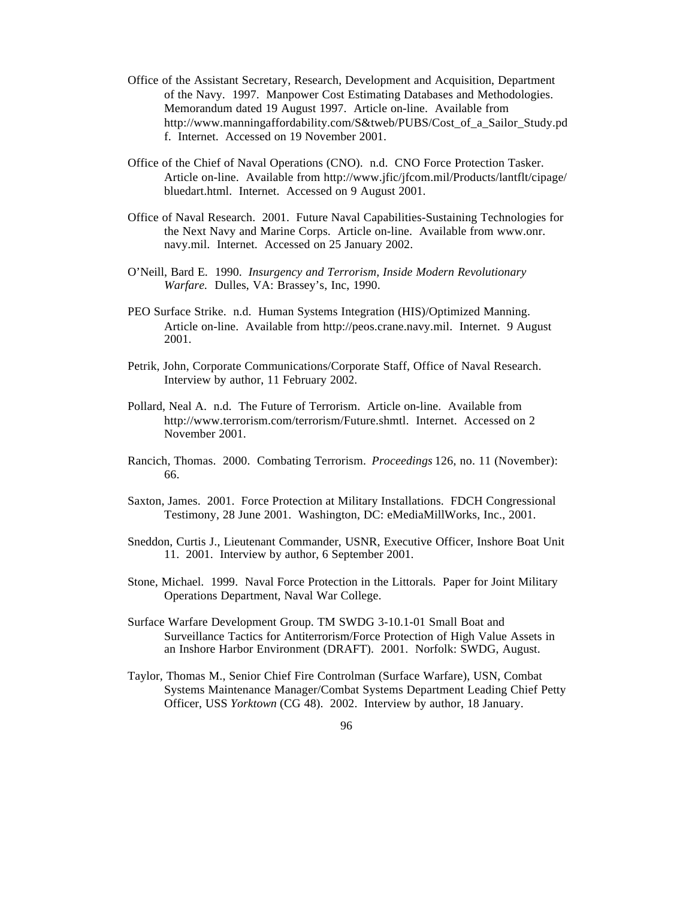Office of the Assistant Secretary, Research, Development and Acquisition, Department of the Navy. 1997. Manpower Cost Estimating Databases and Methodologies. Memorandum dated 19 August 1997. Article on-line. Available from http://www.manningaffordability.com/S&tweb/PUBS/Cost_of_a_Sailor_Study.pdf. Internet. Accessed on 19 November 2001.

Office of the Chief of Naval Operations (CNO). n.d. CNO Force Protection Tasker. Article on-line. Available from http://www.jfic/jfcom.mil/Products/lantflt/cipage/bluedart.html. Internet. Accessed on 9 August 2001.

Office of Naval Research. 2001. Future Naval Capabilities-Sustaining Technologies for the Next Navy and Marine Corps. Article on-line. Available from www.onr.navy.mil. Internet. Accessed on 25 January 2002.

O'Neill, Bard E. 1990. *Insurgency and Terrorism, Inside Modern Revolutionary Warfare.* Dulles, VA: Brassey's, Inc, 1990.

PEO Surface Strike. n.d. Human Systems Integration (HIS)/Optimized Manning. Article on-line. Available from http://peos.crane.navy.mil. Internet. 9 August 2001.

Petrik, John, Corporate Communications/Corporate Staff, Office of Naval Research. Interview by author, 11 February 2002.

Pollard, Neal A. n.d. The Future of Terrorism. Article on-line. Available from http://www.terrorism.com/terrorism/Future.shmtl. Internet. Accessed on 2 November 2001.

Rancich, Thomas. 2000. Combating Terrorism. *Proceedings* 126, no. 11 (November): 66.

Saxton, James. 2001. Force Protection at Military Installations. FDCH Congressional Testimony, 28 June 2001. Washington, DC: eMediaMillWorks, Inc., 2001.

Sneddon, Curtis J., Lieutenant Commander, USNR, Executive Officer, Inshore Boat Unit 11. 2001. Interview by author, 6 September 2001.

Stone, Michael. 1999. Naval Force Protection in the Littorals. Paper for Joint Military Operations Department, Naval War College.

Surface Warfare Development Group. TM SWDG 3-10.1-01 Small Boat and Surveillance Tactics for Antiterrorism/Force Protection of High Value Assets in an Inshore Harbor Environment (DRAFT). 2001. Norfolk: SWDG, August.

Taylor, Thomas M., Senior Chief Fire Controlman (Surface Warfare), USN, Combat Systems Maintenance Manager/Combat Systems Department Leading Chief Petty Officer, USS *Yorktown* (CG 48). 2002. Interview by author, 18 January.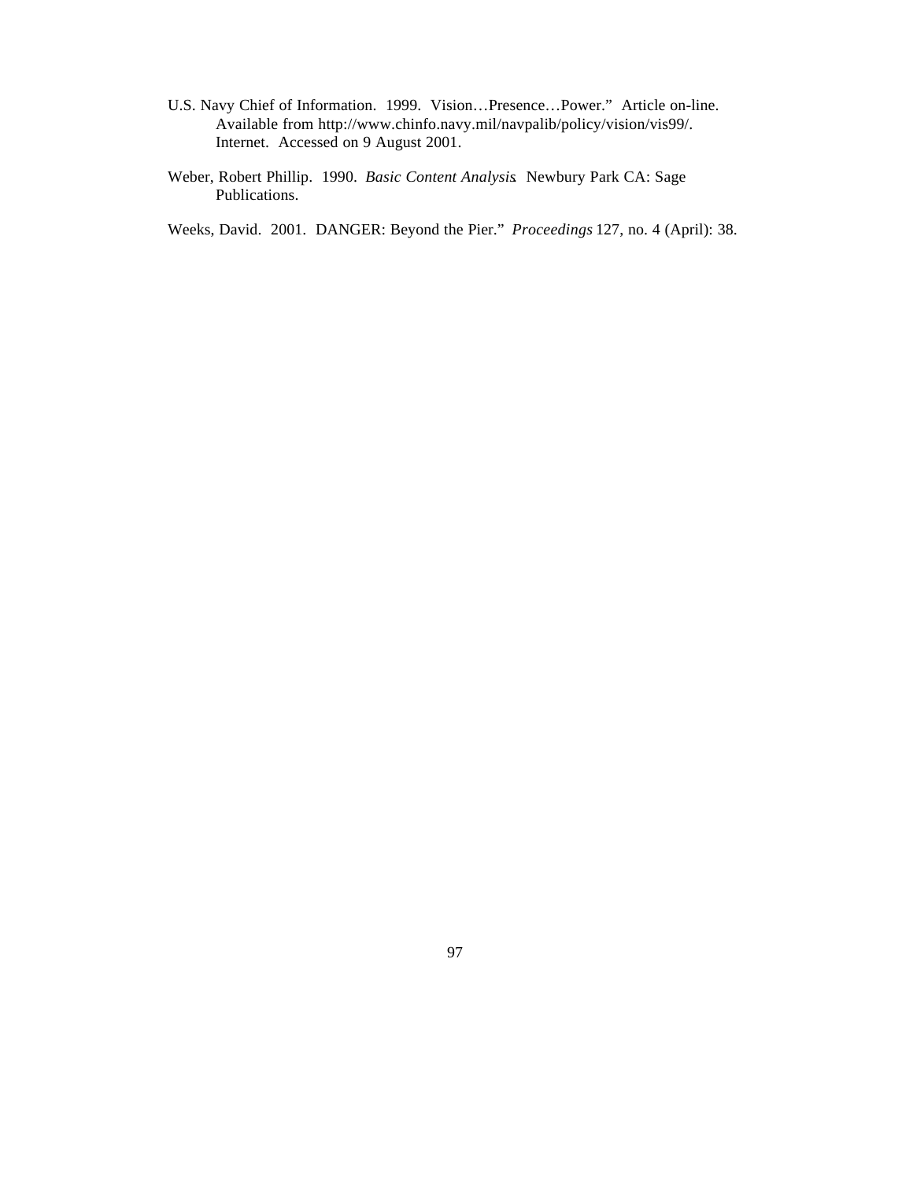U.S. Navy Chief of Information. 1999. Vision…Presence…Power." Article on-line. Available from http://www.chinfo.navy.mil/navpalib/policy/vision/vis99/. Internet. Accessed on 9 August 2001.

Weber, Robert Phillip. 1990. *Basic Content Analysis*. Newbury Park CA: Sage Publications.

Weeks, David. 2001. DANGER: Beyond the Pier." *Proceedings* 127, no. 4 (April): 38.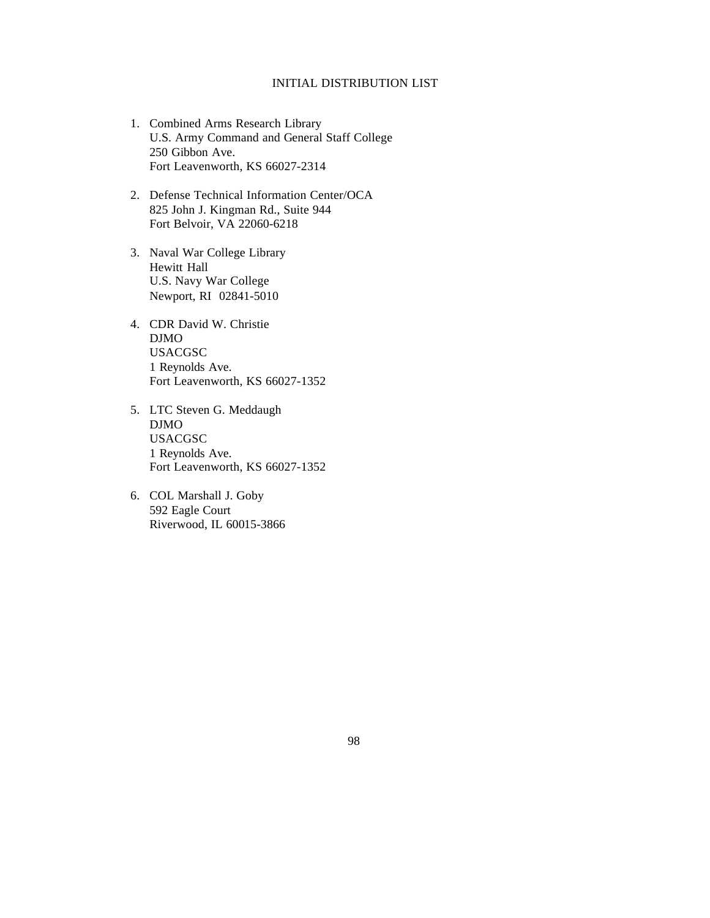# INITIAL DISTRIBUTION LIST

1. Combined Arms Research Library
   U.S. Army Command and General Staff College
   250 Gibbon Ave.
   Fort Leavenworth, KS 66027-2314

2. Defense Technical Information Center/OCA
   825 John J. Kingman Rd., Suite 944
   Fort Belvoir, VA 22060-6218

3. Naval War College Library
   Hewitt Hall
   U.S. Navy War College
   Newport, RI 02841-5010

4. CDR David W. Christie
   DJMO
   USACGSC
   1 Reynolds Ave.
   Fort Leavenworth, KS 66027-1352

5. LTC Steven G. Meddaugh
   DJMO
   USACGSC
   1 Reynolds Ave.
   Fort Leavenworth, KS 66027-1352

6. COL Marshall J. Goby
   592 Eagle Court
   Riverwood, IL 60015-3866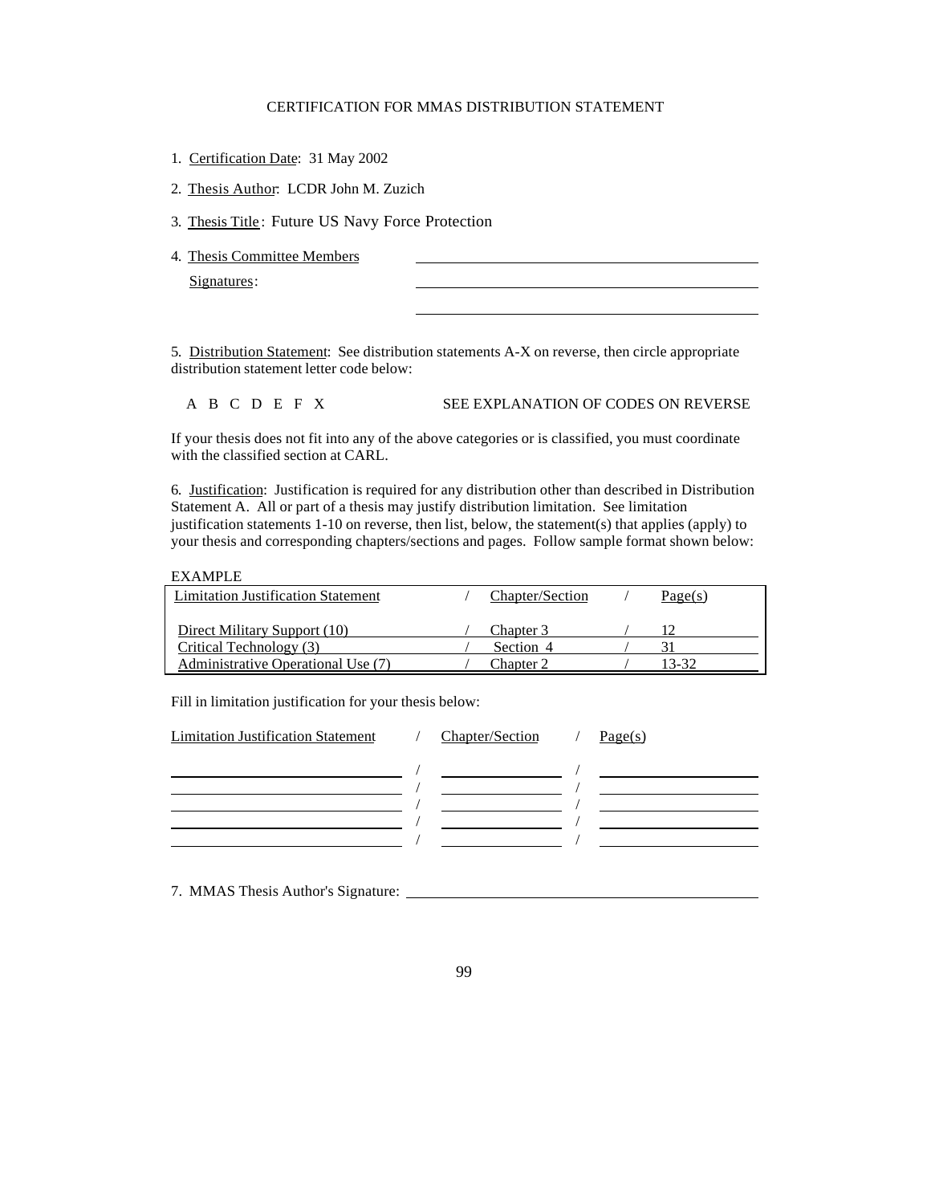CERTIFICATION FOR MMAS DISTRIBUTION STATEMENT

1. Certification Date: 31 May 2002

2. Thesis Author: LCDR John M. Zuzich

3. Thesis Title: Future US Navy Force Protection

4. Thesis Committee Members

   Signatures: \_\_\_\_\_\_\_\_\_\_\_\_\_\_\_\_\_\_\_\_\_\_\_\_\_\_\_\_\_\_\_\_\_\_\_\_\_\_\_\_\_\_\_\_

5. Distribution Statement: See distribution statements A-X on reverse, then circle appropriate distribution statement letter code below:

   A B C D E F X                SEE EXPLANATION OF CODES ON REVERSE

If your thesis does not fit into any of the above categories or is classified, you must coordinate with the classified section at CARL.

6. Justification: Justification is required for any distribution other than described in Distribution Statement A. All or part of a thesis may justify distribution limitation. See limitation justification statements 1-10 on reverse, then list, below, the statement(s) that applies (apply) to your thesis and corresponding chapters/sections and pages. Follow sample format shown below:

EXAMPLE

| Limitation Justification Statement | Chapter/Section | Page(s) |
|---|---|---|
| Direct Military Support (10) | Chapter 3 | 12 |
| Critical Technology (3) | Section 4 | 31 |
| Administrative Operational Use (7) | Chapter 2 | 13-32 |

Fill in limitation justification for your thesis below:

| Limitation Justification Statement | Chapter/Section | Page(s) |
|---|---|---|
| | | |
| | | |
| | | |
| | | |
| | | |

7. MMAS Thesis Author's Signature: \_\_\_\_\_\_\_\_\_\_\_\_\_\_\_\_\_\_\_\_\_\_\_\_\_\_\_\_\_\_\_\_\_\_\_\_\_\_\_\_\_\_\_\_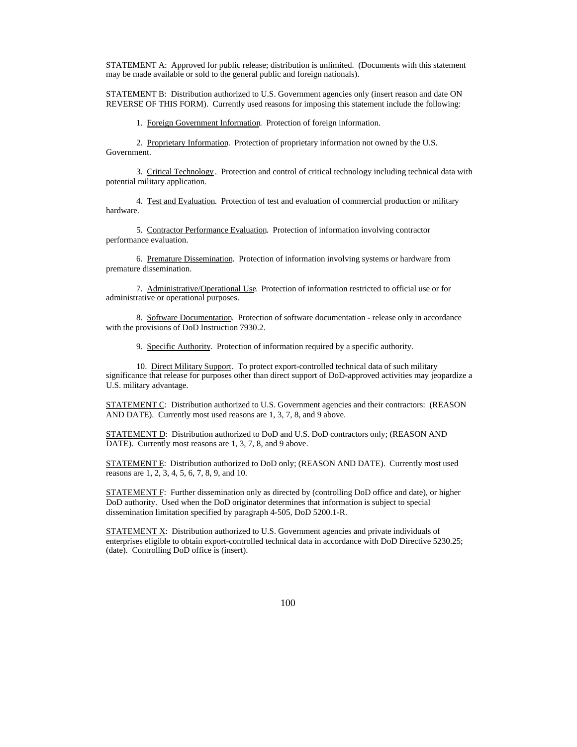STATEMENT A: Approved for public release; distribution is unlimited. (Documents with this statement may be made available or sold to the general public and foreign nationals).

STATEMENT B: Distribution authorized to U.S. Government agencies only (insert reason and date ON REVERSE OF THIS FORM). Currently used reasons for imposing this statement include the following:

1. Foreign Government Information. Protection of foreign information.

2. Proprietary Information. Protection of proprietary information not owned by the U.S. Government.

3. Critical Technology. Protection and control of critical technology including technical data with potential military application.

4. Test and Evaluation. Protection of test and evaluation of commercial production or military hardware.

5. Contractor Performance Evaluation. Protection of information involving contractor performance evaluation.

6. Premature Dissemination. Protection of information involving systems or hardware from premature dissemination.

7. Administrative/Operational Use. Protection of information restricted to official use or for administrative or operational purposes.

8. Software Documentation. Protection of software documentation - release only in accordance with the provisions of DoD Instruction 7930.2.

9. Specific Authority. Protection of information required by a specific authority.

10. Direct Military Support. To protect export-controlled technical data of such military significance that release for purposes other than direct support of DoD-approved activities may jeopardize a U.S. military advantage.

STATEMENT C: Distribution authorized to U.S. Government agencies and their contractors: (REASON AND DATE). Currently most used reasons are 1, 3, 7, 8, and 9 above.

STATEMENT D: Distribution authorized to DoD and U.S. DoD contractors only; (REASON AND DATE). Currently most reasons are 1, 3, 7, 8, and 9 above.

STATEMENT E: Distribution authorized to DoD only; (REASON AND DATE). Currently most used reasons are 1, 2, 3, 4, 5, 6, 7, 8, 9, and 10.

STATEMENT F: Further dissemination only as directed by (controlling DoD office and date), or higher DoD authority. Used when the DoD originator determines that information is subject to special dissemination limitation specified by paragraph 4-505, DoD 5200.1-R.

STATEMENT X: Distribution authorized to U.S. Government agencies and private individuals of enterprises eligible to obtain export-controlled technical data in accordance with DoD Directive 5230.25; (date). Controlling DoD office is (insert).